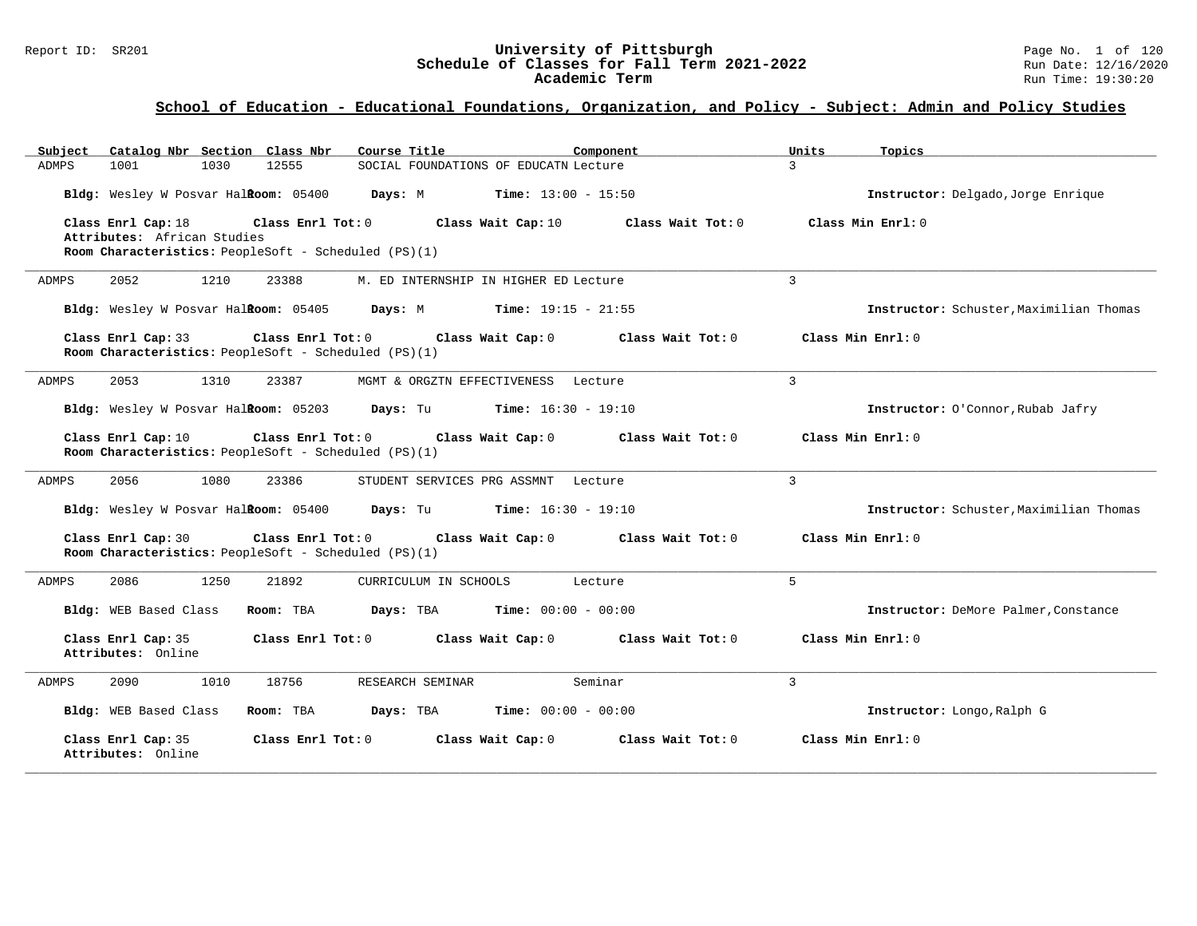## University of Pittsburgh
## Schedule of Classes for Fall Term 2021-2022
## Academic Term

Report ID: SR201

Run Date: 12/16/2020
Run Time: 19:30:20

### School of Education - Educational Foundations, Organization, and Policy - Subject: Admin and Policy Studies

| Subject | Catalog Nbr | Section | Class Nbr | Course Title | Component | Units | Topics |
|---|---|---|---|---|---|---|---|
| ADMPS | 1001 | 1030 | 12555 | SOCIAL FOUNDATIONS OF EDUCATN | Lecture | 3 | |

**Bldg:** Wesley W Posvar Hall **Room:** 05400 **Days:** M **Time:** 13:00 - 15:50 **Instructor:** Delgado,Jorge Enrique

**Class Enrl Cap:** 18 **Class Enrl Tot:** 0 **Class Wait Cap:** 10 **Class Wait Tot:** 0 **Class Min Enrl:** 0
**Attributes:** African Studies
**Room Characteristics:** PeopleSoft - Scheduled (PS)(1)

---

| Subject | Catalog Nbr | Section | Class Nbr | Course Title | Component | Units | Topics |
|---|---|---|---|---|---|---|---|
| ADMPS | 2052 | 1210 | 23388 | M. ED INTERNSHIP IN HIGHER ED | Lecture | 3 | |

**Bldg:** Wesley W Posvar Hall **Room:** 05405 **Days:** M **Time:** 19:15 - 21:55 **Instructor:** Schuster,Maximilian Thomas

**Class Enrl Cap:** 33 **Class Enrl Tot:** 0 **Class Wait Cap:** 0 **Class Wait Tot:** 0 **Class Min Enrl:** 0
**Room Characteristics:** PeopleSoft - Scheduled (PS)(1)

---

| Subject | Catalog Nbr | Section | Class Nbr | Course Title | Component | Units | Topics |
|---|---|---|---|---|---|---|---|
| ADMPS | 2053 | 1310 | 23387 | MGMT & ORGZTN EFFECTIVENESS | Lecture | 3 | |

**Bldg:** Wesley W Posvar Hall **Room:** 05203 **Days:** Tu **Time:** 16:30 - 19:10 **Instructor:** O'Connor,Rubab Jafry

**Class Enrl Cap:** 10 **Class Enrl Tot:** 0 **Class Wait Cap:** 0 **Class Wait Tot:** 0 **Class Min Enrl:** 0
**Room Characteristics:** PeopleSoft - Scheduled (PS)(1)

---

| Subject | Catalog Nbr | Section | Class Nbr | Course Title | Component | Units | Topics |
|---|---|---|---|---|---|---|---|
| ADMPS | 2056 | 1080 | 23386 | STUDENT SERVICES PRG ASSMNT | Lecture | 3 | |

**Bldg:** Wesley W Posvar Hall **Room:** 05400 **Days:** Tu **Time:** 16:30 - 19:10 **Instructor:** Schuster,Maximilian Thomas

**Class Enrl Cap:** 30 **Class Enrl Tot:** 0 **Class Wait Cap:** 0 **Class Wait Tot:** 0 **Class Min Enrl:** 0
**Room Characteristics:** PeopleSoft - Scheduled (PS)(1)

---

| Subject | Catalog Nbr | Section | Class Nbr | Course Title | Component | Units | Topics |
|---|---|---|---|---|---|---|---|
| ADMPS | 2086 | 1250 | 21892 | CURRICULUM IN SCHOOLS | Lecture | 5 | |

**Bldg:** WEB Based Class **Room:** TBA **Days:** TBA **Time:** 00:00 - 00:00 **Instructor:** DeMore Palmer,Constance

**Class Enrl Cap:** 35 **Class Enrl Tot:** 0 **Class Wait Cap:** 0 **Class Wait Tot:** 0 **Class Min Enrl:** 0
**Attributes:** Online

---

| Subject | Catalog Nbr | Section | Class Nbr | Course Title | Component | Units | Topics |
|---|---|---|---|---|---|---|---|
| ADMPS | 2090 | 1010 | 18756 | RESEARCH SEMINAR | Seminar | 3 | |

**Bldg:** WEB Based Class **Room:** TBA **Days:** TBA **Time:** 00:00 - 00:00 **Instructor:** Longo,Ralph G

**Class Enrl Cap:** 35 **Class Enrl Tot:** 0 **Class Wait Cap:** 0 **Class Wait Tot:** 0 **Class Min Enrl:** 0
**Attributes:** Online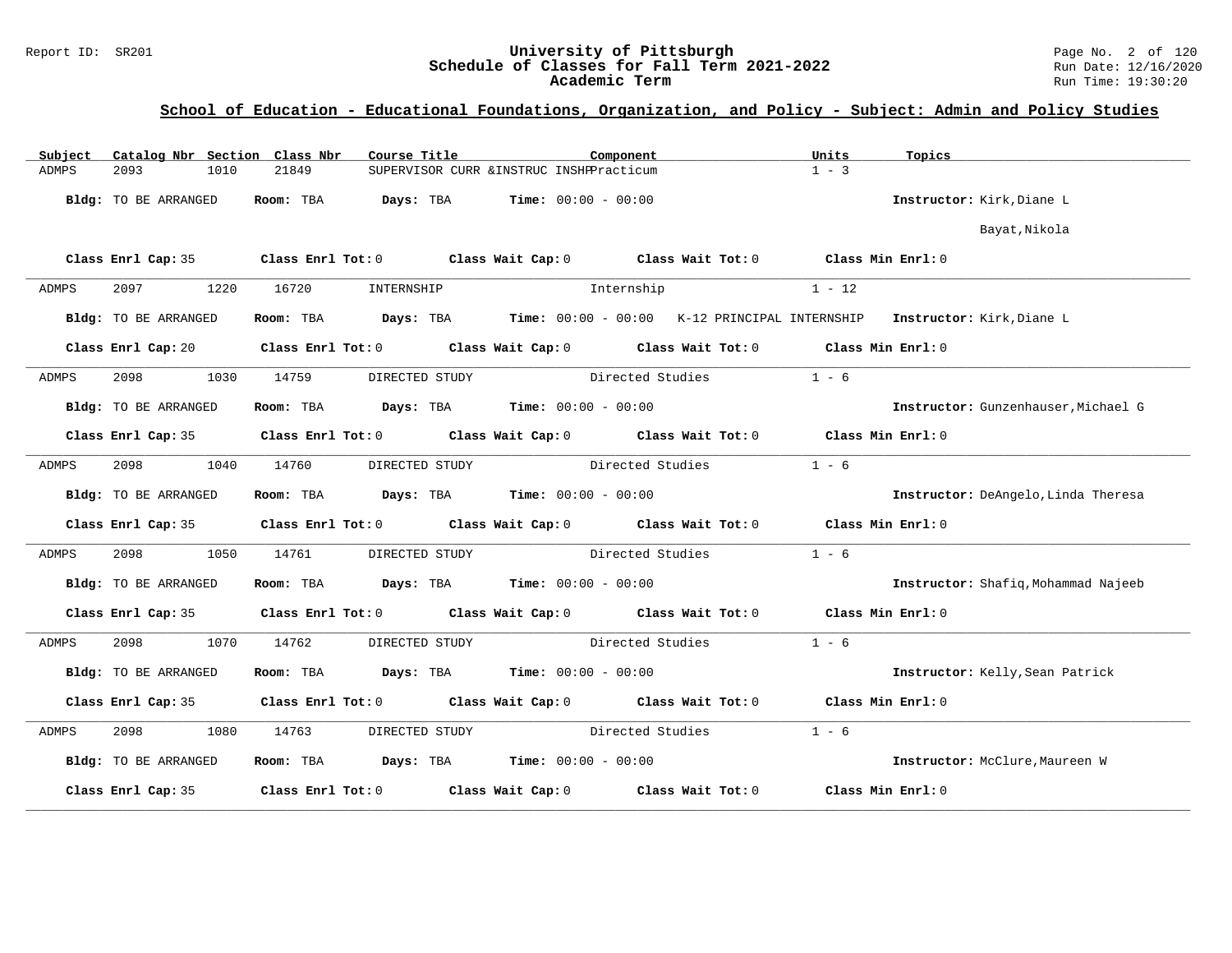## School of Education - Educational Foundations, Organization, and Policy - Subject: Admin and Policy Studies

| Subject | Catalog Nbr | Section | Class Nbr | Course Title | Component | Units | Topics |
|---|---|---|---|---|---|---|---|
| ADMPS | 2093 | 1010 | 21849 | SUPERVISOR CURR &INSTRUC INSHP | Practicum | 1 - 3 | |

**Bldg:** TO BE ARRANGED **Room:** TBA **Days:** TBA **Time:** 00:00 - 00:00 **Instructor:** Kirk,Diane L; Bayat,Nikola

**Class Enrl Cap:** 35 **Class Enrl Tot:** 0 **Class Wait Cap:** 0 **Class Wait Tot:** 0 **Class Min Enrl:** 0

---

| Subject | Catalog Nbr | Section | Class Nbr | Course Title | Component | Units | Topics |
|---|---|---|---|---|---|---|---|
| ADMPS | 2097 | 1220 | 16720 | INTERNSHIP | Internship | 1 - 12 | |

**Bldg:** TO BE ARRANGED **Room:** TBA **Days:** TBA **Time:** 00:00 - 00:00 K-12 PRINCIPAL INTERNSHIP **Instructor:** Kirk,Diane L

**Class Enrl Cap:** 20 **Class Enrl Tot:** 0 **Class Wait Cap:** 0 **Class Wait Tot:** 0 **Class Min Enrl:** 0

---

| Subject | Catalog Nbr | Section | Class Nbr | Course Title | Component | Units | Topics |
|---|---|---|---|---|---|---|---|
| ADMPS | 2098 | 1030 | 14759 | DIRECTED STUDY | Directed Studies | 1 - 6 | |

**Bldg:** TO BE ARRANGED **Room:** TBA **Days:** TBA **Time:** 00:00 - 00:00 **Instructor:** Gunzenhauser,Michael G

**Class Enrl Cap:** 35 **Class Enrl Tot:** 0 **Class Wait Cap:** 0 **Class Wait Tot:** 0 **Class Min Enrl:** 0

---

| Subject | Catalog Nbr | Section | Class Nbr | Course Title | Component | Units | Topics |
|---|---|---|---|---|---|---|---|
| ADMPS | 2098 | 1040 | 14760 | DIRECTED STUDY | Directed Studies | 1 - 6 | |

**Bldg:** TO BE ARRANGED **Room:** TBA **Days:** TBA **Time:** 00:00 - 00:00 **Instructor:** DeAngelo,Linda Theresa

**Class Enrl Cap:** 35 **Class Enrl Tot:** 0 **Class Wait Cap:** 0 **Class Wait Tot:** 0 **Class Min Enrl:** 0

---

| Subject | Catalog Nbr | Section | Class Nbr | Course Title | Component | Units | Topics |
|---|---|---|---|---|---|---|---|
| ADMPS | 2098 | 1050 | 14761 | DIRECTED STUDY | Directed Studies | 1 - 6 | |

**Bldg:** TO BE ARRANGED **Room:** TBA **Days:** TBA **Time:** 00:00 - 00:00 **Instructor:** Shafiq,Mohammad Najeeb

**Class Enrl Cap:** 35 **Class Enrl Tot:** 0 **Class Wait Cap:** 0 **Class Wait Tot:** 0 **Class Min Enrl:** 0

---

| Subject | Catalog Nbr | Section | Class Nbr | Course Title | Component | Units | Topics |
|---|---|---|---|---|---|---|---|
| ADMPS | 2098 | 1070 | 14762 | DIRECTED STUDY | Directed Studies | 1 - 6 | |

**Bldg:** TO BE ARRANGED **Room:** TBA **Days:** TBA **Time:** 00:00 - 00:00 **Instructor:** Kelly,Sean Patrick

**Class Enrl Cap:** 35 **Class Enrl Tot:** 0 **Class Wait Cap:** 0 **Class Wait Tot:** 0 **Class Min Enrl:** 0

---

| Subject | Catalog Nbr | Section | Class Nbr | Course Title | Component | Units | Topics |
|---|---|---|---|---|---|---|---|
| ADMPS | 2098 | 1080 | 14763 | DIRECTED STUDY | Directed Studies | 1 - 6 | |

**Bldg:** TO BE ARRANGED **Room:** TBA **Days:** TBA **Time:** 00:00 - 00:00 **Instructor:** McClure,Maureen W

**Class Enrl Cap:** 35 **Class Enrl Tot:** 0 **Class Wait Cap:** 0 **Class Wait Tot:** 0 **Class Min Enrl:** 0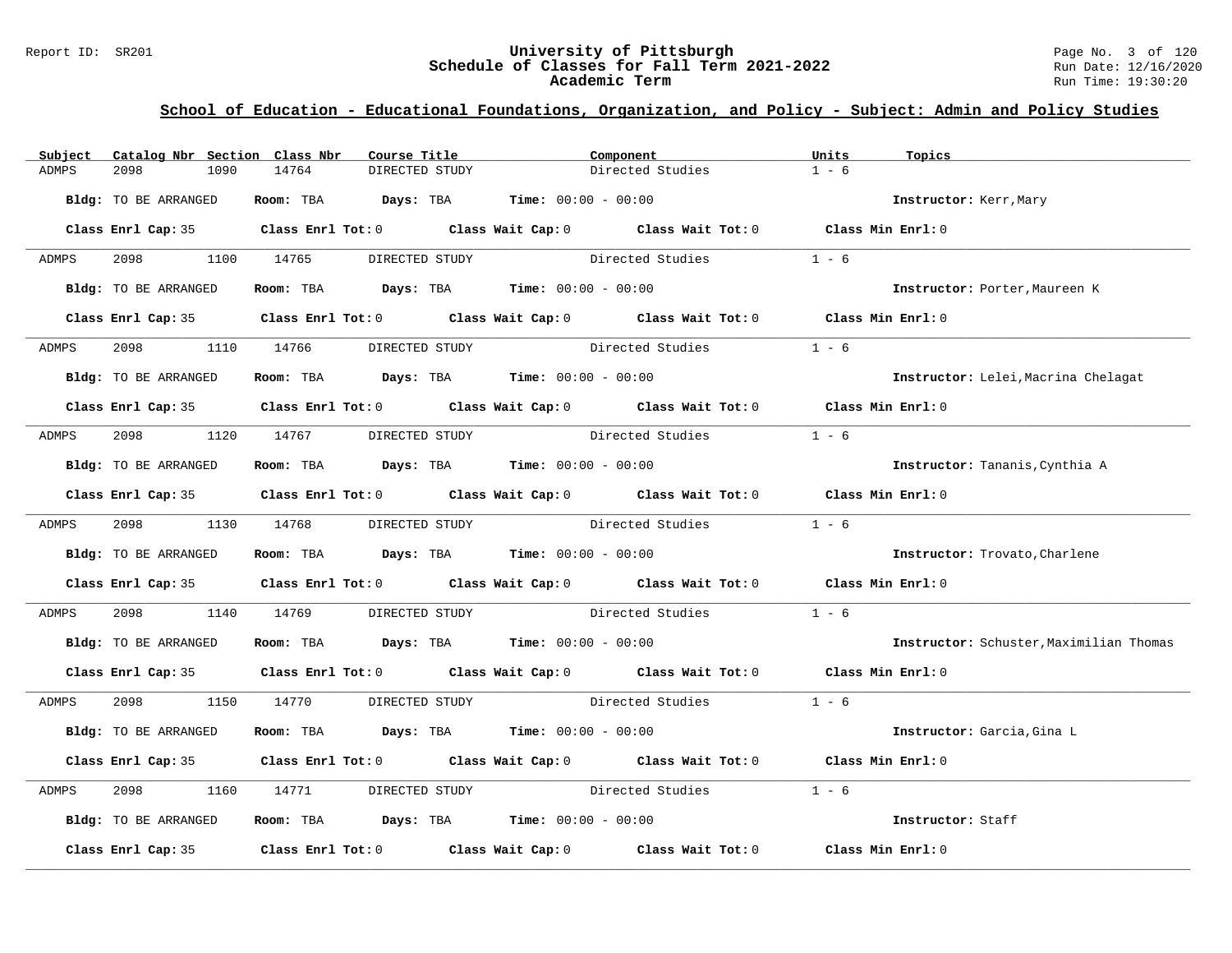## School of Education - Educational Foundations, Organization, and Policy - Subject: Admin and Policy Studies

| Subject | Catalog Nbr | Section | Class Nbr | Course Title | Component | Units | Topics |
|---|---|---|---|---|---|---|---|
| ADMPS | 2098 | 1090 | 14764 | DIRECTED STUDY | Directed Studies | 1 - 6 | |

**Bldg:** TO BE ARRANGED **Room:** TBA **Days:** TBA **Time:** 00:00 - 00:00 **Instructor:** Kerr,Mary

**Class Enrl Cap:** 35 **Class Enrl Tot:** 0 **Class Wait Cap:** 0 **Class Wait Tot:** 0 **Class Min Enrl:** 0

---

| Subject | Catalog Nbr | Section | Class Nbr | Course Title | Component | Units | Topics |
|---|---|---|---|---|---|---|---|
| ADMPS | 2098 | 1100 | 14765 | DIRECTED STUDY | Directed Studies | 1 - 6 | |

**Bldg:** TO BE ARRANGED **Room:** TBA **Days:** TBA **Time:** 00:00 - 00:00 **Instructor:** Porter,Maureen K

**Class Enrl Cap:** 35 **Class Enrl Tot:** 0 **Class Wait Cap:** 0 **Class Wait Tot:** 0 **Class Min Enrl:** 0

---

| Subject | Catalog Nbr | Section | Class Nbr | Course Title | Component | Units | Topics |
|---|---|---|---|---|---|---|---|
| ADMPS | 2098 | 1110 | 14766 | DIRECTED STUDY | Directed Studies | 1 - 6 | |

**Bldg:** TO BE ARRANGED **Room:** TBA **Days:** TBA **Time:** 00:00 - 00:00 **Instructor:** Lelei,Macrina Chelagat

**Class Enrl Cap:** 35 **Class Enrl Tot:** 0 **Class Wait Cap:** 0 **Class Wait Tot:** 0 **Class Min Enrl:** 0

---

| Subject | Catalog Nbr | Section | Class Nbr | Course Title | Component | Units | Topics |
|---|---|---|---|---|---|---|---|
| ADMPS | 2098 | 1120 | 14767 | DIRECTED STUDY | Directed Studies | 1 - 6 | |

**Bldg:** TO BE ARRANGED **Room:** TBA **Days:** TBA **Time:** 00:00 - 00:00 **Instructor:** Tananis,Cynthia A

**Class Enrl Cap:** 35 **Class Enrl Tot:** 0 **Class Wait Cap:** 0 **Class Wait Tot:** 0 **Class Min Enrl:** 0

---

| Subject | Catalog Nbr | Section | Class Nbr | Course Title | Component | Units | Topics |
|---|---|---|---|---|---|---|---|
| ADMPS | 2098 | 1130 | 14768 | DIRECTED STUDY | Directed Studies | 1 - 6 | |

**Bldg:** TO BE ARRANGED **Room:** TBA **Days:** TBA **Time:** 00:00 - 00:00 **Instructor:** Trovato,Charlene

**Class Enrl Cap:** 35 **Class Enrl Tot:** 0 **Class Wait Cap:** 0 **Class Wait Tot:** 0 **Class Min Enrl:** 0

---

| Subject | Catalog Nbr | Section | Class Nbr | Course Title | Component | Units | Topics |
|---|---|---|---|---|---|---|---|
| ADMPS | 2098 | 1140 | 14769 | DIRECTED STUDY | Directed Studies | 1 - 6 | |

**Bldg:** TO BE ARRANGED **Room:** TBA **Days:** TBA **Time:** 00:00 - 00:00 **Instructor:** Schuster,Maximilian Thomas

**Class Enrl Cap:** 35 **Class Enrl Tot:** 0 **Class Wait Cap:** 0 **Class Wait Tot:** 0 **Class Min Enrl:** 0

---

| Subject | Catalog Nbr | Section | Class Nbr | Course Title | Component | Units | Topics |
|---|---|---|---|---|---|---|---|
| ADMPS | 2098 | 1150 | 14770 | DIRECTED STUDY | Directed Studies | 1 - 6 | |

**Bldg:** TO BE ARRANGED **Room:** TBA **Days:** TBA **Time:** 00:00 - 00:00 **Instructor:** Garcia,Gina L

**Class Enrl Cap:** 35 **Class Enrl Tot:** 0 **Class Wait Cap:** 0 **Class Wait Tot:** 0 **Class Min Enrl:** 0

---

| Subject | Catalog Nbr | Section | Class Nbr | Course Title | Component | Units | Topics |
|---|---|---|---|---|---|---|---|
| ADMPS | 2098 | 1160 | 14771 | DIRECTED STUDY | Directed Studies | 1 - 6 | |

**Bldg:** TO BE ARRANGED **Room:** TBA **Days:** TBA **Time:** 00:00 - 00:00 **Instructor:** Staff

**Class Enrl Cap:** 35 **Class Enrl Tot:** 0 **Class Wait Cap:** 0 **Class Wait Tot:** 0 **Class Min Enrl:** 0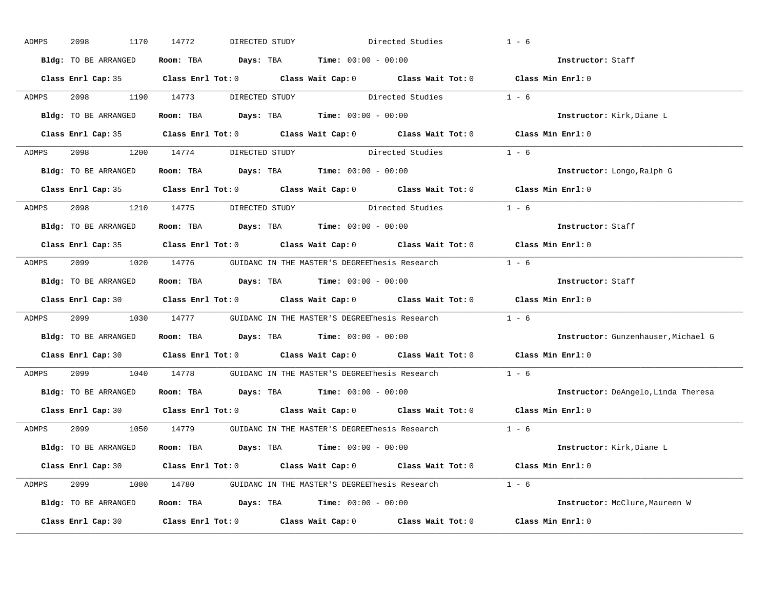ADMPS 2098 1170 14772 DIRECTED STUDY Directed Studies 1 - 6

**Bldg:** TO BE ARRANGED **Room:** TBA **Days:** TBA **Time:** 00:00 - 00:00 **Instructor:** Staff

**Class Enrl Cap:** 35 **Class Enrl Tot:** 0 **Class Wait Cap:** 0 **Class Wait Tot:** 0 **Class Min Enrl:** 0

---

ADMPS 2098 1190 14773 DIRECTED STUDY Directed Studies 1 - 6

**Bldg:** TO BE ARRANGED **Room:** TBA **Days:** TBA **Time:** 00:00 - 00:00 **Instructor:** Kirk,Diane L

**Class Enrl Cap:** 35 **Class Enrl Tot:** 0 **Class Wait Cap:** 0 **Class Wait Tot:** 0 **Class Min Enrl:** 0

---

ADMPS 2098 1200 14774 DIRECTED STUDY Directed Studies 1 - 6

**Bldg:** TO BE ARRANGED **Room:** TBA **Days:** TBA **Time:** 00:00 - 00:00 **Instructor:** Longo,Ralph G

**Class Enrl Cap:** 35 **Class Enrl Tot:** 0 **Class Wait Cap:** 0 **Class Wait Tot:** 0 **Class Min Enrl:** 0

---

ADMPS 2098 1210 14775 DIRECTED STUDY Directed Studies 1 - 6

**Bldg:** TO BE ARRANGED **Room:** TBA **Days:** TBA **Time:** 00:00 - 00:00 **Instructor:** Staff

**Class Enrl Cap:** 35 **Class Enrl Tot:** 0 **Class Wait Cap:** 0 **Class Wait Tot:** 0 **Class Min Enrl:** 0

---

ADMPS 2099 1020 14776 GUIDANC IN THE MASTER'S DEGREEThesis Research 1 - 6

**Bldg:** TO BE ARRANGED **Room:** TBA **Days:** TBA **Time:** 00:00 - 00:00 **Instructor:** Staff

**Class Enrl Cap:** 30 **Class Enrl Tot:** 0 **Class Wait Cap:** 0 **Class Wait Tot:** 0 **Class Min Enrl:** 0

---

ADMPS 2099 1030 14777 GUIDANC IN THE MASTER'S DEGREEThesis Research 1 - 6

**Bldg:** TO BE ARRANGED **Room:** TBA **Days:** TBA **Time:** 00:00 - 00:00 **Instructor:** Gunzenhauser,Michael G

**Class Enrl Cap:** 30 **Class Enrl Tot:** 0 **Class Wait Cap:** 0 **Class Wait Tot:** 0 **Class Min Enrl:** 0

---

ADMPS 2099 1040 14778 GUIDANC IN THE MASTER'S DEGREEThesis Research 1 - 6

**Bldg:** TO BE ARRANGED **Room:** TBA **Days:** TBA **Time:** 00:00 - 00:00 **Instructor:** DeAngelo,Linda Theresa

**Class Enrl Cap:** 30 **Class Enrl Tot:** 0 **Class Wait Cap:** 0 **Class Wait Tot:** 0 **Class Min Enrl:** 0

---

ADMPS 2099 1050 14779 GUIDANC IN THE MASTER'S DEGREEThesis Research 1 - 6

**Bldg:** TO BE ARRANGED **Room:** TBA **Days:** TBA **Time:** 00:00 - 00:00 **Instructor:** Kirk,Diane L

**Class Enrl Cap:** 30 **Class Enrl Tot:** 0 **Class Wait Cap:** 0 **Class Wait Tot:** 0 **Class Min Enrl:** 0

---

ADMPS 2099 1080 14780 GUIDANC IN THE MASTER'S DEGREEThesis Research 1 - 6

**Bldg:** TO BE ARRANGED **Room:** TBA **Days:** TBA **Time:** 00:00 - 00:00 **Instructor:** McClure,Maureen W

**Class Enrl Cap:** 30 **Class Enrl Tot:** 0 **Class Wait Cap:** 0 **Class Wait Tot:** 0 **Class Min Enrl:** 0

---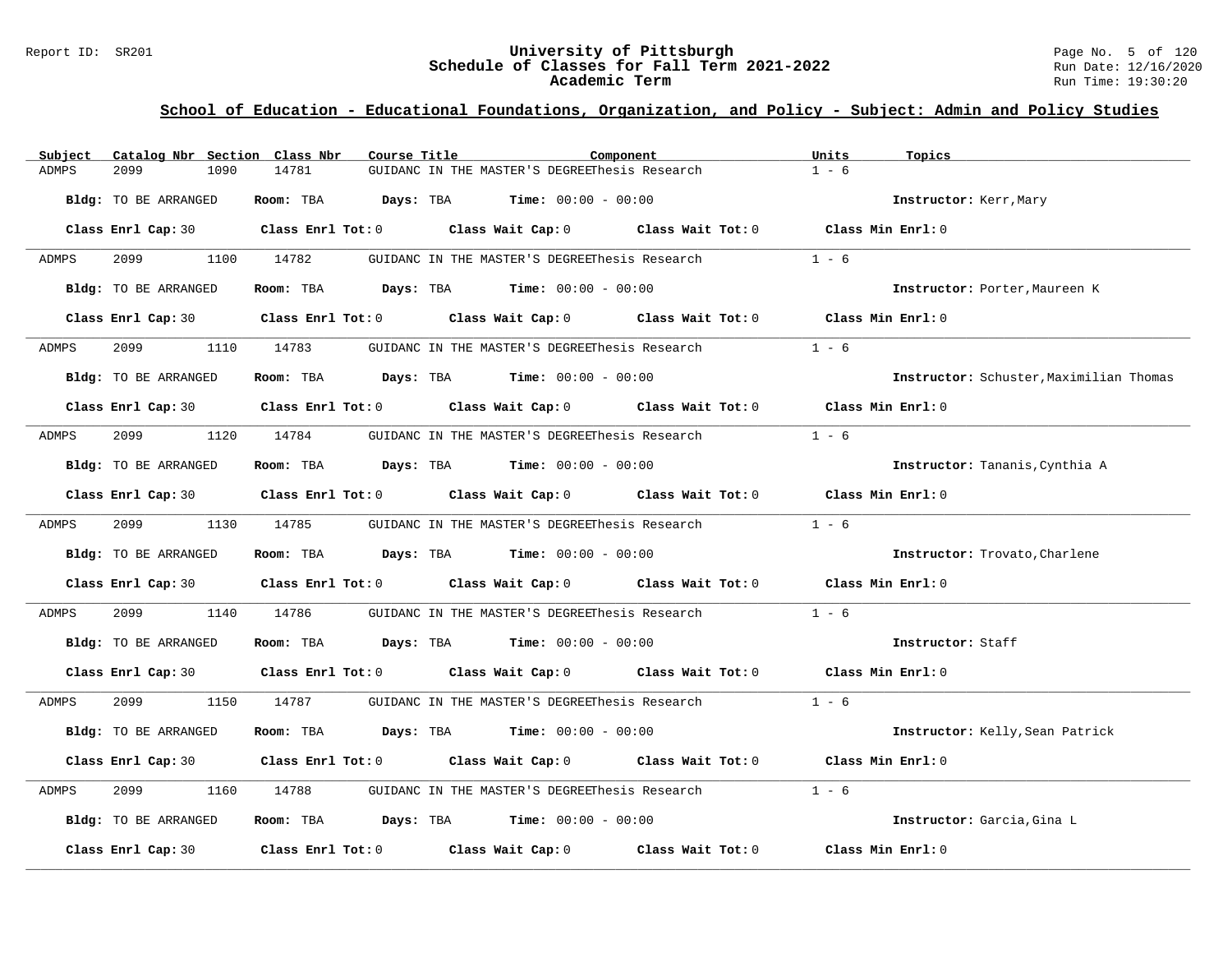## School of Education - Educational Foundations, Organization, and Policy - Subject: Admin and Policy Studies

| Subject | Catalog Nbr | Section | Class Nbr | Course Title | Component | Units | Topics |
|---|---|---|---|---|---|---|---|
| ADMPS | 2099 | 1090 | 14781 | GUIDANC IN THE MASTER'S DEGREE | Thesis Research | 1 - 6 | |

**Bldg:** TO BE ARRANGED **Room:** TBA **Days:** TBA **Time:** 00:00 - 00:00 **Instructor:** Kerr,Mary

**Class Enrl Cap:** 30 **Class Enrl Tot:** 0 **Class Wait Cap:** 0 **Class Wait Tot:** 0 **Class Min Enrl:** 0

| Subject | Catalog Nbr | Section | Class Nbr | Course Title | Component | Units | Topics |
|---|---|---|---|---|---|---|---|
| ADMPS | 2099 | 1100 | 14782 | GUIDANC IN THE MASTER'S DEGREE | Thesis Research | 1 - 6 | |

**Bldg:** TO BE ARRANGED **Room:** TBA **Days:** TBA **Time:** 00:00 - 00:00 **Instructor:** Porter,Maureen K

**Class Enrl Cap:** 30 **Class Enrl Tot:** 0 **Class Wait Cap:** 0 **Class Wait Tot:** 0 **Class Min Enrl:** 0

| Subject | Catalog Nbr | Section | Class Nbr | Course Title | Component | Units | Topics |
|---|---|---|---|---|---|---|---|
| ADMPS | 2099 | 1110 | 14783 | GUIDANC IN THE MASTER'S DEGREE | Thesis Research | 1 - 6 | |

**Bldg:** TO BE ARRANGED **Room:** TBA **Days:** TBA **Time:** 00:00 - 00:00 **Instructor:** Schuster,Maximilian Thomas

**Class Enrl Cap:** 30 **Class Enrl Tot:** 0 **Class Wait Cap:** 0 **Class Wait Tot:** 0 **Class Min Enrl:** 0

| Subject | Catalog Nbr | Section | Class Nbr | Course Title | Component | Units | Topics |
|---|---|---|---|---|---|---|---|
| ADMPS | 2099 | 1120 | 14784 | GUIDANC IN THE MASTER'S DEGREE | Thesis Research | 1 - 6 | |

**Bldg:** TO BE ARRANGED **Room:** TBA **Days:** TBA **Time:** 00:00 - 00:00 **Instructor:** Tananis,Cynthia A

**Class Enrl Cap:** 30 **Class Enrl Tot:** 0 **Class Wait Cap:** 0 **Class Wait Tot:** 0 **Class Min Enrl:** 0

| Subject | Catalog Nbr | Section | Class Nbr | Course Title | Component | Units | Topics |
|---|---|---|---|---|---|---|---|
| ADMPS | 2099 | 1130 | 14785 | GUIDANC IN THE MASTER'S DEGREE | Thesis Research | 1 - 6 | |

**Bldg:** TO BE ARRANGED **Room:** TBA **Days:** TBA **Time:** 00:00 - 00:00 **Instructor:** Trovato,Charlene

**Class Enrl Cap:** 30 **Class Enrl Tot:** 0 **Class Wait Cap:** 0 **Class Wait Tot:** 0 **Class Min Enrl:** 0

| Subject | Catalog Nbr | Section | Class Nbr | Course Title | Component | Units | Topics |
|---|---|---|---|---|---|---|---|
| ADMPS | 2099 | 1140 | 14786 | GUIDANC IN THE MASTER'S DEGREE | Thesis Research | 1 - 6 | |

**Bldg:** TO BE ARRANGED **Room:** TBA **Days:** TBA **Time:** 00:00 - 00:00 **Instructor:** Staff

**Class Enrl Cap:** 30 **Class Enrl Tot:** 0 **Class Wait Cap:** 0 **Class Wait Tot:** 0 **Class Min Enrl:** 0

| Subject | Catalog Nbr | Section | Class Nbr | Course Title | Component | Units | Topics |
|---|---|---|---|---|---|---|---|
| ADMPS | 2099 | 1150 | 14787 | GUIDANC IN THE MASTER'S DEGREE | Thesis Research | 1 - 6 | |

**Bldg:** TO BE ARRANGED **Room:** TBA **Days:** TBA **Time:** 00:00 - 00:00 **Instructor:** Kelly,Sean Patrick

**Class Enrl Cap:** 30 **Class Enrl Tot:** 0 **Class Wait Cap:** 0 **Class Wait Tot:** 0 **Class Min Enrl:** 0

| Subject | Catalog Nbr | Section | Class Nbr | Course Title | Component | Units | Topics |
|---|---|---|---|---|---|---|---|
| ADMPS | 2099 | 1160 | 14788 | GUIDANC IN THE MASTER'S DEGREE | Thesis Research | 1 - 6 | |

**Bldg:** TO BE ARRANGED **Room:** TBA **Days:** TBA **Time:** 00:00 - 00:00 **Instructor:** Garcia,Gina L

**Class Enrl Cap:** 30 **Class Enrl Tot:** 0 **Class Wait Cap:** 0 **Class Wait Tot:** 0 **Class Min Enrl:** 0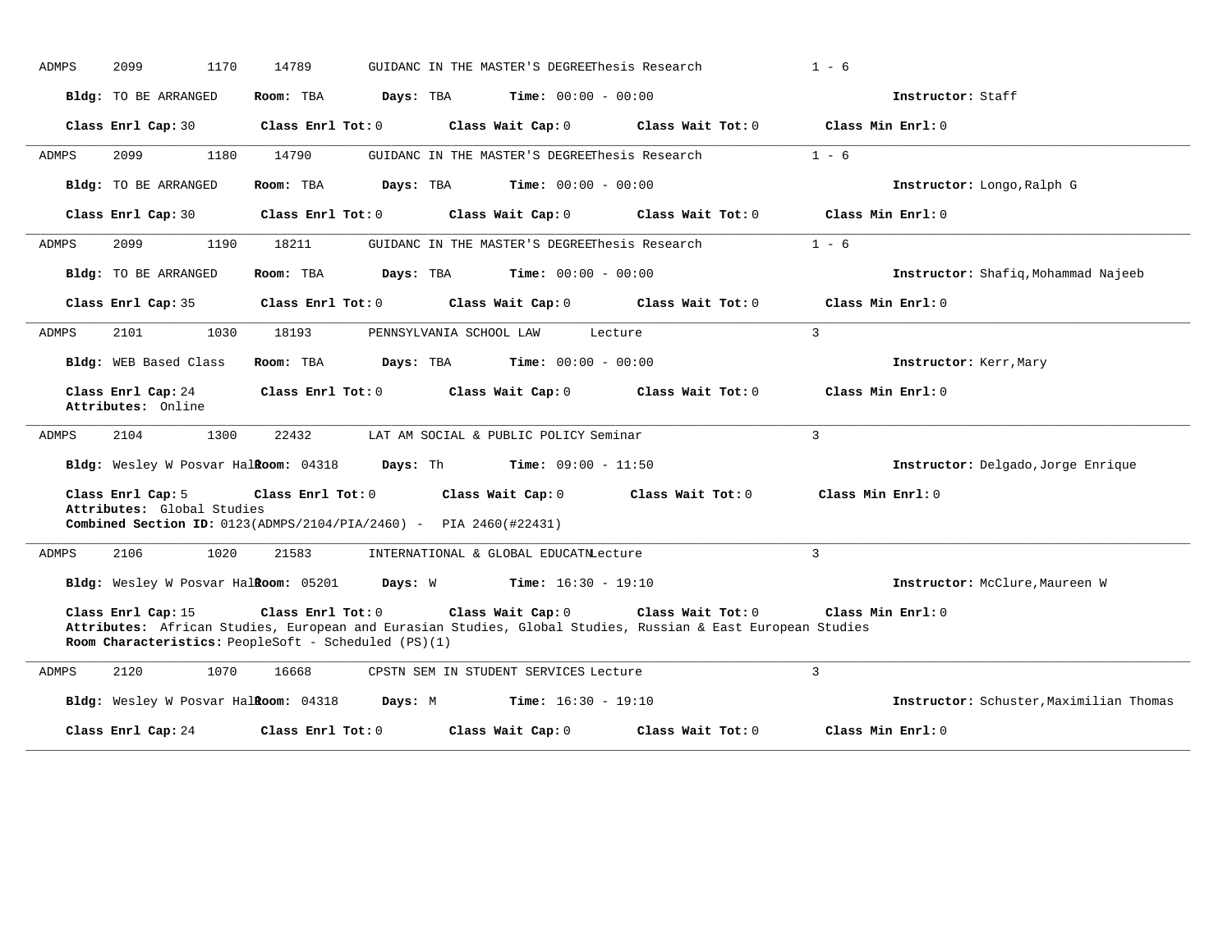ADMPS 2099 1170 14789 GUIDANC IN THE MASTER'S DEGREE Thesis Research 1 - 6

**Bldg:** TO BE ARRANGED **Room:** TBA **Days:** TBA **Time:** 00:00 - 00:00 **Instructor:** Staff

**Class Enrl Cap:** 30 **Class Enrl Tot:** 0 **Class Wait Cap:** 0 **Class Wait Tot:** 0 **Class Min Enrl:** 0

---

ADMPS 2099 1180 14790 GUIDANC IN THE MASTER'S DEGREE Thesis Research 1 - 6

**Bldg:** TO BE ARRANGED **Room:** TBA **Days:** TBA **Time:** 00:00 - 00:00 **Instructor:** Longo,Ralph G

**Class Enrl Cap:** 30 **Class Enrl Tot:** 0 **Class Wait Cap:** 0 **Class Wait Tot:** 0 **Class Min Enrl:** 0

---

ADMPS 2099 1190 18211 GUIDANC IN THE MASTER'S DEGREE Thesis Research 1 - 6

**Bldg:** TO BE ARRANGED **Room:** TBA **Days:** TBA **Time:** 00:00 - 00:00 **Instructor:** Shafiq,Mohammad Najeeb

**Class Enrl Cap:** 35 **Class Enrl Tot:** 0 **Class Wait Cap:** 0 **Class Wait Tot:** 0 **Class Min Enrl:** 0

---

ADMPS 2101 1030 18193 PENNSYLVANIA SCHOOL LAW Lecture 3

**Bldg:** WEB Based Class **Room:** TBA **Days:** TBA **Time:** 00:00 - 00:00 **Instructor:** Kerr,Mary

**Class Enrl Cap:** 24 **Class Enrl Tot:** 0 **Class Wait Cap:** 0 **Class Wait Tot:** 0 **Class Min Enrl:** 0
**Attributes:** Online

---

ADMPS 2104 1300 22432 LAT AM SOCIAL & PUBLIC POLICY Seminar 3

**Bldg:** Wesley W Posvar Hall **Room:** 04318 **Days:** Th **Time:** 09:00 - 11:50 **Instructor:** Delgado,Jorge Enrique

**Class Enrl Cap:** 5 **Class Enrl Tot:** 0 **Class Wait Cap:** 0 **Class Wait Tot:** 0 **Class Min Enrl:** 0
**Attributes:** Global Studies
**Combined Section ID:** 0123(ADMPS/2104/PIA/2460) - PIA 2460(#22431)

---

ADMPS 2106 1020 21583 INTERNATIONAL & GLOBAL EDUCATN Lecture 3

**Bldg:** Wesley W Posvar Hall **Room:** 05201 **Days:** W **Time:** 16:30 - 19:10 **Instructor:** McClure,Maureen W

**Class Enrl Cap:** 15 **Class Enrl Tot:** 0 **Class Wait Cap:** 0 **Class Wait Tot:** 0 **Class Min Enrl:** 0
**Attributes:** African Studies, European and Eurasian Studies, Global Studies, Russian & East European Studies
**Room Characteristics:** PeopleSoft - Scheduled (PS)(1)

---

ADMPS 2120 1070 16668 CPSTN SEM IN STUDENT SERVICES Lecture 3

**Bldg:** Wesley W Posvar Hall **Room:** 04318 **Days:** M **Time:** 16:30 - 19:10 **Instructor:** Schuster,Maximilian Thomas

**Class Enrl Cap:** 24 **Class Enrl Tot:** 0 **Class Wait Cap:** 0 **Class Wait Tot:** 0 **Class Min Enrl:** 0

---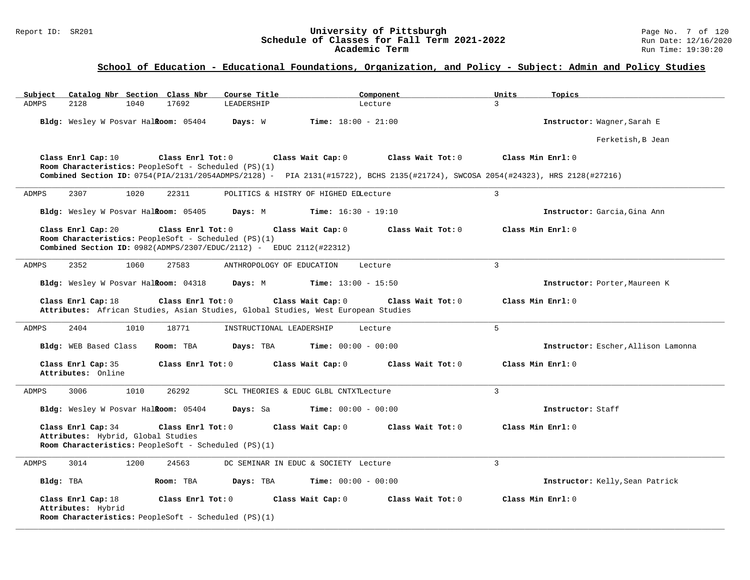## School of Education - Educational Foundations, Organization, and Policy - Subject: Admin and Policy Studies

| Subject | Catalog Nbr | Section | Class Nbr | Course Title | Component | Units | Topics |
|---|---|---|---|---|---|---|---|
| ADMPS | 2128 | 1040 | 17692 | LEADERSHIP | Lecture | 3 | |

**Bldg:** Wesley W Posvar Hall **Room:** 05404 **Days:** W **Time:** 18:00 - 21:00 **Instructor:** Wagner,Sarah E; Ferketish,B Jean

**Class Enrl Cap:** 10 **Class Enrl Tot:** 0 **Class Wait Cap:** 0 **Class Wait Tot:** 0 **Class Min Enrl:** 0

**Room Characteristics:** PeopleSoft - Scheduled (PS)(1)

**Combined Section ID:** 0754(PIA/2131/2054ADMPS/2128) - PIA 2131(#15722), BCHS 2135(#21724), SWCOSA 2054(#24323), HRS 2128(#27216)

---

| Subject | Catalog Nbr | Section | Class Nbr | Course Title | Component | Units | Topics |
|---|---|---|---|---|---|---|---|
| ADMPS | 2307 | 1020 | 22311 | POLITICS & HISTRY OF HIGHED ED | Lecture | 3 | |

**Bldg:** Wesley W Posvar Hall **Room:** 05405 **Days:** M **Time:** 16:30 - 19:10 **Instructor:** Garcia,Gina Ann

**Class Enrl Cap:** 20 **Class Enrl Tot:** 0 **Class Wait Cap:** 0 **Class Wait Tot:** 0 **Class Min Enrl:** 0

**Room Characteristics:** PeopleSoft - Scheduled (PS)(1)

**Combined Section ID:** 0982(ADMPS/2307/EDUC/2112) - EDUC 2112(#22312)

---

| Subject | Catalog Nbr | Section | Class Nbr | Course Title | Component | Units | Topics |
|---|---|---|---|---|---|---|---|
| ADMPS | 2352 | 1060 | 27583 | ANTHROPOLOGY OF EDUCATION | Lecture | 3 | |

**Bldg:** Wesley W Posvar Hall **Room:** 04318 **Days:** M **Time:** 13:00 - 15:50 **Instructor:** Porter,Maureen K

**Class Enrl Cap:** 18 **Class Enrl Tot:** 0 **Class Wait Cap:** 0 **Class Wait Tot:** 0 **Class Min Enrl:** 0

**Attributes:** African Studies, Asian Studies, Global Studies, West European Studies

---

| Subject | Catalog Nbr | Section | Class Nbr | Course Title | Component | Units | Topics |
|---|---|---|---|---|---|---|---|
| ADMPS | 2404 | 1010 | 18771 | INSTRUCTIONAL LEADERSHIP | Lecture | 5 | |

**Bldg:** WEB Based Class **Room:** TBA **Days:** TBA **Time:** 00:00 - 00:00 **Instructor:** Escher,Allison Lamonna

**Class Enrl Cap:** 35 **Class Enrl Tot:** 0 **Class Wait Cap:** 0 **Class Wait Tot:** 0 **Class Min Enrl:** 0

**Attributes:** Online

---

| Subject | Catalog Nbr | Section | Class Nbr | Course Title | Component | Units | Topics |
|---|---|---|---|---|---|---|---|
| ADMPS | 3006 | 1010 | 26292 | SCL THEORIES & EDUC GLBL CNTXT | Lecture | 3 | |

**Bldg:** Wesley W Posvar Hall **Room:** 05404 **Days:** Sa **Time:** 00:00 - 00:00 **Instructor:** Staff

**Class Enrl Cap:** 34 **Class Enrl Tot:** 0 **Class Wait Cap:** 0 **Class Wait Tot:** 0 **Class Min Enrl:** 0

**Attributes:** Hybrid, Global Studies

**Room Characteristics:** PeopleSoft - Scheduled (PS)(1)

---

| Subject | Catalog Nbr | Section | Class Nbr | Course Title | Component | Units | Topics |
|---|---|---|---|---|---|---|---|
| ADMPS | 3014 | 1200 | 24563 | DC SEMINAR IN EDUC & SOCIETY | Lecture | 3 | |

**Bldg:** TBA **Room:** TBA **Days:** TBA **Time:** 00:00 - 00:00 **Instructor:** Kelly,Sean Patrick

**Class Enrl Cap:** 18 **Class Enrl Tot:** 0 **Class Wait Cap:** 0 **Class Wait Tot:** 0 **Class Min Enrl:** 0

**Attributes:** Hybrid

**Room Characteristics:** PeopleSoft - Scheduled (PS)(1)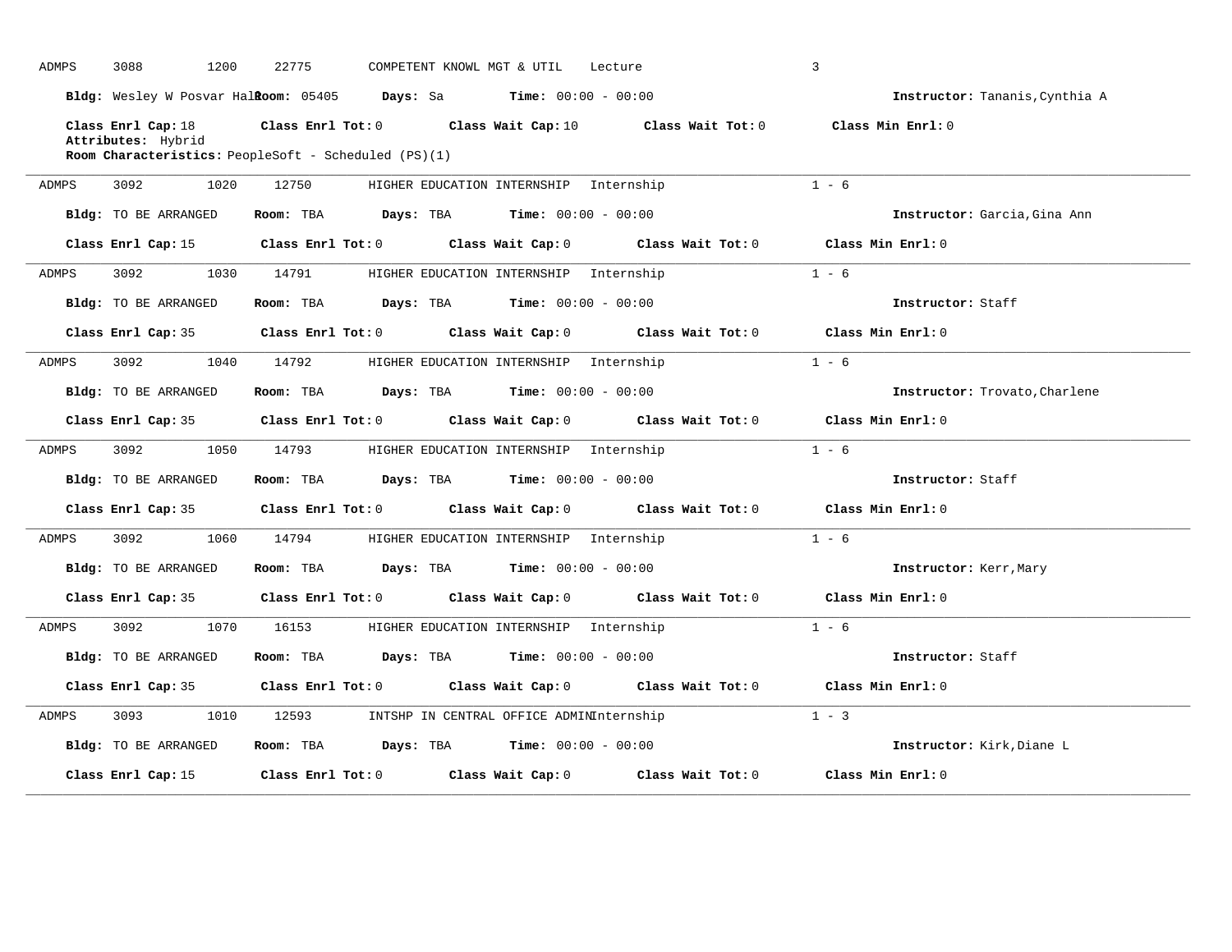ADMPS 3088 1200 22775 COMPETENT KNOWL MGT & UTIL Lecture 3

**Bldg:** Wesley W Posvar Hall **Room:** 05405 **Days:** Sa **Time:** 00:00 - 00:00 **Instructor:** Tananis,Cynthia A

**Class Enrl Cap:** 18 **Class Enrl Tot:** 0 **Class Wait Cap:** 10 **Class Wait Tot:** 0 **Class Min Enrl:** 0

**Attributes:** Hybrid

**Room Characteristics:** PeopleSoft - Scheduled (PS)(1)

---

ADMPS 3092 1020 12750 HIGHER EDUCATION INTERNSHIP Internship 1 - 6

**Bldg:** TO BE ARRANGED **Room:** TBA **Days:** TBA **Time:** 00:00 - 00:00 **Instructor:** Garcia,Gina Ann

**Class Enrl Cap:** 15 **Class Enrl Tot:** 0 **Class Wait Cap:** 0 **Class Wait Tot:** 0 **Class Min Enrl:** 0

---

ADMPS 3092 1030 14791 HIGHER EDUCATION INTERNSHIP Internship 1 - 6

**Bldg:** TO BE ARRANGED **Room:** TBA **Days:** TBA **Time:** 00:00 - 00:00 **Instructor:** Staff

**Class Enrl Cap:** 35 **Class Enrl Tot:** 0 **Class Wait Cap:** 0 **Class Wait Tot:** 0 **Class Min Enrl:** 0

---

ADMPS 3092 1040 14792 HIGHER EDUCATION INTERNSHIP Internship 1 - 6

**Bldg:** TO BE ARRANGED **Room:** TBA **Days:** TBA **Time:** 00:00 - 00:00 **Instructor:** Trovato,Charlene

**Class Enrl Cap:** 35 **Class Enrl Tot:** 0 **Class Wait Cap:** 0 **Class Wait Tot:** 0 **Class Min Enrl:** 0

---

ADMPS 3092 1050 14793 HIGHER EDUCATION INTERNSHIP Internship 1 - 6

**Bldg:** TO BE ARRANGED **Room:** TBA **Days:** TBA **Time:** 00:00 - 00:00 **Instructor:** Staff

**Class Enrl Cap:** 35 **Class Enrl Tot:** 0 **Class Wait Cap:** 0 **Class Wait Tot:** 0 **Class Min Enrl:** 0

---

ADMPS 3092 1060 14794 HIGHER EDUCATION INTERNSHIP Internship 1 - 6

**Bldg:** TO BE ARRANGED **Room:** TBA **Days:** TBA **Time:** 00:00 - 00:00 **Instructor:** Kerr,Mary

**Class Enrl Cap:** 35 **Class Enrl Tot:** 0 **Class Wait Cap:** 0 **Class Wait Tot:** 0 **Class Min Enrl:** 0

---

ADMPS 3092 1070 16153 HIGHER EDUCATION INTERNSHIP Internship 1 - 6

**Bldg:** TO BE ARRANGED **Room:** TBA **Days:** TBA **Time:** 00:00 - 00:00 **Instructor:** Staff

**Class Enrl Cap:** 35 **Class Enrl Tot:** 0 **Class Wait Cap:** 0 **Class Wait Tot:** 0 **Class Min Enrl:** 0

---

ADMPS 3093 1010 12593 INTSHP IN CENTRAL OFFICE ADMIN Internship 1 - 3

**Bldg:** TO BE ARRANGED **Room:** TBA **Days:** TBA **Time:** 00:00 - 00:00 **Instructor:** Kirk,Diane L

**Class Enrl Cap:** 15 **Class Enrl Tot:** 0 **Class Wait Cap:** 0 **Class Wait Tot:** 0 **Class Min Enrl:** 0

---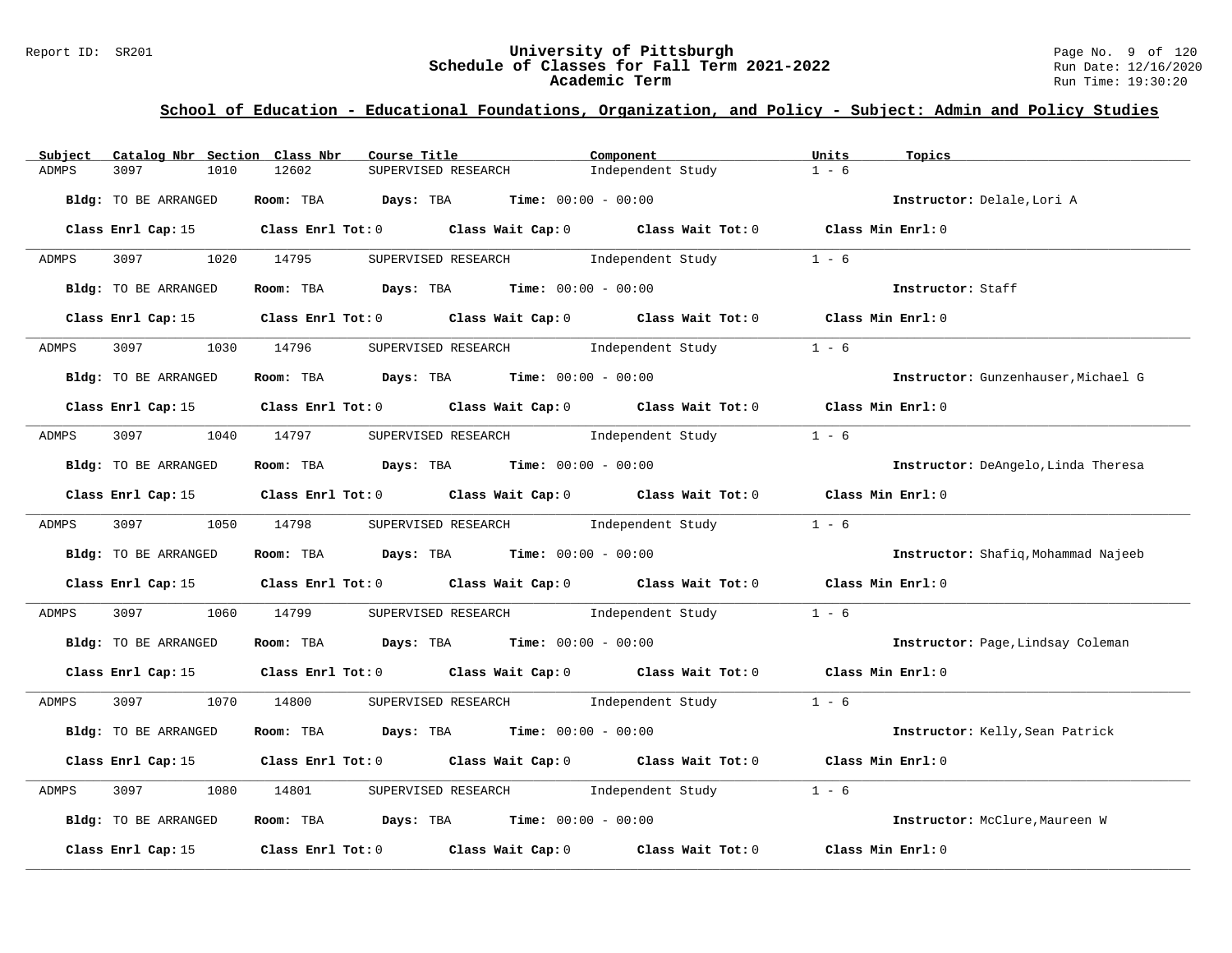## School of Education - Educational Foundations, Organization, and Policy - Subject: Admin and Policy Studies

| Subject | Catalog Nbr | Section | Class Nbr | Course Title | Component | Units | Topics |
|---|---|---|---|---|---|---|---|
| ADMPS | 3097 | 1010 | 12602 | SUPERVISED RESEARCH | Independent Study | 1 - 6 | |

**Bldg:** TO BE ARRANGED **Room:** TBA **Days:** TBA **Time:** 00:00 - 00:00 **Instructor:** Delale,Lori A

**Class Enrl Cap:** 15 **Class Enrl Tot:** 0 **Class Wait Cap:** 0 **Class Wait Tot:** 0 **Class Min Enrl:** 0

---

| Subject | Catalog Nbr | Section | Class Nbr | Course Title | Component | Units | Topics |
|---|---|---|---|---|---|---|---|
| ADMPS | 3097 | 1020 | 14795 | SUPERVISED RESEARCH | Independent Study | 1 - 6 | |

**Bldg:** TO BE ARRANGED **Room:** TBA **Days:** TBA **Time:** 00:00 - 00:00 **Instructor:** Staff

**Class Enrl Cap:** 15 **Class Enrl Tot:** 0 **Class Wait Cap:** 0 **Class Wait Tot:** 0 **Class Min Enrl:** 0

---

| Subject | Catalog Nbr | Section | Class Nbr | Course Title | Component | Units | Topics |
|---|---|---|---|---|---|---|---|
| ADMPS | 3097 | 1030 | 14796 | SUPERVISED RESEARCH | Independent Study | 1 - 6 | |

**Bldg:** TO BE ARRANGED **Room:** TBA **Days:** TBA **Time:** 00:00 - 00:00 **Instructor:** Gunzenhauser,Michael G

**Class Enrl Cap:** 15 **Class Enrl Tot:** 0 **Class Wait Cap:** 0 **Class Wait Tot:** 0 **Class Min Enrl:** 0

---

| Subject | Catalog Nbr | Section | Class Nbr | Course Title | Component | Units | Topics |
|---|---|---|---|---|---|---|---|
| ADMPS | 3097 | 1040 | 14797 | SUPERVISED RESEARCH | Independent Study | 1 - 6 | |

**Bldg:** TO BE ARRANGED **Room:** TBA **Days:** TBA **Time:** 00:00 - 00:00 **Instructor:** DeAngelo,Linda Theresa

**Class Enrl Cap:** 15 **Class Enrl Tot:** 0 **Class Wait Cap:** 0 **Class Wait Tot:** 0 **Class Min Enrl:** 0

---

| Subject | Catalog Nbr | Section | Class Nbr | Course Title | Component | Units | Topics |
|---|---|---|---|---|---|---|---|
| ADMPS | 3097 | 1050 | 14798 | SUPERVISED RESEARCH | Independent Study | 1 - 6 | |

**Bldg:** TO BE ARRANGED **Room:** TBA **Days:** TBA **Time:** 00:00 - 00:00 **Instructor:** Shafiq,Mohammad Najeeb

**Class Enrl Cap:** 15 **Class Enrl Tot:** 0 **Class Wait Cap:** 0 **Class Wait Tot:** 0 **Class Min Enrl:** 0

---

| Subject | Catalog Nbr | Section | Class Nbr | Course Title | Component | Units | Topics |
|---|---|---|---|---|---|---|---|
| ADMPS | 3097 | 1060 | 14799 | SUPERVISED RESEARCH | Independent Study | 1 - 6 | |

**Bldg:** TO BE ARRANGED **Room:** TBA **Days:** TBA **Time:** 00:00 - 00:00 **Instructor:** Page,Lindsay Coleman

**Class Enrl Cap:** 15 **Class Enrl Tot:** 0 **Class Wait Cap:** 0 **Class Wait Tot:** 0 **Class Min Enrl:** 0

---

| Subject | Catalog Nbr | Section | Class Nbr | Course Title | Component | Units | Topics |
|---|---|---|---|---|---|---|---|
| ADMPS | 3097 | 1070 | 14800 | SUPERVISED RESEARCH | Independent Study | 1 - 6 | |

**Bldg:** TO BE ARRANGED **Room:** TBA **Days:** TBA **Time:** 00:00 - 00:00 **Instructor:** Kelly,Sean Patrick

**Class Enrl Cap:** 15 **Class Enrl Tot:** 0 **Class Wait Cap:** 0 **Class Wait Tot:** 0 **Class Min Enrl:** 0

---

| Subject | Catalog Nbr | Section | Class Nbr | Course Title | Component | Units | Topics |
|---|---|---|---|---|---|---|---|
| ADMPS | 3097 | 1080 | 14801 | SUPERVISED RESEARCH | Independent Study | 1 - 6 | |

**Bldg:** TO BE ARRANGED **Room:** TBA **Days:** TBA **Time:** 00:00 - 00:00 **Instructor:** McClure,Maureen W

**Class Enrl Cap:** 15 **Class Enrl Tot:** 0 **Class Wait Cap:** 0 **Class Wait Tot:** 0 **Class Min Enrl:** 0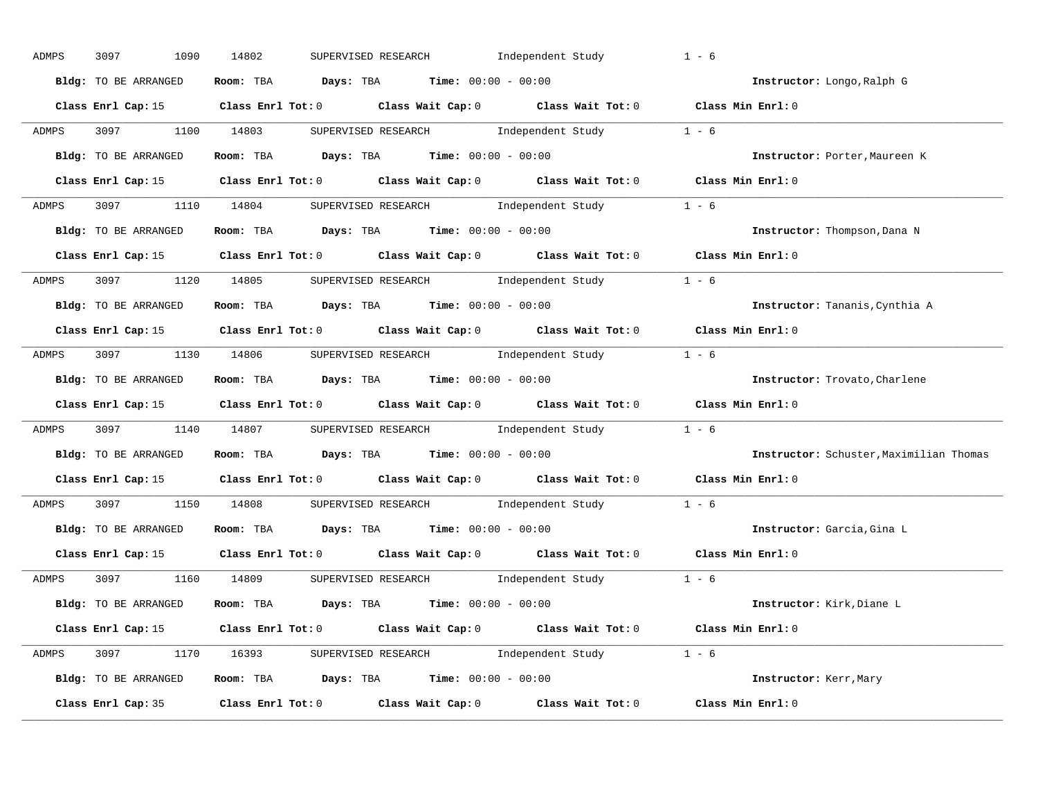ADMPS 3097 1090 14802 SUPERVISED RESEARCH Independent Study 1 - 6

**Bldg:** TO BE ARRANGED **Room:** TBA **Days:** TBA **Time:** 00:00 - 00:00 **Instructor:** Longo,Ralph G

**Class Enrl Cap:** 15 **Class Enrl Tot:** 0 **Class Wait Cap:** 0 **Class Wait Tot:** 0 **Class Min Enrl:** 0

---

ADMPS 3097 1100 14803 SUPERVISED RESEARCH Independent Study 1 - 6

**Bldg:** TO BE ARRANGED **Room:** TBA **Days:** TBA **Time:** 00:00 - 00:00 **Instructor:** Porter,Maureen K

**Class Enrl Cap:** 15 **Class Enrl Tot:** 0 **Class Wait Cap:** 0 **Class Wait Tot:** 0 **Class Min Enrl:** 0

---

ADMPS 3097 1110 14804 SUPERVISED RESEARCH Independent Study 1 - 6

**Bldg:** TO BE ARRANGED **Room:** TBA **Days:** TBA **Time:** 00:00 - 00:00 **Instructor:** Thompson,Dana N

**Class Enrl Cap:** 15 **Class Enrl Tot:** 0 **Class Wait Cap:** 0 **Class Wait Tot:** 0 **Class Min Enrl:** 0

---

ADMPS 3097 1120 14805 SUPERVISED RESEARCH Independent Study 1 - 6

**Bldg:** TO BE ARRANGED **Room:** TBA **Days:** TBA **Time:** 00:00 - 00:00 **Instructor:** Tananis,Cynthia A

**Class Enrl Cap:** 15 **Class Enrl Tot:** 0 **Class Wait Cap:** 0 **Class Wait Tot:** 0 **Class Min Enrl:** 0

---

ADMPS 3097 1130 14806 SUPERVISED RESEARCH Independent Study 1 - 6

**Bldg:** TO BE ARRANGED **Room:** TBA **Days:** TBA **Time:** 00:00 - 00:00 **Instructor:** Trovato,Charlene

**Class Enrl Cap:** 15 **Class Enrl Tot:** 0 **Class Wait Cap:** 0 **Class Wait Tot:** 0 **Class Min Enrl:** 0

---

ADMPS 3097 1140 14807 SUPERVISED RESEARCH Independent Study 1 - 6

**Bldg:** TO BE ARRANGED **Room:** TBA **Days:** TBA **Time:** 00:00 - 00:00 **Instructor:** Schuster,Maximilian Thomas

**Class Enrl Cap:** 15 **Class Enrl Tot:** 0 **Class Wait Cap:** 0 **Class Wait Tot:** 0 **Class Min Enrl:** 0

---

ADMPS 3097 1150 14808 SUPERVISED RESEARCH Independent Study 1 - 6

**Bldg:** TO BE ARRANGED **Room:** TBA **Days:** TBA **Time:** 00:00 - 00:00 **Instructor:** Garcia,Gina L

**Class Enrl Cap:** 15 **Class Enrl Tot:** 0 **Class Wait Cap:** 0 **Class Wait Tot:** 0 **Class Min Enrl:** 0

---

ADMPS 3097 1160 14809 SUPERVISED RESEARCH Independent Study 1 - 6

**Bldg:** TO BE ARRANGED **Room:** TBA **Days:** TBA **Time:** 00:00 - 00:00 **Instructor:** Kirk,Diane L

**Class Enrl Cap:** 15 **Class Enrl Tot:** 0 **Class Wait Cap:** 0 **Class Wait Tot:** 0 **Class Min Enrl:** 0

---

ADMPS 3097 1170 16393 SUPERVISED RESEARCH Independent Study 1 - 6

**Bldg:** TO BE ARRANGED **Room:** TBA **Days:** TBA **Time:** 00:00 - 00:00 **Instructor:** Kerr,Mary

**Class Enrl Cap:** 35 **Class Enrl Tot:** 0 **Class Wait Cap:** 0 **Class Wait Tot:** 0 **Class Min Enrl:** 0

---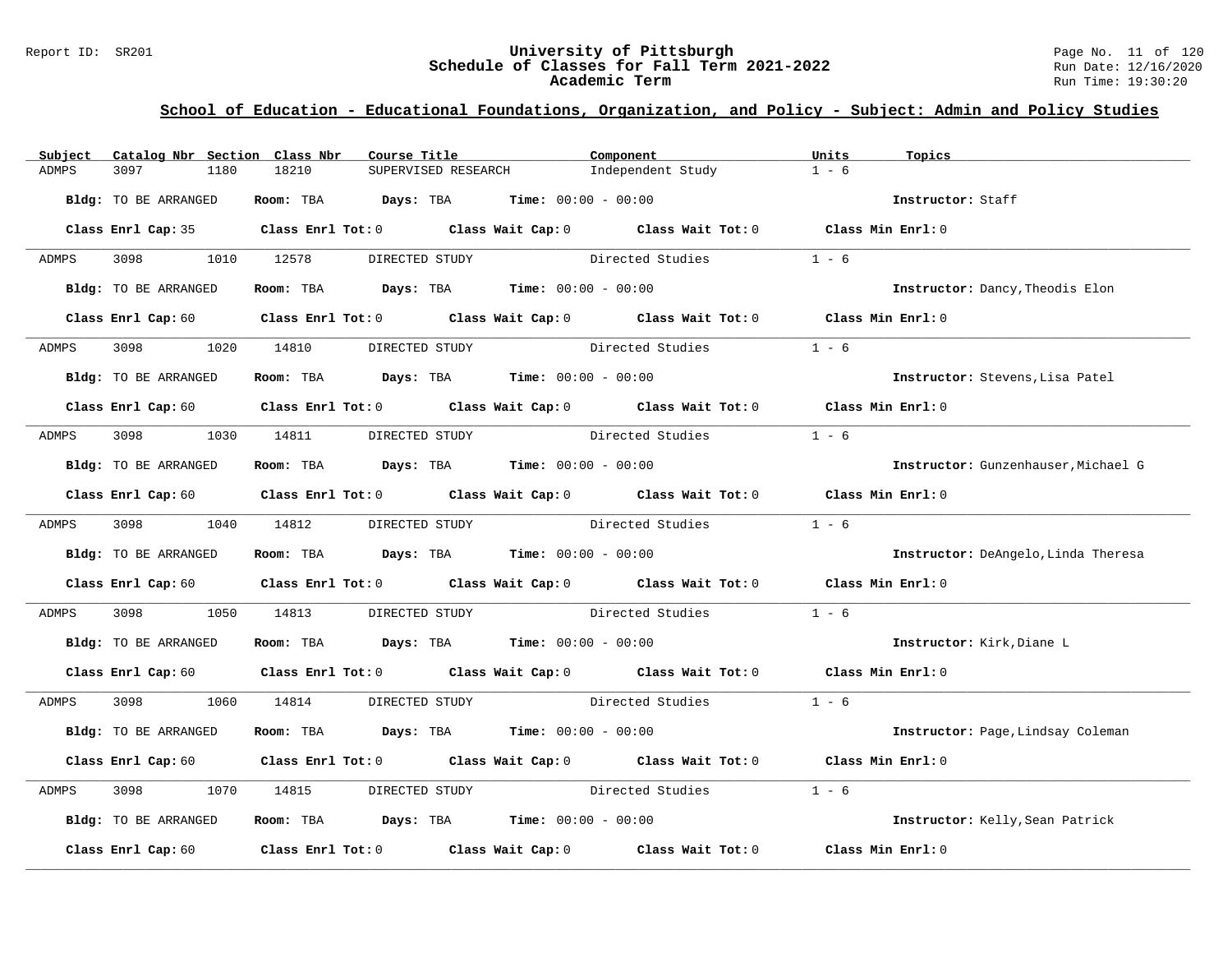## School of Education - Educational Foundations, Organization, and Policy - Subject: Admin and Policy Studies

| Subject | Catalog Nbr | Section | Class Nbr | Course Title | Component | Units | Topics |
|---|---|---|---|---|---|---|---|
| ADMPS | 3097 | 1180 | 18210 | SUPERVISED RESEARCH | Independent Study | 1 - 6 | |

**Bldg:** TO BE ARRANGED **Room:** TBA **Days:** TBA **Time:** 00:00 - 00:00 **Instructor:** Staff

**Class Enrl Cap:** 35 **Class Enrl Tot:** 0 **Class Wait Cap:** 0 **Class Wait Tot:** 0 **Class Min Enrl:** 0

---

| Subject | Catalog Nbr | Section | Class Nbr | Course Title | Component | Units | Topics |
|---|---|---|---|---|---|---|---|
| ADMPS | 3098 | 1010 | 12578 | DIRECTED STUDY | Directed Studies | 1 - 6 | |

**Bldg:** TO BE ARRANGED **Room:** TBA **Days:** TBA **Time:** 00:00 - 00:00 **Instructor:** Dancy,Theodis Elon

**Class Enrl Cap:** 60 **Class Enrl Tot:** 0 **Class Wait Cap:** 0 **Class Wait Tot:** 0 **Class Min Enrl:** 0

---

| Subject | Catalog Nbr | Section | Class Nbr | Course Title | Component | Units | Topics |
|---|---|---|---|---|---|---|---|
| ADMPS | 3098 | 1020 | 14810 | DIRECTED STUDY | Directed Studies | 1 - 6 | |

**Bldg:** TO BE ARRANGED **Room:** TBA **Days:** TBA **Time:** 00:00 - 00:00 **Instructor:** Stevens,Lisa Patel

**Class Enrl Cap:** 60 **Class Enrl Tot:** 0 **Class Wait Cap:** 0 **Class Wait Tot:** 0 **Class Min Enrl:** 0

---

| Subject | Catalog Nbr | Section | Class Nbr | Course Title | Component | Units | Topics |
|---|---|---|---|---|---|---|---|
| ADMPS | 3098 | 1030 | 14811 | DIRECTED STUDY | Directed Studies | 1 - 6 | |

**Bldg:** TO BE ARRANGED **Room:** TBA **Days:** TBA **Time:** 00:00 - 00:00 **Instructor:** Gunzenhauser,Michael G

**Class Enrl Cap:** 60 **Class Enrl Tot:** 0 **Class Wait Cap:** 0 **Class Wait Tot:** 0 **Class Min Enrl:** 0

---

| Subject | Catalog Nbr | Section | Class Nbr | Course Title | Component | Units | Topics |
|---|---|---|---|---|---|---|---|
| ADMPS | 3098 | 1040 | 14812 | DIRECTED STUDY | Directed Studies | 1 - 6 | |

**Bldg:** TO BE ARRANGED **Room:** TBA **Days:** TBA **Time:** 00:00 - 00:00 **Instructor:** DeAngelo,Linda Theresa

**Class Enrl Cap:** 60 **Class Enrl Tot:** 0 **Class Wait Cap:** 0 **Class Wait Tot:** 0 **Class Min Enrl:** 0

---

| Subject | Catalog Nbr | Section | Class Nbr | Course Title | Component | Units | Topics |
|---|---|---|---|---|---|---|---|
| ADMPS | 3098 | 1050 | 14813 | DIRECTED STUDY | Directed Studies | 1 - 6 | |

**Bldg:** TO BE ARRANGED **Room:** TBA **Days:** TBA **Time:** 00:00 - 00:00 **Instructor:** Kirk,Diane L

**Class Enrl Cap:** 60 **Class Enrl Tot:** 0 **Class Wait Cap:** 0 **Class Wait Tot:** 0 **Class Min Enrl:** 0

---

| Subject | Catalog Nbr | Section | Class Nbr | Course Title | Component | Units | Topics |
|---|---|---|---|---|---|---|---|
| ADMPS | 3098 | 1060 | 14814 | DIRECTED STUDY | Directed Studies | 1 - 6 | |

**Bldg:** TO BE ARRANGED **Room:** TBA **Days:** TBA **Time:** 00:00 - 00:00 **Instructor:** Page,Lindsay Coleman

**Class Enrl Cap:** 60 **Class Enrl Tot:** 0 **Class Wait Cap:** 0 **Class Wait Tot:** 0 **Class Min Enrl:** 0

---

| Subject | Catalog Nbr | Section | Class Nbr | Course Title | Component | Units | Topics |
|---|---|---|---|---|---|---|---|
| ADMPS | 3098 | 1070 | 14815 | DIRECTED STUDY | Directed Studies | 1 - 6 | |

**Bldg:** TO BE ARRANGED **Room:** TBA **Days:** TBA **Time:** 00:00 - 00:00 **Instructor:** Kelly,Sean Patrick

**Class Enrl Cap:** 60 **Class Enrl Tot:** 0 **Class Wait Cap:** 0 **Class Wait Tot:** 0 **Class Min Enrl:** 0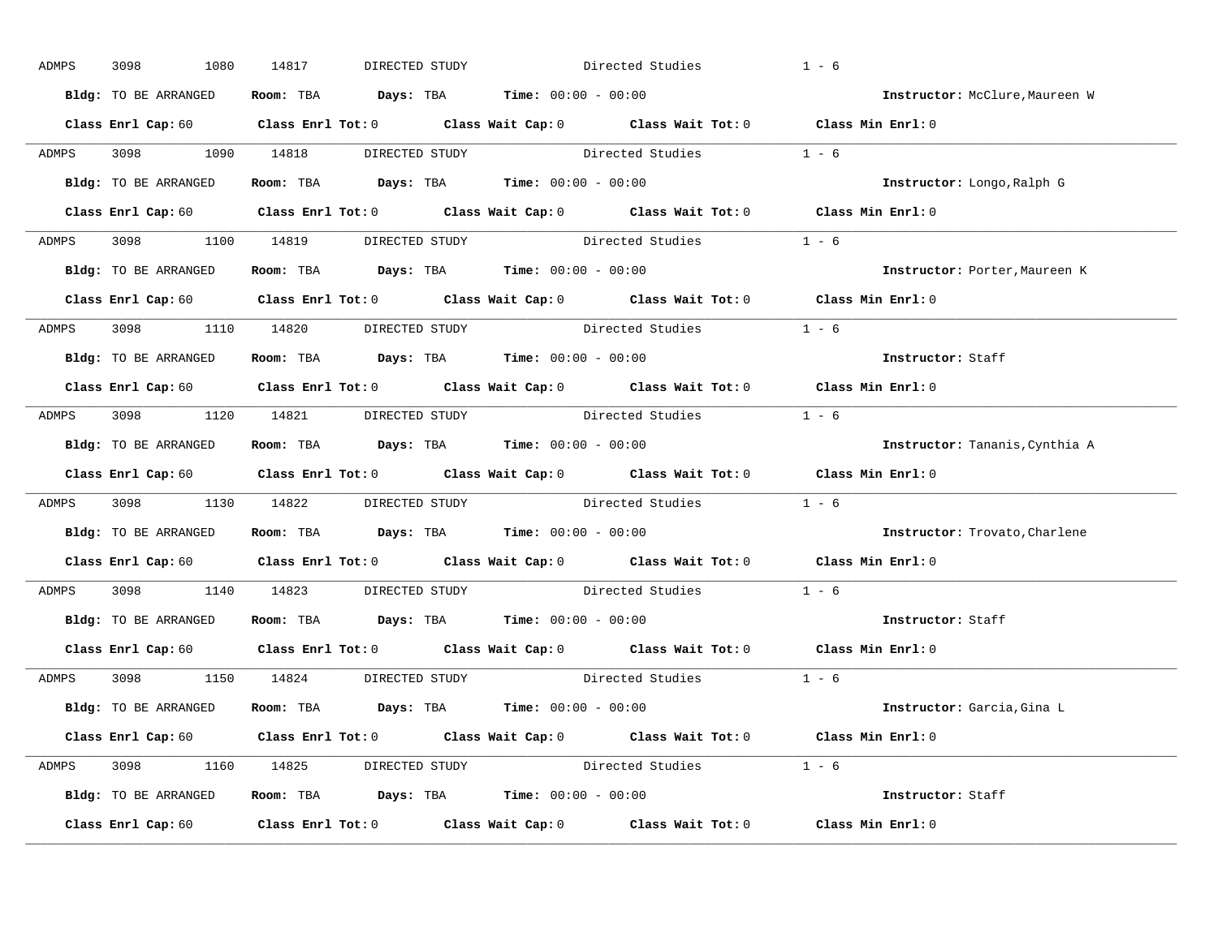ADMPS 3098 1080 14817 DIRECTED STUDY Directed Studies 1 - 6

**Bldg:** TO BE ARRANGED **Room:** TBA **Days:** TBA **Time:** 00:00 - 00:00 **Instructor:** McClure,Maureen W

**Class Enrl Cap:** 60 **Class Enrl Tot:** 0 **Class Wait Cap:** 0 **Class Wait Tot:** 0 **Class Min Enrl:** 0

---

ADMPS 3098 1090 14818 DIRECTED STUDY Directed Studies 1 - 6

**Bldg:** TO BE ARRANGED **Room:** TBA **Days:** TBA **Time:** 00:00 - 00:00 **Instructor:** Longo,Ralph G

**Class Enrl Cap:** 60 **Class Enrl Tot:** 0 **Class Wait Cap:** 0 **Class Wait Tot:** 0 **Class Min Enrl:** 0

---

ADMPS 3098 1100 14819 DIRECTED STUDY Directed Studies 1 - 6

**Bldg:** TO BE ARRANGED **Room:** TBA **Days:** TBA **Time:** 00:00 - 00:00 **Instructor:** Porter,Maureen K

**Class Enrl Cap:** 60 **Class Enrl Tot:** 0 **Class Wait Cap:** 0 **Class Wait Tot:** 0 **Class Min Enrl:** 0

---

ADMPS 3098 1110 14820 DIRECTED STUDY Directed Studies 1 - 6

**Bldg:** TO BE ARRANGED **Room:** TBA **Days:** TBA **Time:** 00:00 - 00:00 **Instructor:** Staff

**Class Enrl Cap:** 60 **Class Enrl Tot:** 0 **Class Wait Cap:** 0 **Class Wait Tot:** 0 **Class Min Enrl:** 0

---

ADMPS 3098 1120 14821 DIRECTED STUDY Directed Studies 1 - 6

**Bldg:** TO BE ARRANGED **Room:** TBA **Days:** TBA **Time:** 00:00 - 00:00 **Instructor:** Tananis,Cynthia A

**Class Enrl Cap:** 60 **Class Enrl Tot:** 0 **Class Wait Cap:** 0 **Class Wait Tot:** 0 **Class Min Enrl:** 0

---

ADMPS 3098 1130 14822 DIRECTED STUDY Directed Studies 1 - 6

**Bldg:** TO BE ARRANGED **Room:** TBA **Days:** TBA **Time:** 00:00 - 00:00 **Instructor:** Trovato,Charlene

**Class Enrl Cap:** 60 **Class Enrl Tot:** 0 **Class Wait Cap:** 0 **Class Wait Tot:** 0 **Class Min Enrl:** 0

---

ADMPS 3098 1140 14823 DIRECTED STUDY Directed Studies 1 - 6

**Bldg:** TO BE ARRANGED **Room:** TBA **Days:** TBA **Time:** 00:00 - 00:00 **Instructor:** Staff

**Class Enrl Cap:** 60 **Class Enrl Tot:** 0 **Class Wait Cap:** 0 **Class Wait Tot:** 0 **Class Min Enrl:** 0

---

ADMPS 3098 1150 14824 DIRECTED STUDY Directed Studies 1 - 6

**Bldg:** TO BE ARRANGED **Room:** TBA **Days:** TBA **Time:** 00:00 - 00:00 **Instructor:** Garcia,Gina L

**Class Enrl Cap:** 60 **Class Enrl Tot:** 0 **Class Wait Cap:** 0 **Class Wait Tot:** 0 **Class Min Enrl:** 0

---

ADMPS 3098 1160 14825 DIRECTED STUDY Directed Studies 1 - 6

**Bldg:** TO BE ARRANGED **Room:** TBA **Days:** TBA **Time:** 00:00 - 00:00 **Instructor:** Staff

**Class Enrl Cap:** 60 **Class Enrl Tot:** 0 **Class Wait Cap:** 0 **Class Wait Tot:** 0 **Class Min Enrl:** 0

---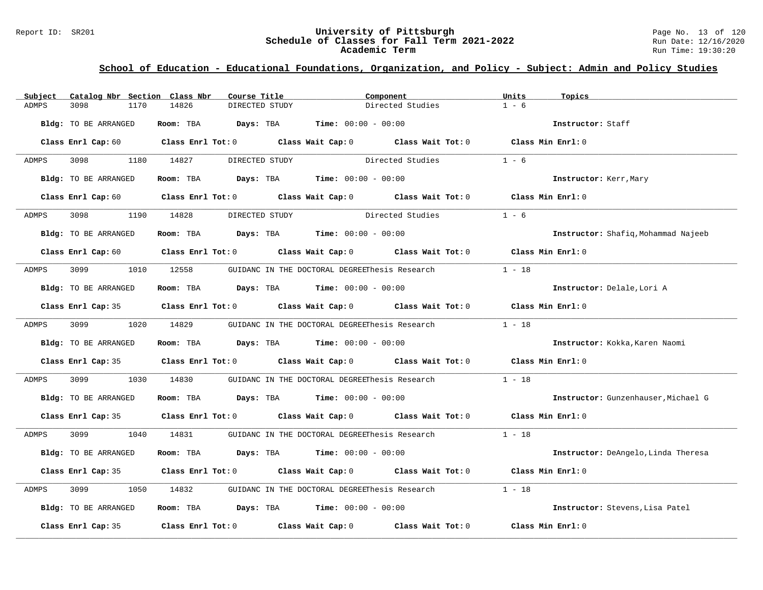## School of Education - Educational Foundations, Organization, and Policy - Subject: Admin and Policy Studies

| Subject | Catalog Nbr | Section | Class Nbr | Course Title | Component | Units | Topics |
|---|---|---|---|---|---|---|---|
| ADMPS | 3098 | 1170 | 14826 | DIRECTED STUDY | Directed Studies | 1 - 6 | |

**Bldg:** TO BE ARRANGED **Room:** TBA **Days:** TBA **Time:** 00:00 - 00:00 **Instructor:** Staff

**Class Enrl Cap:** 60 **Class Enrl Tot:** 0 **Class Wait Cap:** 0 **Class Wait Tot:** 0 **Class Min Enrl:** 0

---

| Subject | Catalog Nbr | Section | Class Nbr | Course Title | Component | Units | Topics |
|---|---|---|---|---|---|---|---|
| ADMPS | 3098 | 1180 | 14827 | DIRECTED STUDY | Directed Studies | 1 - 6 | |

**Bldg:** TO BE ARRANGED **Room:** TBA **Days:** TBA **Time:** 00:00 - 00:00 **Instructor:** Kerr,Mary

**Class Enrl Cap:** 60 **Class Enrl Tot:** 0 **Class Wait Cap:** 0 **Class Wait Tot:** 0 **Class Min Enrl:** 0

---

| Subject | Catalog Nbr | Section | Class Nbr | Course Title | Component | Units | Topics |
|---|---|---|---|---|---|---|---|
| ADMPS | 3098 | 1190 | 14828 | DIRECTED STUDY | Directed Studies | 1 - 6 | |

**Bldg:** TO BE ARRANGED **Room:** TBA **Days:** TBA **Time:** 00:00 - 00:00 **Instructor:** Shafiq,Mohammad Najeeb

**Class Enrl Cap:** 60 **Class Enrl Tot:** 0 **Class Wait Cap:** 0 **Class Wait Tot:** 0 **Class Min Enrl:** 0

---

| Subject | Catalog Nbr | Section | Class Nbr | Course Title | Component | Units | Topics |
|---|---|---|---|---|---|---|---|
| ADMPS | 3099 | 1010 | 12558 | GUIDANC IN THE DOCTORAL DEGREE | Thesis Research | 1 - 18 | |

**Bldg:** TO BE ARRANGED **Room:** TBA **Days:** TBA **Time:** 00:00 - 00:00 **Instructor:** Delale,Lori A

**Class Enrl Cap:** 35 **Class Enrl Tot:** 0 **Class Wait Cap:** 0 **Class Wait Tot:** 0 **Class Min Enrl:** 0

---

| Subject | Catalog Nbr | Section | Class Nbr | Course Title | Component | Units | Topics |
|---|---|---|---|---|---|---|---|
| ADMPS | 3099 | 1020 | 14829 | GUIDANC IN THE DOCTORAL DEGREE | Thesis Research | 1 - 18 | |

**Bldg:** TO BE ARRANGED **Room:** TBA **Days:** TBA **Time:** 00:00 - 00:00 **Instructor:** Kokka,Karen Naomi

**Class Enrl Cap:** 35 **Class Enrl Tot:** 0 **Class Wait Cap:** 0 **Class Wait Tot:** 0 **Class Min Enrl:** 0

---

| Subject | Catalog Nbr | Section | Class Nbr | Course Title | Component | Units | Topics |
|---|---|---|---|---|---|---|---|
| ADMPS | 3099 | 1030 | 14830 | GUIDANC IN THE DOCTORAL DEGREE | Thesis Research | 1 - 18 | |

**Bldg:** TO BE ARRANGED **Room:** TBA **Days:** TBA **Time:** 00:00 - 00:00 **Instructor:** Gunzenhauser,Michael G

**Class Enrl Cap:** 35 **Class Enrl Tot:** 0 **Class Wait Cap:** 0 **Class Wait Tot:** 0 **Class Min Enrl:** 0

---

| Subject | Catalog Nbr | Section | Class Nbr | Course Title | Component | Units | Topics |
|---|---|---|---|---|---|---|---|
| ADMPS | 3099 | 1040 | 14831 | GUIDANC IN THE DOCTORAL DEGREE | Thesis Research | 1 - 18 | |

**Bldg:** TO BE ARRANGED **Room:** TBA **Days:** TBA **Time:** 00:00 - 00:00 **Instructor:** DeAngelo,Linda Theresa

**Class Enrl Cap:** 35 **Class Enrl Tot:** 0 **Class Wait Cap:** 0 **Class Wait Tot:** 0 **Class Min Enrl:** 0

---

| Subject | Catalog Nbr | Section | Class Nbr | Course Title | Component | Units | Topics |
|---|---|---|---|---|---|---|---|
| ADMPS | 3099 | 1050 | 14832 | GUIDANC IN THE DOCTORAL DEGREE | Thesis Research | 1 - 18 | |

**Bldg:** TO BE ARRANGED **Room:** TBA **Days:** TBA **Time:** 00:00 - 00:00 **Instructor:** Stevens,Lisa Patel

**Class Enrl Cap:** 35 **Class Enrl Tot:** 0 **Class Wait Cap:** 0 **Class Wait Tot:** 0 **Class Min Enrl:** 0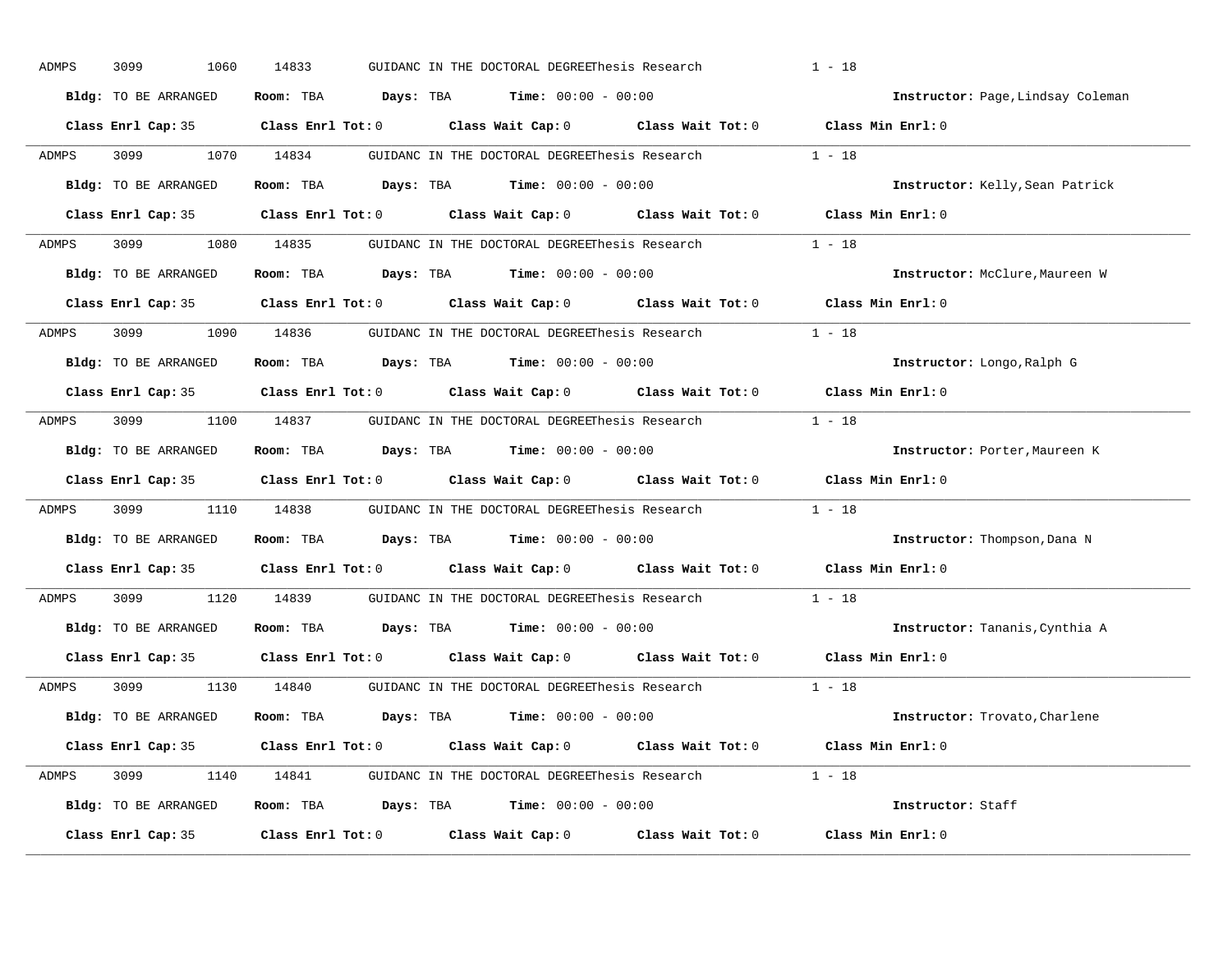ADMPS 3099 1060 14833 GUIDANC IN THE DOCTORAL DEGREEThesis Research 1 - 18

**Bldg:** TO BE ARRANGED **Room:** TBA **Days:** TBA **Time:** 00:00 - 00:00 **Instructor:** Page,Lindsay Coleman

**Class Enrl Cap:** 35 **Class Enrl Tot:** 0 **Class Wait Cap:** 0 **Class Wait Tot:** 0 **Class Min Enrl:** 0

---

ADMPS 3099 1070 14834 GUIDANC IN THE DOCTORAL DEGREEThesis Research 1 - 18

**Bldg:** TO BE ARRANGED **Room:** TBA **Days:** TBA **Time:** 00:00 - 00:00 **Instructor:** Kelly,Sean Patrick

**Class Enrl Cap:** 35 **Class Enrl Tot:** 0 **Class Wait Cap:** 0 **Class Wait Tot:** 0 **Class Min Enrl:** 0

---

ADMPS 3099 1080 14835 GUIDANC IN THE DOCTORAL DEGREEThesis Research 1 - 18

**Bldg:** TO BE ARRANGED **Room:** TBA **Days:** TBA **Time:** 00:00 - 00:00 **Instructor:** McClure,Maureen W

**Class Enrl Cap:** 35 **Class Enrl Tot:** 0 **Class Wait Cap:** 0 **Class Wait Tot:** 0 **Class Min Enrl:** 0

---

ADMPS 3099 1090 14836 GUIDANC IN THE DOCTORAL DEGREEThesis Research 1 - 18

**Bldg:** TO BE ARRANGED **Room:** TBA **Days:** TBA **Time:** 00:00 - 00:00 **Instructor:** Longo,Ralph G

**Class Enrl Cap:** 35 **Class Enrl Tot:** 0 **Class Wait Cap:** 0 **Class Wait Tot:** 0 **Class Min Enrl:** 0

---

ADMPS 3099 1100 14837 GUIDANC IN THE DOCTORAL DEGREEThesis Research 1 - 18

**Bldg:** TO BE ARRANGED **Room:** TBA **Days:** TBA **Time:** 00:00 - 00:00 **Instructor:** Porter,Maureen K

**Class Enrl Cap:** 35 **Class Enrl Tot:** 0 **Class Wait Cap:** 0 **Class Wait Tot:** 0 **Class Min Enrl:** 0

---

ADMPS 3099 1110 14838 GUIDANC IN THE DOCTORAL DEGREEThesis Research 1 - 18

**Bldg:** TO BE ARRANGED **Room:** TBA **Days:** TBA **Time:** 00:00 - 00:00 **Instructor:** Thompson,Dana N

**Class Enrl Cap:** 35 **Class Enrl Tot:** 0 **Class Wait Cap:** 0 **Class Wait Tot:** 0 **Class Min Enrl:** 0

---

ADMPS 3099 1120 14839 GUIDANC IN THE DOCTORAL DEGREEThesis Research 1 - 18

**Bldg:** TO BE ARRANGED **Room:** TBA **Days:** TBA **Time:** 00:00 - 00:00 **Instructor:** Tananis,Cynthia A

**Class Enrl Cap:** 35 **Class Enrl Tot:** 0 **Class Wait Cap:** 0 **Class Wait Tot:** 0 **Class Min Enrl:** 0

---

ADMPS 3099 1130 14840 GUIDANC IN THE DOCTORAL DEGREEThesis Research 1 - 18

**Bldg:** TO BE ARRANGED **Room:** TBA **Days:** TBA **Time:** 00:00 - 00:00 **Instructor:** Trovato,Charlene

**Class Enrl Cap:** 35 **Class Enrl Tot:** 0 **Class Wait Cap:** 0 **Class Wait Tot:** 0 **Class Min Enrl:** 0

---

ADMPS 3099 1140 14841 GUIDANC IN THE DOCTORAL DEGREEThesis Research 1 - 18

**Bldg:** TO BE ARRANGED **Room:** TBA **Days:** TBA **Time:** 00:00 - 00:00 **Instructor:** Staff

**Class Enrl Cap:** 35 **Class Enrl Tot:** 0 **Class Wait Cap:** 0 **Class Wait Tot:** 0 **Class Min Enrl:** 0

---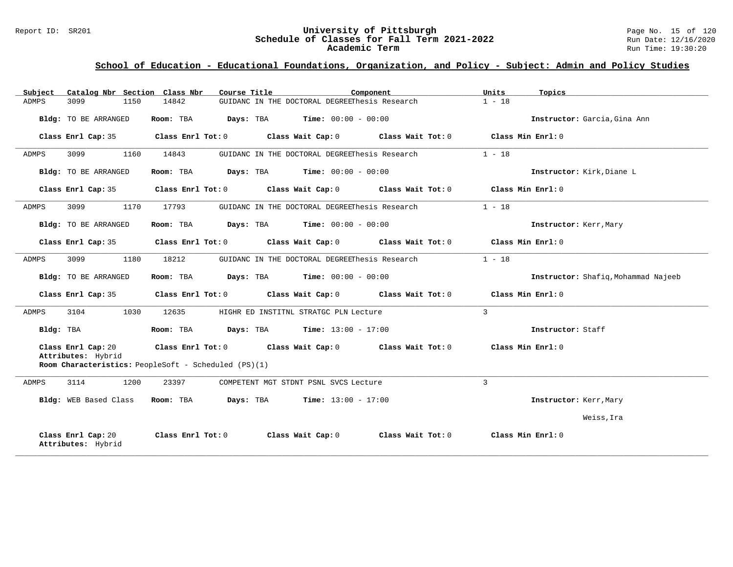## School of Education - Educational Foundations, Organization, and Policy - Subject: Admin and Policy Studies

| Subject | Catalog Nbr | Section | Class Nbr | Course Title | Component | Units | Topics |
|---|---|---|---|---|---|---|---|
| ADMPS | 3099 | 1150 | 14842 | GUIDANC IN THE DOCTORAL DEGREE | Thesis Research | 1 - 18 | |

**Bldg:** TO BE ARRANGED **Room:** TBA **Days:** TBA **Time:** 00:00 - 00:00 **Instructor:** Garcia,Gina Ann

**Class Enrl Cap:** 35 **Class Enrl Tot:** 0 **Class Wait Cap:** 0 **Class Wait Tot:** 0 **Class Min Enrl:** 0

---

| Subject | Catalog Nbr | Section | Class Nbr | Course Title | Component | Units | Topics |
|---|---|---|---|---|---|---|---|
| ADMPS | 3099 | 1160 | 14843 | GUIDANC IN THE DOCTORAL DEGREE | Thesis Research | 1 - 18 | |

**Bldg:** TO BE ARRANGED **Room:** TBA **Days:** TBA **Time:** 00:00 - 00:00 **Instructor:** Kirk,Diane L

**Class Enrl Cap:** 35 **Class Enrl Tot:** 0 **Class Wait Cap:** 0 **Class Wait Tot:** 0 **Class Min Enrl:** 0

---

| Subject | Catalog Nbr | Section | Class Nbr | Course Title | Component | Units | Topics |
|---|---|---|---|---|---|---|---|
| ADMPS | 3099 | 1170 | 17793 | GUIDANC IN THE DOCTORAL DEGREE | Thesis Research | 1 - 18 | |

**Bldg:** TO BE ARRANGED **Room:** TBA **Days:** TBA **Time:** 00:00 - 00:00 **Instructor:** Kerr,Mary

**Class Enrl Cap:** 35 **Class Enrl Tot:** 0 **Class Wait Cap:** 0 **Class Wait Tot:** 0 **Class Min Enrl:** 0

---

| Subject | Catalog Nbr | Section | Class Nbr | Course Title | Component | Units | Topics |
|---|---|---|---|---|---|---|---|
| ADMPS | 3099 | 1180 | 18212 | GUIDANC IN THE DOCTORAL DEGREE | Thesis Research | 1 - 18 | |

**Bldg:** TO BE ARRANGED **Room:** TBA **Days:** TBA **Time:** 00:00 - 00:00 **Instructor:** Shafiq,Mohammad Najeeb

**Class Enrl Cap:** 35 **Class Enrl Tot:** 0 **Class Wait Cap:** 0 **Class Wait Tot:** 0 **Class Min Enrl:** 0

---

| Subject | Catalog Nbr | Section | Class Nbr | Course Title | Component | Units | Topics |
|---|---|---|---|---|---|---|---|
| ADMPS | 3104 | 1030 | 12635 | HIGHR ED INSTITNL STRATGC PLN | Lecture | 3 | |

**Bldg:** TBA **Room:** TBA **Days:** TBA **Time:** 13:00 - 17:00 **Instructor:** Staff

**Class Enrl Cap:** 20 **Class Enrl Tot:** 0 **Class Wait Cap:** 0 **Class Wait Tot:** 0 **Class Min Enrl:** 0
**Attributes:** Hybrid
**Room Characteristics:** PeopleSoft - Scheduled (PS)(1)

---

| Subject | Catalog Nbr | Section | Class Nbr | Course Title | Component | Units | Topics |
|---|---|---|---|---|---|---|---|
| ADMPS | 3114 | 1200 | 23397 | COMPETENT MGT STDNT PSNL SVCS | Lecture | 3 | |

**Bldg:** WEB Based Class **Room:** TBA **Days:** TBA **Time:** 13:00 - 17:00 **Instructor:** Kerr,Mary
Weiss,Ira

**Class Enrl Cap:** 20 **Class Enrl Tot:** 0 **Class Wait Cap:** 0 **Class Wait Tot:** 0 **Class Min Enrl:** 0
**Attributes:** Hybrid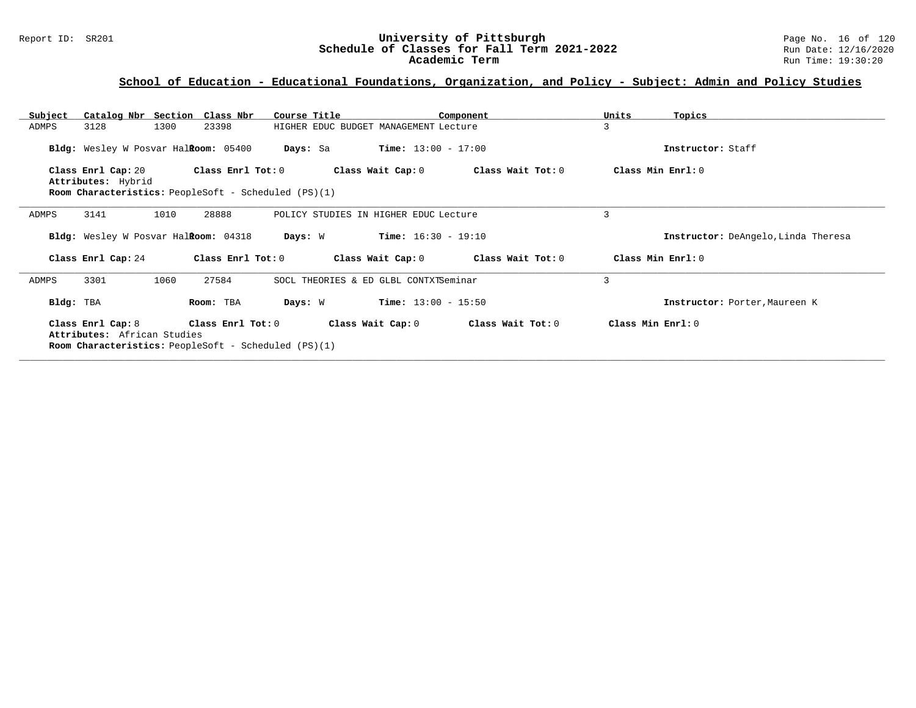## School of Education - Educational Foundations, Organization, and Policy - Subject: Admin and Policy Studies

| Subject | Catalog Nbr | Section | Class Nbr | Course Title | Component | Units | Topics |
|---|---|---|---|---|---|---|---|
| ADMPS | 3128 | 1300 | 23398 | HIGHER EDUC BUDGET MANAGEMENT | Lecture | 3 | |

**Bldg:** Wesley W Posvar Hall **Room:** 05400 **Days:** Sa **Time:** 13:00 - 17:00 **Instructor:** Staff

**Class Enrl Cap:** 20 **Class Enrl Tot:** 0 **Class Wait Cap:** 0 **Class Wait Tot:** 0 **Class Min Enrl:** 0

**Attributes:** Hybrid

**Room Characteristics:** PeopleSoft - Scheduled (PS)(1)

---

| Subject | Catalog Nbr | Section | Class Nbr | Course Title | Component | Units | Topics |
|---|---|---|---|---|---|---|---|
| ADMPS | 3141 | 1010 | 28888 | POLICY STUDIES IN HIGHER EDUC | Lecture | 3 | |

**Bldg:** Wesley W Posvar Hall **Room:** 04318 **Days:** W **Time:** 16:30 - 19:10 **Instructor:** DeAngelo,Linda Theresa

**Class Enrl Cap:** 24 **Class Enrl Tot:** 0 **Class Wait Cap:** 0 **Class Wait Tot:** 0 **Class Min Enrl:** 0

---

| Subject | Catalog Nbr | Section | Class Nbr | Course Title | Component | Units | Topics |
|---|---|---|---|---|---|---|---|
| ADMPS | 3301 | 1060 | 27584 | SOCL THEORIES & ED GLBL CONTXT | Seminar | 3 | |

**Bldg:** TBA **Room:** TBA **Days:** W **Time:** 13:00 - 15:50 **Instructor:** Porter,Maureen K

**Class Enrl Cap:** 8 **Class Enrl Tot:** 0 **Class Wait Cap:** 0 **Class Wait Tot:** 0 **Class Min Enrl:** 0

**Attributes:** African Studies

**Room Characteristics:** PeopleSoft - Scheduled (PS)(1)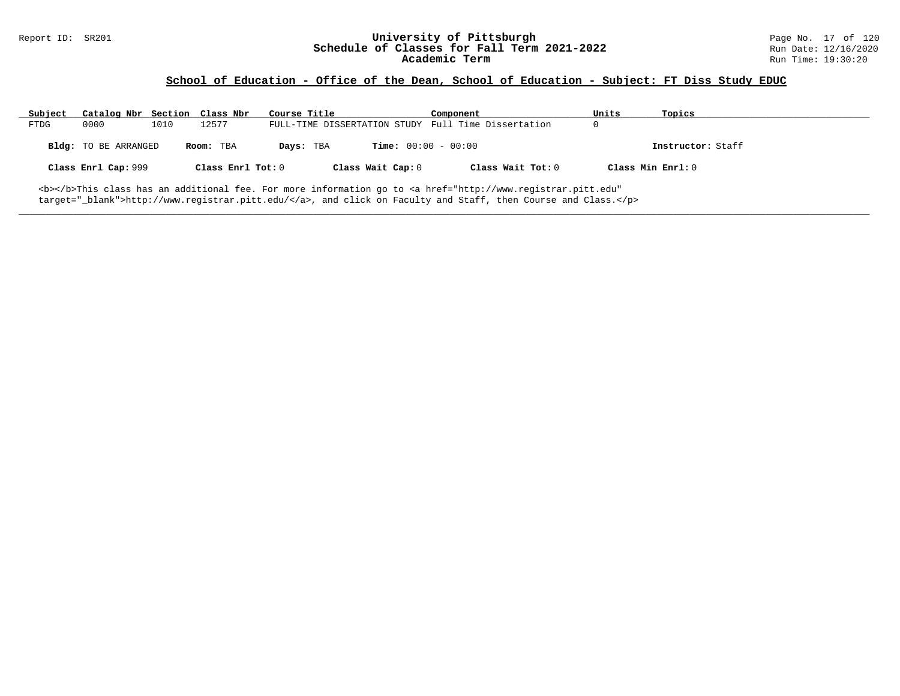## School of Education - Office of the Dean, School of Education - Subject: FT Diss Study EDUC

| Subject | Catalog Nbr | Section | Class Nbr | Course Title | Component | Units | Topics |
|---|---|---|---|---|---|---|---|
| FTDG | 0000 | 1010 | 12577 | FULL-TIME DISSERTATION STUDY | Full Time Dissertation | 0 | |

**Bldg:** TO BE ARRANGED **Room:** TBA **Days:** TBA **Time:** 00:00 - 00:00 **Instructor:** Staff

**Class Enrl Cap:** 999 **Class Enrl Tot:** 0 **Class Wait Cap:** 0 **Class Wait Tot:** 0 **Class Min Enrl:** 0

<b></b>This class has an additional fee. For more information go to <a href="http://www.registrar.pitt.edu" target="_blank">http://www.registrar.pitt.edu/</a>, and click on Faculty and Staff, then Course and Class.</p>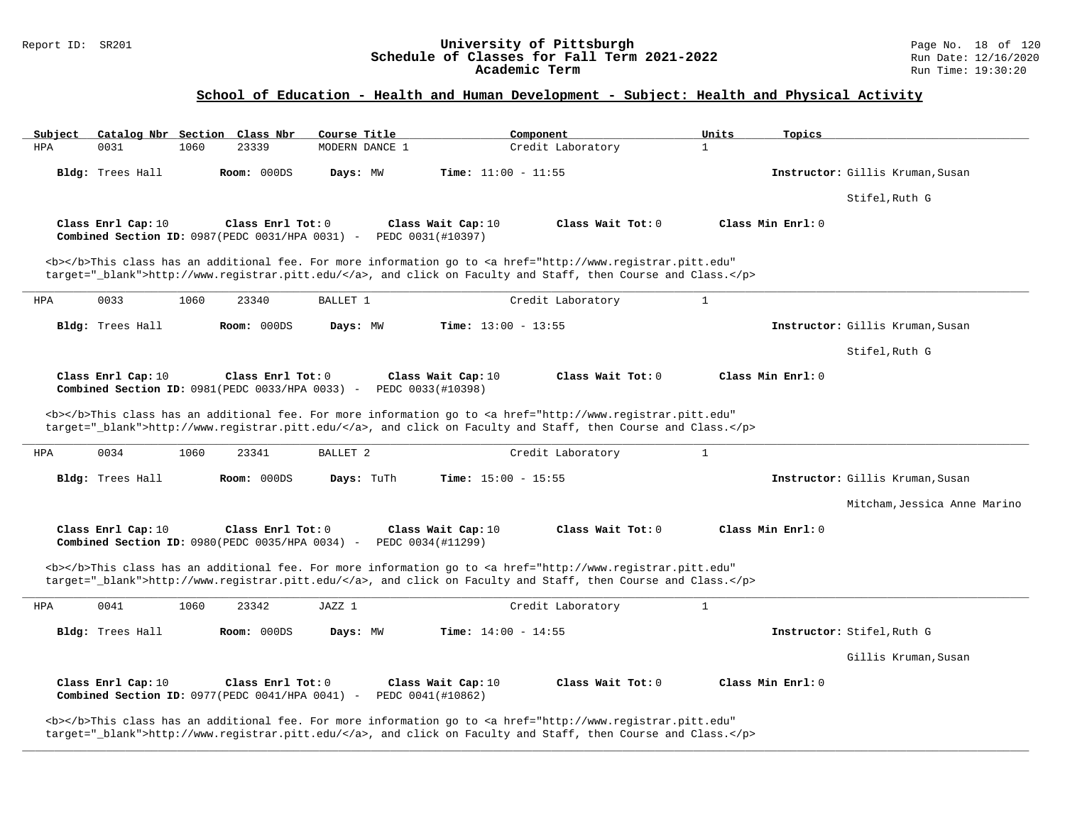## School of Education - Health and Human Development - Subject: Health and Physical Activity

| Subject | Catalog Nbr | Section | Class Nbr | Course Title | Component | Units | Topics |
|---|---|---|---|---|---|---|---|
| HPA | 0031 | 1060 | 23339 | MODERN DANCE 1 | Credit Laboratory | 1 | |

**Bldg:** Trees Hall **Room:** 000DS **Days:** MW **Time:** 11:00 - 11:55 **Instructor:** Gillis Kruman,Susan; Stifel,Ruth G

**Class Enrl Cap:** 10 **Class Enrl Tot:** 0 **Class Wait Cap:** 10 **Class Wait Tot:** 0 **Class Min Enrl:** 0
**Combined Section ID:** 0987(PEDC 0031/HPA 0031) - PEDC 0031(#10397)

<b></b>This class has an additional fee. For more information go to <a href="http://www.registrar.pitt.edu" target="_blank">http://www.registrar.pitt.edu/</a>, and click on Faculty and Staff, then Course and Class.</p>

---

| Subject | Catalog Nbr | Section | Class Nbr | Course Title | Component | Units | Topics |
|---|---|---|---|---|---|---|---|
| HPA | 0033 | 1060 | 23340 | BALLET 1 | Credit Laboratory | 1 | |

**Bldg:** Trees Hall **Room:** 000DS **Days:** MW **Time:** 13:00 - 13:55 **Instructor:** Gillis Kruman,Susan; Stifel,Ruth G

**Class Enrl Cap:** 10 **Class Enrl Tot:** 0 **Class Wait Cap:** 10 **Class Wait Tot:** 0 **Class Min Enrl:** 0
**Combined Section ID:** 0981(PEDC 0033/HPA 0033) - PEDC 0033(#10398)

<b></b>This class has an additional fee. For more information go to <a href="http://www.registrar.pitt.edu" target="_blank">http://www.registrar.pitt.edu/</a>, and click on Faculty and Staff, then Course and Class.</p>

---

| Subject | Catalog Nbr | Section | Class Nbr | Course Title | Component | Units | Topics |
|---|---|---|---|---|---|---|---|
| HPA | 0034 | 1060 | 23341 | BALLET 2 | Credit Laboratory | 1 | |

**Bldg:** Trees Hall **Room:** 000DS **Days:** TuTh **Time:** 15:00 - 15:55 **Instructor:** Gillis Kruman,Susan; Mitcham,Jessica Anne Marino

**Class Enrl Cap:** 10 **Class Enrl Tot:** 0 **Class Wait Cap:** 10 **Class Wait Tot:** 0 **Class Min Enrl:** 0
**Combined Section ID:** 0980(PEDC 0035/HPA 0034) - PEDC 0034(#11299)

<b></b>This class has an additional fee. For more information go to <a href="http://www.registrar.pitt.edu" target="_blank">http://www.registrar.pitt.edu/</a>, and click on Faculty and Staff, then Course and Class.</p>

---

| Subject | Catalog Nbr | Section | Class Nbr | Course Title | Component | Units | Topics |
|---|---|---|---|---|---|---|---|
| HPA | 0041 | 1060 | 23342 | JAZZ 1 | Credit Laboratory | 1 | |

**Bldg:** Trees Hall **Room:** 000DS **Days:** MW **Time:** 14:00 - 14:55 **Instructor:** Stifel,Ruth G; Gillis Kruman,Susan

**Class Enrl Cap:** 10 **Class Enrl Tot:** 0 **Class Wait Cap:** 10 **Class Wait Tot:** 0 **Class Min Enrl:** 0
**Combined Section ID:** 0977(PEDC 0041/HPA 0041) - PEDC 0041(#10862)

<b></b>This class has an additional fee. For more information go to <a href="http://www.registrar.pitt.edu" target="_blank">http://www.registrar.pitt.edu/</a>, and click on Faculty and Staff, then Course and Class.</p>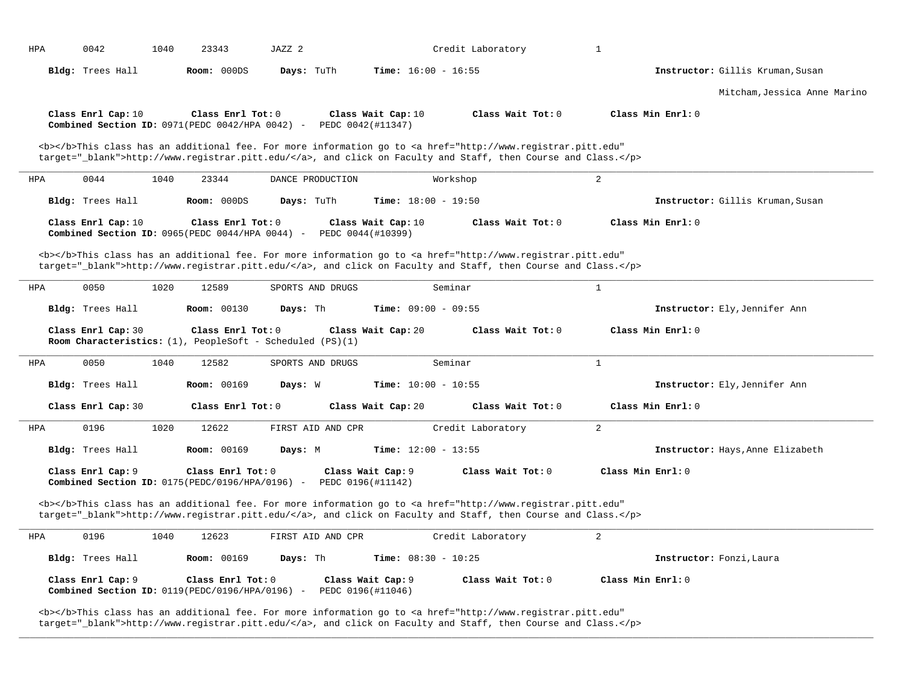HPA 0042 1040 23343 JAZZ 2 Credit Laboratory 1

**Bldg:** Trees Hall **Room:** 000DS **Days:** TuTh **Time:** 16:00 - 16:55 **Instructor:** Gillis Kruman,Susan
Mitcham,Jessica Anne Marino

**Class Enrl Cap:** 10 **Class Enrl Tot:** 0 **Class Wait Cap:** 10 **Class Wait Tot:** 0 **Class Min Enrl:** 0
**Combined Section ID:** 0971(PEDC 0042/HPA 0042) - PEDC 0042(#11347)

<b></b>This class has an additional fee. For more information go to <a href="http://www.registrar.pitt.edu" target="_blank">http://www.registrar.pitt.edu/</a>, and click on Faculty and Staff, then Course and Class.</p>

---

HPA 0044 1040 23344 DANCE PRODUCTION Workshop 2

**Bldg:** Trees Hall **Room:** 000DS **Days:** TuTh **Time:** 18:00 - 19:50 **Instructor:** Gillis Kruman,Susan

**Class Enrl Cap:** 10 **Class Enrl Tot:** 0 **Class Wait Cap:** 10 **Class Wait Tot:** 0 **Class Min Enrl:** 0
**Combined Section ID:** 0965(PEDC 0044/HPA 0044) - PEDC 0044(#10399)

<b></b>This class has an additional fee. For more information go to <a href="http://www.registrar.pitt.edu" target="_blank">http://www.registrar.pitt.edu/</a>, and click on Faculty and Staff, then Course and Class.</p>

---

HPA 0050 1020 12589 SPORTS AND DRUGS Seminar 1

**Bldg:** Trees Hall **Room:** 00130 **Days:** Th **Time:** 09:00 - 09:55 **Instructor:** Ely,Jennifer Ann

**Class Enrl Cap:** 30 **Class Enrl Tot:** 0 **Class Wait Cap:** 20 **Class Wait Tot:** 0 **Class Min Enrl:** 0
**Room Characteristics:** (1), PeopleSoft - Scheduled (PS)(1)

---

HPA 0050 1040 12582 SPORTS AND DRUGS Seminar 1

**Bldg:** Trees Hall **Room:** 00169 **Days:** W **Time:** 10:00 - 10:55 **Instructor:** Ely,Jennifer Ann

**Class Enrl Cap:** 30 **Class Enrl Tot:** 0 **Class Wait Cap:** 20 **Class Wait Tot:** 0 **Class Min Enrl:** 0

---

HPA 0196 1020 12622 FIRST AID AND CPR Credit Laboratory 2

**Bldg:** Trees Hall **Room:** 00169 **Days:** M **Time:** 12:00 - 13:55 **Instructor:** Hays,Anne Elizabeth

**Class Enrl Cap:** 9 **Class Enrl Tot:** 0 **Class Wait Cap:** 9 **Class Wait Tot:** 0 **Class Min Enrl:** 0
**Combined Section ID:** 0175(PEDC/0196/HPA/0196) - PEDC 0196(#11142)

<b></b>This class has an additional fee. For more information go to <a href="http://www.registrar.pitt.edu" target="_blank">http://www.registrar.pitt.edu/</a>, and click on Faculty and Staff, then Course and Class.</p>

---

HPA 0196 1040 12623 FIRST AID AND CPR Credit Laboratory 2

**Bldg:** Trees Hall **Room:** 00169 **Days:** Th **Time:** 08:30 - 10:25 **Instructor:** Fonzi,Laura

**Class Enrl Cap:** 9 **Class Enrl Tot:** 0 **Class Wait Cap:** 9 **Class Wait Tot:** 0 **Class Min Enrl:** 0
**Combined Section ID:** 0119(PEDC/0196/HPA/0196) - PEDC 0196(#11046)

<b></b>This class has an additional fee. For more information go to <a href="http://www.registrar.pitt.edu" target="_blank">http://www.registrar.pitt.edu/</a>, and click on Faculty and Staff, then Course and Class.</p>

---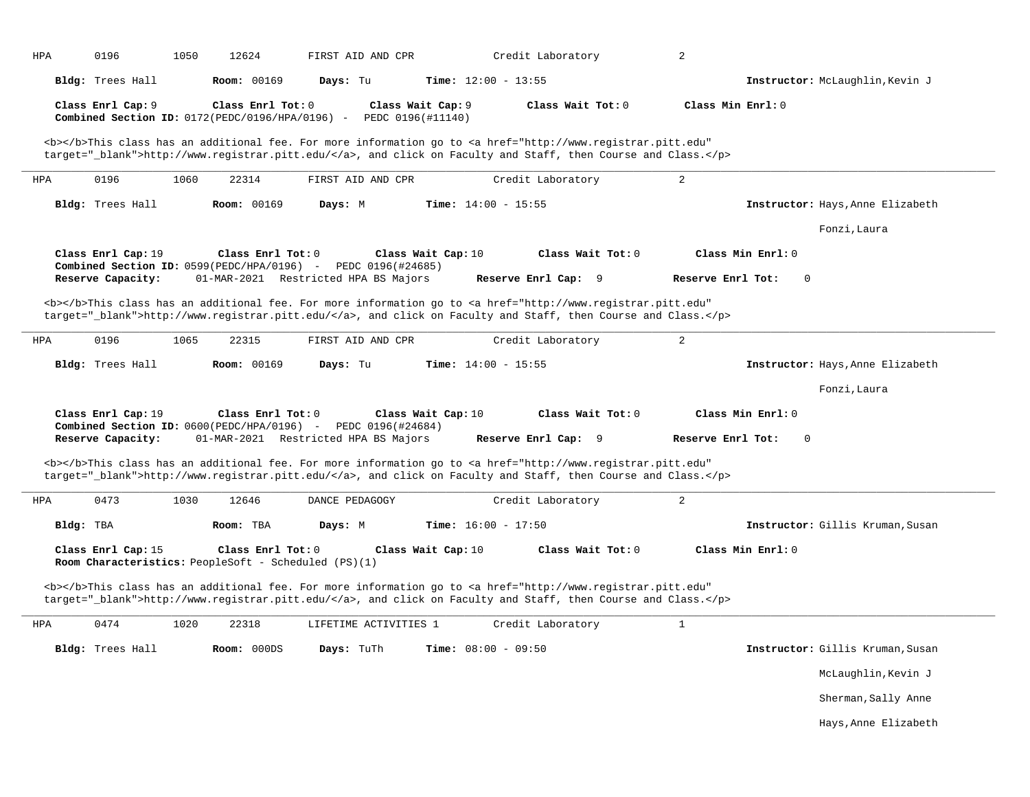HPA 0196 1050 12624 FIRST AID AND CPR Credit Laboratory 2

**Bldg:** Trees Hall **Room:** 00169 **Days:** Tu **Time:** 12:00 - 13:55 **Instructor:** McLaughlin,Kevin J

**Class Enrl Cap:** 9 **Class Enrl Tot:** 0 **Class Wait Cap:** 9 **Class Wait Tot:** 0 **Class Min Enrl:** 0
**Combined Section ID:** 0172(PEDC/0196/HPA/0196) - PEDC 0196(#11140)

<b></b>This class has an additional fee. For more information go to <a href="http://www.registrar.pitt.edu" target="_blank">http://www.registrar.pitt.edu/</a>, and click on Faculty and Staff, then Course and Class.</p>

---

HPA 0196 1060 22314 FIRST AID AND CPR Credit Laboratory 2

**Bldg:** Trees Hall **Room:** 00169 **Days:** M **Time:** 14:00 - 15:55 **Instructor:** Hays,Anne Elizabeth

Fonzi,Laura

**Class Enrl Cap:** 19 **Class Enrl Tot:** 0 **Class Wait Cap:** 10 **Class Wait Tot:** 0 **Class Min Enrl:** 0
**Combined Section ID:** 0599(PEDC/HPA/0196) - PEDC 0196(#24685)
**Reserve Capacity:** 01-MAR-2021 Restricted HPA BS Majors **Reserve Enrl Cap:** 9 **Reserve Enrl Tot:** 0

<b></b>This class has an additional fee. For more information go to <a href="http://www.registrar.pitt.edu" target="_blank">http://www.registrar.pitt.edu/</a>, and click on Faculty and Staff, then Course and Class.</p>

---

HPA 0196 1065 22315 FIRST AID AND CPR Credit Laboratory 2

**Bldg:** Trees Hall **Room:** 00169 **Days:** Tu **Time:** 14:00 - 15:55 **Instructor:** Hays,Anne Elizabeth

Fonzi,Laura

**Class Enrl Cap:** 19 **Class Enrl Tot:** 0 **Class Wait Cap:** 10 **Class Wait Tot:** 0 **Class Min Enrl:** 0
**Combined Section ID:** 0600(PEDC/HPA/0196) - PEDC 0196(#24684)
**Reserve Capacity:** 01-MAR-2021 Restricted HPA BS Majors **Reserve Enrl Cap:** 9 **Reserve Enrl Tot:** 0

<b></b>This class has an additional fee. For more information go to <a href="http://www.registrar.pitt.edu" target="_blank">http://www.registrar.pitt.edu/</a>, and click on Faculty and Staff, then Course and Class.</p>

---

HPA 0473 1030 12646 DANCE PEDAGOGY Credit Laboratory 2

**Bldg:** TBA **Room:** TBA **Days:** M **Time:** 16:00 - 17:50 **Instructor:** Gillis Kruman,Susan

**Class Enrl Cap:** 15 **Class Enrl Tot:** 0 **Class Wait Cap:** 10 **Class Wait Tot:** 0 **Class Min Enrl:** 0
**Room Characteristics:** PeopleSoft - Scheduled (PS)(1)

<b></b>This class has an additional fee. For more information go to <a href="http://www.registrar.pitt.edu" target="_blank">http://www.registrar.pitt.edu/</a>, and click on Faculty and Staff, then Course and Class.</p>

---

HPA 0474 1020 22318 LIFETIME ACTIVITIES 1 Credit Laboratory 1

**Bldg:** Trees Hall **Room:** 000DS **Days:** TuTh **Time:** 08:00 - 09:50 **Instructor:** Gillis Kruman,Susan

McLaughlin,Kevin J

Sherman,Sally Anne

Hays,Anne Elizabeth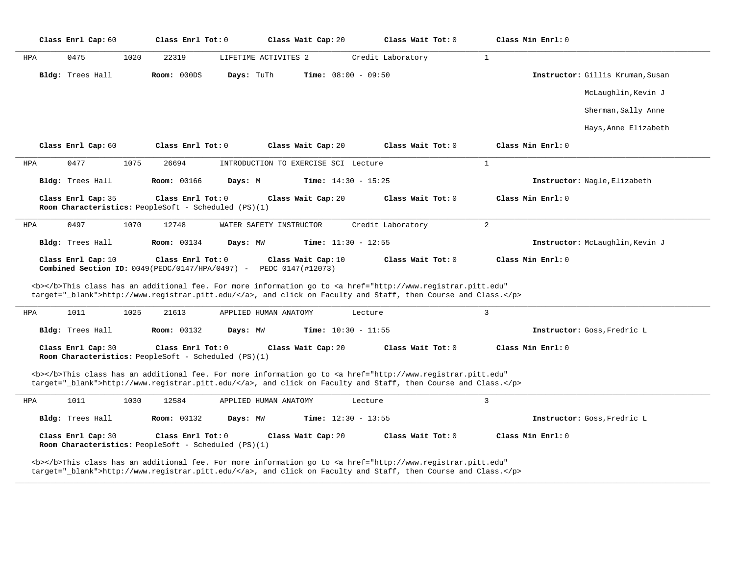**Class Enrl Cap:** 60 **Class Enrl Tot:** 0 **Class Wait Cap:** 20 **Class Wait Tot:** 0 **Class Min Enrl:** 0

---

HPA 0475 1020 22319 LIFETIME ACTIVITES 2 Credit Laboratory 1

**Bldg:** Trees Hall **Room:** 000DS **Days:** TuTh **Time:** 08:00 - 09:50 **Instructor:** Gillis Kruman,Susan
McLaughlin,Kevin J
Sherman,Sally Anne
Hays,Anne Elizabeth

**Class Enrl Cap:** 60 **Class Enrl Tot:** 0 **Class Wait Cap:** 20 **Class Wait Tot:** 0 **Class Min Enrl:** 0

---

HPA 0477 1075 26694 INTRODUCTION TO EXERCISE SCI Lecture 1

**Bldg:** Trees Hall **Room:** 00166 **Days:** M **Time:** 14:30 - 15:25 **Instructor:** Nagle,Elizabeth

**Class Enrl Cap:** 35 **Class Enrl Tot:** 0 **Class Wait Cap:** 20 **Class Wait Tot:** 0 **Class Min Enrl:** 0
**Room Characteristics:** PeopleSoft - Scheduled (PS)(1)

---

HPA 0497 1070 12748 WATER SAFETY INSTRUCTOR Credit Laboratory 2

**Bldg:** Trees Hall **Room:** 00134 **Days:** MW **Time:** 11:30 - 12:55 **Instructor:** McLaughlin,Kevin J

**Class Enrl Cap:** 10 **Class Enrl Tot:** 0 **Class Wait Cap:** 10 **Class Wait Tot:** 0 **Class Min Enrl:** 0
**Combined Section ID:** 0049(PEDC/0147/HPA/0497) - PEDC 0147(#12073)

<b></b>This class has an additional fee. For more information go to <a href="http://www.registrar.pitt.edu" target="_blank">http://www.registrar.pitt.edu/</a>, and click on Faculty and Staff, then Course and Class.</p>

---

HPA 1011 1025 21613 APPLIED HUMAN ANATOMY Lecture 3

**Bldg:** Trees Hall **Room:** 00132 **Days:** MW **Time:** 10:30 - 11:55 **Instructor:** Goss,Fredric L

**Class Enrl Cap:** 30 **Class Enrl Tot:** 0 **Class Wait Cap:** 20 **Class Wait Tot:** 0 **Class Min Enrl:** 0
**Room Characteristics:** PeopleSoft - Scheduled (PS)(1)

<b></b>This class has an additional fee. For more information go to <a href="http://www.registrar.pitt.edu" target="_blank">http://www.registrar.pitt.edu/</a>, and click on Faculty and Staff, then Course and Class.</p>

---

HPA 1011 1030 12584 APPLIED HUMAN ANATOMY Lecture 3

**Bldg:** Trees Hall **Room:** 00132 **Days:** MW **Time:** 12:30 - 13:55 **Instructor:** Goss,Fredric L

**Class Enrl Cap:** 30 **Class Enrl Tot:** 0 **Class Wait Cap:** 20 **Class Wait Tot:** 0 **Class Min Enrl:** 0
**Room Characteristics:** PeopleSoft - Scheduled (PS)(1)

<b></b>This class has an additional fee. For more information go to <a href="http://www.registrar.pitt.edu" target="_blank">http://www.registrar.pitt.edu/</a>, and click on Faculty and Staff, then Course and Class.</p>

---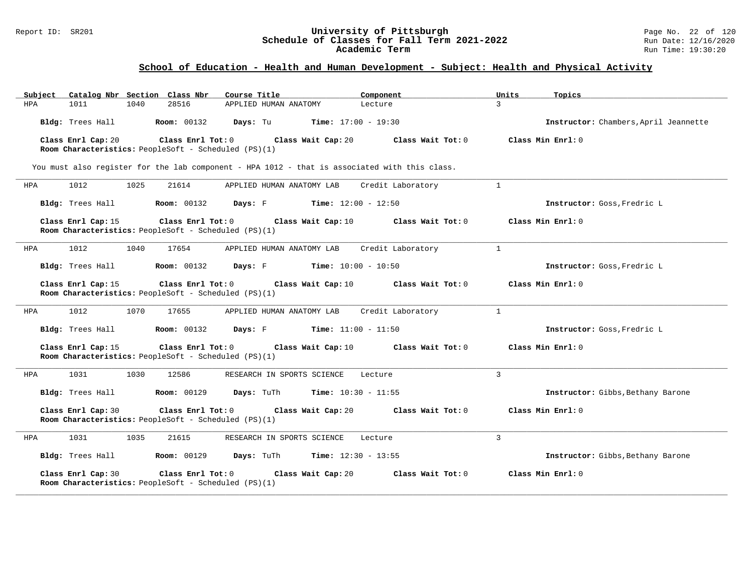## School of Education - Health and Human Development - Subject: Health and Physical Activity

| Subject | Catalog Nbr | Section | Class Nbr | Course Title | Component | Units | Topics |
|---|---|---|---|---|---|---|---|
| HPA | 1011 | 1040 | 28516 | APPLIED HUMAN ANATOMY | Lecture | 3 | |

**Bldg:** Trees Hall **Room:** 00132 **Days:** Tu **Time:** 17:00 - 19:30 **Instructor:** Chambers,April Jeannette

**Class Enrl Cap:** 20 **Class Enrl Tot:** 0 **Class Wait Cap:** 20 **Class Wait Tot:** 0 **Class Min Enrl:** 0
**Room Characteristics:** PeopleSoft - Scheduled (PS)(1)

You must also register for the lab component - HPA 1012 - that is associated with this class.

---

| Subject | Catalog Nbr | Section | Class Nbr | Course Title | Component | Units |
|---|---|---|---|---|---|---|
| HPA | 1012 | 1025 | 21614 | APPLIED HUMAN ANATOMY LAB | Credit Laboratory | 1 |

**Bldg:** Trees Hall **Room:** 00132 **Days:** F **Time:** 12:00 - 12:50 **Instructor:** Goss,Fredric L

**Class Enrl Cap:** 15 **Class Enrl Tot:** 0 **Class Wait Cap:** 10 **Class Wait Tot:** 0 **Class Min Enrl:** 0
**Room Characteristics:** PeopleSoft - Scheduled (PS)(1)

---

| Subject | Catalog Nbr | Section | Class Nbr | Course Title | Component | Units |
|---|---|---|---|---|---|---|
| HPA | 1012 | 1040 | 17654 | APPLIED HUMAN ANATOMY LAB | Credit Laboratory | 1 |

**Bldg:** Trees Hall **Room:** 00132 **Days:** F **Time:** 10:00 - 10:50 **Instructor:** Goss,Fredric L

**Class Enrl Cap:** 15 **Class Enrl Tot:** 0 **Class Wait Cap:** 10 **Class Wait Tot:** 0 **Class Min Enrl:** 0
**Room Characteristics:** PeopleSoft - Scheduled (PS)(1)

---

| Subject | Catalog Nbr | Section | Class Nbr | Course Title | Component | Units |
|---|---|---|---|---|---|---|
| HPA | 1012 | 1070 | 17655 | APPLIED HUMAN ANATOMY LAB | Credit Laboratory | 1 |

**Bldg:** Trees Hall **Room:** 00132 **Days:** F **Time:** 11:00 - 11:50 **Instructor:** Goss,Fredric L

**Class Enrl Cap:** 15 **Class Enrl Tot:** 0 **Class Wait Cap:** 10 **Class Wait Tot:** 0 **Class Min Enrl:** 0
**Room Characteristics:** PeopleSoft - Scheduled (PS)(1)

---

| Subject | Catalog Nbr | Section | Class Nbr | Course Title | Component | Units |
|---|---|---|---|---|---|---|
| HPA | 1031 | 1030 | 12586 | RESEARCH IN SPORTS SCIENCE | Lecture | 3 |

**Bldg:** Trees Hall **Room:** 00129 **Days:** TuTh **Time:** 10:30 - 11:55 **Instructor:** Gibbs,Bethany Barone

**Class Enrl Cap:** 30 **Class Enrl Tot:** 0 **Class Wait Cap:** 20 **Class Wait Tot:** 0 **Class Min Enrl:** 0
**Room Characteristics:** PeopleSoft - Scheduled (PS)(1)

---

| Subject | Catalog Nbr | Section | Class Nbr | Course Title | Component | Units |
|---|---|---|---|---|---|---|
| HPA | 1031 | 1035 | 21615 | RESEARCH IN SPORTS SCIENCE | Lecture | 3 |

**Bldg:** Trees Hall **Room:** 00129 **Days:** TuTh **Time:** 12:30 - 13:55 **Instructor:** Gibbs,Bethany Barone

**Class Enrl Cap:** 30 **Class Enrl Tot:** 0 **Class Wait Cap:** 20 **Class Wait Tot:** 0 **Class Min Enrl:** 0
**Room Characteristics:** PeopleSoft - Scheduled (PS)(1)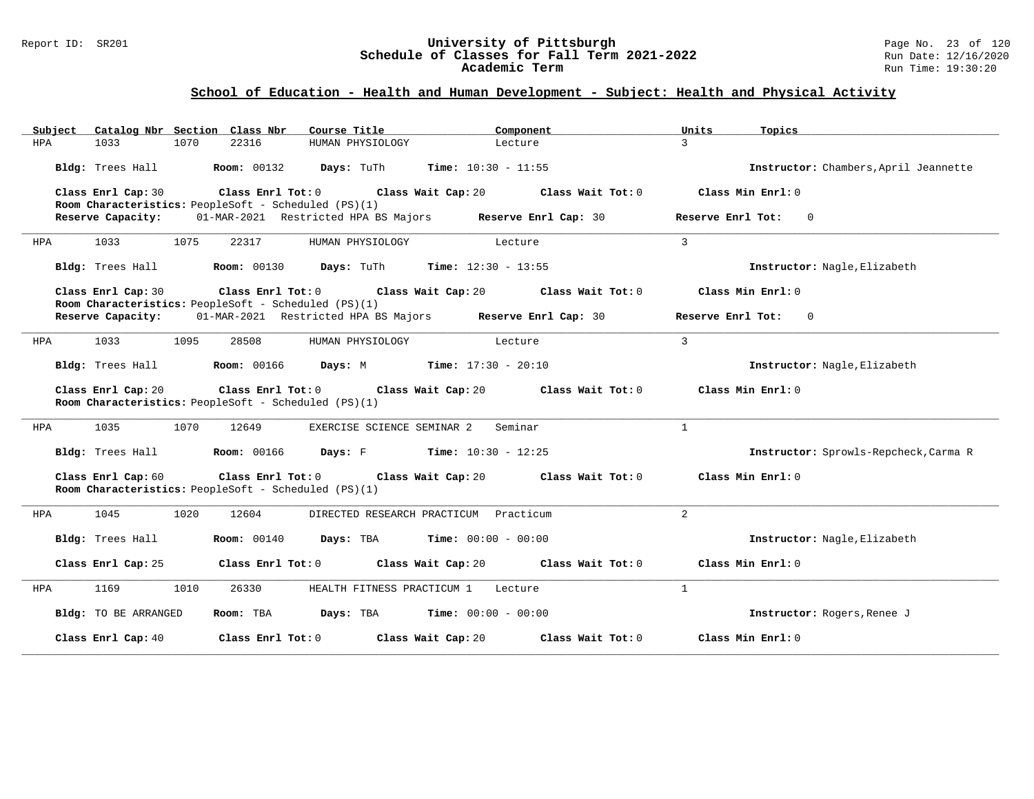## School of Education - Health and Human Development - Subject: Health and Physical Activity

| Subject | Catalog Nbr | Section | Class Nbr | Course Title | Component | Units | Topics |
|---|---|---|---|---|---|---|---|
| HPA | 1033 | 1070 | 22316 | HUMAN PHYSIOLOGY | Lecture | 3 | |

**Bldg:** Trees Hall **Room:** 00132 **Days:** TuTh **Time:** 10:30 - 11:55 **Instructor:** Chambers,April Jeannette

**Class Enrl Cap:** 30 **Class Enrl Tot:** 0 **Class Wait Cap:** 20 **Class Wait Tot:** 0 **Class Min Enrl:** 0

**Room Characteristics:** PeopleSoft - Scheduled (PS)(1)

**Reserve Capacity:** 01-MAR-2021 Restricted HPA BS Majors **Reserve Enrl Cap:** 30 **Reserve Enrl Tot:** 0

---

| Subject | Catalog Nbr | Section | Class Nbr | Course Title | Component | Units | Topics |
|---|---|---|---|---|---|---|---|
| HPA | 1033 | 1075 | 22317 | HUMAN PHYSIOLOGY | Lecture | 3 | |

**Bldg:** Trees Hall **Room:** 00130 **Days:** TuTh **Time:** 12:30 - 13:55 **Instructor:** Nagle,Elizabeth

**Class Enrl Cap:** 30 **Class Enrl Tot:** 0 **Class Wait Cap:** 20 **Class Wait Tot:** 0 **Class Min Enrl:** 0

**Room Characteristics:** PeopleSoft - Scheduled (PS)(1)

**Reserve Capacity:** 01-MAR-2021 Restricted HPA BS Majors **Reserve Enrl Cap:** 30 **Reserve Enrl Tot:** 0

---

| Subject | Catalog Nbr | Section | Class Nbr | Course Title | Component | Units | Topics |
|---|---|---|---|---|---|---|---|
| HPA | 1033 | 1095 | 28508 | HUMAN PHYSIOLOGY | Lecture | 3 | |

**Bldg:** Trees Hall **Room:** 00166 **Days:** M **Time:** 17:30 - 20:10 **Instructor:** Nagle,Elizabeth

**Class Enrl Cap:** 20 **Class Enrl Tot:** 0 **Class Wait Cap:** 20 **Class Wait Tot:** 0 **Class Min Enrl:** 0

**Room Characteristics:** PeopleSoft - Scheduled (PS)(1)

---

| Subject | Catalog Nbr | Section | Class Nbr | Course Title | Component | Units | Topics |
|---|---|---|---|---|---|---|---|
| HPA | 1035 | 1070 | 12649 | EXERCISE SCIENCE SEMINAR 2 | Seminar | 1 | |

**Bldg:** Trees Hall **Room:** 00166 **Days:** F **Time:** 10:30 - 12:25 **Instructor:** Sprowls-Repcheck,Carma R

**Class Enrl Cap:** 60 **Class Enrl Tot:** 0 **Class Wait Cap:** 20 **Class Wait Tot:** 0 **Class Min Enrl:** 0

**Room Characteristics:** PeopleSoft - Scheduled (PS)(1)

---

| Subject | Catalog Nbr | Section | Class Nbr | Course Title | Component | Units | Topics |
|---|---|---|---|---|---|---|---|
| HPA | 1045 | 1020 | 12604 | DIRECTED RESEARCH PRACTICUM | Practicum | 2 | |

**Bldg:** Trees Hall **Room:** 00140 **Days:** TBA **Time:** 00:00 - 00:00 **Instructor:** Nagle,Elizabeth

**Class Enrl Cap:** 25 **Class Enrl Tot:** 0 **Class Wait Cap:** 20 **Class Wait Tot:** 0 **Class Min Enrl:** 0

---

| Subject | Catalog Nbr | Section | Class Nbr | Course Title | Component | Units | Topics |
|---|---|---|---|---|---|---|---|
| HPA | 1169 | 1010 | 26330 | HEALTH FITNESS PRACTICUM 1 | Lecture | 1 | |

**Bldg:** TO BE ARRANGED **Room:** TBA **Days:** TBA **Time:** 00:00 - 00:00 **Instructor:** Rogers,Renee J

**Class Enrl Cap:** 40 **Class Enrl Tot:** 0 **Class Wait Cap:** 20 **Class Wait Tot:** 0 **Class Min Enrl:** 0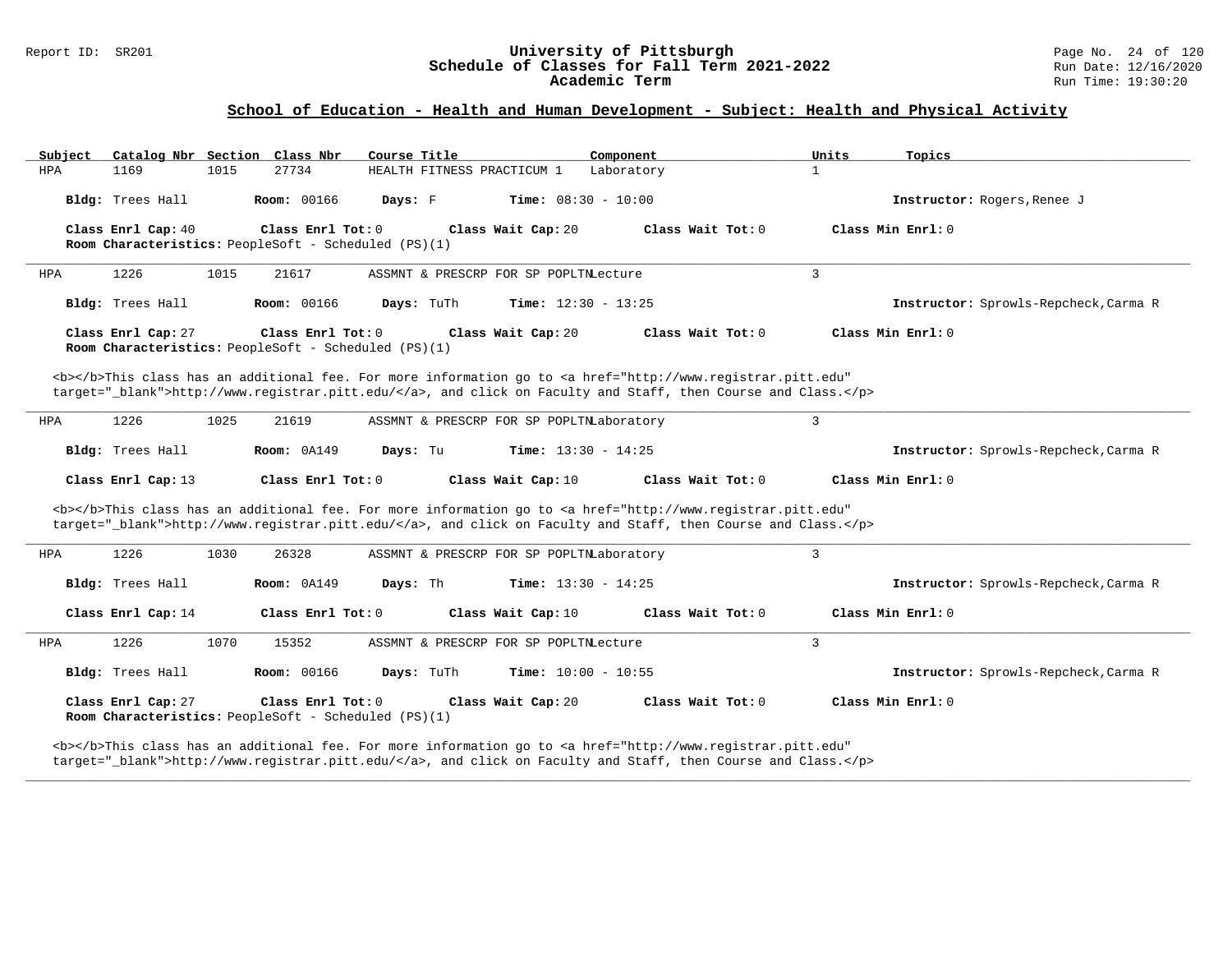## School of Education - Health and Human Development - Subject: Health and Physical Activity

| Subject | Catalog Nbr | Section | Class Nbr | Course Title | Component | Units | Topics |
|---|---|---|---|---|---|---|---|
| HPA | 1169 | 1015 | 27734 | HEALTH FITNESS PRACTICUM 1 | Laboratory | 1 | |

**Bldg:** Trees Hall **Room:** 00166 **Days:** F **Time:** 08:30 - 10:00 **Instructor:** Rogers,Renee J

**Class Enrl Cap:** 40 **Class Enrl Tot:** 0 **Class Wait Cap:** 20 **Class Wait Tot:** 0 **Class Min Enrl:** 0
**Room Characteristics:** PeopleSoft - Scheduled (PS)(1)

---

| Subject | Catalog Nbr | Section | Class Nbr | Course Title | Component | Units | Topics |
|---|---|---|---|---|---|---|---|
| HPA | 1226 | 1015 | 21617 | ASSMNT & PRESCRP FOR SP POPLTN | Lecture | 3 | |

**Bldg:** Trees Hall **Room:** 00166 **Days:** TuTh **Time:** 12:30 - 13:25 **Instructor:** Sprowls-Repcheck,Carma R

**Class Enrl Cap:** 27 **Class Enrl Tot:** 0 **Class Wait Cap:** 20 **Class Wait Tot:** 0 **Class Min Enrl:** 0
**Room Characteristics:** PeopleSoft - Scheduled (PS)(1)

<b></b>This class has an additional fee. For more information go to <a href="http://www.registrar.pitt.edu" target="_blank">http://www.registrar.pitt.edu/</a>, and click on Faculty and Staff, then Course and Class.</p>

---

| Subject | Catalog Nbr | Section | Class Nbr | Course Title | Component | Units | Topics |
|---|---|---|---|---|---|---|---|
| HPA | 1226 | 1025 | 21619 | ASSMNT & PRESCRP FOR SP POPLTN | Laboratory | 3 | |

**Bldg:** Trees Hall **Room:** 0A149 **Days:** Tu **Time:** 13:30 - 14:25 **Instructor:** Sprowls-Repcheck,Carma R

**Class Enrl Cap:** 13 **Class Enrl Tot:** 0 **Class Wait Cap:** 10 **Class Wait Tot:** 0 **Class Min Enrl:** 0

<b></b>This class has an additional fee. For more information go to <a href="http://www.registrar.pitt.edu" target="_blank">http://www.registrar.pitt.edu/</a>, and click on Faculty and Staff, then Course and Class.</p>

---

| Subject | Catalog Nbr | Section | Class Nbr | Course Title | Component | Units | Topics |
|---|---|---|---|---|---|---|---|
| HPA | 1226 | 1030 | 26328 | ASSMNT & PRESCRP FOR SP POPLTN | Laboratory | 3 | |

**Bldg:** Trees Hall **Room:** 0A149 **Days:** Th **Time:** 13:30 - 14:25 **Instructor:** Sprowls-Repcheck,Carma R

**Class Enrl Cap:** 14 **Class Enrl Tot:** 0 **Class Wait Cap:** 10 **Class Wait Tot:** 0 **Class Min Enrl:** 0

---

| Subject | Catalog Nbr | Section | Class Nbr | Course Title | Component | Units | Topics |
|---|---|---|---|---|---|---|---|
| HPA | 1226 | 1070 | 15352 | ASSMNT & PRESCRP FOR SP POPLTN | Lecture | 3 | |

**Bldg:** Trees Hall **Room:** 00166 **Days:** TuTh **Time:** 10:00 - 10:55 **Instructor:** Sprowls-Repcheck,Carma R

**Class Enrl Cap:** 27 **Class Enrl Tot:** 0 **Class Wait Cap:** 20 **Class Wait Tot:** 0 **Class Min Enrl:** 0
**Room Characteristics:** PeopleSoft - Scheduled (PS)(1)

<b></b>This class has an additional fee. For more information go to <a href="http://www.registrar.pitt.edu" target="_blank">http://www.registrar.pitt.edu/</a>, and click on Faculty and Staff, then Course and Class.</p>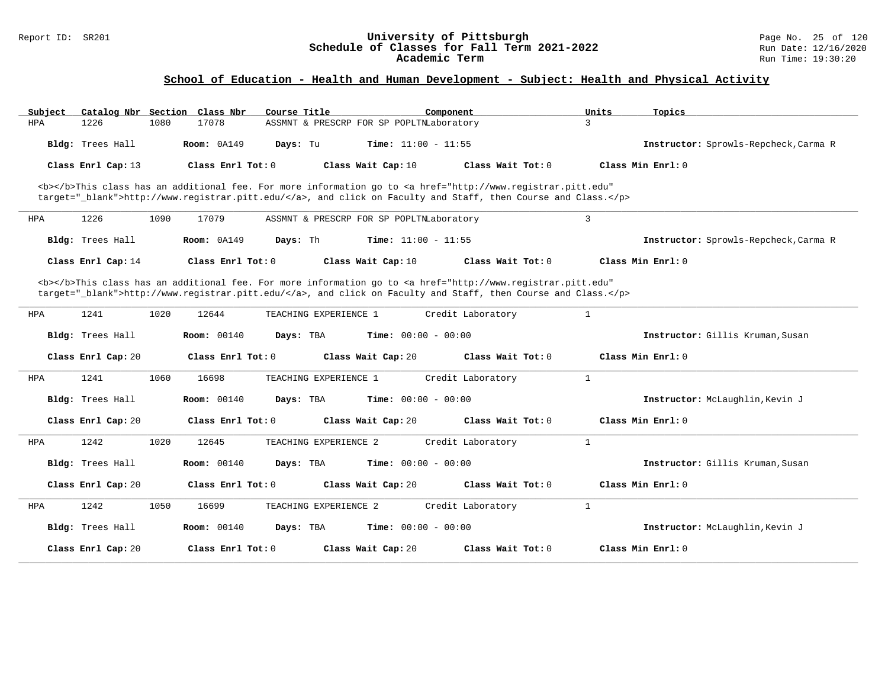## School of Education - Health and Human Development - Subject: Health and Physical Activity

| Subject | Catalog Nbr | Section | Class Nbr | Course Title | Component | Units | Topics |
|---|---|---|---|---|---|---|---|
| HPA | 1226 | 1080 | 17078 | ASSMNT & PRESCRP FOR SP POPLTN | Laboratory | 3 | |

**Bldg:** Trees Hall **Room:** 0A149 **Days:** Tu **Time:** 11:00 - 11:55 **Instructor:** Sprowls-Repcheck,Carma R

**Class Enrl Cap:** 13 **Class Enrl Tot:** 0 **Class Wait Cap:** 10 **Class Wait Tot:** 0 **Class Min Enrl:** 0

<b></b>This class has an additional fee. For more information go to <a href="http://www.registrar.pitt.edu" target="_blank">http://www.registrar.pitt.edu/</a>, and click on Faculty and Staff, then Course and Class.</p>

---

| Subject | Catalog Nbr | Section | Class Nbr | Course Title | Component | Units | Topics |
|---|---|---|---|---|---|---|---|
| HPA | 1226 | 1090 | 17079 | ASSMNT & PRESCRP FOR SP POPLTN | Laboratory | 3 | |

**Bldg:** Trees Hall **Room:** 0A149 **Days:** Th **Time:** 11:00 - 11:55 **Instructor:** Sprowls-Repcheck,Carma R

**Class Enrl Cap:** 14 **Class Enrl Tot:** 0 **Class Wait Cap:** 10 **Class Wait Tot:** 0 **Class Min Enrl:** 0

<b></b>This class has an additional fee. For more information go to <a href="http://www.registrar.pitt.edu" target="_blank">http://www.registrar.pitt.edu/</a>, and click on Faculty and Staff, then Course and Class.</p>

---

| Subject | Catalog Nbr | Section | Class Nbr | Course Title | Component | Units | Topics |
|---|---|---|---|---|---|---|---|
| HPA | 1241 | 1020 | 12644 | TEACHING EXPERIENCE 1 | Credit Laboratory | 1 | |

**Bldg:** Trees Hall **Room:** 00140 **Days:** TBA **Time:** 00:00 - 00:00 **Instructor:** Gillis Kruman,Susan

**Class Enrl Cap:** 20 **Class Enrl Tot:** 0 **Class Wait Cap:** 20 **Class Wait Tot:** 0 **Class Min Enrl:** 0

---

| Subject | Catalog Nbr | Section | Class Nbr | Course Title | Component | Units | Topics |
|---|---|---|---|---|---|---|---|
| HPA | 1241 | 1060 | 16698 | TEACHING EXPERIENCE 1 | Credit Laboratory | 1 | |

**Bldg:** Trees Hall **Room:** 00140 **Days:** TBA **Time:** 00:00 - 00:00 **Instructor:** McLaughlin,Kevin J

**Class Enrl Cap:** 20 **Class Enrl Tot:** 0 **Class Wait Cap:** 20 **Class Wait Tot:** 0 **Class Min Enrl:** 0

---

| Subject | Catalog Nbr | Section | Class Nbr | Course Title | Component | Units | Topics |
|---|---|---|---|---|---|---|---|
| HPA | 1242 | 1020 | 12645 | TEACHING EXPERIENCE 2 | Credit Laboratory | 1 | |

**Bldg:** Trees Hall **Room:** 00140 **Days:** TBA **Time:** 00:00 - 00:00 **Instructor:** Gillis Kruman,Susan

**Class Enrl Cap:** 20 **Class Enrl Tot:** 0 **Class Wait Cap:** 20 **Class Wait Tot:** 0 **Class Min Enrl:** 0

---

| Subject | Catalog Nbr | Section | Class Nbr | Course Title | Component | Units | Topics |
|---|---|---|---|---|---|---|---|
| HPA | 1242 | 1050 | 16699 | TEACHING EXPERIENCE 2 | Credit Laboratory | 1 | |

**Bldg:** Trees Hall **Room:** 00140 **Days:** TBA **Time:** 00:00 - 00:00 **Instructor:** McLaughlin,Kevin J

**Class Enrl Cap:** 20 **Class Enrl Tot:** 0 **Class Wait Cap:** 20 **Class Wait Tot:** 0 **Class Min Enrl:** 0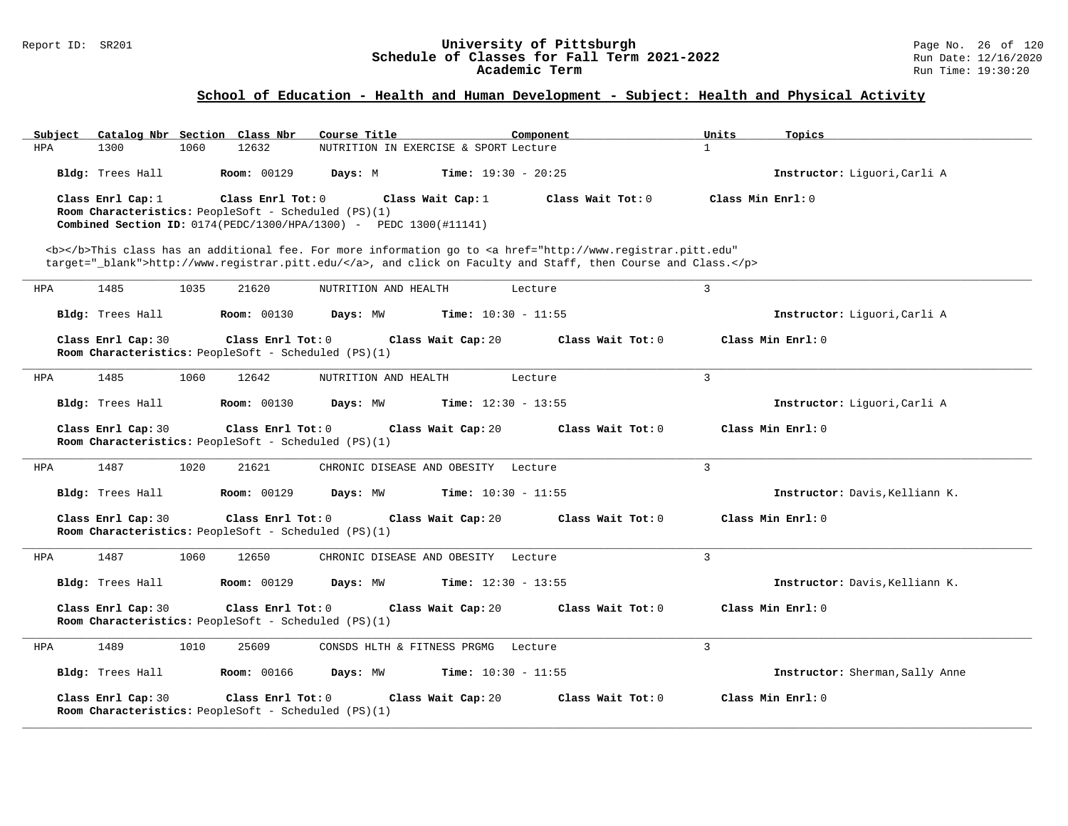## School of Education - Health and Human Development - Subject: Health and Physical Activity

| Subject | Catalog Nbr | Section | Class Nbr | Course Title | Component | Units | Topics |
|---|---|---|---|---|---|---|---|
| HPA | 1300 | 1060 | 12632 | NUTRITION IN EXERCISE & SPORT | Lecture | 1 | |

**Bldg:** Trees Hall **Room:** 00129 **Days:** M **Time:** 19:30 - 20:25 **Instructor:** Liguori,Carli A

**Class Enrl Cap:** 1 **Class Enrl Tot:** 0 **Class Wait Cap:** 1 **Class Wait Tot:** 0 **Class Min Enrl:** 0

**Room Characteristics:** PeopleSoft - Scheduled (PS)(1)

**Combined Section ID:** 0174(PEDC/1300/HPA/1300) - PEDC 1300(#11141)

<b></b>This class has an additional fee. For more information go to <a href="http://www.registrar.pitt.edu" target="_blank">http://www.registrar.pitt.edu/</a>, and click on Faculty and Staff, then Course and Class.</p>

---

| Subject | Catalog Nbr | Section | Class Nbr | Course Title | Component | Units | Topics |
|---|---|---|---|---|---|---|---|
| HPA | 1485 | 1035 | 21620 | NUTRITION AND HEALTH | Lecture | 3 | |

**Bldg:** Trees Hall **Room:** 00130 **Days:** MW **Time:** 10:30 - 11:55 **Instructor:** Liguori,Carli A

**Class Enrl Cap:** 30 **Class Enrl Tot:** 0 **Class Wait Cap:** 20 **Class Wait Tot:** 0 **Class Min Enrl:** 0

**Room Characteristics:** PeopleSoft - Scheduled (PS)(1)

---

| Subject | Catalog Nbr | Section | Class Nbr | Course Title | Component | Units | Topics |
|---|---|---|---|---|---|---|---|
| HPA | 1485 | 1060 | 12642 | NUTRITION AND HEALTH | Lecture | 3 | |

**Bldg:** Trees Hall **Room:** 00130 **Days:** MW **Time:** 12:30 - 13:55 **Instructor:** Liguori,Carli A

**Class Enrl Cap:** 30 **Class Enrl Tot:** 0 **Class Wait Cap:** 20 **Class Wait Tot:** 0 **Class Min Enrl:** 0

**Room Characteristics:** PeopleSoft - Scheduled (PS)(1)

---

| Subject | Catalog Nbr | Section | Class Nbr | Course Title | Component | Units | Topics |
|---|---|---|---|---|---|---|---|
| HPA | 1487 | 1020 | 21621 | CHRONIC DISEASE AND OBESITY | Lecture | 3 | |

**Bldg:** Trees Hall **Room:** 00129 **Days:** MW **Time:** 10:30 - 11:55 **Instructor:** Davis,Kelliann K.

**Class Enrl Cap:** 30 **Class Enrl Tot:** 0 **Class Wait Cap:** 20 **Class Wait Tot:** 0 **Class Min Enrl:** 0

**Room Characteristics:** PeopleSoft - Scheduled (PS)(1)

---

| Subject | Catalog Nbr | Section | Class Nbr | Course Title | Component | Units | Topics |
|---|---|---|---|---|---|---|---|
| HPA | 1487 | 1060 | 12650 | CHRONIC DISEASE AND OBESITY | Lecture | 3 | |

**Bldg:** Trees Hall **Room:** 00129 **Days:** MW **Time:** 12:30 - 13:55 **Instructor:** Davis,Kelliann K.

**Class Enrl Cap:** 30 **Class Enrl Tot:** 0 **Class Wait Cap:** 20 **Class Wait Tot:** 0 **Class Min Enrl:** 0

**Room Characteristics:** PeopleSoft - Scheduled (PS)(1)

---

| Subject | Catalog Nbr | Section | Class Nbr | Course Title | Component | Units | Topics |
|---|---|---|---|---|---|---|---|
| HPA | 1489 | 1010 | 25609 | CONSDS HLTH & FITNESS PRGMG | Lecture | 3 | |

**Bldg:** Trees Hall **Room:** 00166 **Days:** MW **Time:** 10:30 - 11:55 **Instructor:** Sherman,Sally Anne

**Class Enrl Cap:** 30 **Class Enrl Tot:** 0 **Class Wait Cap:** 20 **Class Wait Tot:** 0 **Class Min Enrl:** 0

**Room Characteristics:** PeopleSoft - Scheduled (PS)(1)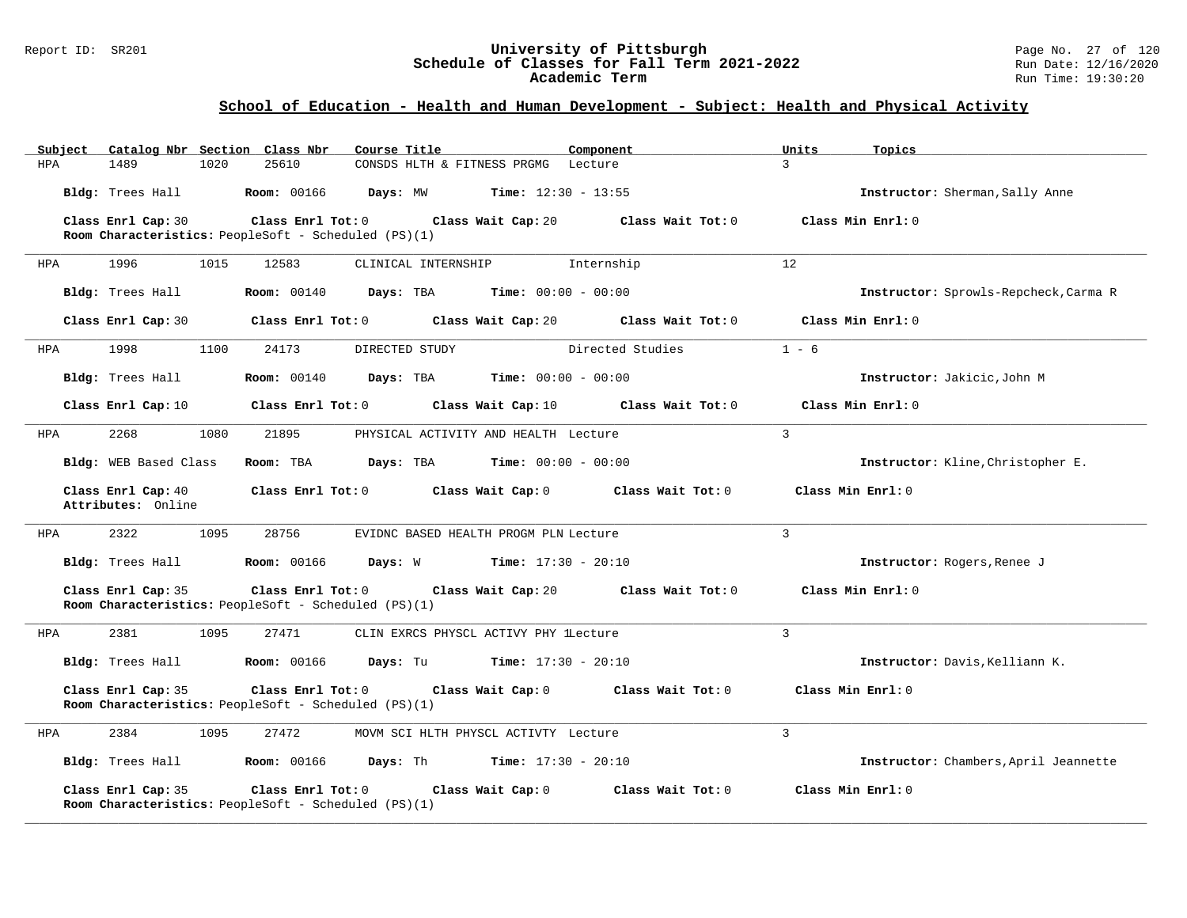## School of Education - Health and Human Development - Subject: Health and Physical Activity

| Subject | Catalog Nbr | Section | Class Nbr | Course Title | Component | Units | Topics |
|---|---|---|---|---|---|---|---|
| HPA | 1489 | 1020 | 25610 | CONSDS HLTH & FITNESS PRGMG | Lecture | 3 | |

**Bldg:** Trees Hall **Room:** 00166 **Days:** MW **Time:** 12:30 - 13:55 **Instructor:** Sherman,Sally Anne

**Class Enrl Cap:** 30 **Class Enrl Tot:** 0 **Class Wait Cap:** 20 **Class Wait Tot:** 0 **Class Min Enrl:** 0
**Room Characteristics:** PeopleSoft - Scheduled (PS)(1)

---

| Subject | Catalog Nbr | Section | Class Nbr | Course Title | Component | Units | Topics |
|---|---|---|---|---|---|---|---|
| HPA | 1996 | 1015 | 12583 | CLINICAL INTERNSHIP | Internship | 12 | |

**Bldg:** Trees Hall **Room:** 00140 **Days:** TBA **Time:** 00:00 - 00:00 **Instructor:** Sprowls-Repcheck,Carma R

**Class Enrl Cap:** 30 **Class Enrl Tot:** 0 **Class Wait Cap:** 20 **Class Wait Tot:** 0 **Class Min Enrl:** 0

---

| Subject | Catalog Nbr | Section | Class Nbr | Course Title | Component | Units | Topics |
|---|---|---|---|---|---|---|---|
| HPA | 1998 | 1100 | 24173 | DIRECTED STUDY | Directed Studies | 1 - 6 | |

**Bldg:** Trees Hall **Room:** 00140 **Days:** TBA **Time:** 00:00 - 00:00 **Instructor:** Jakicic,John M

**Class Enrl Cap:** 10 **Class Enrl Tot:** 0 **Class Wait Cap:** 10 **Class Wait Tot:** 0 **Class Min Enrl:** 0

---

| Subject | Catalog Nbr | Section | Class Nbr | Course Title | Component | Units | Topics |
|---|---|---|---|---|---|---|---|
| HPA | 2268 | 1080 | 21895 | PHYSICAL ACTIVITY AND HEALTH | Lecture | 3 | |

**Bldg:** WEB Based Class **Room:** TBA **Days:** TBA **Time:** 00:00 - 00:00 **Instructor:** Kline,Christopher E.

**Class Enrl Cap:** 40 **Class Enrl Tot:** 0 **Class Wait Cap:** 0 **Class Wait Tot:** 0 **Class Min Enrl:** 0
**Attributes:** Online

---

| Subject | Catalog Nbr | Section | Class Nbr | Course Title | Component | Units | Topics |
|---|---|---|---|---|---|---|---|
| HPA | 2322 | 1095 | 28756 | EVIDNC BASED HEALTH PROGM PLN | Lecture | 3 | |

**Bldg:** Trees Hall **Room:** 00166 **Days:** W **Time:** 17:30 - 20:10 **Instructor:** Rogers,Renee J

**Class Enrl Cap:** 35 **Class Enrl Tot:** 0 **Class Wait Cap:** 20 **Class Wait Tot:** 0 **Class Min Enrl:** 0
**Room Characteristics:** PeopleSoft - Scheduled (PS)(1)

---

| Subject | Catalog Nbr | Section | Class Nbr | Course Title | Component | Units | Topics |
|---|---|---|---|---|---|---|---|
| HPA | 2381 | 1095 | 27471 | CLIN EXRCS PHYSCL ACTIVY PHY 1 | Lecture | 3 | |

**Bldg:** Trees Hall **Room:** 00166 **Days:** Tu **Time:** 17:30 - 20:10 **Instructor:** Davis,Kelliann K.

**Class Enrl Cap:** 35 **Class Enrl Tot:** 0 **Class Wait Cap:** 0 **Class Wait Tot:** 0 **Class Min Enrl:** 0
**Room Characteristics:** PeopleSoft - Scheduled (PS)(1)

---

| Subject | Catalog Nbr | Section | Class Nbr | Course Title | Component | Units | Topics |
|---|---|---|---|---|---|---|---|
| HPA | 2384 | 1095 | 27472 | MOVM SCI HLTH PHYSCL ACTIVTY | Lecture | 3 | |

**Bldg:** Trees Hall **Room:** 00166 **Days:** Th **Time:** 17:30 - 20:10 **Instructor:** Chambers,April Jeannette

**Class Enrl Cap:** 35 **Class Enrl Tot:** 0 **Class Wait Cap:** 0 **Class Wait Tot:** 0 **Class Min Enrl:** 0
**Room Characteristics:** PeopleSoft - Scheduled (PS)(1)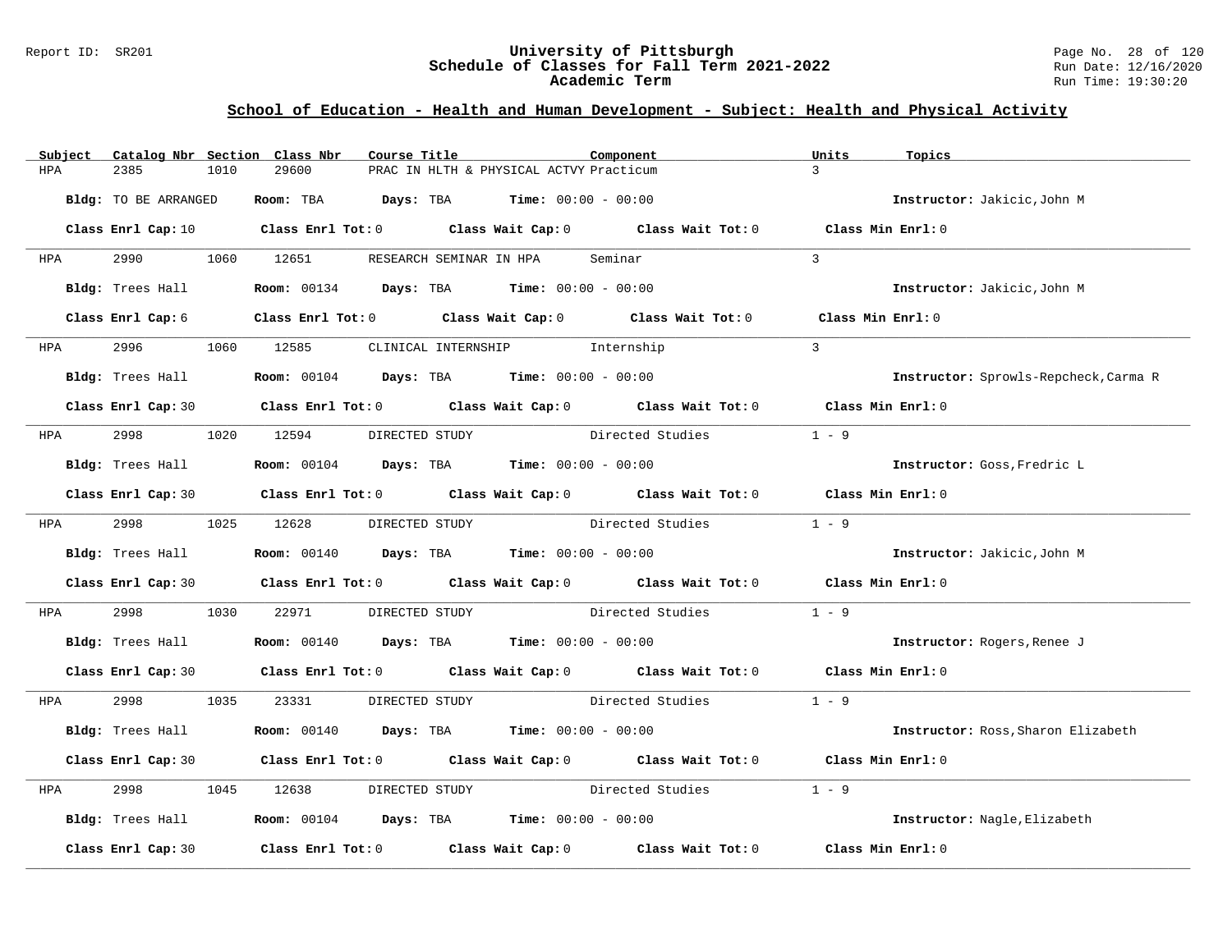# University of Pittsburgh
## Schedule of Classes for Fall Term 2021-2022
### Academic Term

Report ID: SR201

Run Date: 12/16/2020
Run Time: 19:30:20

## School of Education - Health and Human Development - Subject: Health and Physical Activity

| Subject | Catalog Nbr | Section | Class Nbr | Course Title | Component | Units | Topics |
|---|---|---|---|---|---|---|---|
| HPA | 2385 | 1010 | 29600 | PRAC IN HLTH & PHYSICAL ACTVY | Practicum | 3 | |

**Bldg:** TO BE ARRANGED **Room:** TBA **Days:** TBA **Time:** 00:00 - 00:00 **Instructor:** Jakicic,John M

**Class Enrl Cap:** 10 **Class Enrl Tot:** 0 **Class Wait Cap:** 0 **Class Wait Tot:** 0 **Class Min Enrl:** 0

| Subject | Catalog Nbr | Section | Class Nbr | Course Title | Component | Units | Topics |
|---|---|---|---|---|---|---|---|
| HPA | 2990 | 1060 | 12651 | RESEARCH SEMINAR IN HPA | Seminar | 3 | |

**Bldg:** Trees Hall **Room:** 00134 **Days:** TBA **Time:** 00:00 - 00:00 **Instructor:** Jakicic,John M

**Class Enrl Cap:** 6 **Class Enrl Tot:** 0 **Class Wait Cap:** 0 **Class Wait Tot:** 0 **Class Min Enrl:** 0

| Subject | Catalog Nbr | Section | Class Nbr | Course Title | Component | Units | Topics |
|---|---|---|---|---|---|---|---|
| HPA | 2996 | 1060 | 12585 | CLINICAL INTERNSHIP | Internship | 3 | |

**Bldg:** Trees Hall **Room:** 00104 **Days:** TBA **Time:** 00:00 - 00:00 **Instructor:** Sprowls-Repcheck,Carma R

**Class Enrl Cap:** 30 **Class Enrl Tot:** 0 **Class Wait Cap:** 0 **Class Wait Tot:** 0 **Class Min Enrl:** 0

| Subject | Catalog Nbr | Section | Class Nbr | Course Title | Component | Units | Topics |
|---|---|---|---|---|---|---|---|
| HPA | 2998 | 1020 | 12594 | DIRECTED STUDY | Directed Studies | 1 - 9 | |

**Bldg:** Trees Hall **Room:** 00104 **Days:** TBA **Time:** 00:00 - 00:00 **Instructor:** Goss,Fredric L

**Class Enrl Cap:** 30 **Class Enrl Tot:** 0 **Class Wait Cap:** 0 **Class Wait Tot:** 0 **Class Min Enrl:** 0

| Subject | Catalog Nbr | Section | Class Nbr | Course Title | Component | Units | Topics |
|---|---|---|---|---|---|---|---|
| HPA | 2998 | 1025 | 12628 | DIRECTED STUDY | Directed Studies | 1 - 9 | |

**Bldg:** Trees Hall **Room:** 00140 **Days:** TBA **Time:** 00:00 - 00:00 **Instructor:** Jakicic,John M

**Class Enrl Cap:** 30 **Class Enrl Tot:** 0 **Class Wait Cap:** 0 **Class Wait Tot:** 0 **Class Min Enrl:** 0

| Subject | Catalog Nbr | Section | Class Nbr | Course Title | Component | Units | Topics |
|---|---|---|---|---|---|---|---|
| HPA | 2998 | 1030 | 22971 | DIRECTED STUDY | Directed Studies | 1 - 9 | |

**Bldg:** Trees Hall **Room:** 00140 **Days:** TBA **Time:** 00:00 - 00:00 **Instructor:** Rogers,Renee J

**Class Enrl Cap:** 30 **Class Enrl Tot:** 0 **Class Wait Cap:** 0 **Class Wait Tot:** 0 **Class Min Enrl:** 0

| Subject | Catalog Nbr | Section | Class Nbr | Course Title | Component | Units | Topics |
|---|---|---|---|---|---|---|---|
| HPA | 2998 | 1035 | 23331 | DIRECTED STUDY | Directed Studies | 1 - 9 | |

**Bldg:** Trees Hall **Room:** 00140 **Days:** TBA **Time:** 00:00 - 00:00 **Instructor:** Ross,Sharon Elizabeth

**Class Enrl Cap:** 30 **Class Enrl Tot:** 0 **Class Wait Cap:** 0 **Class Wait Tot:** 0 **Class Min Enrl:** 0

| Subject | Catalog Nbr | Section | Class Nbr | Course Title | Component | Units | Topics |
|---|---|---|---|---|---|---|---|
| HPA | 2998 | 1045 | 12638 | DIRECTED STUDY | Directed Studies | 1 - 9 | |

**Bldg:** Trees Hall **Room:** 00104 **Days:** TBA **Time:** 00:00 - 00:00 **Instructor:** Nagle,Elizabeth

**Class Enrl Cap:** 30 **Class Enrl Tot:** 0 **Class Wait Cap:** 0 **Class Wait Tot:** 0 **Class Min Enrl:** 0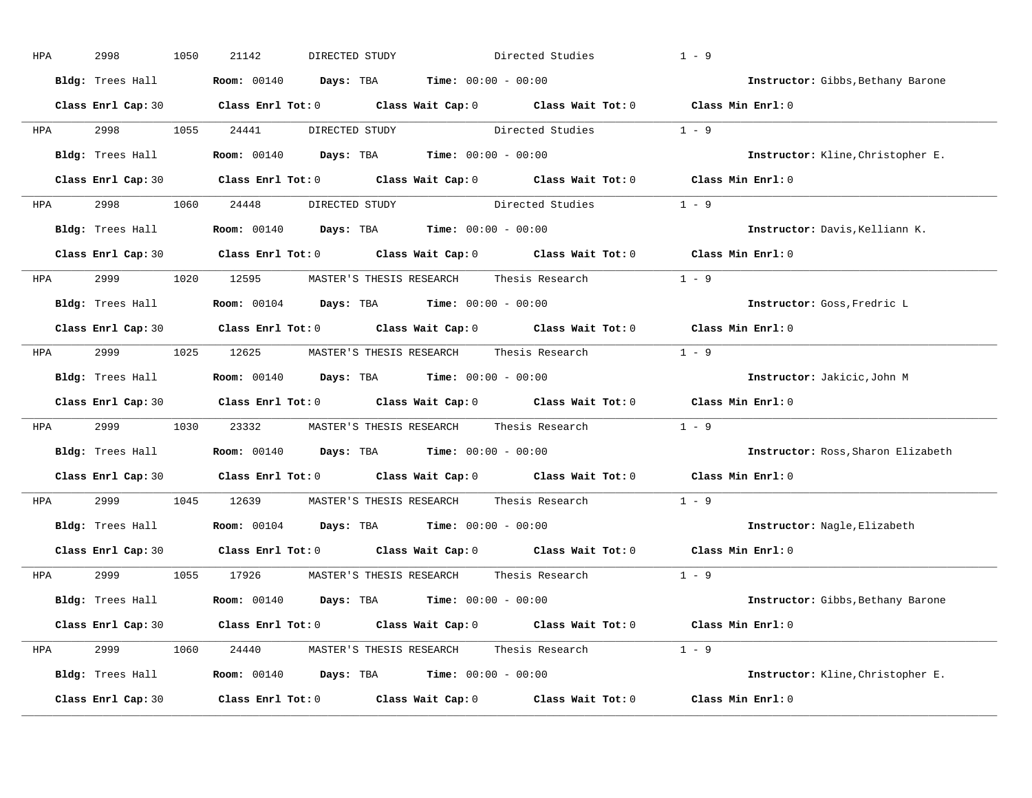HPA 2998 1050 21142 DIRECTED STUDY Directed Studies 1 - 9

**Bldg:** Trees Hall **Room:** 00140 **Days:** TBA **Time:** 00:00 - 00:00 **Instructor:** Gibbs,Bethany Barone

**Class Enrl Cap:** 30 **Class Enrl Tot:** 0 **Class Wait Cap:** 0 **Class Wait Tot:** 0 **Class Min Enrl:** 0

---

HPA 2998 1055 24441 DIRECTED STUDY Directed Studies 1 - 9

**Bldg:** Trees Hall **Room:** 00140 **Days:** TBA **Time:** 00:00 - 00:00 **Instructor:** Kline,Christopher E.

**Class Enrl Cap:** 30 **Class Enrl Tot:** 0 **Class Wait Cap:** 0 **Class Wait Tot:** 0 **Class Min Enrl:** 0

---

HPA 2998 1060 24448 DIRECTED STUDY Directed Studies 1 - 9

**Bldg:** Trees Hall **Room:** 00140 **Days:** TBA **Time:** 00:00 - 00:00 **Instructor:** Davis,Kelliann K.

**Class Enrl Cap:** 30 **Class Enrl Tot:** 0 **Class Wait Cap:** 0 **Class Wait Tot:** 0 **Class Min Enrl:** 0

---

HPA 2999 1020 12595 MASTER'S THESIS RESEARCH Thesis Research 1 - 9

**Bldg:** Trees Hall **Room:** 00104 **Days:** TBA **Time:** 00:00 - 00:00 **Instructor:** Goss,Fredric L

**Class Enrl Cap:** 30 **Class Enrl Tot:** 0 **Class Wait Cap:** 0 **Class Wait Tot:** 0 **Class Min Enrl:** 0

---

HPA 2999 1025 12625 MASTER'S THESIS RESEARCH Thesis Research 1 - 9

**Bldg:** Trees Hall **Room:** 00140 **Days:** TBA **Time:** 00:00 - 00:00 **Instructor:** Jakicic,John M

**Class Enrl Cap:** 30 **Class Enrl Tot:** 0 **Class Wait Cap:** 0 **Class Wait Tot:** 0 **Class Min Enrl:** 0

---

HPA 2999 1030 23332 MASTER'S THESIS RESEARCH Thesis Research 1 - 9

**Bldg:** Trees Hall **Room:** 00140 **Days:** TBA **Time:** 00:00 - 00:00 **Instructor:** Ross,Sharon Elizabeth

**Class Enrl Cap:** 30 **Class Enrl Tot:** 0 **Class Wait Cap:** 0 **Class Wait Tot:** 0 **Class Min Enrl:** 0

---

HPA 2999 1045 12639 MASTER'S THESIS RESEARCH Thesis Research 1 - 9

**Bldg:** Trees Hall **Room:** 00104 **Days:** TBA **Time:** 00:00 - 00:00 **Instructor:** Nagle,Elizabeth

**Class Enrl Cap:** 30 **Class Enrl Tot:** 0 **Class Wait Cap:** 0 **Class Wait Tot:** 0 **Class Min Enrl:** 0

---

HPA 2999 1055 17926 MASTER'S THESIS RESEARCH Thesis Research 1 - 9

**Bldg:** Trees Hall **Room:** 00140 **Days:** TBA **Time:** 00:00 - 00:00 **Instructor:** Gibbs,Bethany Barone

**Class Enrl Cap:** 30 **Class Enrl Tot:** 0 **Class Wait Cap:** 0 **Class Wait Tot:** 0 **Class Min Enrl:** 0

---

HPA 2999 1060 24440 MASTER'S THESIS RESEARCH Thesis Research 1 - 9

**Bldg:** Trees Hall **Room:** 00140 **Days:** TBA **Time:** 00:00 - 00:00 **Instructor:** Kline,Christopher E.

**Class Enrl Cap:** 30 **Class Enrl Tot:** 0 **Class Wait Cap:** 0 **Class Wait Tot:** 0 **Class Min Enrl:** 0

---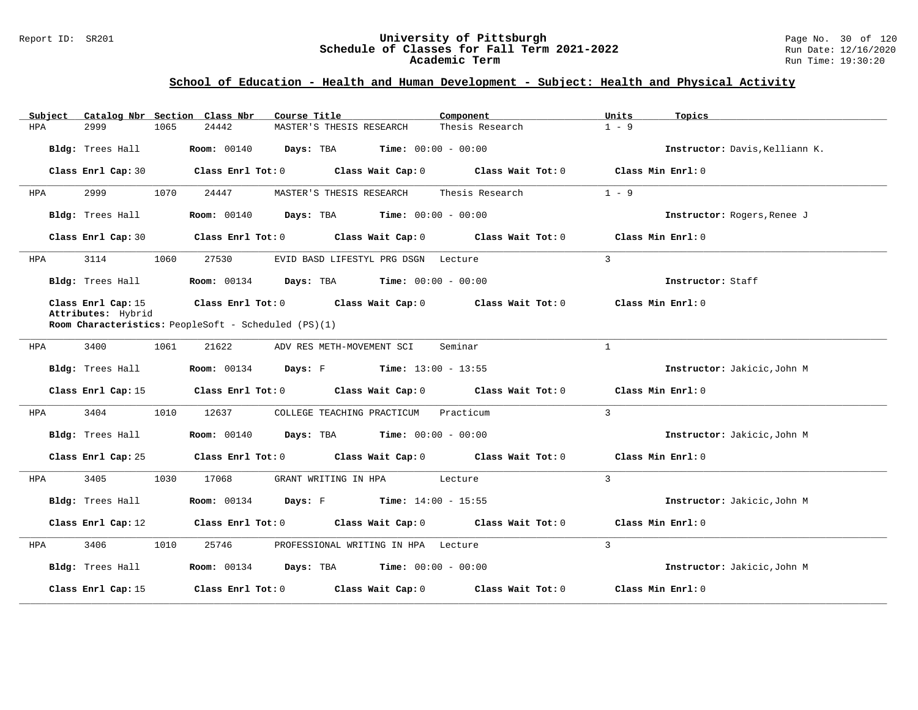## School of Education - Health and Human Development - Subject: Health and Physical Activity

| Subject | Catalog Nbr | Section | Class Nbr | Course Title | Component | Units | Topics |
|---|---|---|---|---|---|---|---|
| HPA | 2999 | 1065 | 24442 | MASTER'S THESIS RESEARCH | Thesis Research | 1 - 9 | |

**Bldg:** Trees Hall **Room:** 00140 **Days:** TBA **Time:** 00:00 - 00:00 **Instructor:** Davis,Kelliann K.

**Class Enrl Cap:** 30 **Class Enrl Tot:** 0 **Class Wait Cap:** 0 **Class Wait Tot:** 0 **Class Min Enrl:** 0

---

| Subject | Catalog Nbr | Section | Class Nbr | Course Title | Component | Units | Topics |
|---|---|---|---|---|---|---|---|
| HPA | 2999 | 1070 | 24447 | MASTER'S THESIS RESEARCH | Thesis Research | 1 - 9 | |

**Bldg:** Trees Hall **Room:** 00140 **Days:** TBA **Time:** 00:00 - 00:00 **Instructor:** Rogers,Renee J

**Class Enrl Cap:** 30 **Class Enrl Tot:** 0 **Class Wait Cap:** 0 **Class Wait Tot:** 0 **Class Min Enrl:** 0

---

| Subject | Catalog Nbr | Section | Class Nbr | Course Title | Component | Units | Topics |
|---|---|---|---|---|---|---|---|
| HPA | 3114 | 1060 | 27530 | EVID BASD LIFESTYL PRG DSGN | Lecture | 3 | |

**Bldg:** Trees Hall **Room:** 00134 **Days:** TBA **Time:** 00:00 - 00:00 **Instructor:** Staff

**Class Enrl Cap:** 15 **Class Enrl Tot:** 0 **Class Wait Cap:** 0 **Class Wait Tot:** 0 **Class Min Enrl:** 0

**Attributes:** Hybrid

**Room Characteristics:** PeopleSoft - Scheduled (PS)(1)

---

| Subject | Catalog Nbr | Section | Class Nbr | Course Title | Component | Units | Topics |
|---|---|---|---|---|---|---|---|
| HPA | 3400 | 1061 | 21622 | ADV RES METH-MOVEMENT SCI | Seminar | 1 | |

**Bldg:** Trees Hall **Room:** 00134 **Days:** F **Time:** 13:00 - 13:55 **Instructor:** Jakicic,John M

**Class Enrl Cap:** 15 **Class Enrl Tot:** 0 **Class Wait Cap:** 0 **Class Wait Tot:** 0 **Class Min Enrl:** 0

---

| Subject | Catalog Nbr | Section | Class Nbr | Course Title | Component | Units | Topics |
|---|---|---|---|---|---|---|---|
| HPA | 3404 | 1010 | 12637 | COLLEGE TEACHING PRACTICUM | Practicum | 3 | |

**Bldg:** Trees Hall **Room:** 00140 **Days:** TBA **Time:** 00:00 - 00:00 **Instructor:** Jakicic,John M

**Class Enrl Cap:** 25 **Class Enrl Tot:** 0 **Class Wait Cap:** 0 **Class Wait Tot:** 0 **Class Min Enrl:** 0

---

| Subject | Catalog Nbr | Section | Class Nbr | Course Title | Component | Units | Topics |
|---|---|---|---|---|---|---|---|
| HPA | 3405 | 1030 | 17068 | GRANT WRITING IN HPA | Lecture | 3 | |

**Bldg:** Trees Hall **Room:** 00134 **Days:** F **Time:** 14:00 - 15:55 **Instructor:** Jakicic,John M

**Class Enrl Cap:** 12 **Class Enrl Tot:** 0 **Class Wait Cap:** 0 **Class Wait Tot:** 0 **Class Min Enrl:** 0

---

| Subject | Catalog Nbr | Section | Class Nbr | Course Title | Component | Units | Topics |
|---|---|---|---|---|---|---|---|
| HPA | 3406 | 1010 | 25746 | PROFESSIONAL WRITING IN HPA | Lecture | 3 | |

**Bldg:** Trees Hall **Room:** 00134 **Days:** TBA **Time:** 00:00 - 00:00 **Instructor:** Jakicic,John M

**Class Enrl Cap:** 15 **Class Enrl Tot:** 0 **Class Wait Cap:** 0 **Class Wait Tot:** 0 **Class Min Enrl:** 0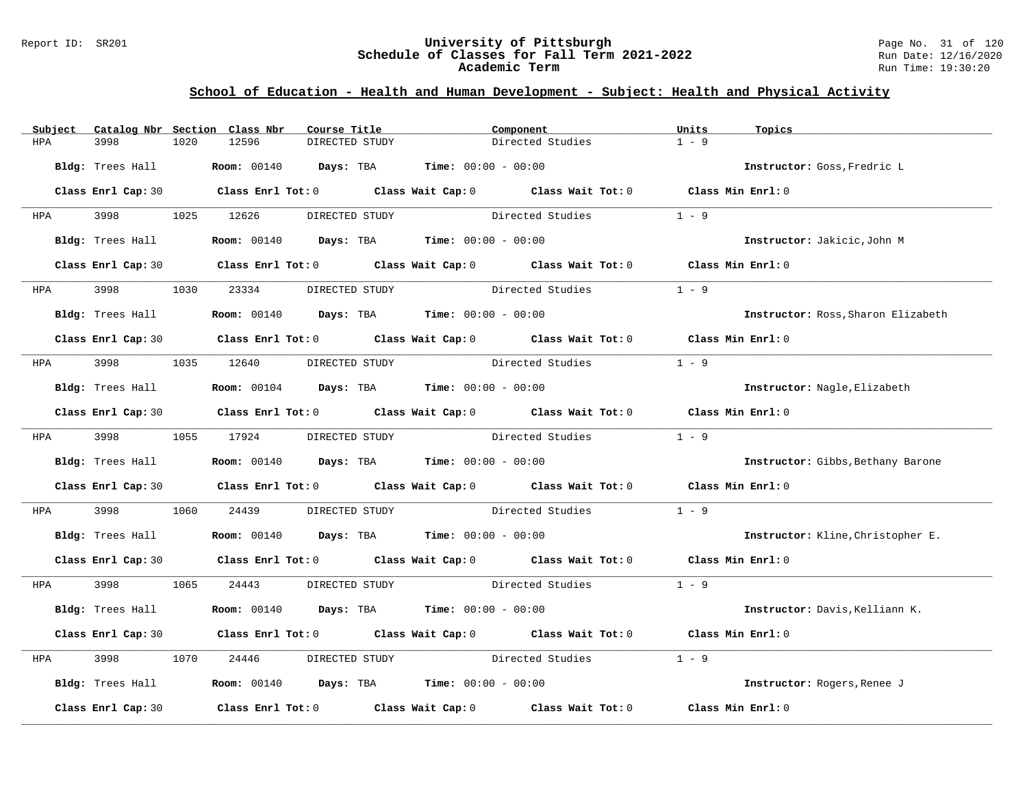## School of Education - Health and Human Development - Subject: Health and Physical Activity

| Subject | Catalog Nbr | Section | Class Nbr | Course Title | Component | Units | Topics |
|---|---|---|---|---|---|---|---|
| HPA | 3998 | 1020 | 12596 | DIRECTED STUDY | Directed Studies | 1 - 9 | |

**Bldg:** Trees Hall **Room:** 00140 **Days:** TBA **Time:** 00:00 - 00:00 **Instructor:** Goss,Fredric L

**Class Enrl Cap:** 30 **Class Enrl Tot:** 0 **Class Wait Cap:** 0 **Class Wait Tot:** 0 **Class Min Enrl:** 0

---

| Subject | Catalog Nbr | Section | Class Nbr | Course Title | Component | Units | Topics |
|---|---|---|---|---|---|---|---|
| HPA | 3998 | 1025 | 12626 | DIRECTED STUDY | Directed Studies | 1 - 9 | |

**Bldg:** Trees Hall **Room:** 00140 **Days:** TBA **Time:** 00:00 - 00:00 **Instructor:** Jakicic,John M

**Class Enrl Cap:** 30 **Class Enrl Tot:** 0 **Class Wait Cap:** 0 **Class Wait Tot:** 0 **Class Min Enrl:** 0

---

| Subject | Catalog Nbr | Section | Class Nbr | Course Title | Component | Units | Topics |
|---|---|---|---|---|---|---|---|
| HPA | 3998 | 1030 | 23334 | DIRECTED STUDY | Directed Studies | 1 - 9 | |

**Bldg:** Trees Hall **Room:** 00140 **Days:** TBA **Time:** 00:00 - 00:00 **Instructor:** Ross,Sharon Elizabeth

**Class Enrl Cap:** 30 **Class Enrl Tot:** 0 **Class Wait Cap:** 0 **Class Wait Tot:** 0 **Class Min Enrl:** 0

---

| Subject | Catalog Nbr | Section | Class Nbr | Course Title | Component | Units | Topics |
|---|---|---|---|---|---|---|---|
| HPA | 3998 | 1035 | 12640 | DIRECTED STUDY | Directed Studies | 1 - 9 | |

**Bldg:** Trees Hall **Room:** 00104 **Days:** TBA **Time:** 00:00 - 00:00 **Instructor:** Nagle,Elizabeth

**Class Enrl Cap:** 30 **Class Enrl Tot:** 0 **Class Wait Cap:** 0 **Class Wait Tot:** 0 **Class Min Enrl:** 0

---

| Subject | Catalog Nbr | Section | Class Nbr | Course Title | Component | Units | Topics |
|---|---|---|---|---|---|---|---|
| HPA | 3998 | 1055 | 17924 | DIRECTED STUDY | Directed Studies | 1 - 9 | |

**Bldg:** Trees Hall **Room:** 00140 **Days:** TBA **Time:** 00:00 - 00:00 **Instructor:** Gibbs,Bethany Barone

**Class Enrl Cap:** 30 **Class Enrl Tot:** 0 **Class Wait Cap:** 0 **Class Wait Tot:** 0 **Class Min Enrl:** 0

---

| Subject | Catalog Nbr | Section | Class Nbr | Course Title | Component | Units | Topics |
|---|---|---|---|---|---|---|---|
| HPA | 3998 | 1060 | 24439 | DIRECTED STUDY | Directed Studies | 1 - 9 | |

**Bldg:** Trees Hall **Room:** 00140 **Days:** TBA **Time:** 00:00 - 00:00 **Instructor:** Kline,Christopher E.

**Class Enrl Cap:** 30 **Class Enrl Tot:** 0 **Class Wait Cap:** 0 **Class Wait Tot:** 0 **Class Min Enrl:** 0

---

| Subject | Catalog Nbr | Section | Class Nbr | Course Title | Component | Units | Topics |
|---|---|---|---|---|---|---|---|
| HPA | 3998 | 1065 | 24443 | DIRECTED STUDY | Directed Studies | 1 - 9 | |

**Bldg:** Trees Hall **Room:** 00140 **Days:** TBA **Time:** 00:00 - 00:00 **Instructor:** Davis,Kelliann K.

**Class Enrl Cap:** 30 **Class Enrl Tot:** 0 **Class Wait Cap:** 0 **Class Wait Tot:** 0 **Class Min Enrl:** 0

---

| Subject | Catalog Nbr | Section | Class Nbr | Course Title | Component | Units | Topics |
|---|---|---|---|---|---|---|---|
| HPA | 3998 | 1070 | 24446 | DIRECTED STUDY | Directed Studies | 1 - 9 | |

**Bldg:** Trees Hall **Room:** 00140 **Days:** TBA **Time:** 00:00 - 00:00 **Instructor:** Rogers,Renee J

**Class Enrl Cap:** 30 **Class Enrl Tot:** 0 **Class Wait Cap:** 0 **Class Wait Tot:** 0 **Class Min Enrl:** 0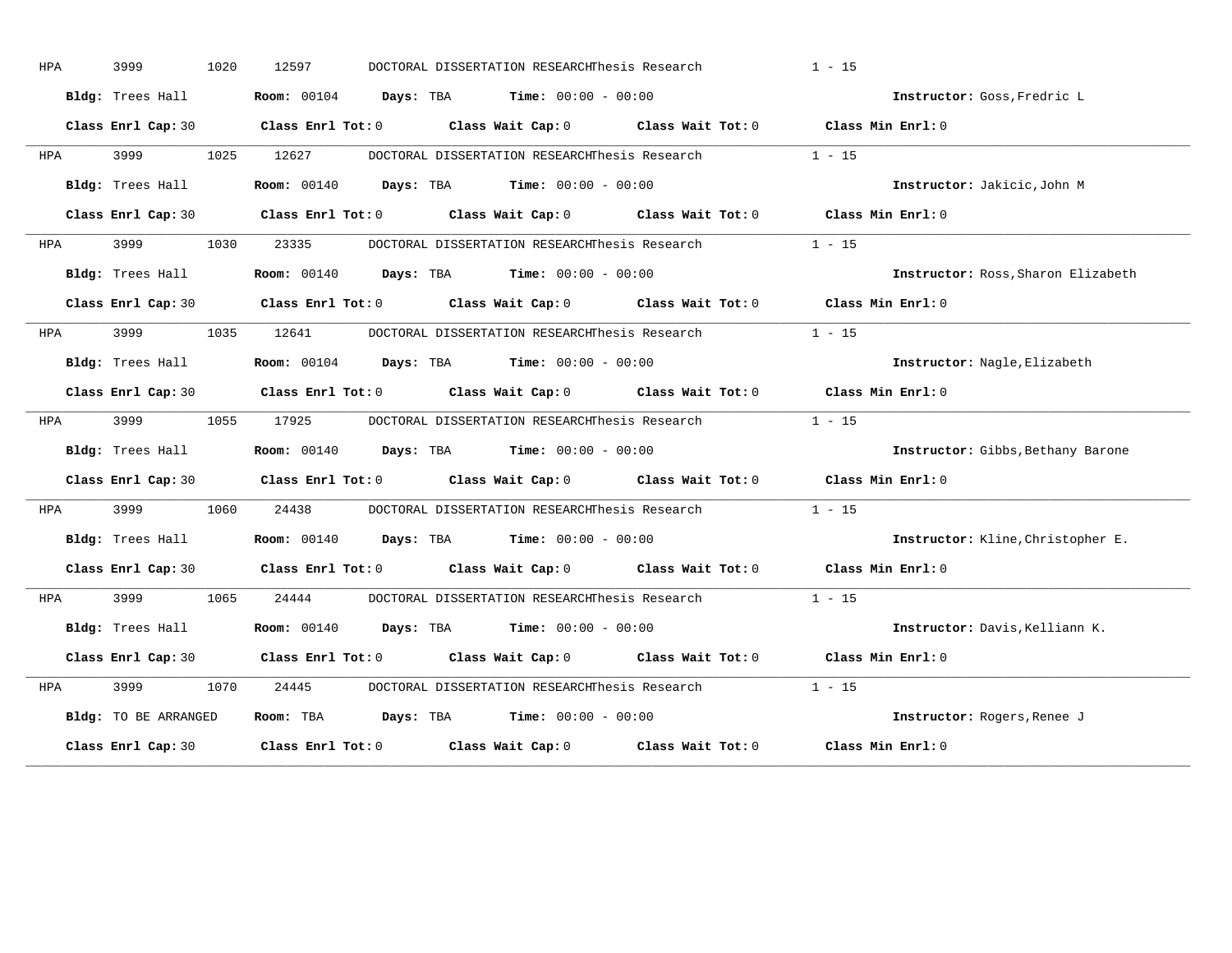HPA 3999 1020 12597 DOCTORAL DISSERTATION RESEARCHThesis Research 1 - 15

**Bldg:** Trees Hall **Room:** 00104 **Days:** TBA **Time:** 00:00 - 00:00 **Instructor:** Goss,Fredric L

**Class Enrl Cap:** 30 **Class Enrl Tot:** 0 **Class Wait Cap:** 0 **Class Wait Tot:** 0 **Class Min Enrl:** 0

---

HPA 3999 1025 12627 DOCTORAL DISSERTATION RESEARCHThesis Research 1 - 15

**Bldg:** Trees Hall **Room:** 00140 **Days:** TBA **Time:** 00:00 - 00:00 **Instructor:** Jakicic,John M

**Class Enrl Cap:** 30 **Class Enrl Tot:** 0 **Class Wait Cap:** 0 **Class Wait Tot:** 0 **Class Min Enrl:** 0

---

HPA 3999 1030 23335 DOCTORAL DISSERTATION RESEARCHThesis Research 1 - 15

**Bldg:** Trees Hall **Room:** 00140 **Days:** TBA **Time:** 00:00 - 00:00 **Instructor:** Ross,Sharon Elizabeth

**Class Enrl Cap:** 30 **Class Enrl Tot:** 0 **Class Wait Cap:** 0 **Class Wait Tot:** 0 **Class Min Enrl:** 0

---

HPA 3999 1035 12641 DOCTORAL DISSERTATION RESEARCHThesis Research 1 - 15

**Bldg:** Trees Hall **Room:** 00104 **Days:** TBA **Time:** 00:00 - 00:00 **Instructor:** Nagle,Elizabeth

**Class Enrl Cap:** 30 **Class Enrl Tot:** 0 **Class Wait Cap:** 0 **Class Wait Tot:** 0 **Class Min Enrl:** 0

---

HPA 3999 1055 17925 DOCTORAL DISSERTATION RESEARCHThesis Research 1 - 15

**Bldg:** Trees Hall **Room:** 00140 **Days:** TBA **Time:** 00:00 - 00:00 **Instructor:** Gibbs,Bethany Barone

**Class Enrl Cap:** 30 **Class Enrl Tot:** 0 **Class Wait Cap:** 0 **Class Wait Tot:** 0 **Class Min Enrl:** 0

---

HPA 3999 1060 24438 DOCTORAL DISSERTATION RESEARCHThesis Research 1 - 15

**Bldg:** Trees Hall **Room:** 00140 **Days:** TBA **Time:** 00:00 - 00:00 **Instructor:** Kline,Christopher E.

**Class Enrl Cap:** 30 **Class Enrl Tot:** 0 **Class Wait Cap:** 0 **Class Wait Tot:** 0 **Class Min Enrl:** 0

---

HPA 3999 1065 24444 DOCTORAL DISSERTATION RESEARCHThesis Research 1 - 15

**Bldg:** Trees Hall **Room:** 00140 **Days:** TBA **Time:** 00:00 - 00:00 **Instructor:** Davis,Kelliann K.

**Class Enrl Cap:** 30 **Class Enrl Tot:** 0 **Class Wait Cap:** 0 **Class Wait Tot:** 0 **Class Min Enrl:** 0

---

HPA 3999 1070 24445 DOCTORAL DISSERTATION RESEARCHThesis Research 1 - 15

**Bldg:** TO BE ARRANGED **Room:** TBA **Days:** TBA **Time:** 00:00 - 00:00 **Instructor:** Rogers,Renee J

**Class Enrl Cap:** 30 **Class Enrl Tot:** 0 **Class Wait Cap:** 0 **Class Wait Tot:** 0 **Class Min Enrl:** 0

---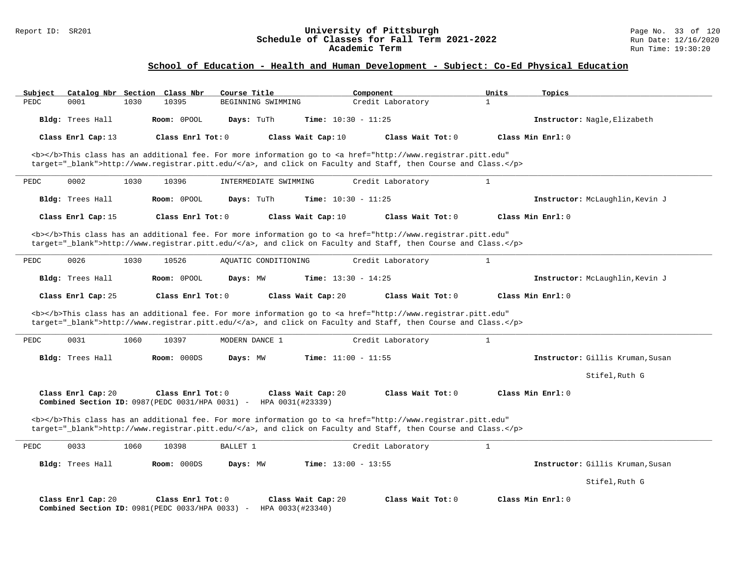## School of Education - Health and Human Development - Subject: Co-Ed Physical Education

| Subject | Catalog Nbr | Section | Class Nbr | Course Title | Component | Units | Topics |
|---|---|---|---|---|---|---|---|
| PEDC | 0001 | 1030 | 10395 | BEGINNING SWIMMING | Credit Laboratory | 1 | |

**Bldg:** Trees Hall **Room:** 0POOL **Days:** TuTh **Time:** 10:30 - 11:25 **Instructor:** Nagle,Elizabeth

**Class Enrl Cap:** 13 **Class Enrl Tot:** 0 **Class Wait Cap:** 10 **Class Wait Tot:** 0 **Class Min Enrl:** 0

<b></b>This class has an additional fee. For more information go to <a href="http://www.registrar.pitt.edu" target="_blank">http://www.registrar.pitt.edu/</a>, and click on Faculty and Staff, then Course and Class.</p>

---

| Subject | Catalog Nbr | Section | Class Nbr | Course Title | Component | Units | Topics |
|---|---|---|---|---|---|---|---|
| PEDC | 0002 | 1030 | 10396 | INTERMEDIATE SWIMMING | Credit Laboratory | 1 | |

**Bldg:** Trees Hall **Room:** 0POOL **Days:** TuTh **Time:** 10:30 - 11:25 **Instructor:** McLaughlin,Kevin J

**Class Enrl Cap:** 15 **Class Enrl Tot:** 0 **Class Wait Cap:** 10 **Class Wait Tot:** 0 **Class Min Enrl:** 0

<b></b>This class has an additional fee. For more information go to <a href="http://www.registrar.pitt.edu" target="_blank">http://www.registrar.pitt.edu/</a>, and click on Faculty and Staff, then Course and Class.</p>

---

| Subject | Catalog Nbr | Section | Class Nbr | Course Title | Component | Units | Topics |
|---|---|---|---|---|---|---|---|
| PEDC | 0026 | 1030 | 10526 | AQUATIC CONDITIONING | Credit Laboratory | 1 | |

**Bldg:** Trees Hall **Room:** 0POOL **Days:** MW **Time:** 13:30 - 14:25 **Instructor:** McLaughlin,Kevin J

**Class Enrl Cap:** 25 **Class Enrl Tot:** 0 **Class Wait Cap:** 20 **Class Wait Tot:** 0 **Class Min Enrl:** 0

<b></b>This class has an additional fee. For more information go to <a href="http://www.registrar.pitt.edu" target="_blank">http://www.registrar.pitt.edu/</a>, and click on Faculty and Staff, then Course and Class.</p>

---

| Subject | Catalog Nbr | Section | Class Nbr | Course Title | Component | Units | Topics |
|---|---|---|---|---|---|---|---|
| PEDC | 0031 | 1060 | 10397 | MODERN DANCE 1 | Credit Laboratory | 1 | |

**Bldg:** Trees Hall **Room:** 000DS **Days:** MW **Time:** 11:00 - 11:55 **Instructor:** Gillis Kruman,Susan; Stifel,Ruth G

**Class Enrl Cap:** 20 **Class Enrl Tot:** 0 **Class Wait Cap:** 20 **Class Wait Tot:** 0 **Class Min Enrl:** 0
**Combined Section ID:** 0987(PEDC 0031/HPA 0031) - HPA 0031(#23339)

<b></b>This class has an additional fee. For more information go to <a href="http://www.registrar.pitt.edu" target="_blank">http://www.registrar.pitt.edu/</a>, and click on Faculty and Staff, then Course and Class.</p>

---

| Subject | Catalog Nbr | Section | Class Nbr | Course Title | Component | Units | Topics |
|---|---|---|---|---|---|---|---|
| PEDC | 0033 | 1060 | 10398 | BALLET 1 | Credit Laboratory | 1 | |

**Bldg:** Trees Hall **Room:** 000DS **Days:** MW **Time:** 13:00 - 13:55 **Instructor:** Gillis Kruman,Susan; Stifel,Ruth G

**Class Enrl Cap:** 20 **Class Enrl Tot:** 0 **Class Wait Cap:** 20 **Class Wait Tot:** 0 **Class Min Enrl:** 0
**Combined Section ID:** 0981(PEDC 0033/HPA 0033) - HPA 0033(#23340)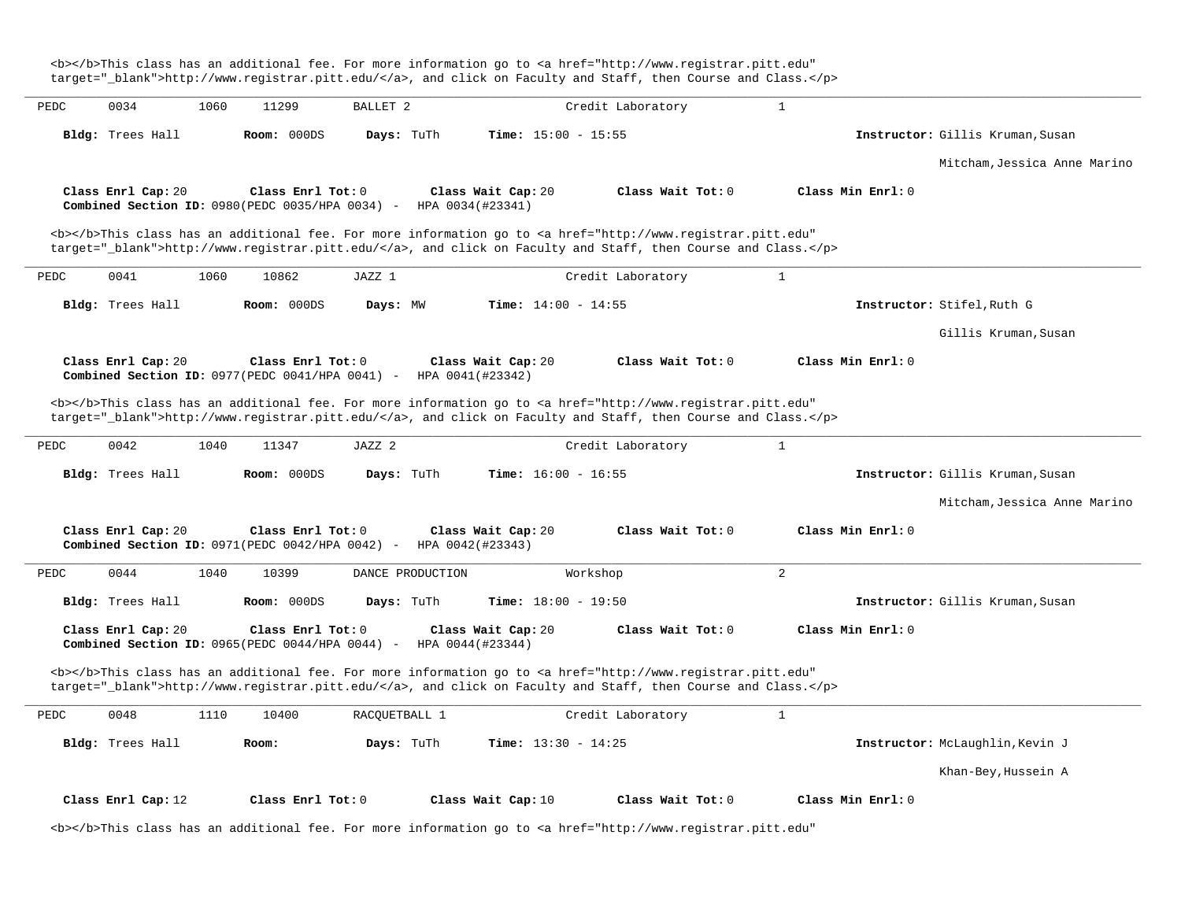<b></b>This class has an additional fee. For more information go to <a href="http://www.registrar.pitt.edu" target="_blank">http://www.registrar.pitt.edu/</a>, and click on Faculty and Staff, then Course and Class.</p>

---

PEDC 0034 1060 11299 BALLET 2 Credit Laboratory 1

**Bldg:** Trees Hall **Room:** 000DS **Days:** TuTh **Time:** 15:00 - 15:55 **Instructor:** Gillis Kruman,Susan

Mitcham,Jessica Anne Marino

**Class Enrl Cap:** 20 **Class Enrl Tot:** 0 **Class Wait Cap:** 20 **Class Wait Tot:** 0 **Class Min Enrl:** 0
**Combined Section ID:** 0980(PEDC 0035/HPA 0034) - HPA 0034(#23341)

<b></b>This class has an additional fee. For more information go to <a href="http://www.registrar.pitt.edu" target="_blank">http://www.registrar.pitt.edu/</a>, and click on Faculty and Staff, then Course and Class.</p>

---

PEDC 0041 1060 10862 JAZZ 1 Credit Laboratory 1

**Bldg:** Trees Hall **Room:** 000DS **Days:** MW **Time:** 14:00 - 14:55 **Instructor:** Stifel,Ruth G

Gillis Kruman,Susan

**Class Enrl Cap:** 20 **Class Enrl Tot:** 0 **Class Wait Cap:** 20 **Class Wait Tot:** 0 **Class Min Enrl:** 0
**Combined Section ID:** 0977(PEDC 0041/HPA 0041) - HPA 0041(#23342)

<b></b>This class has an additional fee. For more information go to <a href="http://www.registrar.pitt.edu" target="_blank">http://www.registrar.pitt.edu/</a>, and click on Faculty and Staff, then Course and Class.</p>

---

PEDC 0042 1040 11347 JAZZ 2 Credit Laboratory 1

**Bldg:** Trees Hall **Room:** 000DS **Days:** TuTh **Time:** 16:00 - 16:55 **Instructor:** Gillis Kruman,Susan

Mitcham,Jessica Anne Marino

**Class Enrl Cap:** 20 **Class Enrl Tot:** 0 **Class Wait Cap:** 20 **Class Wait Tot:** 0 **Class Min Enrl:** 0
**Combined Section ID:** 0971(PEDC 0042/HPA 0042) - HPA 0042(#23343)

---

PEDC 0044 1040 10399 DANCE PRODUCTION Workshop 2

**Bldg:** Trees Hall **Room:** 000DS **Days:** TuTh **Time:** 18:00 - 19:50 **Instructor:** Gillis Kruman,Susan

**Class Enrl Cap:** 20 **Class Enrl Tot:** 0 **Class Wait Cap:** 20 **Class Wait Tot:** 0 **Class Min Enrl:** 0
**Combined Section ID:** 0965(PEDC 0044/HPA 0044) - HPA 0044(#23344)

<b></b>This class has an additional fee. For more information go to <a href="http://www.registrar.pitt.edu" target="_blank">http://www.registrar.pitt.edu/</a>, and click on Faculty and Staff, then Course and Class.</p>

---

PEDC 0048 1110 10400 RACQUETBALL 1 Credit Laboratory 1

**Bldg:** Trees Hall **Room:** **Days:** TuTh **Time:** 13:30 - 14:25 **Instructor:** McLaughlin,Kevin J

Khan-Bey,Hussein A

**Class Enrl Cap:** 12 **Class Enrl Tot:** 0 **Class Wait Cap:** 10 **Class Wait Tot:** 0 **Class Min Enrl:** 0

<b></b>This class has an additional fee. For more information go to <a href="http://www.registrar.pitt.edu"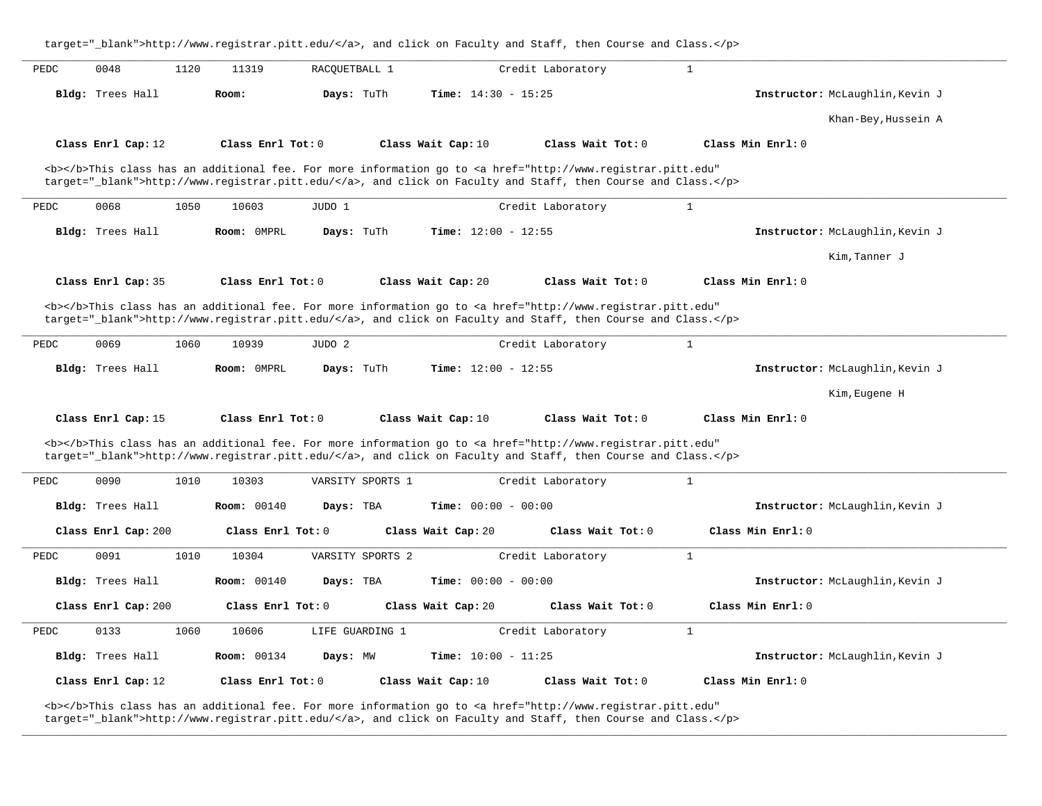target="_blank">http://www.registrar.pitt.edu/</a>, and click on Faculty and Staff, then Course and Class.</p>

---

PEDC 0048 1120 11319 RACQUETBALL 1 Credit Laboratory 1

**Bldg:** Trees Hall **Room:** **Days:** TuTh **Time:** 14:30 - 15:25 **Instructor:** McLaughlin,Kevin J

Khan-Bey,Hussein A

**Class Enrl Cap:** 12 **Class Enrl Tot:** 0 **Class Wait Cap:** 10 **Class Wait Tot:** 0 **Class Min Enrl:** 0

<b></b>This class has an additional fee. For more information go to <a href="http://www.registrar.pitt.edu" target="_blank">http://www.registrar.pitt.edu/</a>, and click on Faculty and Staff, then Course and Class.</p>

---

PEDC 0068 1050 10603 JUDO 1 Credit Laboratory 1

**Bldg:** Trees Hall **Room:** 0MPRL **Days:** TuTh **Time:** 12:00 - 12:55 **Instructor:** McLaughlin,Kevin J

Kim,Tanner J

**Class Enrl Cap:** 35 **Class Enrl Tot:** 0 **Class Wait Cap:** 20 **Class Wait Tot:** 0 **Class Min Enrl:** 0

<b></b>This class has an additional fee. For more information go to <a href="http://www.registrar.pitt.edu" target="_blank">http://www.registrar.pitt.edu/</a>, and click on Faculty and Staff, then Course and Class.</p>

---

PEDC 0069 1060 10939 JUDO 2 Credit Laboratory 1

**Bldg:** Trees Hall **Room:** 0MPRL **Days:** TuTh **Time:** 12:00 - 12:55 **Instructor:** McLaughlin,Kevin J

Kim,Eugene H

**Class Enrl Cap:** 15 **Class Enrl Tot:** 0 **Class Wait Cap:** 10 **Class Wait Tot:** 0 **Class Min Enrl:** 0

<b></b>This class has an additional fee. For more information go to <a href="http://www.registrar.pitt.edu" target="_blank">http://www.registrar.pitt.edu/</a>, and click on Faculty and Staff, then Course and Class.</p>

---

PEDC 0090 1010 10303 VARSITY SPORTS 1 Credit Laboratory 1

**Bldg:** Trees Hall **Room:** 00140 **Days:** TBA **Time:** 00:00 - 00:00 **Instructor:** McLaughlin,Kevin J

**Class Enrl Cap:** 200 **Class Enrl Tot:** 0 **Class Wait Cap:** 20 **Class Wait Tot:** 0 **Class Min Enrl:** 0

---

PEDC 0091 1010 10304 VARSITY SPORTS 2 Credit Laboratory 1

**Bldg:** Trees Hall **Room:** 00140 **Days:** TBA **Time:** 00:00 - 00:00 **Instructor:** McLaughlin,Kevin J

**Class Enrl Cap:** 200 **Class Enrl Tot:** 0 **Class Wait Cap:** 20 **Class Wait Tot:** 0 **Class Min Enrl:** 0

---

PEDC 0133 1060 10606 LIFE GUARDING 1 Credit Laboratory 1

**Bldg:** Trees Hall **Room:** 00134 **Days:** MW **Time:** 10:00 - 11:25 **Instructor:** McLaughlin,Kevin J

**Class Enrl Cap:** 12 **Class Enrl Tot:** 0 **Class Wait Cap:** 10 **Class Wait Tot:** 0 **Class Min Enrl:** 0

<b></b>This class has an additional fee. For more information go to <a href="http://www.registrar.pitt.edu" target="_blank">http://www.registrar.pitt.edu/</a>, and click on Faculty and Staff, then Course and Class.</p>

---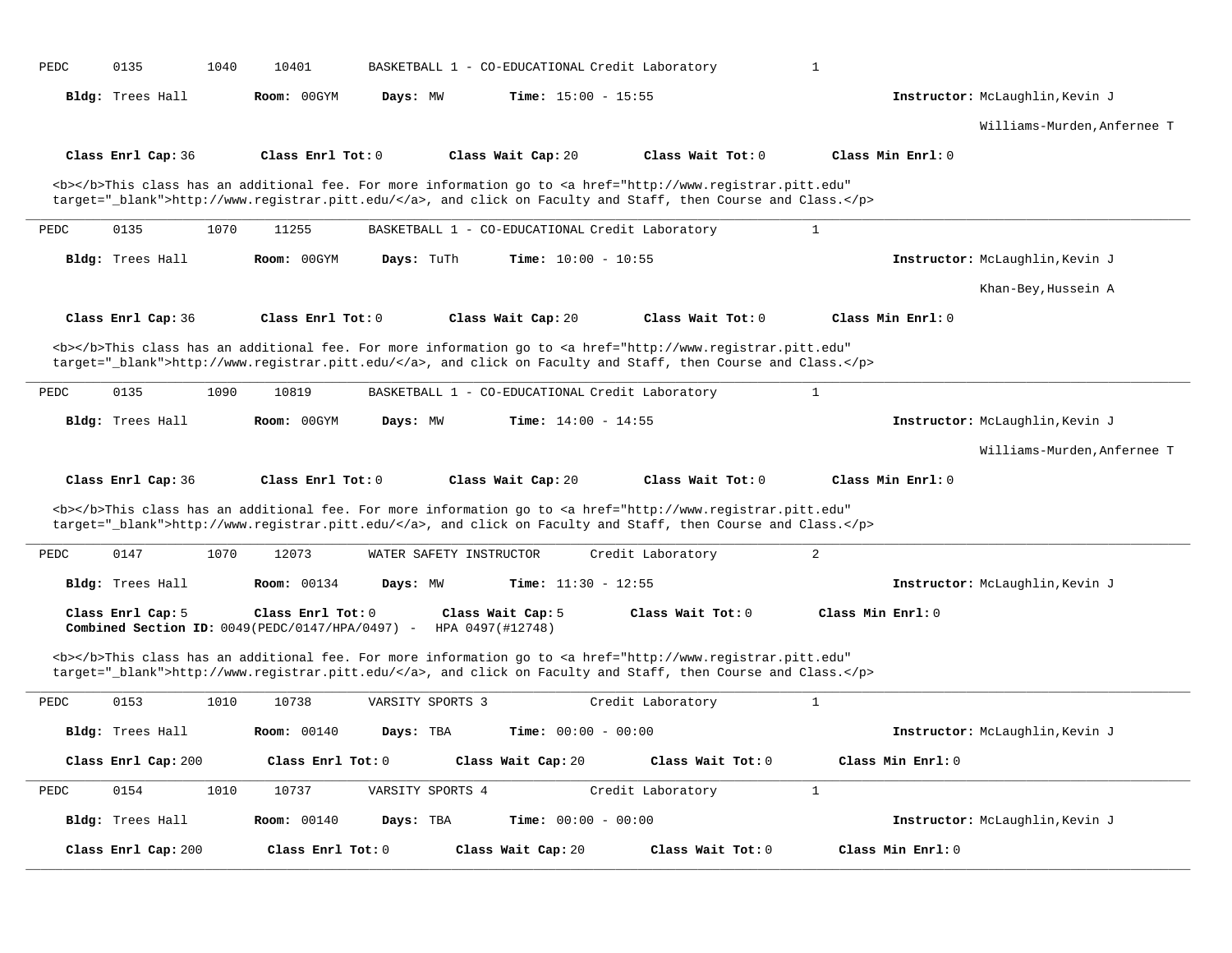PEDC 0135 1040 10401 BASKETBALL 1 - CO-EDUCATIONAL Credit Laboratory 1

**Bldg:** Trees Hall **Room:** 00GYM **Days:** MW **Time:** 15:00 - 15:55 **Instructor:** McLaughlin,Kevin J

Williams-Murden,Anfernee T

**Class Enrl Cap:** 36 **Class Enrl Tot:** 0 **Class Wait Cap:** 20 **Class Wait Tot:** 0 **Class Min Enrl:** 0

<b></b>This class has an additional fee. For more information go to <a href="http://www.registrar.pitt.edu" target="_blank">http://www.registrar.pitt.edu/</a>, and click on Faculty and Staff, then Course and Class.</p>

---

PEDC 0135 1070 11255 BASKETBALL 1 - CO-EDUCATIONAL Credit Laboratory 1

**Bldg:** Trees Hall **Room:** 00GYM **Days:** TuTh **Time:** 10:00 - 10:55 **Instructor:** McLaughlin,Kevin J

Khan-Bey,Hussein A

**Class Enrl Cap:** 36 **Class Enrl Tot:** 0 **Class Wait Cap:** 20 **Class Wait Tot:** 0 **Class Min Enrl:** 0

<b></b>This class has an additional fee. For more information go to <a href="http://www.registrar.pitt.edu" target="_blank">http://www.registrar.pitt.edu/</a>, and click on Faculty and Staff, then Course and Class.</p>

---

PEDC 0135 1090 10819 BASKETBALL 1 - CO-EDUCATIONAL Credit Laboratory 1

**Bldg:** Trees Hall **Room:** 00GYM **Days:** MW **Time:** 14:00 - 14:55 **Instructor:** McLaughlin,Kevin J

Williams-Murden,Anfernee T

**Class Enrl Cap:** 36 **Class Enrl Tot:** 0 **Class Wait Cap:** 20 **Class Wait Tot:** 0 **Class Min Enrl:** 0

<b></b>This class has an additional fee. For more information go to <a href="http://www.registrar.pitt.edu" target="_blank">http://www.registrar.pitt.edu/</a>, and click on Faculty and Staff, then Course and Class.</p>

---

PEDC 0147 1070 12073 WATER SAFETY INSTRUCTOR Credit Laboratory 2

**Bldg:** Trees Hall **Room:** 00134 **Days:** MW **Time:** 11:30 - 12:55 **Instructor:** McLaughlin,Kevin J

**Class Enrl Cap:** 5 **Class Enrl Tot:** 0 **Class Wait Cap:** 5 **Class Wait Tot:** 0 **Class Min Enrl:** 0
**Combined Section ID:** 0049(PEDC/0147/HPA/0497) - HPA 0497(#12748)

<b></b>This class has an additional fee. For more information go to <a href="http://www.registrar.pitt.edu" target="_blank">http://www.registrar.pitt.edu/</a>, and click on Faculty and Staff, then Course and Class.</p>

---

PEDC 0153 1010 10738 VARSITY SPORTS 3 Credit Laboratory 1

**Bldg:** Trees Hall **Room:** 00140 **Days:** TBA **Time:** 00:00 - 00:00 **Instructor:** McLaughlin,Kevin J

**Class Enrl Cap:** 200 **Class Enrl Tot:** 0 **Class Wait Cap:** 20 **Class Wait Tot:** 0 **Class Min Enrl:** 0

---

PEDC 0154 1010 10737 VARSITY SPORTS 4 Credit Laboratory 1

**Bldg:** Trees Hall **Room:** 00140 **Days:** TBA **Time:** 00:00 - 00:00 **Instructor:** McLaughlin,Kevin J

**Class Enrl Cap:** 200 **Class Enrl Tot:** 0 **Class Wait Cap:** 20 **Class Wait Tot:** 0 **Class Min Enrl:** 0

---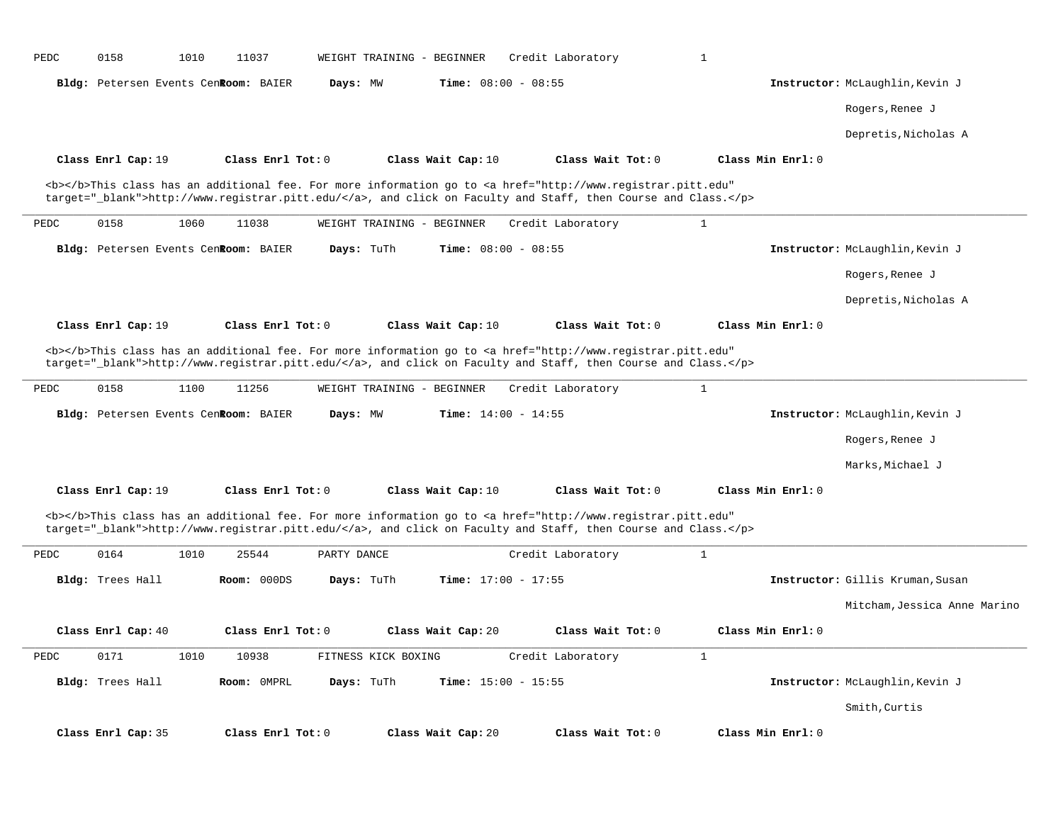PEDC 0158 1010 11037 WEIGHT TRAINING - BEGINNER Credit Laboratory 1

**Bldg:** Petersen Events Cen **Room:** BAIER **Days:** MW **Time:** 08:00 - 08:55 **Instructor:** McLaughlin,Kevin J

Rogers,Renee J

Depretis,Nicholas A

**Class Enrl Cap:** 19 **Class Enrl Tot:** 0 **Class Wait Cap:** 10 **Class Wait Tot:** 0 **Class Min Enrl:** 0

<b></b>This class has an additional fee. For more information go to <a href="http://www.registrar.pitt.edu" target="_blank">http://www.registrar.pitt.edu/</a>, and click on Faculty and Staff, then Course and Class.</p>

---

PEDC 0158 1060 11038 WEIGHT TRAINING - BEGINNER Credit Laboratory 1

**Bldg:** Petersen Events Cen **Room:** BAIER **Days:** TuTh **Time:** 08:00 - 08:55 **Instructor:** McLaughlin,Kevin J

Rogers,Renee J

Depretis,Nicholas A

**Class Enrl Cap:** 19 **Class Enrl Tot:** 0 **Class Wait Cap:** 10 **Class Wait Tot:** 0 **Class Min Enrl:** 0

<b></b>This class has an additional fee. For more information go to <a href="http://www.registrar.pitt.edu" target="_blank">http://www.registrar.pitt.edu/</a>, and click on Faculty and Staff, then Course and Class.</p>

---

PEDC 0158 1100 11256 WEIGHT TRAINING - BEGINNER Credit Laboratory 1

**Bldg:** Petersen Events Cen **Room:** BAIER **Days:** MW **Time:** 14:00 - 14:55 **Instructor:** McLaughlin,Kevin J

Rogers,Renee J

Marks,Michael J

**Class Enrl Cap:** 19 **Class Enrl Tot:** 0 **Class Wait Cap:** 10 **Class Wait Tot:** 0 **Class Min Enrl:** 0

<b></b>This class has an additional fee. For more information go to <a href="http://www.registrar.pitt.edu" target="_blank">http://www.registrar.pitt.edu/</a>, and click on Faculty and Staff, then Course and Class.</p>

---

PEDC 0164 1010 25544 PARTY DANCE Credit Laboratory 1

**Bldg:** Trees Hall **Room:** 000DS **Days:** TuTh **Time:** 17:00 - 17:55 **Instructor:** Gillis Kruman,Susan

Mitcham,Jessica Anne Marino

**Class Enrl Cap:** 40 **Class Enrl Tot:** 0 **Class Wait Cap:** 20 **Class Wait Tot:** 0 **Class Min Enrl:** 0

---

PEDC 0171 1010 10938 FITNESS KICK BOXING Credit Laboratory 1

**Bldg:** Trees Hall **Room:** 0MPRL **Days:** TuTh **Time:** 15:00 - 15:55 **Instructor:** McLaughlin,Kevin J

Smith,Curtis

**Class Enrl Cap:** 35 **Class Enrl Tot:** 0 **Class Wait Cap:** 20 **Class Wait Tot:** 0 **Class Min Enrl:** 0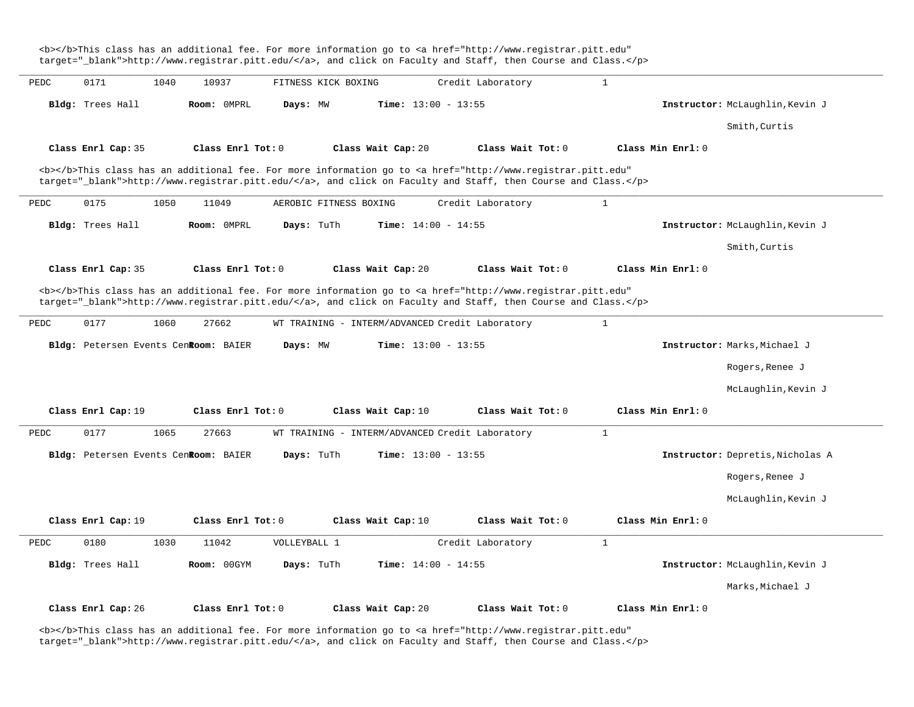<b></b>This class has an additional fee. For more information go to <a href="http://www.registrar.pitt.edu" target="_blank">http://www.registrar.pitt.edu/</a>, and click on Faculty and Staff, then Course and Class.</p>

---

PEDC 0171 1040 10937 FITNESS KICK BOXING Credit Laboratory 1

**Bldg:** Trees Hall **Room:** 0MPRL **Days:** MW **Time:** 13:00 - 13:55 **Instructor:** McLaughlin,Kevin J
Smith,Curtis

**Class Enrl Cap:** 35 **Class Enrl Tot:** 0 **Class Wait Cap:** 20 **Class Wait Tot:** 0 **Class Min Enrl:** 0

<b></b>This class has an additional fee. For more information go to <a href="http://www.registrar.pitt.edu" target="_blank">http://www.registrar.pitt.edu/</a>, and click on Faculty and Staff, then Course and Class.</p>

---

PEDC 0175 1050 11049 AEROBIC FITNESS BOXING Credit Laboratory 1

**Bldg:** Trees Hall **Room:** 0MPRL **Days:** TuTh **Time:** 14:00 - 14:55 **Instructor:** McLaughlin,Kevin J
Smith,Curtis

**Class Enrl Cap:** 35 **Class Enrl Tot:** 0 **Class Wait Cap:** 20 **Class Wait Tot:** 0 **Class Min Enrl:** 0

<b></b>This class has an additional fee. For more information go to <a href="http://www.registrar.pitt.edu" target="_blank">http://www.registrar.pitt.edu/</a>, and click on Faculty and Staff, then Course and Class.</p>

---

PEDC 0177 1060 27662 WT TRAINING - INTERM/ADVANCED Credit Laboratory 1

**Bldg:** Petersen Events Cen **Room:** BAIER **Days:** MW **Time:** 13:00 - 13:55 **Instructor:** Marks,Michael J
Rogers,Renee J
McLaughlin,Kevin J

**Class Enrl Cap:** 19 **Class Enrl Tot:** 0 **Class Wait Cap:** 10 **Class Wait Tot:** 0 **Class Min Enrl:** 0

---

PEDC 0177 1065 27663 WT TRAINING - INTERM/ADVANCED Credit Laboratory 1

**Bldg:** Petersen Events Cen **Room:** BAIER **Days:** TuTh **Time:** 13:00 - 13:55 **Instructor:** Depretis,Nicholas A
Rogers,Renee J
McLaughlin,Kevin J

**Class Enrl Cap:** 19 **Class Enrl Tot:** 0 **Class Wait Cap:** 10 **Class Wait Tot:** 0 **Class Min Enrl:** 0

---

PEDC 0180 1030 11042 VOLLEYBALL 1 Credit Laboratory 1

**Bldg:** Trees Hall **Room:** 00GYM **Days:** TuTh **Time:** 14:00 - 14:55 **Instructor:** McLaughlin,Kevin J
Marks,Michael J

**Class Enrl Cap:** 26 **Class Enrl Tot:** 0 **Class Wait Cap:** 20 **Class Wait Tot:** 0 **Class Min Enrl:** 0

<b></b>This class has an additional fee. For more information go to <a href="http://www.registrar.pitt.edu" target="_blank">http://www.registrar.pitt.edu/</a>, and click on Faculty and Staff, then Course and Class.</p>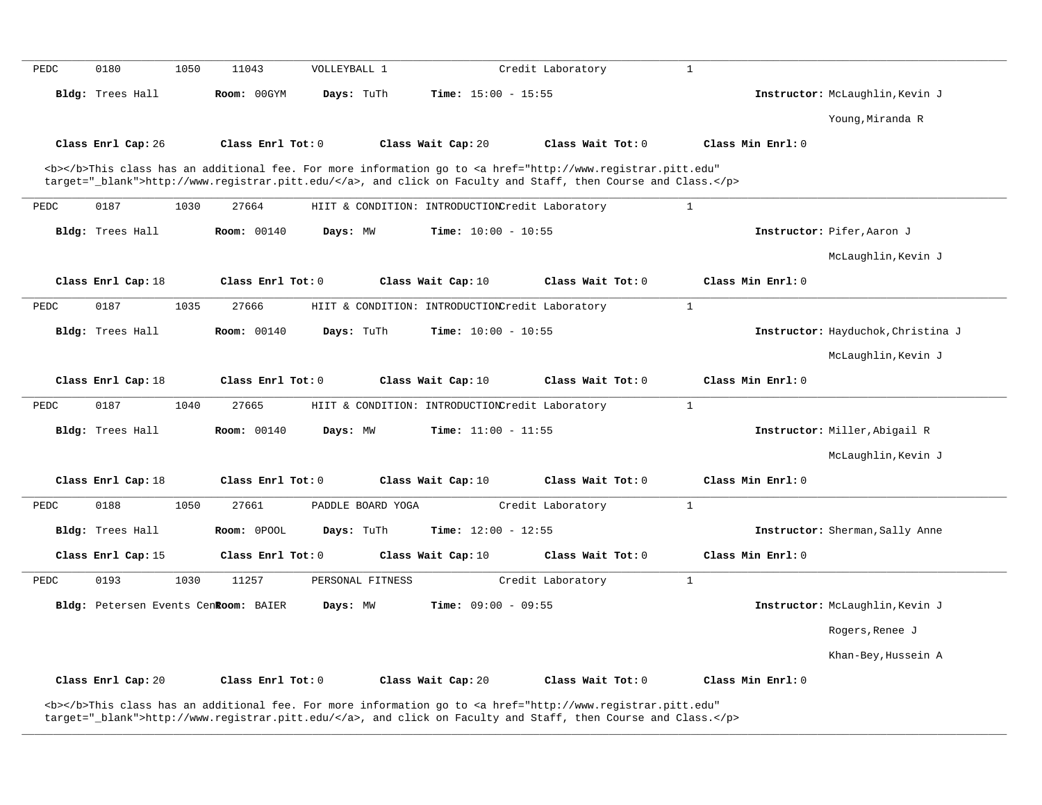PEDC 0180 1050 11043 VOLLEYBALL 1 Credit Laboratory 1

**Bldg:** Trees Hall **Room:** 00GYM **Days:** TuTh **Time:** 15:00 - 15:55 **Instructor:** McLaughlin,Kevin J

Young,Miranda R

**Class Enrl Cap:** 26 **Class Enrl Tot:** 0 **Class Wait Cap:** 20 **Class Wait Tot:** 0 **Class Min Enrl:** 0

<b></b>This class has an additional fee. For more information go to <a href="http://www.registrar.pitt.edu" target="_blank">http://www.registrar.pitt.edu/</a>, and click on Faculty and Staff, then Course and Class.</p>

---

PEDC 0187 1030 27664 HIIT & CONDITION: INTRODUCTION Credit Laboratory 1

**Bldg:** Trees Hall **Room:** 00140 **Days:** MW **Time:** 10:00 - 10:55 **Instructor:** Pifer,Aaron J

McLaughlin,Kevin J

**Class Enrl Cap:** 18 **Class Enrl Tot:** 0 **Class Wait Cap:** 10 **Class Wait Tot:** 0 **Class Min Enrl:** 0

---

PEDC 0187 1035 27666 HIIT & CONDITION: INTRODUCTION Credit Laboratory 1

**Bldg:** Trees Hall **Room:** 00140 **Days:** TuTh **Time:** 10:00 - 10:55 **Instructor:** Hayduchok,Christina J

McLaughlin,Kevin J

**Class Enrl Cap:** 18 **Class Enrl Tot:** 0 **Class Wait Cap:** 10 **Class Wait Tot:** 0 **Class Min Enrl:** 0

---

PEDC 0187 1040 27665 HIIT & CONDITION: INTRODUCTION Credit Laboratory 1

**Bldg:** Trees Hall **Room:** 00140 **Days:** MW **Time:** 11:00 - 11:55 **Instructor:** Miller,Abigail R

McLaughlin,Kevin J

**Class Enrl Cap:** 18 **Class Enrl Tot:** 0 **Class Wait Cap:** 10 **Class Wait Tot:** 0 **Class Min Enrl:** 0

---

PEDC 0188 1050 27661 PADDLE BOARD YOGA Credit Laboratory 1

**Bldg:** Trees Hall **Room:** 0POOL **Days:** TuTh **Time:** 12:00 - 12:55 **Instructor:** Sherman,Sally Anne

**Class Enrl Cap:** 15 **Class Enrl Tot:** 0 **Class Wait Cap:** 10 **Class Wait Tot:** 0 **Class Min Enrl:** 0

---

PEDC 0193 1030 11257 PERSONAL FITNESS Credit Laboratory 1

**Bldg:** Petersen Events Cent **Room:** BAIER **Days:** MW **Time:** 09:00 - 09:55 **Instructor:** McLaughlin,Kevin J

Rogers,Renee J

Khan-Bey,Hussein A

**Class Enrl Cap:** 20 **Class Enrl Tot:** 0 **Class Wait Cap:** 20 **Class Wait Tot:** 0 **Class Min Enrl:** 0

<b></b>This class has an additional fee. For more information go to <a href="http://www.registrar.pitt.edu" target="_blank">http://www.registrar.pitt.edu/</a>, and click on Faculty and Staff, then Course and Class.</p>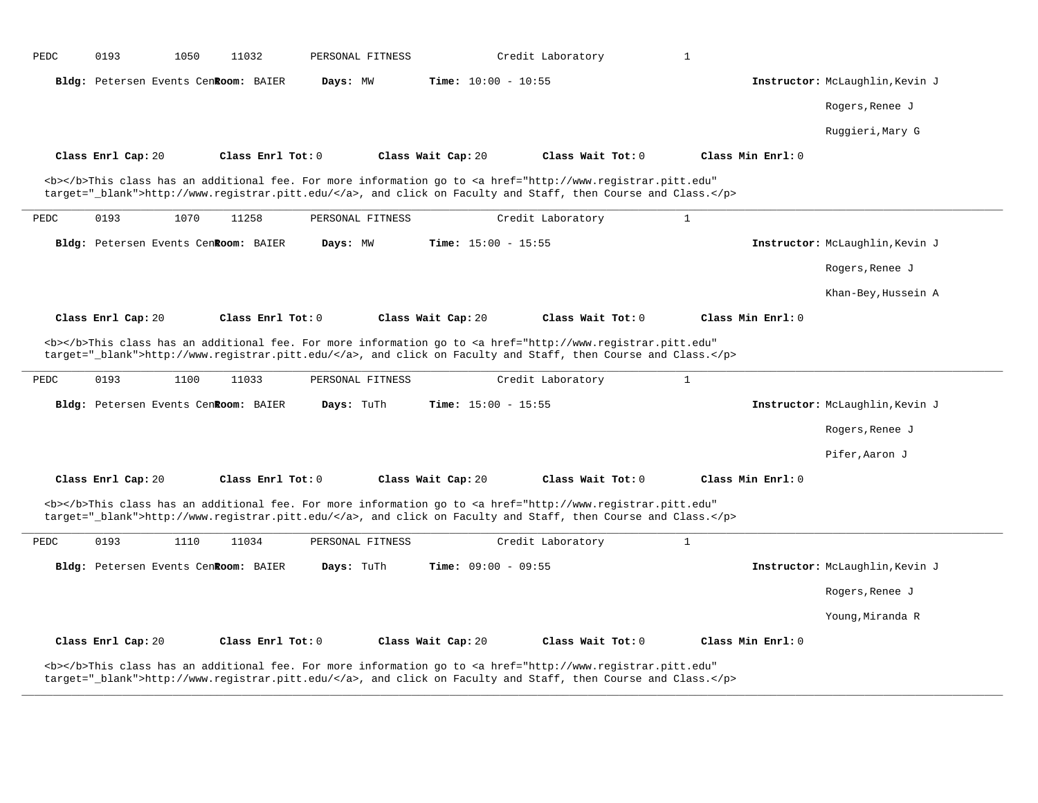PEDC 0193 1050 11032 PERSONAL FITNESS Credit Laboratory 1

**Bldg:** Petersen Events Cen **Room:** BAIER **Days:** MW **Time:** 10:00 - 10:55 **Instructor:** McLaughlin,Kevin J
Rogers,Renee J
Ruggieri,Mary G

**Class Enrl Cap:** 20 **Class Enrl Tot:** 0 **Class Wait Cap:** 20 **Class Wait Tot:** 0 **Class Min Enrl:** 0

<b></b>This class has an additional fee. For more information go to <a href="http://www.registrar.pitt.edu" target="_blank">http://www.registrar.pitt.edu/</a>, and click on Faculty and Staff, then Course and Class.</p>

---

PEDC 0193 1070 11258 PERSONAL FITNESS Credit Laboratory 1

**Bldg:** Petersen Events Cen **Room:** BAIER **Days:** MW **Time:** 15:00 - 15:55 **Instructor:** McLaughlin,Kevin J
Rogers,Renee J
Khan-Bey,Hussein A

**Class Enrl Cap:** 20 **Class Enrl Tot:** 0 **Class Wait Cap:** 20 **Class Wait Tot:** 0 **Class Min Enrl:** 0

<b></b>This class has an additional fee. For more information go to <a href="http://www.registrar.pitt.edu" target="_blank">http://www.registrar.pitt.edu/</a>, and click on Faculty and Staff, then Course and Class.</p>

---

PEDC 0193 1100 11033 PERSONAL FITNESS Credit Laboratory 1

**Bldg:** Petersen Events Cen **Room:** BAIER **Days:** TuTh **Time:** 15:00 - 15:55 **Instructor:** McLaughlin,Kevin J
Rogers,Renee J
Pifer,Aaron J

**Class Enrl Cap:** 20 **Class Enrl Tot:** 0 **Class Wait Cap:** 20 **Class Wait Tot:** 0 **Class Min Enrl:** 0

<b></b>This class has an additional fee. For more information go to <a href="http://www.registrar.pitt.edu" target="_blank">http://www.registrar.pitt.edu/</a>, and click on Faculty and Staff, then Course and Class.</p>

---

PEDC 0193 1110 11034 PERSONAL FITNESS Credit Laboratory 1

**Bldg:** Petersen Events Cen **Room:** BAIER **Days:** TuTh **Time:** 09:00 - 09:55 **Instructor:** McLaughlin,Kevin J
Rogers,Renee J
Young,Miranda R

**Class Enrl Cap:** 20 **Class Enrl Tot:** 0 **Class Wait Cap:** 20 **Class Wait Tot:** 0 **Class Min Enrl:** 0

<b></b>This class has an additional fee. For more information go to <a href="http://www.registrar.pitt.edu" target="_blank">http://www.registrar.pitt.edu/</a>, and click on Faculty and Staff, then Course and Class.</p>

---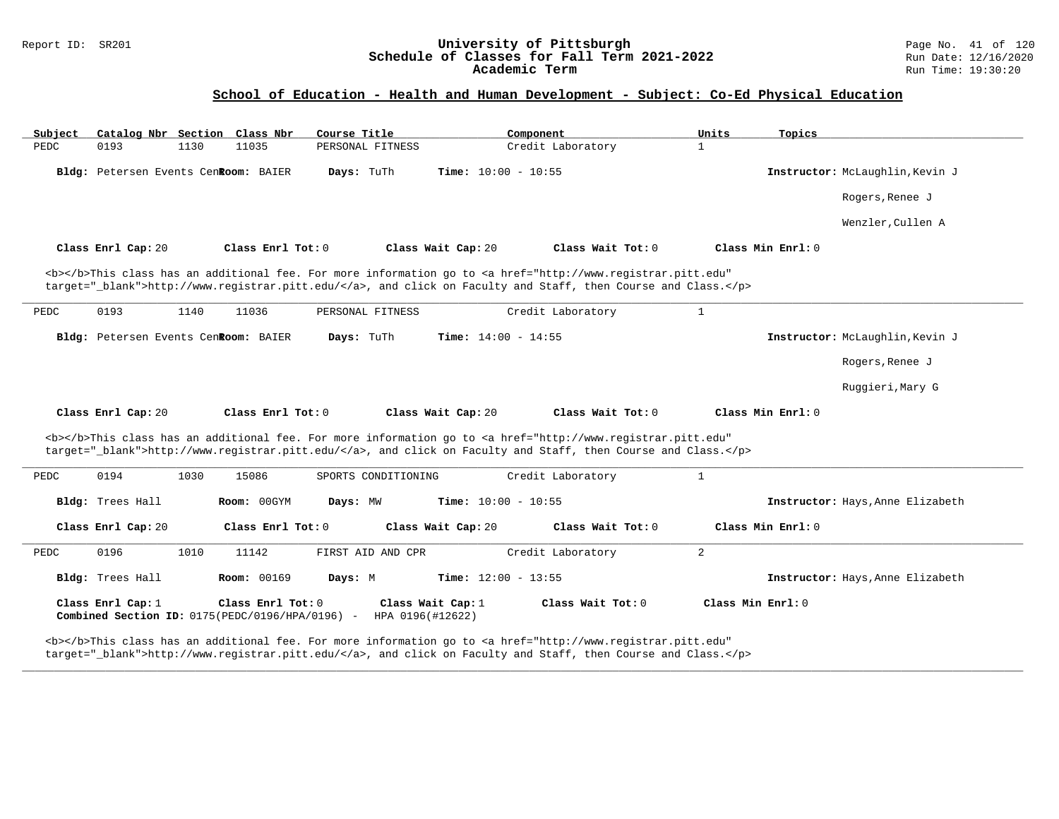## School of Education - Health and Human Development - Subject: Co-Ed Physical Education

| Subject | Catalog Nbr | Section | Class Nbr | Course Title | Component | Units | Topics |
|---|---|---|---|---|---|---|---|
| PEDC | 0193 | 1130 | 11035 | PERSONAL FITNESS | Credit Laboratory | 1 | |

**Bldg:** Petersen Events Cen **Room:** BAIER **Days:** TuTh **Time:** 10:00 - 10:55 **Instructor:** McLaughlin,Kevin J; Rogers,Renee J; Wenzler,Cullen A

**Class Enrl Cap:** 20 **Class Enrl Tot:** 0 **Class Wait Cap:** 20 **Class Wait Tot:** 0 **Class Min Enrl:** 0

<b></b>This class has an additional fee. For more information go to <a href="http://www.registrar.pitt.edu" target="_blank">http://www.registrar.pitt.edu/</a>, and click on Faculty and Staff, then Course and Class.</p>

---

| Subject | Catalog Nbr | Section | Class Nbr | Course Title | Component | Units | Topics |
|---|---|---|---|---|---|---|---|
| PEDC | 0193 | 1140 | 11036 | PERSONAL FITNESS | Credit Laboratory | 1 | |

**Bldg:** Petersen Events Cen **Room:** BAIER **Days:** TuTh **Time:** 14:00 - 14:55 **Instructor:** McLaughlin,Kevin J; Rogers,Renee J; Ruggieri,Mary G

**Class Enrl Cap:** 20 **Class Enrl Tot:** 0 **Class Wait Cap:** 20 **Class Wait Tot:** 0 **Class Min Enrl:** 0

<b></b>This class has an additional fee. For more information go to <a href="http://www.registrar.pitt.edu" target="_blank">http://www.registrar.pitt.edu/</a>, and click on Faculty and Staff, then Course and Class.</p>

---

| Subject | Catalog Nbr | Section | Class Nbr | Course Title | Component | Units | Topics |
|---|---|---|---|---|---|---|---|
| PEDC | 0194 | 1030 | 15086 | SPORTS CONDITIONING | Credit Laboratory | 1 | |

**Bldg:** Trees Hall **Room:** 00GYM **Days:** MW **Time:** 10:00 - 10:55 **Instructor:** Hays,Anne Elizabeth

**Class Enrl Cap:** 20 **Class Enrl Tot:** 0 **Class Wait Cap:** 20 **Class Wait Tot:** 0 **Class Min Enrl:** 0

---

| Subject | Catalog Nbr | Section | Class Nbr | Course Title | Component | Units | Topics |
|---|---|---|---|---|---|---|---|
| PEDC | 0196 | 1010 | 11142 | FIRST AID AND CPR | Credit Laboratory | 2 | |

**Bldg:** Trees Hall **Room:** 00169 **Days:** M **Time:** 12:00 - 13:55 **Instructor:** Hays,Anne Elizabeth

**Class Enrl Cap:** 1 **Class Enrl Tot:** 0 **Class Wait Cap:** 1 **Class Wait Tot:** 0 **Class Min Enrl:** 0
**Combined Section ID:** 0175(PEDC/0196/HPA/0196) - HPA 0196(#12622)

<b></b>This class has an additional fee. For more information go to <a href="http://www.registrar.pitt.edu" target="_blank">http://www.registrar.pitt.edu/</a>, and click on Faculty and Staff, then Course and Class.</p>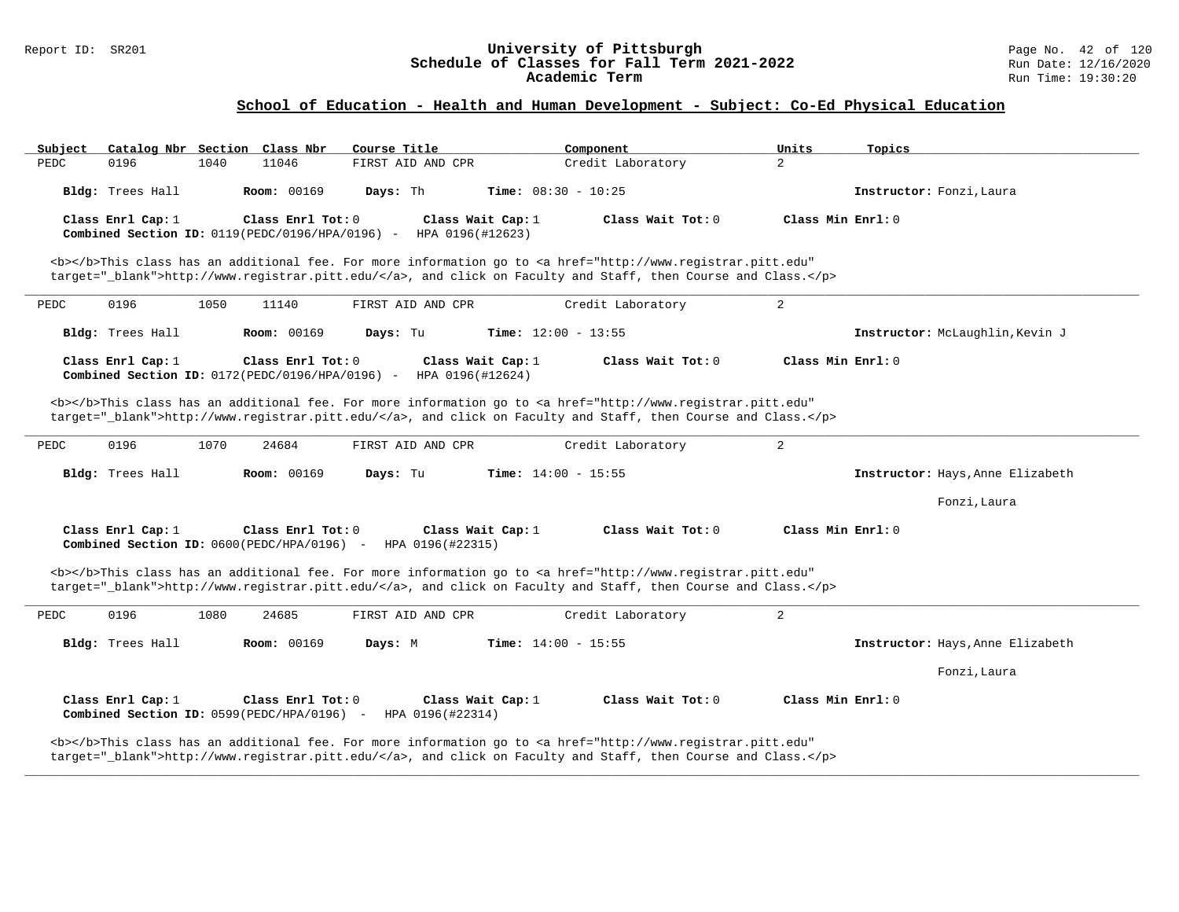## School of Education - Health and Human Development - Subject: Co-Ed Physical Education

| Subject | Catalog Nbr | Section | Class Nbr | Course Title | Component | Units | Topics |
|---|---|---|---|---|---|---|---|
| PEDC | 0196 | 1040 | 11046 | FIRST AID AND CPR | Credit Laboratory | 2 | |

**Bldg:** Trees Hall **Room:** 00169 **Days:** Th **Time:** 08:30 - 10:25 **Instructor:** Fonzi,Laura

**Class Enrl Cap:** 1 **Class Enrl Tot:** 0 **Class Wait Cap:** 1 **Class Wait Tot:** 0 **Class Min Enrl:** 0
**Combined Section ID:** 0119(PEDC/0196/HPA/0196) - HPA 0196(#12623)

<b></b>This class has an additional fee. For more information go to <a href="http://www.registrar.pitt.edu" target="_blank">http://www.registrar.pitt.edu/</a>, and click on Faculty and Staff, then Course and Class.</p>

---

| Subject | Catalog Nbr | Section | Class Nbr | Course Title | Component | Units | Topics |
|---|---|---|---|---|---|---|---|
| PEDC | 0196 | 1050 | 11140 | FIRST AID AND CPR | Credit Laboratory | 2 | |

**Bldg:** Trees Hall **Room:** 00169 **Days:** Tu **Time:** 12:00 - 13:55 **Instructor:** McLaughlin,Kevin J

**Class Enrl Cap:** 1 **Class Enrl Tot:** 0 **Class Wait Cap:** 1 **Class Wait Tot:** 0 **Class Min Enrl:** 0
**Combined Section ID:** 0172(PEDC/0196/HPA/0196) - HPA 0196(#12624)

<b></b>This class has an additional fee. For more information go to <a href="http://www.registrar.pitt.edu" target="_blank">http://www.registrar.pitt.edu/</a>, and click on Faculty and Staff, then Course and Class.</p>

---

| Subject | Catalog Nbr | Section | Class Nbr | Course Title | Component | Units | Topics |
|---|---|---|---|---|---|---|---|
| PEDC | 0196 | 1070 | 24684 | FIRST AID AND CPR | Credit Laboratory | 2 | |

**Bldg:** Trees Hall **Room:** 00169 **Days:** Tu **Time:** 14:00 - 15:55 **Instructor:** Hays,Anne Elizabeth
Fonzi,Laura

**Class Enrl Cap:** 1 **Class Enrl Tot:** 0 **Class Wait Cap:** 1 **Class Wait Tot:** 0 **Class Min Enrl:** 0
**Combined Section ID:** 0600(PEDC/HPA/0196) - HPA 0196(#22315)

<b></b>This class has an additional fee. For more information go to <a href="http://www.registrar.pitt.edu" target="_blank">http://www.registrar.pitt.edu/</a>, and click on Faculty and Staff, then Course and Class.</p>

---

| Subject | Catalog Nbr | Section | Class Nbr | Course Title | Component | Units | Topics |
|---|---|---|---|---|---|---|---|
| PEDC | 0196 | 1080 | 24685 | FIRST AID AND CPR | Credit Laboratory | 2 | |

**Bldg:** Trees Hall **Room:** 00169 **Days:** M **Time:** 14:00 - 15:55 **Instructor:** Hays,Anne Elizabeth
Fonzi,Laura

**Class Enrl Cap:** 1 **Class Enrl Tot:** 0 **Class Wait Cap:** 1 **Class Wait Tot:** 0 **Class Min Enrl:** 0
**Combined Section ID:** 0599(PEDC/HPA/0196) - HPA 0196(#22314)

<b></b>This class has an additional fee. For more information go to <a href="http://www.registrar.pitt.edu" target="_blank">http://www.registrar.pitt.edu/</a>, and click on Faculty and Staff, then Course and Class.</p>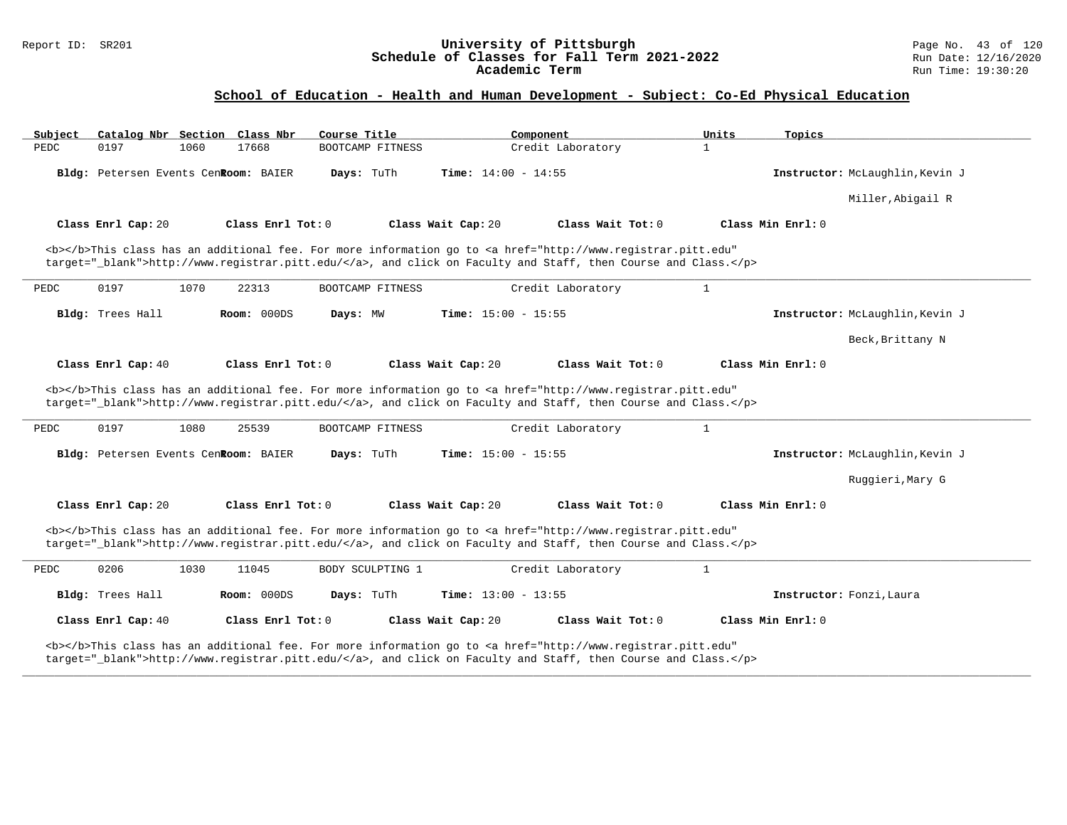## School of Education - Health and Human Development - Subject: Co-Ed Physical Education

| Subject | Catalog Nbr | Section | Class Nbr | Course Title | Component | Units | Topics |
|---|---|---|---|---|---|---|---|
| PEDC | 0197 | 1060 | 17668 | BOOTCAMP FITNESS | Credit Laboratory | 1 | |

**Bldg:** Petersen Events Cen **Room:** BAIER **Days:** TuTh **Time:** 14:00 - 14:55 **Instructor:** McLaughlin,Kevin J; Miller,Abigail R

**Class Enrl Cap:** 20 **Class Enrl Tot:** 0 **Class Wait Cap:** 20 **Class Wait Tot:** 0 **Class Min Enrl:** 0

<b></b>This class has an additional fee. For more information go to <a href="http://www.registrar.pitt.edu" target="_blank">http://www.registrar.pitt.edu/</a>, and click on Faculty and Staff, then Course and Class.</p>

---

| Subject | Catalog Nbr | Section | Class Nbr | Course Title | Component | Units | Topics |
|---|---|---|---|---|---|---|---|
| PEDC | 0197 | 1070 | 22313 | BOOTCAMP FITNESS | Credit Laboratory | 1 | |

**Bldg:** Trees Hall **Room:** 000DS **Days:** MW **Time:** 15:00 - 15:55 **Instructor:** McLaughlin,Kevin J; Beck,Brittany N

**Class Enrl Cap:** 40 **Class Enrl Tot:** 0 **Class Wait Cap:** 20 **Class Wait Tot:** 0 **Class Min Enrl:** 0

<b></b>This class has an additional fee. For more information go to <a href="http://www.registrar.pitt.edu" target="_blank">http://www.registrar.pitt.edu/</a>, and click on Faculty and Staff, then Course and Class.</p>

---

| Subject | Catalog Nbr | Section | Class Nbr | Course Title | Component | Units | Topics |
|---|---|---|---|---|---|---|---|
| PEDC | 0197 | 1080 | 25539 | BOOTCAMP FITNESS | Credit Laboratory | 1 | |

**Bldg:** Petersen Events Cen **Room:** BAIER **Days:** TuTh **Time:** 15:00 - 15:55 **Instructor:** McLaughlin,Kevin J; Ruggieri,Mary G

**Class Enrl Cap:** 20 **Class Enrl Tot:** 0 **Class Wait Cap:** 20 **Class Wait Tot:** 0 **Class Min Enrl:** 0

<b></b>This class has an additional fee. For more information go to <a href="http://www.registrar.pitt.edu" target="_blank">http://www.registrar.pitt.edu/</a>, and click on Faculty and Staff, then Course and Class.</p>

---

| Subject | Catalog Nbr | Section | Class Nbr | Course Title | Component | Units | Topics |
|---|---|---|---|---|---|---|---|
| PEDC | 0206 | 1030 | 11045 | BODY SCULPTING 1 | Credit Laboratory | 1 | |

**Bldg:** Trees Hall **Room:** 000DS **Days:** TuTh **Time:** 13:00 - 13:55 **Instructor:** Fonzi,Laura

**Class Enrl Cap:** 40 **Class Enrl Tot:** 0 **Class Wait Cap:** 20 **Class Wait Tot:** 0 **Class Min Enrl:** 0

<b></b>This class has an additional fee. For more information go to <a href="http://www.registrar.pitt.edu" target="_blank">http://www.registrar.pitt.edu/</a>, and click on Faculty and Staff, then Course and Class.</p>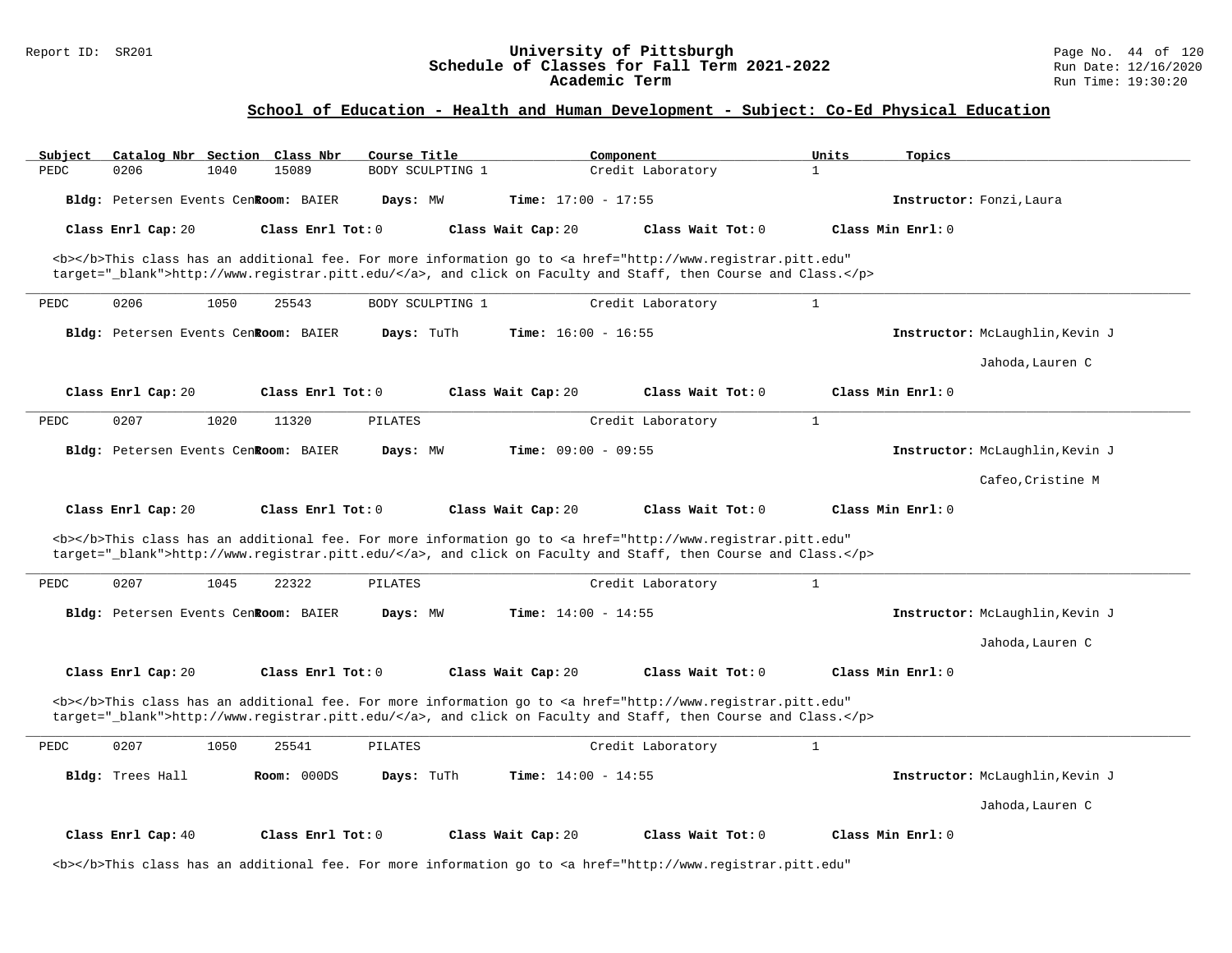## School of Education - Health and Human Development - Subject: Co-Ed Physical Education

| Subject | Catalog Nbr | Section | Class Nbr | Course Title | Component | Units | Topics |
|---|---|---|---|---|---|---|---|
| PEDC | 0206 | 1040 | 15089 | BODY SCULPTING 1 | Credit Laboratory | 1 | |

**Bldg:** Petersen Events Cen **Room:** BAIER **Days:** MW **Time:** 17:00 - 17:55 **Instructor:** Fonzi,Laura

**Class Enrl Cap:** 20 **Class Enrl Tot:** 0 **Class Wait Cap:** 20 **Class Wait Tot:** 0 **Class Min Enrl:** 0

<b></b>This class has an additional fee. For more information go to <a href="http://www.registrar.pitt.edu" target="_blank">http://www.registrar.pitt.edu/</a>, and click on Faculty and Staff, then Course and Class.</p>

---

| Subject | Catalog Nbr | Section | Class Nbr | Course Title | Component | Units | Topics |
|---|---|---|---|---|---|---|---|
| PEDC | 0206 | 1050 | 25543 | BODY SCULPTING 1 | Credit Laboratory | 1 | |

**Bldg:** Petersen Events Cen **Room:** BAIER **Days:** TuTh **Time:** 16:00 - 16:55 **Instructor:** McLaughlin,Kevin J; Jahoda,Lauren C

**Class Enrl Cap:** 20 **Class Enrl Tot:** 0 **Class Wait Cap:** 20 **Class Wait Tot:** 0 **Class Min Enrl:** 0

---

| Subject | Catalog Nbr | Section | Class Nbr | Course Title | Component | Units | Topics |
|---|---|---|---|---|---|---|---|
| PEDC | 0207 | 1020 | 11320 | PILATES | Credit Laboratory | 1 | |

**Bldg:** Petersen Events Cen **Room:** BAIER **Days:** MW **Time:** 09:00 - 09:55 **Instructor:** McLaughlin,Kevin J; Cafeo,Cristine M

**Class Enrl Cap:** 20 **Class Enrl Tot:** 0 **Class Wait Cap:** 20 **Class Wait Tot:** 0 **Class Min Enrl:** 0

<b></b>This class has an additional fee. For more information go to <a href="http://www.registrar.pitt.edu" target="_blank">http://www.registrar.pitt.edu/</a>, and click on Faculty and Staff, then Course and Class.</p>

---

| Subject | Catalog Nbr | Section | Class Nbr | Course Title | Component | Units | Topics |
|---|---|---|---|---|---|---|---|
| PEDC | 0207 | 1045 | 22322 | PILATES | Credit Laboratory | 1 | |

**Bldg:** Petersen Events Cen **Room:** BAIER **Days:** MW **Time:** 14:00 - 14:55 **Instructor:** McLaughlin,Kevin J; Jahoda,Lauren C

**Class Enrl Cap:** 20 **Class Enrl Tot:** 0 **Class Wait Cap:** 20 **Class Wait Tot:** 0 **Class Min Enrl:** 0

<b></b>This class has an additional fee. For more information go to <a href="http://www.registrar.pitt.edu" target="_blank">http://www.registrar.pitt.edu/</a>, and click on Faculty and Staff, then Course and Class.</p>

---

| Subject | Catalog Nbr | Section | Class Nbr | Course Title | Component | Units | Topics |
|---|---|---|---|---|---|---|---|
| PEDC | 0207 | 1050 | 25541 | PILATES | Credit Laboratory | 1 | |

**Bldg:** Trees Hall **Room:** 000DS **Days:** TuTh **Time:** 14:00 - 14:55 **Instructor:** McLaughlin,Kevin J; Jahoda,Lauren C

**Class Enrl Cap:** 40 **Class Enrl Tot:** 0 **Class Wait Cap:** 20 **Class Wait Tot:** 0 **Class Min Enrl:** 0

<b></b>This class has an additional fee. For more information go to <a href="http://www.registrar.pitt.edu"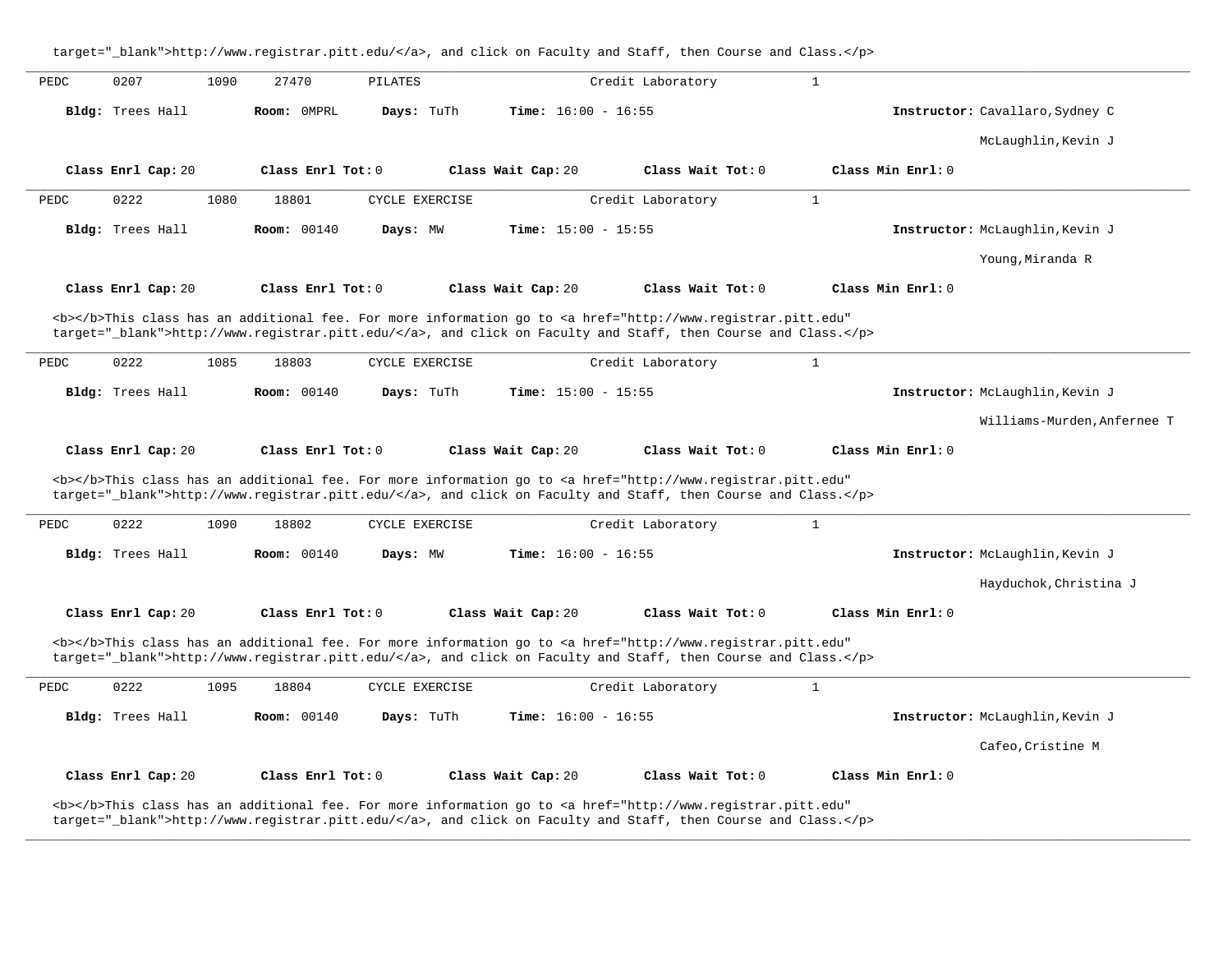target="_blank">http://www.registrar.pitt.edu/</a>, and click on Faculty and Staff, then Course and Class.</p>

---

PEDC 0207 1090 27470 PILATES Credit Laboratory 1

**Bldg:** Trees Hall **Room:** 0MPRL **Days:** TuTh **Time:** 16:00 - 16:55 **Instructor:** Cavallaro,Sydney C
McLaughlin,Kevin J

**Class Enrl Cap:** 20 **Class Enrl Tot:** 0 **Class Wait Cap:** 20 **Class Wait Tot:** 0 **Class Min Enrl:** 0

---

PEDC 0222 1080 18801 CYCLE EXERCISE Credit Laboratory 1

**Bldg:** Trees Hall **Room:** 00140 **Days:** MW **Time:** 15:00 - 15:55 **Instructor:** McLaughlin,Kevin J
Young,Miranda R

**Class Enrl Cap:** 20 **Class Enrl Tot:** 0 **Class Wait Cap:** 20 **Class Wait Tot:** 0 **Class Min Enrl:** 0

<b></b>This class has an additional fee. For more information go to <a href="http://www.registrar.pitt.edu" target="_blank">http://www.registrar.pitt.edu/</a>, and click on Faculty and Staff, then Course and Class.</p>

---

PEDC 0222 1085 18803 CYCLE EXERCISE Credit Laboratory 1

**Bldg:** Trees Hall **Room:** 00140 **Days:** TuTh **Time:** 15:00 - 15:55 **Instructor:** McLaughlin,Kevin J
Williams-Murden,Anfernee T

**Class Enrl Cap:** 20 **Class Enrl Tot:** 0 **Class Wait Cap:** 20 **Class Wait Tot:** 0 **Class Min Enrl:** 0

<b></b>This class has an additional fee. For more information go to <a href="http://www.registrar.pitt.edu" target="_blank">http://www.registrar.pitt.edu/</a>, and click on Faculty and Staff, then Course and Class.</p>

---

PEDC 0222 1090 18802 CYCLE EXERCISE Credit Laboratory 1

**Bldg:** Trees Hall **Room:** 00140 **Days:** MW **Time:** 16:00 - 16:55 **Instructor:** McLaughlin,Kevin J
Hayduchok,Christina J

**Class Enrl Cap:** 20 **Class Enrl Tot:** 0 **Class Wait Cap:** 20 **Class Wait Tot:** 0 **Class Min Enrl:** 0

<b></b>This class has an additional fee. For more information go to <a href="http://www.registrar.pitt.edu" target="_blank">http://www.registrar.pitt.edu/</a>, and click on Faculty and Staff, then Course and Class.</p>

---

PEDC 0222 1095 18804 CYCLE EXERCISE Credit Laboratory 1

**Bldg:** Trees Hall **Room:** 00140 **Days:** TuTh **Time:** 16:00 - 16:55 **Instructor:** McLaughlin,Kevin J
Cafeo,Cristine M

**Class Enrl Cap:** 20 **Class Enrl Tot:** 0 **Class Wait Cap:** 20 **Class Wait Tot:** 0 **Class Min Enrl:** 0

<b></b>This class has an additional fee. For more information go to <a href="http://www.registrar.pitt.edu" target="_blank">http://www.registrar.pitt.edu/</a>, and click on Faculty and Staff, then Course and Class.</p>

---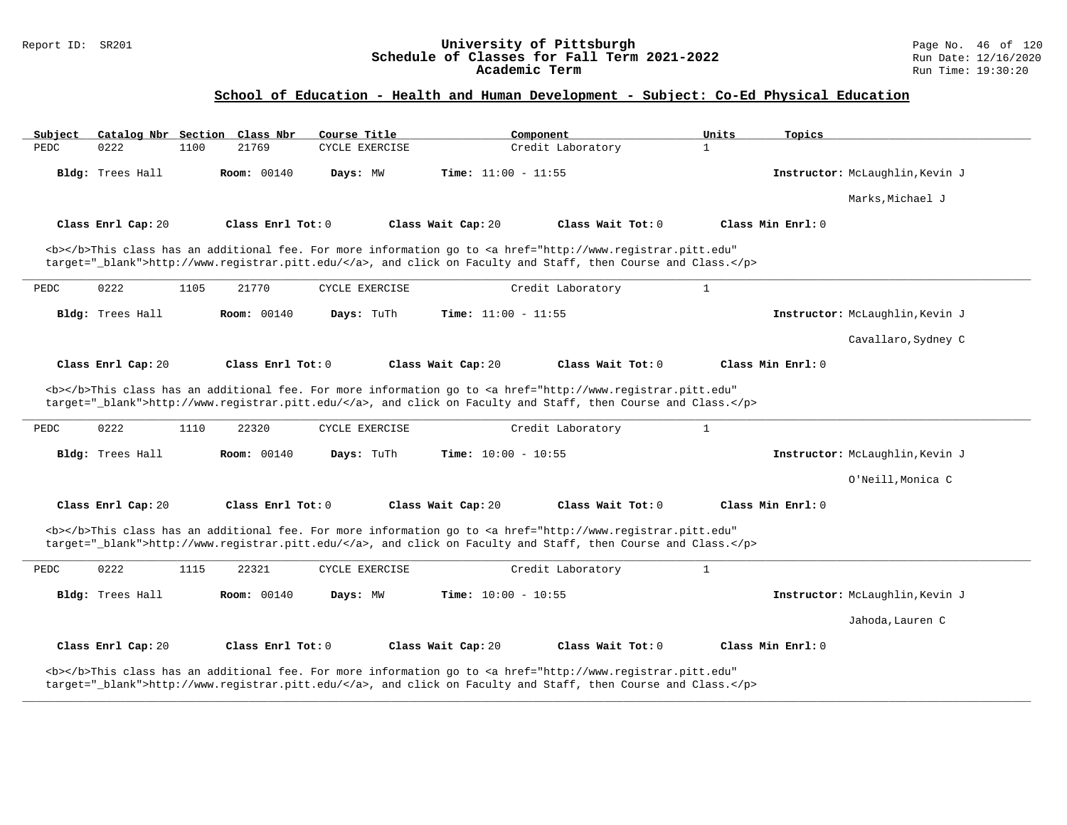## School of Education - Health and Human Development - Subject: Co-Ed Physical Education

| Subject | Catalog Nbr | Section | Class Nbr | Course Title | Component | Units | Topics |
|---|---|---|---|---|---|---|---|
| PEDC | 0222 | 1100 | 21769 | CYCLE EXERCISE | Credit Laboratory | 1 | |

**Bldg:** Trees Hall **Room:** 00140 **Days:** MW **Time:** 11:00 - 11:55 **Instructor:** McLaughlin,Kevin J; Marks,Michael J

**Class Enrl Cap:** 20 **Class Enrl Tot:** 0 **Class Wait Cap:** 20 **Class Wait Tot:** 0 **Class Min Enrl:** 0

<b></b>This class has an additional fee. For more information go to <a href="http://www.registrar.pitt.edu" target="_blank">http://www.registrar.pitt.edu/</a>, and click on Faculty and Staff, then Course and Class.</p>

---

| Subject | Catalog Nbr | Section | Class Nbr | Course Title | Component | Units | Topics |
|---|---|---|---|---|---|---|---|
| PEDC | 0222 | 1105 | 21770 | CYCLE EXERCISE | Credit Laboratory | 1 | |

**Bldg:** Trees Hall **Room:** 00140 **Days:** TuTh **Time:** 11:00 - 11:55 **Instructor:** McLaughlin,Kevin J; Cavallaro,Sydney C

**Class Enrl Cap:** 20 **Class Enrl Tot:** 0 **Class Wait Cap:** 20 **Class Wait Tot:** 0 **Class Min Enrl:** 0

<b></b>This class has an additional fee. For more information go to <a href="http://www.registrar.pitt.edu" target="_blank">http://www.registrar.pitt.edu/</a>, and click on Faculty and Staff, then Course and Class.</p>

---

| Subject | Catalog Nbr | Section | Class Nbr | Course Title | Component | Units | Topics |
|---|---|---|---|---|---|---|---|
| PEDC | 0222 | 1110 | 22320 | CYCLE EXERCISE | Credit Laboratory | 1 | |

**Bldg:** Trees Hall **Room:** 00140 **Days:** TuTh **Time:** 10:00 - 10:55 **Instructor:** McLaughlin,Kevin J; O'Neill,Monica C

**Class Enrl Cap:** 20 **Class Enrl Tot:** 0 **Class Wait Cap:** 20 **Class Wait Tot:** 0 **Class Min Enrl:** 0

<b></b>This class has an additional fee. For more information go to <a href="http://www.registrar.pitt.edu" target="_blank">http://www.registrar.pitt.edu/</a>, and click on Faculty and Staff, then Course and Class.</p>

---

| Subject | Catalog Nbr | Section | Class Nbr | Course Title | Component | Units | Topics |
|---|---|---|---|---|---|---|---|
| PEDC | 0222 | 1115 | 22321 | CYCLE EXERCISE | Credit Laboratory | 1 | |

**Bldg:** Trees Hall **Room:** 00140 **Days:** MW **Time:** 10:00 - 10:55 **Instructor:** McLaughlin,Kevin J; Jahoda,Lauren C

**Class Enrl Cap:** 20 **Class Enrl Tot:** 0 **Class Wait Cap:** 20 **Class Wait Tot:** 0 **Class Min Enrl:** 0

<b></b>This class has an additional fee. For more information go to <a href="http://www.registrar.pitt.edu" target="_blank">http://www.registrar.pitt.edu/</a>, and click on Faculty and Staff, then Course and Class.</p>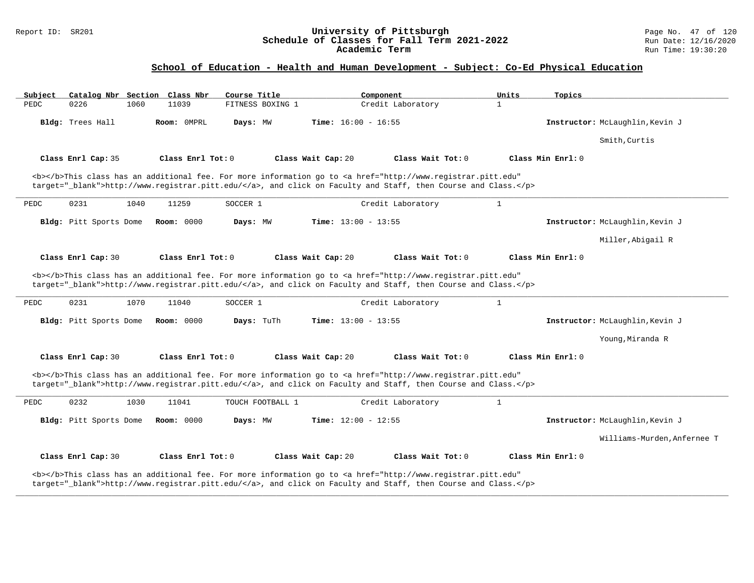## School of Education - Health and Human Development - Subject: Co-Ed Physical Education

| Subject | Catalog Nbr | Section | Class Nbr | Course Title | Component | Units | Topics |
|---|---|---|---|---|---|---|---|
| PEDC | 0226 | 1060 | 11039 | FITNESS BOXING 1 | Credit Laboratory | 1 | |

**Bldg:** Trees Hall **Room:** 0MPRL **Days:** MW **Time:** 16:00 - 16:55 **Instructor:** McLaughlin,Kevin J; Smith,Curtis

**Class Enrl Cap:** 35 **Class Enrl Tot:** 0 **Class Wait Cap:** 20 **Class Wait Tot:** 0 **Class Min Enrl:** 0

<b></b>This class has an additional fee. For more information go to <a href="http://www.registrar.pitt.edu" target="_blank">http://www.registrar.pitt.edu/</a>, and click on Faculty and Staff, then Course and Class.</p>

---

| Subject | Catalog Nbr | Section | Class Nbr | Course Title | Component | Units | Topics |
|---|---|---|---|---|---|---|---|
| PEDC | 0231 | 1040 | 11259 | SOCCER 1 | Credit Laboratory | 1 | |

**Bldg:** Pitt Sports Dome **Room:** 0000 **Days:** MW **Time:** 13:00 - 13:55 **Instructor:** McLaughlin,Kevin J; Miller,Abigail R

**Class Enrl Cap:** 30 **Class Enrl Tot:** 0 **Class Wait Cap:** 20 **Class Wait Tot:** 0 **Class Min Enrl:** 0

<b></b>This class has an additional fee. For more information go to <a href="http://www.registrar.pitt.edu" target="_blank">http://www.registrar.pitt.edu/</a>, and click on Faculty and Staff, then Course and Class.</p>

---

| Subject | Catalog Nbr | Section | Class Nbr | Course Title | Component | Units | Topics |
|---|---|---|---|---|---|---|---|
| PEDC | 0231 | 1070 | 11040 | SOCCER 1 | Credit Laboratory | 1 | |

**Bldg:** Pitt Sports Dome **Room:** 0000 **Days:** TuTh **Time:** 13:00 - 13:55 **Instructor:** McLaughlin,Kevin J; Young,Miranda R

**Class Enrl Cap:** 30 **Class Enrl Tot:** 0 **Class Wait Cap:** 20 **Class Wait Tot:** 0 **Class Min Enrl:** 0

<b></b>This class has an additional fee. For more information go to <a href="http://www.registrar.pitt.edu" target="_blank">http://www.registrar.pitt.edu/</a>, and click on Faculty and Staff, then Course and Class.</p>

---

| Subject | Catalog Nbr | Section | Class Nbr | Course Title | Component | Units | Topics |
|---|---|---|---|---|---|---|---|
| PEDC | 0232 | 1030 | 11041 | TOUCH FOOTBALL 1 | Credit Laboratory | 1 | |

**Bldg:** Pitt Sports Dome **Room:** 0000 **Days:** MW **Time:** 12:00 - 12:55 **Instructor:** McLaughlin,Kevin J; Williams-Murden,Anfernee T

**Class Enrl Cap:** 30 **Class Enrl Tot:** 0 **Class Wait Cap:** 20 **Class Wait Tot:** 0 **Class Min Enrl:** 0

<b></b>This class has an additional fee. For more information go to <a href="http://www.registrar.pitt.edu" target="_blank">http://www.registrar.pitt.edu/</a>, and click on Faculty and Staff, then Course and Class.</p>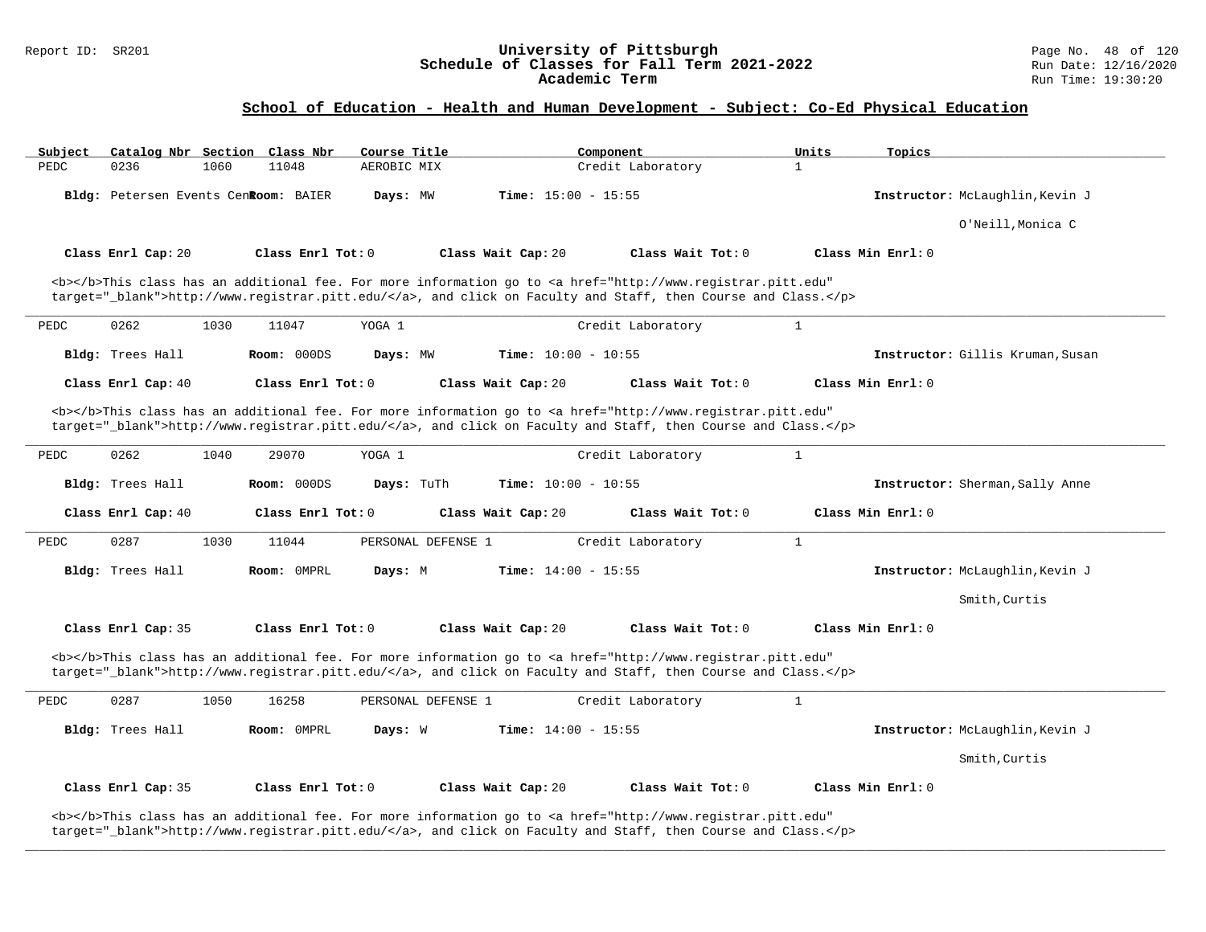Report ID: SR201

# University of Pittsburgh
## Schedule of Classes for Fall Term 2021-2022
### Academic Term

Run Date: 12/16/2020
Run Time: 19:30:20

## School of Education - Health and Human Development - Subject: Co-Ed Physical Education

| Subject | Catalog Nbr | Section | Class Nbr | Course Title | Component | Units | Topics |
|---|---|---|---|---|---|---|---|
| PEDC | 0236 | 1060 | 11048 | AEROBIC MIX | Credit Laboratory | 1 | |

**Bldg:** Petersen Events Cen **Room:** BAIER **Days:** MW **Time:** 15:00 - 15:55 **Instructor:** McLaughlin,Kevin J; O'Neill,Monica C

**Class Enrl Cap:** 20 **Class Enrl Tot:** 0 **Class Wait Cap:** 20 **Class Wait Tot:** 0 **Class Min Enrl:** 0

<b></b>This class has an additional fee. For more information go to <a href="http://www.registrar.pitt.edu" target="_blank">http://www.registrar.pitt.edu/</a>, and click on Faculty and Staff, then Course and Class.</p>

---

| Subject | Catalog Nbr | Section | Class Nbr | Course Title | Component | Units | Topics |
|---|---|---|---|---|---|---|---|
| PEDC | 0262 | 1030 | 11047 | YOGA 1 | Credit Laboratory | 1 | |

**Bldg:** Trees Hall **Room:** 000DS **Days:** MW **Time:** 10:00 - 10:55 **Instructor:** Gillis Kruman,Susan

**Class Enrl Cap:** 40 **Class Enrl Tot:** 0 **Class Wait Cap:** 20 **Class Wait Tot:** 0 **Class Min Enrl:** 0

<b></b>This class has an additional fee. For more information go to <a href="http://www.registrar.pitt.edu" target="_blank">http://www.registrar.pitt.edu/</a>, and click on Faculty and Staff, then Course and Class.</p>

---

| Subject | Catalog Nbr | Section | Class Nbr | Course Title | Component | Units | Topics |
|---|---|---|---|---|---|---|---|
| PEDC | 0262 | 1040 | 29070 | YOGA 1 | Credit Laboratory | 1 | |

**Bldg:** Trees Hall **Room:** 000DS **Days:** TuTh **Time:** 10:00 - 10:55 **Instructor:** Sherman,Sally Anne

**Class Enrl Cap:** 40 **Class Enrl Tot:** 0 **Class Wait Cap:** 20 **Class Wait Tot:** 0 **Class Min Enrl:** 0

---

| Subject | Catalog Nbr | Section | Class Nbr | Course Title | Component | Units | Topics |
|---|---|---|---|---|---|---|---|
| PEDC | 0287 | 1030 | 11044 | PERSONAL DEFENSE 1 | Credit Laboratory | 1 | |

**Bldg:** Trees Hall **Room:** 0MPRL **Days:** M **Time:** 14:00 - 15:55 **Instructor:** McLaughlin,Kevin J; Smith,Curtis

**Class Enrl Cap:** 35 **Class Enrl Tot:** 0 **Class Wait Cap:** 20 **Class Wait Tot:** 0 **Class Min Enrl:** 0

<b></b>This class has an additional fee. For more information go to <a href="http://www.registrar.pitt.edu" target="_blank">http://www.registrar.pitt.edu/</a>, and click on Faculty and Staff, then Course and Class.</p>

---

| Subject | Catalog Nbr | Section | Class Nbr | Course Title | Component | Units | Topics |
|---|---|---|---|---|---|---|---|
| PEDC | 0287 | 1050 | 16258 | PERSONAL DEFENSE 1 | Credit Laboratory | 1 | |

**Bldg:** Trees Hall **Room:** 0MPRL **Days:** W **Time:** 14:00 - 15:55 **Instructor:** McLaughlin,Kevin J; Smith,Curtis

**Class Enrl Cap:** 35 **Class Enrl Tot:** 0 **Class Wait Cap:** 20 **Class Wait Tot:** 0 **Class Min Enrl:** 0

<b></b>This class has an additional fee. For more information go to <a href="http://www.registrar.pitt.edu" target="_blank">http://www.registrar.pitt.edu/</a>, and click on Faculty and Staff, then Course and Class.</p>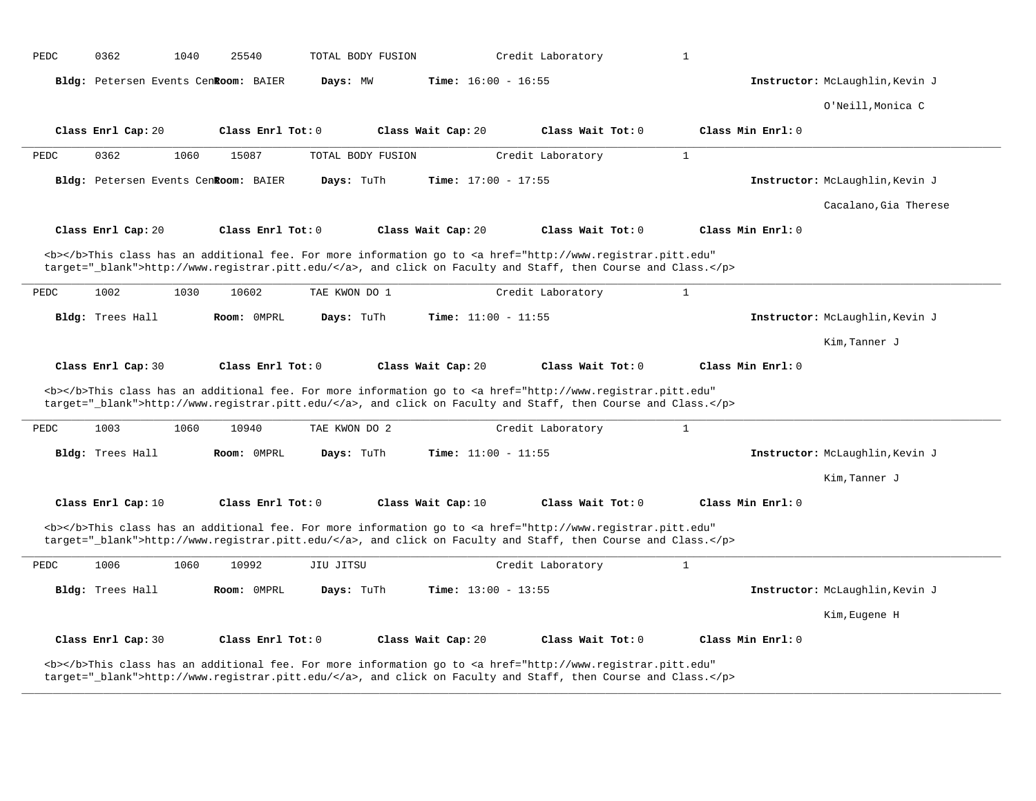PEDC 0362 1040 25540 TOTAL BODY FUSION Credit Laboratory 1

**Bldg:** Petersen Events Cen **Room:** BAIER **Days:** MW **Time:** 16:00 - 16:55 **Instructor:** McLaughlin,Kevin J
O'Neill,Monica C

**Class Enrl Cap:** 20 **Class Enrl Tot:** 0 **Class Wait Cap:** 20 **Class Wait Tot:** 0 **Class Min Enrl:** 0

---

PEDC 0362 1060 15087 TOTAL BODY FUSION Credit Laboratory 1

**Bldg:** Petersen Events Cen **Room:** BAIER **Days:** TuTh **Time:** 17:00 - 17:55 **Instructor:** McLaughlin,Kevin J
Cacalano,Gia Therese

**Class Enrl Cap:** 20 **Class Enrl Tot:** 0 **Class Wait Cap:** 20 **Class Wait Tot:** 0 **Class Min Enrl:** 0

<b></b>This class has an additional fee. For more information go to <a href="http://www.registrar.pitt.edu" target="_blank">http://www.registrar.pitt.edu/</a>, and click on Faculty and Staff, then Course and Class.</p>

---

PEDC 1002 1030 10602 TAE KWON DO 1 Credit Laboratory 1

**Bldg:** Trees Hall **Room:** 0MPRL **Days:** TuTh **Time:** 11:00 - 11:55 **Instructor:** McLaughlin,Kevin J
Kim,Tanner J

**Class Enrl Cap:** 30 **Class Enrl Tot:** 0 **Class Wait Cap:** 20 **Class Wait Tot:** 0 **Class Min Enrl:** 0

<b></b>This class has an additional fee. For more information go to <a href="http://www.registrar.pitt.edu" target="_blank">http://www.registrar.pitt.edu/</a>, and click on Faculty and Staff, then Course and Class.</p>

---

PEDC 1003 1060 10940 TAE KWON DO 2 Credit Laboratory 1

**Bldg:** Trees Hall **Room:** 0MPRL **Days:** TuTh **Time:** 11:00 - 11:55 **Instructor:** McLaughlin,Kevin J
Kim,Tanner J

**Class Enrl Cap:** 10 **Class Enrl Tot:** 0 **Class Wait Cap:** 10 **Class Wait Tot:** 0 **Class Min Enrl:** 0

<b></b>This class has an additional fee. For more information go to <a href="http://www.registrar.pitt.edu" target="_blank">http://www.registrar.pitt.edu/</a>, and click on Faculty and Staff, then Course and Class.</p>

---

PEDC 1006 1060 10992 JIU JITSU Credit Laboratory 1

**Bldg:** Trees Hall **Room:** 0MPRL **Days:** TuTh **Time:** 13:00 - 13:55 **Instructor:** McLaughlin,Kevin J
Kim,Eugene H

**Class Enrl Cap:** 30 **Class Enrl Tot:** 0 **Class Wait Cap:** 20 **Class Wait Tot:** 0 **Class Min Enrl:** 0

<b></b>This class has an additional fee. For more information go to <a href="http://www.registrar.pitt.edu" target="_blank">http://www.registrar.pitt.edu/</a>, and click on Faculty and Staff, then Course and Class.</p>

---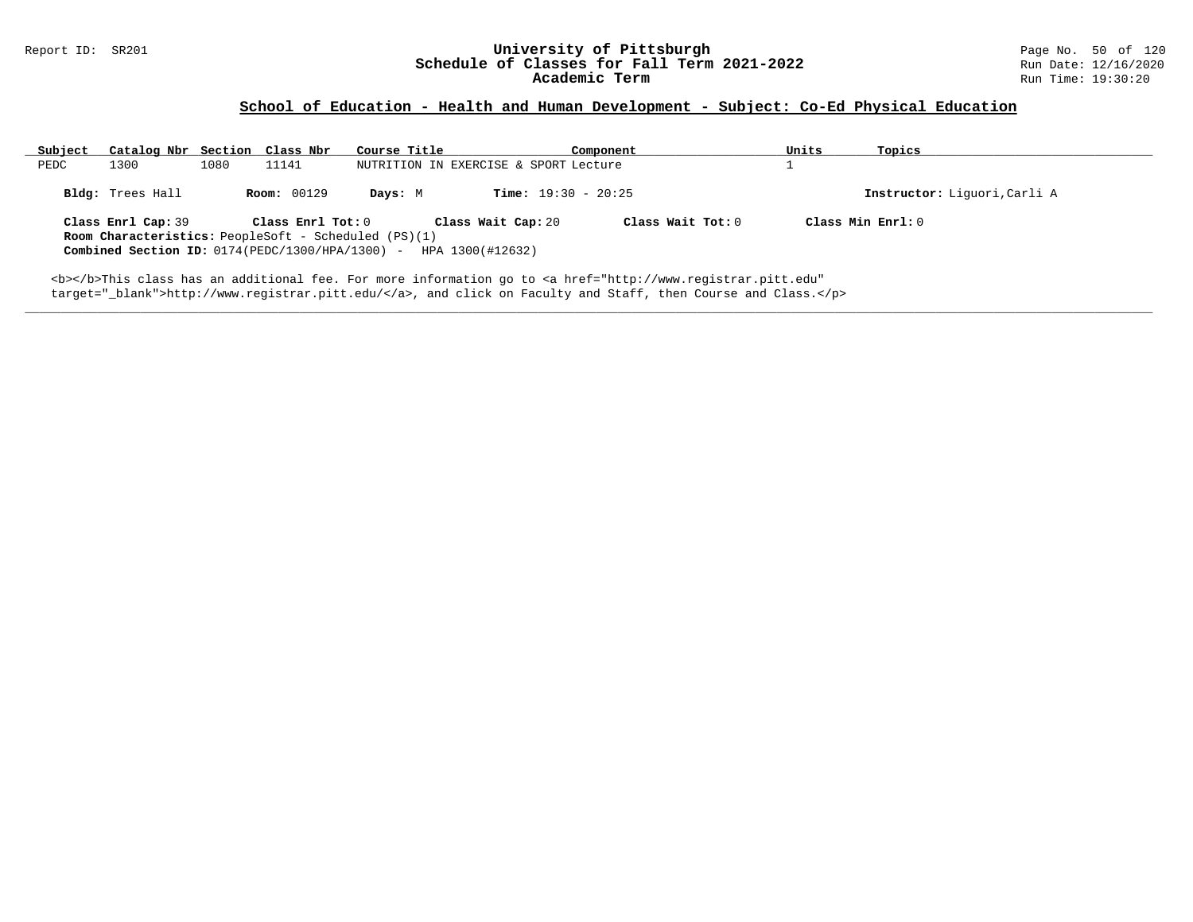## School of Education - Health and Human Development - Subject: Co-Ed Physical Education

| Subject | Catalog Nbr | Section | Class Nbr | Course Title | Component | Units | Topics |
|---|---|---|---|---|---|---|---|
| PEDC | 1300 | 1080 | 11141 | NUTRITION IN EXERCISE & SPORT | Lecture | 1 | |

**Bldg:** Trees Hall **Room:** 00129 **Days:** M **Time:** 19:30 - 20:25 **Instructor:** Liguori,Carli A

**Class Enrl Cap:** 39 **Class Enrl Tot:** 0 **Class Wait Cap:** 20 **Class Wait Tot:** 0 **Class Min Enrl:** 0

**Room Characteristics:** PeopleSoft - Scheduled (PS)(1)

**Combined Section ID:** 0174(PEDC/1300/HPA/1300) - HPA 1300(#12632)

<b></b>This class has an additional fee. For more information go to <a href="http://www.registrar.pitt.edu" target="_blank">http://www.registrar.pitt.edu/</a>, and click on Faculty and Staff, then Course and Class.</p>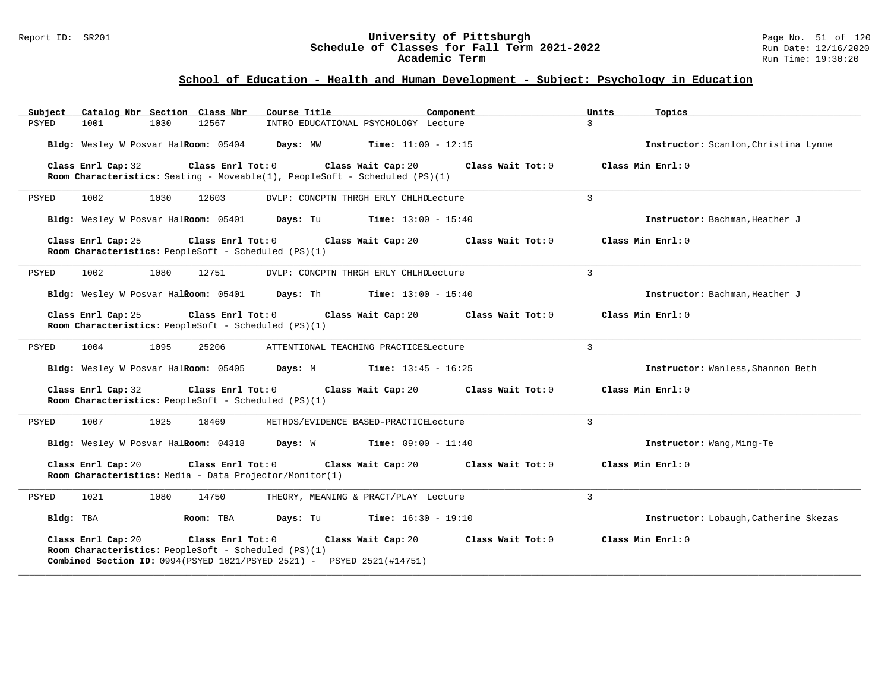## School of Education - Health and Human Development - Subject: Psychology in Education

| Subject | Catalog Nbr | Section | Class Nbr | Course Title | Component | Units | Topics |
|---|---|---|---|---|---|---|---|
| PSYED | 1001 | 1030 | 12567 | INTRO EDUCATIONAL PSYCHOLOGY | Lecture | 3 | |

**Bldg:** Wesley W Posvar Hall **Room:** 05404 **Days:** MW **Time:** 11:00 - 12:15 **Instructor:** Scanlon,Christina Lynne

**Class Enrl Cap:** 32 **Class Enrl Tot:** 0 **Class Wait Cap:** 20 **Class Wait Tot:** 0 **Class Min Enrl:** 0
**Room Characteristics:** Seating - Moveable(1), PeopleSoft - Scheduled (PS)(1)

---

| Subject | Catalog Nbr | Section | Class Nbr | Course Title | Component | Units | Topics |
|---|---|---|---|---|---|---|---|
| PSYED | 1002 | 1030 | 12603 | DVLP: CONCPTN THRGH ERLY CHLHD | Lecture | 3 | |

**Bldg:** Wesley W Posvar Hall **Room:** 05401 **Days:** Tu **Time:** 13:00 - 15:40 **Instructor:** Bachman,Heather J

**Class Enrl Cap:** 25 **Class Enrl Tot:** 0 **Class Wait Cap:** 20 **Class Wait Tot:** 0 **Class Min Enrl:** 0
**Room Characteristics:** PeopleSoft - Scheduled (PS)(1)

---

| Subject | Catalog Nbr | Section | Class Nbr | Course Title | Component | Units | Topics |
|---|---|---|---|---|---|---|---|
| PSYED | 1002 | 1080 | 12751 | DVLP: CONCPTN THRGH ERLY CHLHD | Lecture | 3 | |

**Bldg:** Wesley W Posvar Hall **Room:** 05401 **Days:** Th **Time:** 13:00 - 15:40 **Instructor:** Bachman,Heather J

**Class Enrl Cap:** 25 **Class Enrl Tot:** 0 **Class Wait Cap:** 20 **Class Wait Tot:** 0 **Class Min Enrl:** 0
**Room Characteristics:** PeopleSoft - Scheduled (PS)(1)

---

| Subject | Catalog Nbr | Section | Class Nbr | Course Title | Component | Units | Topics |
|---|---|---|---|---|---|---|---|
| PSYED | 1004 | 1095 | 25206 | ATTENTIONAL TEACHING PRACTICES | Lecture | 3 | |

**Bldg:** Wesley W Posvar Hall **Room:** 05405 **Days:** M **Time:** 13:45 - 16:25 **Instructor:** Wanless,Shannon Beth

**Class Enrl Cap:** 32 **Class Enrl Tot:** 0 **Class Wait Cap:** 20 **Class Wait Tot:** 0 **Class Min Enrl:** 0
**Room Characteristics:** PeopleSoft - Scheduled (PS)(1)

---

| Subject | Catalog Nbr | Section | Class Nbr | Course Title | Component | Units | Topics |
|---|---|---|---|---|---|---|---|
| PSYED | 1007 | 1025 | 18469 | METHDS/EVIDENCE BASED-PRACTICE | Lecture | 3 | |

**Bldg:** Wesley W Posvar Hall **Room:** 04318 **Days:** W **Time:** 09:00 - 11:40 **Instructor:** Wang,Ming-Te

**Class Enrl Cap:** 20 **Class Enrl Tot:** 0 **Class Wait Cap:** 20 **Class Wait Tot:** 0 **Class Min Enrl:** 0
**Room Characteristics:** Media - Data Projector/Monitor(1)

---

| Subject | Catalog Nbr | Section | Class Nbr | Course Title | Component | Units | Topics |
|---|---|---|---|---|---|---|---|
| PSYED | 1021 | 1080 | 14750 | THEORY, MEANING & PRACT/PLAY | Lecture | 3 | |

**Bldg:** TBA **Room:** TBA **Days:** Tu **Time:** 16:30 - 19:10 **Instructor:** Lobaugh,Catherine Skezas

**Class Enrl Cap:** 20 **Class Enrl Tot:** 0 **Class Wait Cap:** 20 **Class Wait Tot:** 0 **Class Min Enrl:** 0
**Room Characteristics:** PeopleSoft - Scheduled (PS)(1)
**Combined Section ID:** 0994(PSYED 1021/PSYED 2521) - PSYED 2521(#14751)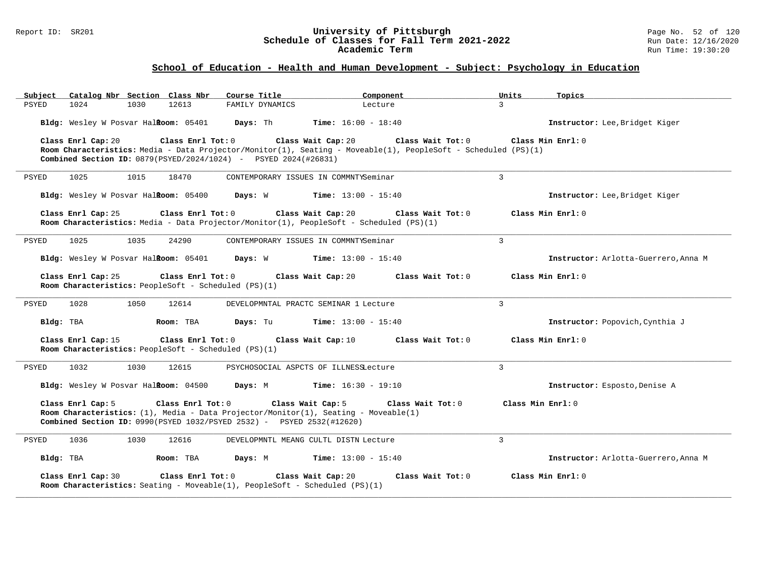## School of Education - Health and Human Development - Subject: Psychology in Education

| Subject | Catalog Nbr | Section | Class Nbr | Course Title | Component | Units | Topics |
|---|---|---|---|---|---|---|---|
| PSYED | 1024 | 1030 | 12613 | FAMILY DYNAMICS | Lecture | 3 | |

**Bldg:** Wesley W Posvar Hall **Room:** 05401 **Days:** Th **Time:** 16:00 - 18:40 **Instructor:** Lee,Bridget Kiger

**Class Enrl Cap:** 20 **Class Enrl Tot:** 0 **Class Wait Cap:** 20 **Class Wait Tot:** 0 **Class Min Enrl:** 0
**Room Characteristics:** Media - Data Projector/Monitor(1), Seating - Moveable(1), PeopleSoft - Scheduled (PS)(1)
**Combined Section ID:** 0879(PSYED/2024/1024) - PSYED 2024(#26831)

---

| Subject | Catalog Nbr | Section | Class Nbr | Course Title | Component | Units | Topics |
|---|---|---|---|---|---|---|---|
| PSYED | 1025 | 1015 | 18470 | CONTEMPORARY ISSUES IN COMMNTY | Seminar | 3 | |

**Bldg:** Wesley W Posvar Hall **Room:** 05400 **Days:** W **Time:** 13:00 - 15:40 **Instructor:** Lee,Bridget Kiger

**Class Enrl Cap:** 25 **Class Enrl Tot:** 0 **Class Wait Cap:** 20 **Class Wait Tot:** 0 **Class Min Enrl:** 0
**Room Characteristics:** Media - Data Projector/Monitor(1), PeopleSoft - Scheduled (PS)(1)

---

| Subject | Catalog Nbr | Section | Class Nbr | Course Title | Component | Units | Topics |
|---|---|---|---|---|---|---|---|
| PSYED | 1025 | 1035 | 24290 | CONTEMPORARY ISSUES IN COMMNTY | Seminar | 3 | |

**Bldg:** Wesley W Posvar Hall **Room:** 05401 **Days:** W **Time:** 13:00 - 15:40 **Instructor:** Arlotta-Guerrero,Anna M

**Class Enrl Cap:** 25 **Class Enrl Tot:** 0 **Class Wait Cap:** 20 **Class Wait Tot:** 0 **Class Min Enrl:** 0
**Room Characteristics:** PeopleSoft - Scheduled (PS)(1)

---

| Subject | Catalog Nbr | Section | Class Nbr | Course Title | Component | Units | Topics |
|---|---|---|---|---|---|---|---|
| PSYED | 1028 | 1050 | 12614 | DEVELOPMNTAL PRACTC SEMINAR 1 | Lecture | 3 | |

**Bldg:** TBA **Room:** TBA **Days:** Tu **Time:** 13:00 - 15:40 **Instructor:** Popovich,Cynthia J

**Class Enrl Cap:** 15 **Class Enrl Tot:** 0 **Class Wait Cap:** 10 **Class Wait Tot:** 0 **Class Min Enrl:** 0
**Room Characteristics:** PeopleSoft - Scheduled (PS)(1)

---

| Subject | Catalog Nbr | Section | Class Nbr | Course Title | Component | Units | Topics |
|---|---|---|---|---|---|---|---|
| PSYED | 1032 | 1030 | 12615 | PSYCHOSOCIAL ASPCTS OF ILLNESS | Lecture | 3 | |

**Bldg:** Wesley W Posvar Hall **Room:** 04500 **Days:** M **Time:** 16:30 - 19:10 **Instructor:** Esposto,Denise A

**Class Enrl Cap:** 5 **Class Enrl Tot:** 0 **Class Wait Cap:** 5 **Class Wait Tot:** 0 **Class Min Enrl:** 0
**Room Characteristics:** (1), Media - Data Projector/Monitor(1), Seating - Moveable(1)
**Combined Section ID:** 0990(PSYED 1032/PSYED 2532) - PSYED 2532(#12620)

---

| Subject | Catalog Nbr | Section | Class Nbr | Course Title | Component | Units | Topics |
|---|---|---|---|---|---|---|---|
| PSYED | 1036 | 1030 | 12616 | DEVELOPMNTL MEANG CULTL DISTN | Lecture | 3 | |

**Bldg:** TBA **Room:** TBA **Days:** M **Time:** 13:00 - 15:40 **Instructor:** Arlotta-Guerrero,Anna M

**Class Enrl Cap:** 30 **Class Enrl Tot:** 0 **Class Wait Cap:** 20 **Class Wait Tot:** 0 **Class Min Enrl:** 0
**Room Characteristics:** Seating - Moveable(1), PeopleSoft - Scheduled (PS)(1)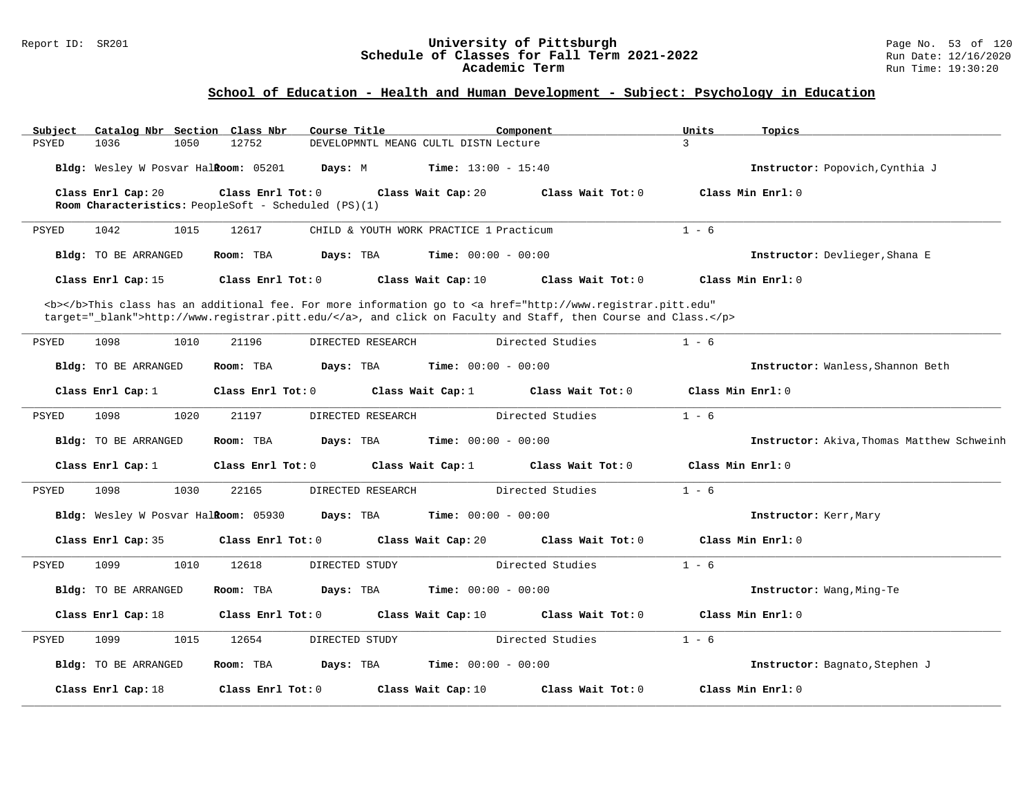## School of Education - Health and Human Development - Subject: Psychology in Education

| Subject | Catalog Nbr | Section | Class Nbr | Course Title | Component | Units | Topics |
|---|---|---|---|---|---|---|---|
| PSYED | 1036 | 1050 | 12752 | DEVELOPMNTL MEANG CULTL DISTN | Lecture | 3 | |

**Bldg:** Wesley W Posvar Hall **Room:** 05201 **Days:** M **Time:** 13:00 - 15:40 **Instructor:** Popovich,Cynthia J

**Class Enrl Cap:** 20 **Class Enrl Tot:** 0 **Class Wait Cap:** 20 **Class Wait Tot:** 0 **Class Min Enrl:** 0

**Room Characteristics:** PeopleSoft - Scheduled (PS)(1)

---

| Subject | Catalog Nbr | Section | Class Nbr | Course Title | Component | Units | Topics |
|---|---|---|---|---|---|---|---|
| PSYED | 1042 | 1015 | 12617 | CHILD & YOUTH WORK PRACTICE 1 | Practicum | 1 - 6 | |

**Bldg:** TO BE ARRANGED **Room:** TBA **Days:** TBA **Time:** 00:00 - 00:00 **Instructor:** Devlieger,Shana E

**Class Enrl Cap:** 15 **Class Enrl Tot:** 0 **Class Wait Cap:** 10 **Class Wait Tot:** 0 **Class Min Enrl:** 0

<b></b>This class has an additional fee. For more information go to <a href="http://www.registrar.pitt.edu" target="_blank">http://www.registrar.pitt.edu/</a>, and click on Faculty and Staff, then Course and Class.</p>

---

| Subject | Catalog Nbr | Section | Class Nbr | Course Title | Component | Units | Topics |
|---|---|---|---|---|---|---|---|
| PSYED | 1098 | 1010 | 21196 | DIRECTED RESEARCH | Directed Studies | 1 - 6 | |

**Bldg:** TO BE ARRANGED **Room:** TBA **Days:** TBA **Time:** 00:00 - 00:00 **Instructor:** Wanless,Shannon Beth

**Class Enrl Cap:** 1 **Class Enrl Tot:** 0 **Class Wait Cap:** 1 **Class Wait Tot:** 0 **Class Min Enrl:** 0

---

| Subject | Catalog Nbr | Section | Class Nbr | Course Title | Component | Units | Topics |
|---|---|---|---|---|---|---|---|
| PSYED | 1098 | 1020 | 21197 | DIRECTED RESEARCH | Directed Studies | 1 - 6 | |

**Bldg:** TO BE ARRANGED **Room:** TBA **Days:** TBA **Time:** 00:00 - 00:00 **Instructor:** Akiva,Thomas Matthew Schweinh

**Class Enrl Cap:** 1 **Class Enrl Tot:** 0 **Class Wait Cap:** 1 **Class Wait Tot:** 0 **Class Min Enrl:** 0

---

| Subject | Catalog Nbr | Section | Class Nbr | Course Title | Component | Units | Topics |
|---|---|---|---|---|---|---|---|
| PSYED | 1098 | 1030 | 22165 | DIRECTED RESEARCH | Directed Studies | 1 - 6 | |

**Bldg:** Wesley W Posvar Hall **Room:** 05930 **Days:** TBA **Time:** 00:00 - 00:00 **Instructor:** Kerr,Mary

**Class Enrl Cap:** 35 **Class Enrl Tot:** 0 **Class Wait Cap:** 20 **Class Wait Tot:** 0 **Class Min Enrl:** 0

---

| Subject | Catalog Nbr | Section | Class Nbr | Course Title | Component | Units | Topics |
|---|---|---|---|---|---|---|---|
| PSYED | 1099 | 1010 | 12618 | DIRECTED STUDY | Directed Studies | 1 - 6 | |

**Bldg:** TO BE ARRANGED **Room:** TBA **Days:** TBA **Time:** 00:00 - 00:00 **Instructor:** Wang,Ming-Te

**Class Enrl Cap:** 18 **Class Enrl Tot:** 0 **Class Wait Cap:** 10 **Class Wait Tot:** 0 **Class Min Enrl:** 0

---

| Subject | Catalog Nbr | Section | Class Nbr | Course Title | Component | Units | Topics |
|---|---|---|---|---|---|---|---|
| PSYED | 1099 | 1015 | 12654 | DIRECTED STUDY | Directed Studies | 1 - 6 | |

**Bldg:** TO BE ARRANGED **Room:** TBA **Days:** TBA **Time:** 00:00 - 00:00 **Instructor:** Bagnato,Stephen J

**Class Enrl Cap:** 18 **Class Enrl Tot:** 0 **Class Wait Cap:** 10 **Class Wait Tot:** 0 **Class Min Enrl:** 0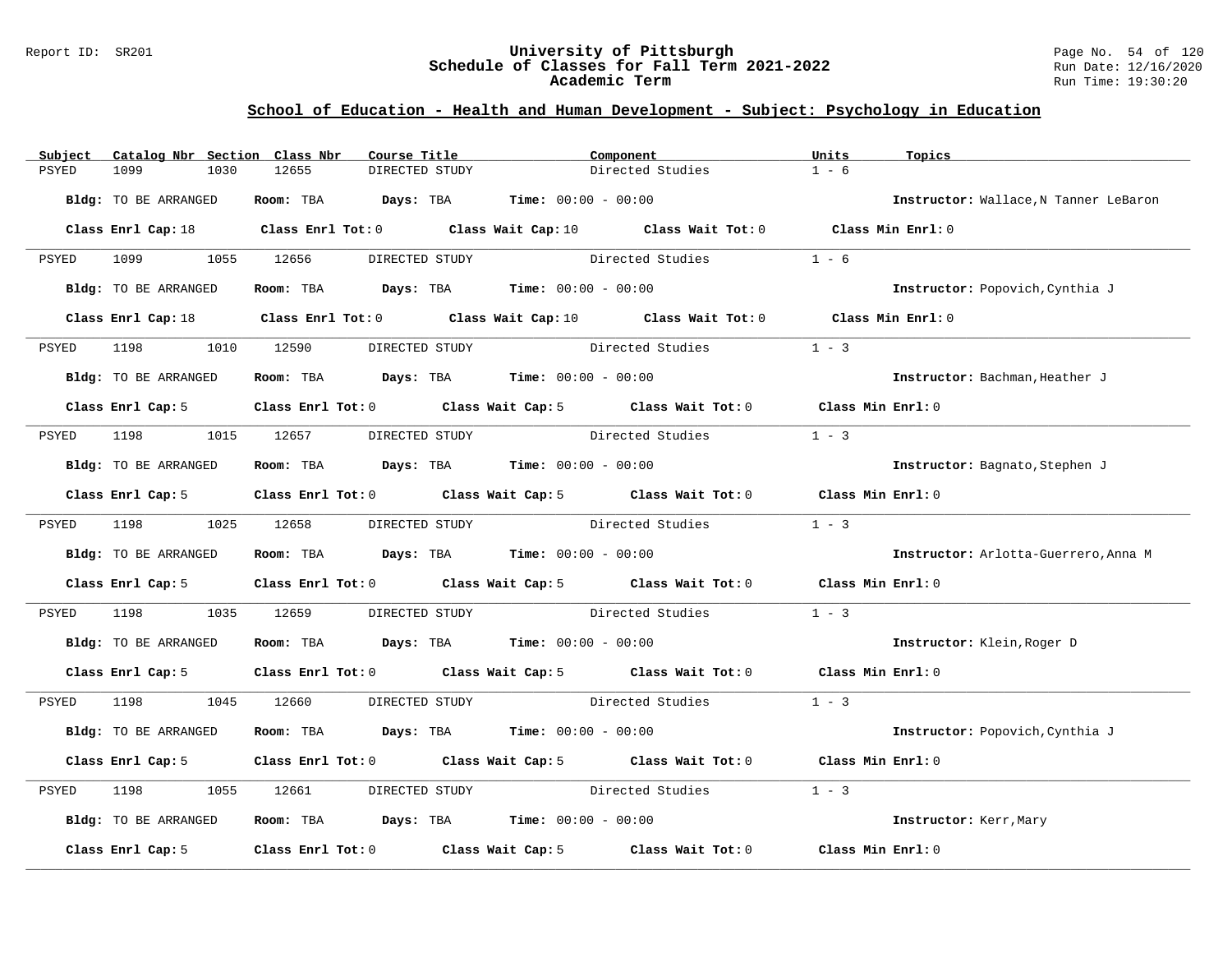# University of Pittsburgh
## Schedule of Classes for Fall Term 2021-2022
### Academic Term

Report ID: SR201

Run Date: 12/16/2020
Run Time: 19:30:20

## School of Education - Health and Human Development - Subject: Psychology in Education

| Subject | Catalog Nbr | Section | Class Nbr | Course Title | Component | Units | Topics |
|---|---|---|---|---|---|---|---|
| PSYED | 1099 | 1030 | 12655 | DIRECTED STUDY | Directed Studies | 1 - 6 | |

**Bldg:** TO BE ARRANGED **Room:** TBA **Days:** TBA **Time:** 00:00 - 00:00 **Instructor:** Wallace,N Tanner LeBaron

**Class Enrl Cap:** 18 **Class Enrl Tot:** 0 **Class Wait Cap:** 10 **Class Wait Tot:** 0 **Class Min Enrl:** 0

---

| Subject | Catalog Nbr | Section | Class Nbr | Course Title | Component | Units | Topics |
|---|---|---|---|---|---|---|---|
| PSYED | 1099 | 1055 | 12656 | DIRECTED STUDY | Directed Studies | 1 - 6 | |

**Bldg:** TO BE ARRANGED **Room:** TBA **Days:** TBA **Time:** 00:00 - 00:00 **Instructor:** Popovich,Cynthia J

**Class Enrl Cap:** 18 **Class Enrl Tot:** 0 **Class Wait Cap:** 10 **Class Wait Tot:** 0 **Class Min Enrl:** 0

---

| Subject | Catalog Nbr | Section | Class Nbr | Course Title | Component | Units | Topics |
|---|---|---|---|---|---|---|---|
| PSYED | 1198 | 1010 | 12590 | DIRECTED STUDY | Directed Studies | 1 - 3 | |

**Bldg:** TO BE ARRANGED **Room:** TBA **Days:** TBA **Time:** 00:00 - 00:00 **Instructor:** Bachman,Heather J

**Class Enrl Cap:** 5 **Class Enrl Tot:** 0 **Class Wait Cap:** 5 **Class Wait Tot:** 0 **Class Min Enrl:** 0

---

| Subject | Catalog Nbr | Section | Class Nbr | Course Title | Component | Units | Topics |
|---|---|---|---|---|---|---|---|
| PSYED | 1198 | 1015 | 12657 | DIRECTED STUDY | Directed Studies | 1 - 3 | |

**Bldg:** TO BE ARRANGED **Room:** TBA **Days:** TBA **Time:** 00:00 - 00:00 **Instructor:** Bagnato,Stephen J

**Class Enrl Cap:** 5 **Class Enrl Tot:** 0 **Class Wait Cap:** 5 **Class Wait Tot:** 0 **Class Min Enrl:** 0

---

| Subject | Catalog Nbr | Section | Class Nbr | Course Title | Component | Units | Topics |
|---|---|---|---|---|---|---|---|
| PSYED | 1198 | 1025 | 12658 | DIRECTED STUDY | Directed Studies | 1 - 3 | |

**Bldg:** TO BE ARRANGED **Room:** TBA **Days:** TBA **Time:** 00:00 - 00:00 **Instructor:** Arlotta-Guerrero,Anna M

**Class Enrl Cap:** 5 **Class Enrl Tot:** 0 **Class Wait Cap:** 5 **Class Wait Tot:** 0 **Class Min Enrl:** 0

---

| Subject | Catalog Nbr | Section | Class Nbr | Course Title | Component | Units | Topics |
|---|---|---|---|---|---|---|---|
| PSYED | 1198 | 1035 | 12659 | DIRECTED STUDY | Directed Studies | 1 - 3 | |

**Bldg:** TO BE ARRANGED **Room:** TBA **Days:** TBA **Time:** 00:00 - 00:00 **Instructor:** Klein,Roger D

**Class Enrl Cap:** 5 **Class Enrl Tot:** 0 **Class Wait Cap:** 5 **Class Wait Tot:** 0 **Class Min Enrl:** 0

---

| Subject | Catalog Nbr | Section | Class Nbr | Course Title | Component | Units | Topics |
|---|---|---|---|---|---|---|---|
| PSYED | 1198 | 1045 | 12660 | DIRECTED STUDY | Directed Studies | 1 - 3 | |

**Bldg:** TO BE ARRANGED **Room:** TBA **Days:** TBA **Time:** 00:00 - 00:00 **Instructor:** Popovich,Cynthia J

**Class Enrl Cap:** 5 **Class Enrl Tot:** 0 **Class Wait Cap:** 5 **Class Wait Tot:** 0 **Class Min Enrl:** 0

---

| Subject | Catalog Nbr | Section | Class Nbr | Course Title | Component | Units | Topics |
|---|---|---|---|---|---|---|---|
| PSYED | 1198 | 1055 | 12661 | DIRECTED STUDY | Directed Studies | 1 - 3 | |

**Bldg:** TO BE ARRANGED **Room:** TBA **Days:** TBA **Time:** 00:00 - 00:00 **Instructor:** Kerr,Mary

**Class Enrl Cap:** 5 **Class Enrl Tot:** 0 **Class Wait Cap:** 5 **Class Wait Tot:** 0 **Class Min Enrl:** 0

---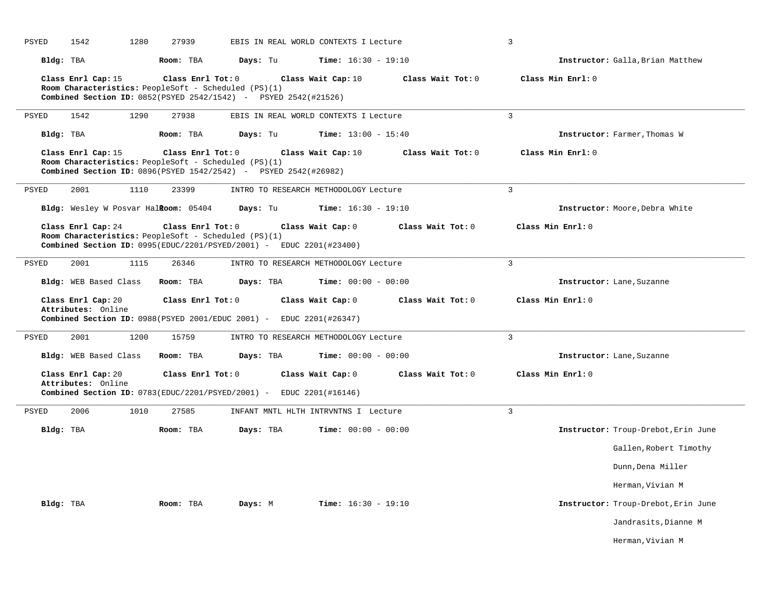PSYED 1542 1280 27939 EBIS IN REAL WORLD CONTEXTS I Lecture 3

**Bldg:** TBA **Room:** TBA **Days:** Tu **Time:** 16:30 - 19:10 **Instructor:** Galla,Brian Matthew

**Class Enrl Cap:** 15 **Class Enrl Tot:** 0 **Class Wait Cap:** 10 **Class Wait Tot:** 0 **Class Min Enrl:** 0
**Room Characteristics:** PeopleSoft - Scheduled (PS)(1)
**Combined Section ID:** 0852(PSYED 2542/1542) - PSYED 2542(#21526)

---

PSYED 1542 1290 27938 EBIS IN REAL WORLD CONTEXTS I Lecture 3

**Bldg:** TBA **Room:** TBA **Days:** Tu **Time:** 13:00 - 15:40 **Instructor:** Farmer,Thomas W

**Class Enrl Cap:** 15 **Class Enrl Tot:** 0 **Class Wait Cap:** 10 **Class Wait Tot:** 0 **Class Min Enrl:** 0
**Room Characteristics:** PeopleSoft - Scheduled (PS)(1)
**Combined Section ID:** 0896(PSYED 1542/2542) - PSYED 2542(#26982)

---

PSYED 2001 1110 23399 INTRO TO RESEARCH METHODOLOGY Lecture 3

**Bldg:** Wesley W Posvar Hall **Room:** 05404 **Days:** Tu **Time:** 16:30 - 19:10 **Instructor:** Moore,Debra White

**Class Enrl Cap:** 24 **Class Enrl Tot:** 0 **Class Wait Cap:** 0 **Class Wait Tot:** 0 **Class Min Enrl:** 0
**Room Characteristics:** PeopleSoft - Scheduled (PS)(1)
**Combined Section ID:** 0995(EDUC/2201/PSYED/2001) - EDUC 2201(#23400)

---

PSYED 2001 1115 26346 INTRO TO RESEARCH METHODOLOGY Lecture 3

**Bldg:** WEB Based Class **Room:** TBA **Days:** TBA **Time:** 00:00 - 00:00 **Instructor:** Lane,Suzanne

**Class Enrl Cap:** 20 **Class Enrl Tot:** 0 **Class Wait Cap:** 0 **Class Wait Tot:** 0 **Class Min Enrl:** 0
**Attributes:** Online
**Combined Section ID:** 0988(PSYED 2001/EDUC 2001) - EDUC 2201(#26347)

---

PSYED 2001 1200 15759 INTRO TO RESEARCH METHODOLOGY Lecture 3

**Bldg:** WEB Based Class **Room:** TBA **Days:** TBA **Time:** 00:00 - 00:00 **Instructor:** Lane,Suzanne

**Class Enrl Cap:** 20 **Class Enrl Tot:** 0 **Class Wait Cap:** 0 **Class Wait Tot:** 0 **Class Min Enrl:** 0
**Attributes:** Online
**Combined Section ID:** 0783(EDUC/2201/PSYED/2001) - EDUC 2201(#16146)

---

PSYED 2006 1010 27585 INFANT MNTL HLTH INTRVNTNS I Lecture 3

**Bldg:** TBA **Room:** TBA **Days:** TBA **Time:** 00:00 - 00:00 **Instructor:** Troup-Drebot,Erin June
Gallen,Robert Timothy
Dunn,Dena Miller
Herman,Vivian M

**Bldg:** TBA **Room:** TBA **Days:** M **Time:** 16:30 - 19:10 **Instructor:** Troup-Drebot,Erin June
Jandrasits,Dianne M
Herman,Vivian M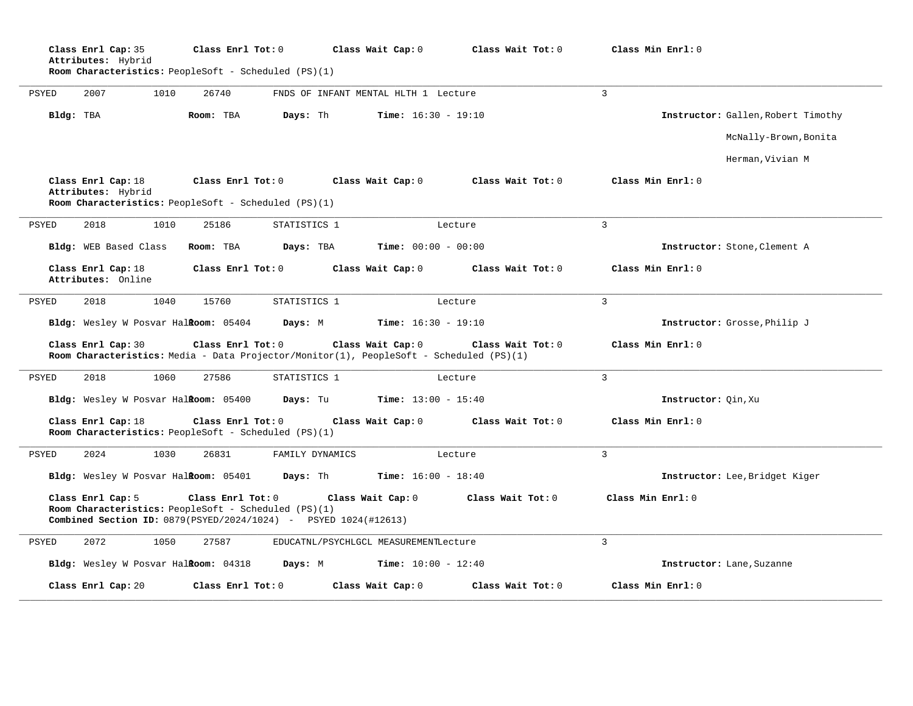**Class Enrl Cap:** 35 **Class Enrl Tot:** 0 **Class Wait Cap:** 0 **Class Wait Tot:** 0 **Class Min Enrl:** 0
**Attributes:** Hybrid
**Room Characteristics:** PeopleSoft - Scheduled (PS)(1)

---

PSYED 2007 1010 26740 FNDS OF INFANT MENTAL HLTH 1 Lecture 3

**Bldg:** TBA **Room:** TBA **Days:** Th **Time:** 16:30 - 19:10 **Instructor:** Gallen,Robert Timothy
McNally-Brown,Bonita
Herman,Vivian M

**Class Enrl Cap:** 18 **Class Enrl Tot:** 0 **Class Wait Cap:** 0 **Class Wait Tot:** 0 **Class Min Enrl:** 0
**Attributes:** Hybrid
**Room Characteristics:** PeopleSoft - Scheduled (PS)(1)

---

PSYED 2018 1010 25186 STATISTICS 1 Lecture 3

**Bldg:** WEB Based Class **Room:** TBA **Days:** TBA **Time:** 00:00 - 00:00 **Instructor:** Stone,Clement A

**Class Enrl Cap:** 18 **Class Enrl Tot:** 0 **Class Wait Cap:** 0 **Class Wait Tot:** 0 **Class Min Enrl:** 0
**Attributes:** Online

---

PSYED 2018 1040 15760 STATISTICS 1 Lecture 3

**Bldg:** Wesley W Posvar Hall **Room:** 05404 **Days:** M **Time:** 16:30 - 19:10 **Instructor:** Grosse,Philip J

**Class Enrl Cap:** 30 **Class Enrl Tot:** 0 **Class Wait Cap:** 0 **Class Wait Tot:** 0 **Class Min Enrl:** 0
**Room Characteristics:** Media - Data Projector/Monitor(1), PeopleSoft - Scheduled (PS)(1)

---

PSYED 2018 1060 27586 STATISTICS 1 Lecture 3

**Bldg:** Wesley W Posvar Hall **Room:** 05400 **Days:** Tu **Time:** 13:00 - 15:40 **Instructor:** Qin,Xu

**Class Enrl Cap:** 18 **Class Enrl Tot:** 0 **Class Wait Cap:** 0 **Class Wait Tot:** 0 **Class Min Enrl:** 0
**Room Characteristics:** PeopleSoft - Scheduled (PS)(1)

---

PSYED 2024 1030 26831 FAMILY DYNAMICS Lecture 3

**Bldg:** Wesley W Posvar Hall **Room:** 05401 **Days:** Th **Time:** 16:00 - 18:40 **Instructor:** Lee,Bridget Kiger

**Class Enrl Cap:** 5 **Class Enrl Tot:** 0 **Class Wait Cap:** 0 **Class Wait Tot:** 0 **Class Min Enrl:** 0
**Room Characteristics:** PeopleSoft - Scheduled (PS)(1)
**Combined Section ID:** 0879(PSYED/2024/1024) - PSYED 1024(#12613)

---

PSYED 2072 1050 27587 EDUCATNL/PSYCHLGCL MEASUREMENT Lecture 3

**Bldg:** Wesley W Posvar Hall **Room:** 04318 **Days:** M **Time:** 10:00 - 12:40 **Instructor:** Lane,Suzanne

**Class Enrl Cap:** 20 **Class Enrl Tot:** 0 **Class Wait Cap:** 0 **Class Wait Tot:** 0 **Class Min Enrl:** 0

---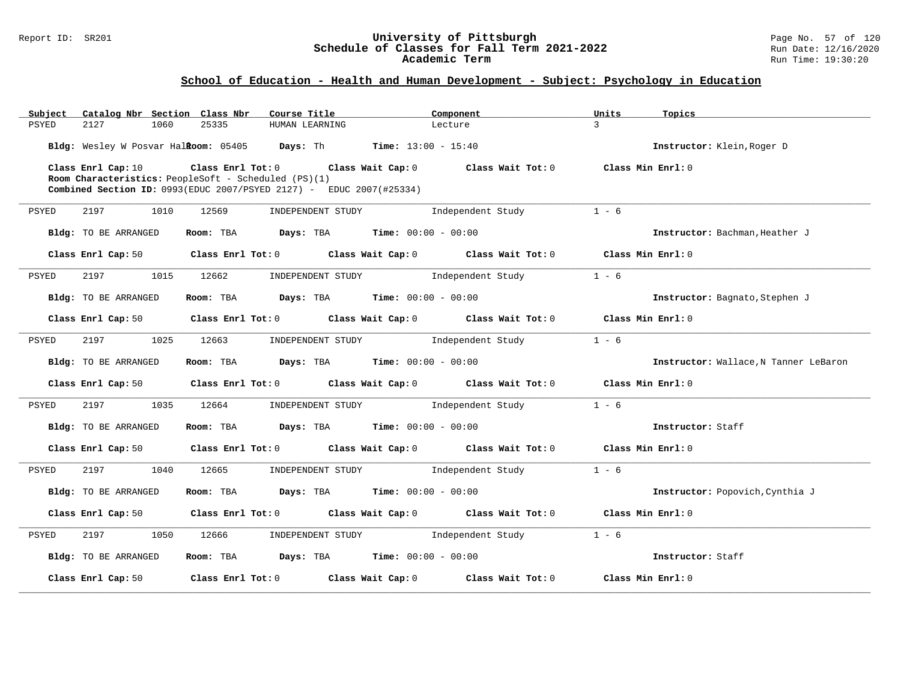## School of Education - Health and Human Development - Subject: Psychology in Education

| Subject | Catalog Nbr | Section | Class Nbr | Course Title | Component | Units | Topics |
|---|---|---|---|---|---|---|---|
| PSYED | 2127 | 1060 | 25335 | HUMAN LEARNING | Lecture | 3 | |

**Bldg:** Wesley W Posvar Hall **Room:** 05405 **Days:** Th **Time:** 13:00 - 15:40 **Instructor:** Klein,Roger D

**Class Enrl Cap:** 10 **Class Enrl Tot:** 0 **Class Wait Cap:** 0 **Class Wait Tot:** 0 **Class Min Enrl:** 0

**Room Characteristics:** PeopleSoft - Scheduled (PS)(1)

**Combined Section ID:** 0993(EDUC 2007/PSYED 2127) - EDUC 2007(#25334)

---

| Subject | Catalog Nbr | Section | Class Nbr | Course Title | Component | Units | Topics |
|---|---|---|---|---|---|---|---|
| PSYED | 2197 | 1010 | 12569 | INDEPENDENT STUDY | Independent Study | 1 - 6 | |

**Bldg:** TO BE ARRANGED **Room:** TBA **Days:** TBA **Time:** 00:00 - 00:00 **Instructor:** Bachman,Heather J

**Class Enrl Cap:** 50 **Class Enrl Tot:** 0 **Class Wait Cap:** 0 **Class Wait Tot:** 0 **Class Min Enrl:** 0

---

| Subject | Catalog Nbr | Section | Class Nbr | Course Title | Component | Units | Topics |
|---|---|---|---|---|---|---|---|
| PSYED | 2197 | 1015 | 12662 | INDEPENDENT STUDY | Independent Study | 1 - 6 | |

**Bldg:** TO BE ARRANGED **Room:** TBA **Days:** TBA **Time:** 00:00 - 00:00 **Instructor:** Bagnato,Stephen J

**Class Enrl Cap:** 50 **Class Enrl Tot:** 0 **Class Wait Cap:** 0 **Class Wait Tot:** 0 **Class Min Enrl:** 0

---

| Subject | Catalog Nbr | Section | Class Nbr | Course Title | Component | Units | Topics |
|---|---|---|---|---|---|---|---|
| PSYED | 2197 | 1025 | 12663 | INDEPENDENT STUDY | Independent Study | 1 - 6 | |

**Bldg:** TO BE ARRANGED **Room:** TBA **Days:** TBA **Time:** 00:00 - 00:00 **Instructor:** Wallace,N Tanner LeBaron

**Class Enrl Cap:** 50 **Class Enrl Tot:** 0 **Class Wait Cap:** 0 **Class Wait Tot:** 0 **Class Min Enrl:** 0

---

| Subject | Catalog Nbr | Section | Class Nbr | Course Title | Component | Units | Topics |
|---|---|---|---|---|---|---|---|
| PSYED | 2197 | 1035 | 12664 | INDEPENDENT STUDY | Independent Study | 1 - 6 | |

**Bldg:** TO BE ARRANGED **Room:** TBA **Days:** TBA **Time:** 00:00 - 00:00 **Instructor:** Staff

**Class Enrl Cap:** 50 **Class Enrl Tot:** 0 **Class Wait Cap:** 0 **Class Wait Tot:** 0 **Class Min Enrl:** 0

---

| Subject | Catalog Nbr | Section | Class Nbr | Course Title | Component | Units | Topics |
|---|---|---|---|---|---|---|---|
| PSYED | 2197 | 1040 | 12665 | INDEPENDENT STUDY | Independent Study | 1 - 6 | |

**Bldg:** TO BE ARRANGED **Room:** TBA **Days:** TBA **Time:** 00:00 - 00:00 **Instructor:** Popovich,Cynthia J

**Class Enrl Cap:** 50 **Class Enrl Tot:** 0 **Class Wait Cap:** 0 **Class Wait Tot:** 0 **Class Min Enrl:** 0

---

| Subject | Catalog Nbr | Section | Class Nbr | Course Title | Component | Units | Topics |
|---|---|---|---|---|---|---|---|
| PSYED | 2197 | 1050 | 12666 | INDEPENDENT STUDY | Independent Study | 1 - 6 | |

**Bldg:** TO BE ARRANGED **Room:** TBA **Days:** TBA **Time:** 00:00 - 00:00 **Instructor:** Staff

**Class Enrl Cap:** 50 **Class Enrl Tot:** 0 **Class Wait Cap:** 0 **Class Wait Tot:** 0 **Class Min Enrl:** 0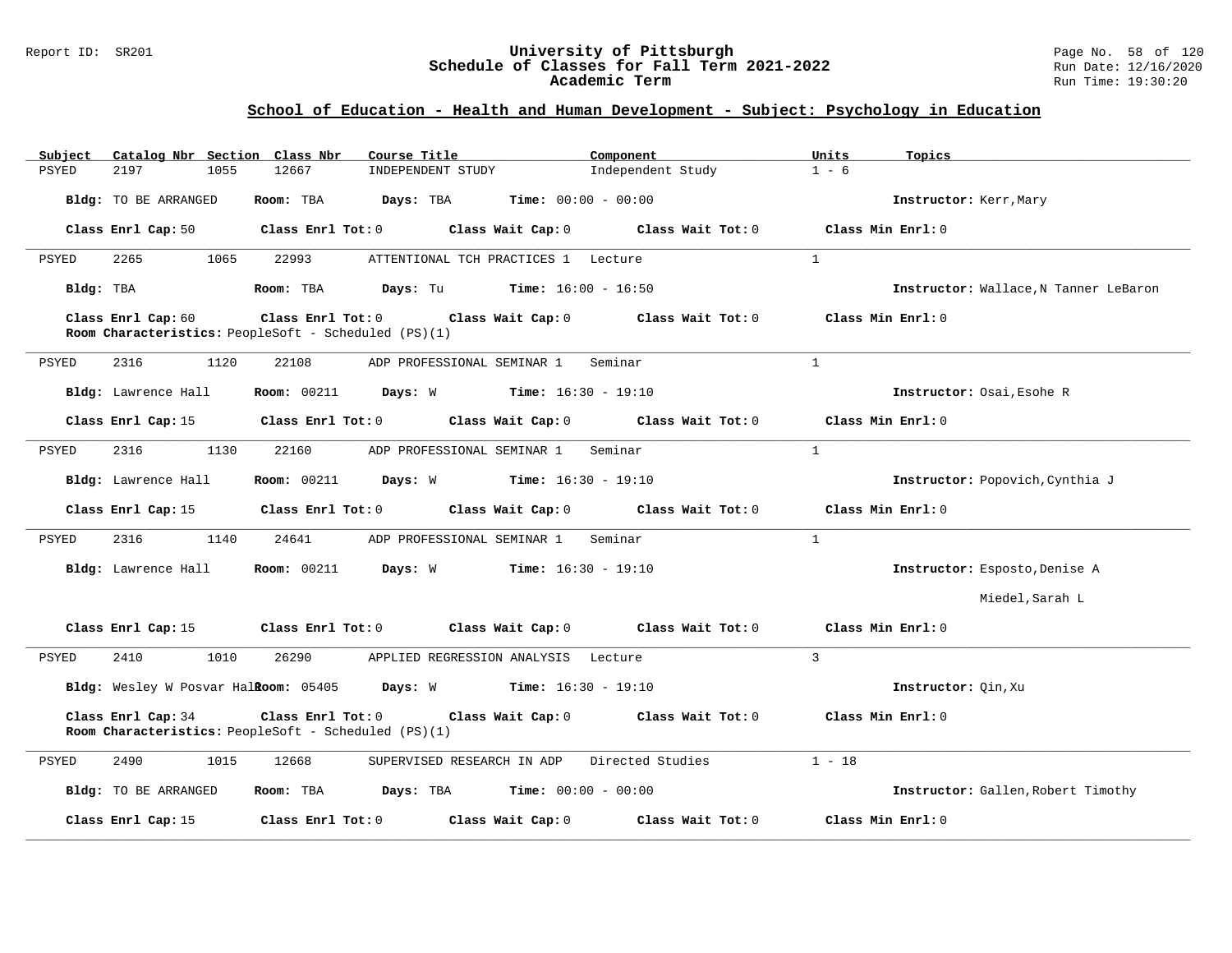## School of Education - Health and Human Development - Subject: Psychology in Education

| Subject | Catalog Nbr | Section | Class Nbr | Course Title | Component | Units | Topics |
|---|---|---|---|---|---|---|---|
| PSYED | 2197 | 1055 | 12667 | INDEPENDENT STUDY | Independent Study | 1 - 6 | |

**Bldg:** TO BE ARRANGED **Room:** TBA **Days:** TBA **Time:** 00:00 - 00:00 **Instructor:** Kerr,Mary

**Class Enrl Cap:** 50 **Class Enrl Tot:** 0 **Class Wait Cap:** 0 **Class Wait Tot:** 0 **Class Min Enrl:** 0

---

| Subject | Catalog Nbr | Section | Class Nbr | Course Title | Component | Units | Topics |
|---|---|---|---|---|---|---|---|
| PSYED | 2265 | 1065 | 22993 | ATTENTIONAL TCH PRACTICES 1 | Lecture | 1 | |

**Bldg:** TBA **Room:** TBA **Days:** Tu **Time:** 16:00 - 16:50 **Instructor:** Wallace,N Tanner LeBaron

**Class Enrl Cap:** 60 **Class Enrl Tot:** 0 **Class Wait Cap:** 0 **Class Wait Tot:** 0 **Class Min Enrl:** 0

**Room Characteristics:** PeopleSoft - Scheduled (PS)(1)

---

| Subject | Catalog Nbr | Section | Class Nbr | Course Title | Component | Units | Topics |
|---|---|---|---|---|---|---|---|
| PSYED | 2316 | 1120 | 22108 | ADP PROFESSIONAL SEMINAR 1 | Seminar | 1 | |

**Bldg:** Lawrence Hall **Room:** 00211 **Days:** W **Time:** 16:30 - 19:10 **Instructor:** Osai,Esohe R

**Class Enrl Cap:** 15 **Class Enrl Tot:** 0 **Class Wait Cap:** 0 **Class Wait Tot:** 0 **Class Min Enrl:** 0

---

| Subject | Catalog Nbr | Section | Class Nbr | Course Title | Component | Units | Topics |
|---|---|---|---|---|---|---|---|
| PSYED | 2316 | 1130 | 22160 | ADP PROFESSIONAL SEMINAR 1 | Seminar | 1 | |

**Bldg:** Lawrence Hall **Room:** 00211 **Days:** W **Time:** 16:30 - 19:10 **Instructor:** Popovich,Cynthia J

**Class Enrl Cap:** 15 **Class Enrl Tot:** 0 **Class Wait Cap:** 0 **Class Wait Tot:** 0 **Class Min Enrl:** 0

---

| Subject | Catalog Nbr | Section | Class Nbr | Course Title | Component | Units | Topics |
|---|---|---|---|---|---|---|---|
| PSYED | 2316 | 1140 | 24641 | ADP PROFESSIONAL SEMINAR 1 | Seminar | 1 | |

**Bldg:** Lawrence Hall **Room:** 00211 **Days:** W **Time:** 16:30 - 19:10 **Instructor:** Esposto,Denise A; Miedel,Sarah L

**Class Enrl Cap:** 15 **Class Enrl Tot:** 0 **Class Wait Cap:** 0 **Class Wait Tot:** 0 **Class Min Enrl:** 0

---

| Subject | Catalog Nbr | Section | Class Nbr | Course Title | Component | Units | Topics |
|---|---|---|---|---|---|---|---|
| PSYED | 2410 | 1010 | 26290 | APPLIED REGRESSION ANALYSIS | Lecture | 3 | |

**Bldg:** Wesley W Posvar Hall **Room:** 05405 **Days:** W **Time:** 16:30 - 19:10 **Instructor:** Qin,Xu

**Class Enrl Cap:** 34 **Class Enrl Tot:** 0 **Class Wait Cap:** 0 **Class Wait Tot:** 0 **Class Min Enrl:** 0

**Room Characteristics:** PeopleSoft - Scheduled (PS)(1)

---

| Subject | Catalog Nbr | Section | Class Nbr | Course Title | Component | Units | Topics |
|---|---|---|---|---|---|---|---|
| PSYED | 2490 | 1015 | 12668 | SUPERVISED RESEARCH IN ADP | Directed Studies | 1 - 18 | |

**Bldg:** TO BE ARRANGED **Room:** TBA **Days:** TBA **Time:** 00:00 - 00:00 **Instructor:** Gallen,Robert Timothy

**Class Enrl Cap:** 15 **Class Enrl Tot:** 0 **Class Wait Cap:** 0 **Class Wait Tot:** 0 **Class Min Enrl:** 0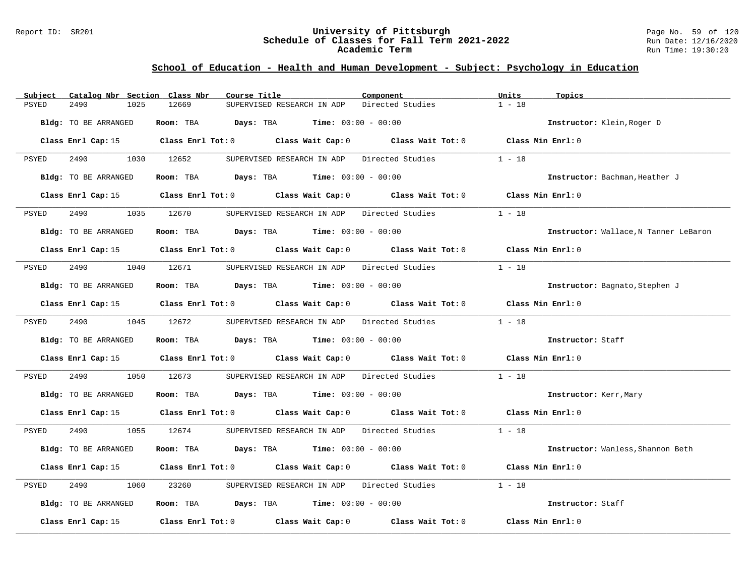# University of Pittsburgh
## Schedule of Classes for Fall Term 2021-2022
### Academic Term

Report ID: SR201

Run Date: 12/16/2020
Run Time: 19:30:20

## School of Education - Health and Human Development - Subject: Psychology in Education

| Subject | Catalog Nbr | Section | Class Nbr | Course Title | Component | Units | Topics |
|---|---|---|---|---|---|---|---|
| PSYED | 2490 | 1025 | 12669 | SUPERVISED RESEARCH IN ADP | Directed Studies | 1 - 18 | |

**Bldg:** TO BE ARRANGED **Room:** TBA **Days:** TBA **Time:** 00:00 - 00:00 **Instructor:** Klein,Roger D

**Class Enrl Cap:** 15 **Class Enrl Tot:** 0 **Class Wait Cap:** 0 **Class Wait Tot:** 0 **Class Min Enrl:** 0

---

| Subject | Catalog Nbr | Section | Class Nbr | Course Title | Component | Units | Topics |
|---|---|---|---|---|---|---|---|
| PSYED | 2490 | 1030 | 12652 | SUPERVISED RESEARCH IN ADP | Directed Studies | 1 - 18 | |

**Bldg:** TO BE ARRANGED **Room:** TBA **Days:** TBA **Time:** 00:00 - 00:00 **Instructor:** Bachman,Heather J

**Class Enrl Cap:** 15 **Class Enrl Tot:** 0 **Class Wait Cap:** 0 **Class Wait Tot:** 0 **Class Min Enrl:** 0

---

| Subject | Catalog Nbr | Section | Class Nbr | Course Title | Component | Units | Topics |
|---|---|---|---|---|---|---|---|
| PSYED | 2490 | 1035 | 12670 | SUPERVISED RESEARCH IN ADP | Directed Studies | 1 - 18 | |

**Bldg:** TO BE ARRANGED **Room:** TBA **Days:** TBA **Time:** 00:00 - 00:00 **Instructor:** Wallace,N Tanner LeBaron

**Class Enrl Cap:** 15 **Class Enrl Tot:** 0 **Class Wait Cap:** 0 **Class Wait Tot:** 0 **Class Min Enrl:** 0

---

| Subject | Catalog Nbr | Section | Class Nbr | Course Title | Component | Units | Topics |
|---|---|---|---|---|---|---|---|
| PSYED | 2490 | 1040 | 12671 | SUPERVISED RESEARCH IN ADP | Directed Studies | 1 - 18 | |

**Bldg:** TO BE ARRANGED **Room:** TBA **Days:** TBA **Time:** 00:00 - 00:00 **Instructor:** Bagnato,Stephen J

**Class Enrl Cap:** 15 **Class Enrl Tot:** 0 **Class Wait Cap:** 0 **Class Wait Tot:** 0 **Class Min Enrl:** 0

---

| Subject | Catalog Nbr | Section | Class Nbr | Course Title | Component | Units | Topics |
|---|---|---|---|---|---|---|---|
| PSYED | 2490 | 1045 | 12672 | SUPERVISED RESEARCH IN ADP | Directed Studies | 1 - 18 | |

**Bldg:** TO BE ARRANGED **Room:** TBA **Days:** TBA **Time:** 00:00 - 00:00 **Instructor:** Staff

**Class Enrl Cap:** 15 **Class Enrl Tot:** 0 **Class Wait Cap:** 0 **Class Wait Tot:** 0 **Class Min Enrl:** 0

---

| Subject | Catalog Nbr | Section | Class Nbr | Course Title | Component | Units | Topics |
|---|---|---|---|---|---|---|---|
| PSYED | 2490 | 1050 | 12673 | SUPERVISED RESEARCH IN ADP | Directed Studies | 1 - 18 | |

**Bldg:** TO BE ARRANGED **Room:** TBA **Days:** TBA **Time:** 00:00 - 00:00 **Instructor:** Kerr,Mary

**Class Enrl Cap:** 15 **Class Enrl Tot:** 0 **Class Wait Cap:** 0 **Class Wait Tot:** 0 **Class Min Enrl:** 0

---

| Subject | Catalog Nbr | Section | Class Nbr | Course Title | Component | Units | Topics |
|---|---|---|---|---|---|---|---|
| PSYED | 2490 | 1055 | 12674 | SUPERVISED RESEARCH IN ADP | Directed Studies | 1 - 18 | |

**Bldg:** TO BE ARRANGED **Room:** TBA **Days:** TBA **Time:** 00:00 - 00:00 **Instructor:** Wanless,Shannon Beth

**Class Enrl Cap:** 15 **Class Enrl Tot:** 0 **Class Wait Cap:** 0 **Class Wait Tot:** 0 **Class Min Enrl:** 0

---

| Subject | Catalog Nbr | Section | Class Nbr | Course Title | Component | Units | Topics |
|---|---|---|---|---|---|---|---|
| PSYED | 2490 | 1060 | 23260 | SUPERVISED RESEARCH IN ADP | Directed Studies | 1 - 18 | |

**Bldg:** TO BE ARRANGED **Room:** TBA **Days:** TBA **Time:** 00:00 - 00:00 **Instructor:** Staff

**Class Enrl Cap:** 15 **Class Enrl Tot:** 0 **Class Wait Cap:** 0 **Class Wait Tot:** 0 **Class Min Enrl:** 0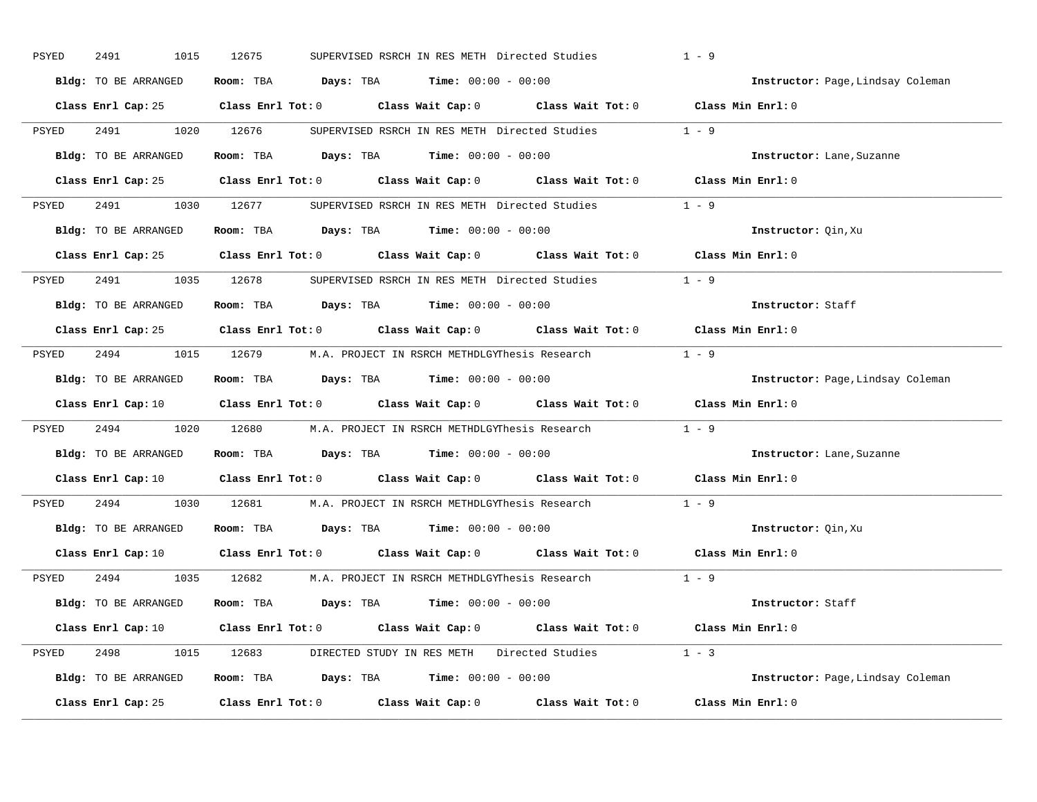PSYED 2491 1015 12675 SUPERVISED RSRCH IN RES METH Directed Studies 1 - 9

**Bldg:** TO BE ARRANGED **Room:** TBA **Days:** TBA **Time:** 00:00 - 00:00 **Instructor:** Page,Lindsay Coleman

**Class Enrl Cap:** 25 **Class Enrl Tot:** 0 **Class Wait Cap:** 0 **Class Wait Tot:** 0 **Class Min Enrl:** 0

---

PSYED 2491 1020 12676 SUPERVISED RSRCH IN RES METH Directed Studies 1 - 9

**Bldg:** TO BE ARRANGED **Room:** TBA **Days:** TBA **Time:** 00:00 - 00:00 **Instructor:** Lane,Suzanne

**Class Enrl Cap:** 25 **Class Enrl Tot:** 0 **Class Wait Cap:** 0 **Class Wait Tot:** 0 **Class Min Enrl:** 0

---

PSYED 2491 1030 12677 SUPERVISED RSRCH IN RES METH Directed Studies 1 - 9

**Bldg:** TO BE ARRANGED **Room:** TBA **Days:** TBA **Time:** 00:00 - 00:00 **Instructor:** Qin,Xu

**Class Enrl Cap:** 25 **Class Enrl Tot:** 0 **Class Wait Cap:** 0 **Class Wait Tot:** 0 **Class Min Enrl:** 0

---

PSYED 2491 1035 12678 SUPERVISED RSRCH IN RES METH Directed Studies 1 - 9

**Bldg:** TO BE ARRANGED **Room:** TBA **Days:** TBA **Time:** 00:00 - 00:00 **Instructor:** Staff

**Class Enrl Cap:** 25 **Class Enrl Tot:** 0 **Class Wait Cap:** 0 **Class Wait Tot:** 0 **Class Min Enrl:** 0

---

PSYED 2494 1015 12679 M.A. PROJECT IN RSRCH METHDLGYThesis Research 1 - 9

**Bldg:** TO BE ARRANGED **Room:** TBA **Days:** TBA **Time:** 00:00 - 00:00 **Instructor:** Page,Lindsay Coleman

**Class Enrl Cap:** 10 **Class Enrl Tot:** 0 **Class Wait Cap:** 0 **Class Wait Tot:** 0 **Class Min Enrl:** 0

---

PSYED 2494 1020 12680 M.A. PROJECT IN RSRCH METHDLGYThesis Research 1 - 9

**Bldg:** TO BE ARRANGED **Room:** TBA **Days:** TBA **Time:** 00:00 - 00:00 **Instructor:** Lane,Suzanne

**Class Enrl Cap:** 10 **Class Enrl Tot:** 0 **Class Wait Cap:** 0 **Class Wait Tot:** 0 **Class Min Enrl:** 0

---

PSYED 2494 1030 12681 M.A. PROJECT IN RSRCH METHDLGYThesis Research 1 - 9

**Bldg:** TO BE ARRANGED **Room:** TBA **Days:** TBA **Time:** 00:00 - 00:00 **Instructor:** Qin,Xu

**Class Enrl Cap:** 10 **Class Enrl Tot:** 0 **Class Wait Cap:** 0 **Class Wait Tot:** 0 **Class Min Enrl:** 0

---

PSYED 2494 1035 12682 M.A. PROJECT IN RSRCH METHDLGYThesis Research 1 - 9

**Bldg:** TO BE ARRANGED **Room:** TBA **Days:** TBA **Time:** 00:00 - 00:00 **Instructor:** Staff

**Class Enrl Cap:** 10 **Class Enrl Tot:** 0 **Class Wait Cap:** 0 **Class Wait Tot:** 0 **Class Min Enrl:** 0

---

PSYED 2498 1015 12683 DIRECTED STUDY IN RES METH Directed Studies 1 - 3

**Bldg:** TO BE ARRANGED **Room:** TBA **Days:** TBA **Time:** 00:00 - 00:00 **Instructor:** Page,Lindsay Coleman

**Class Enrl Cap:** 25 **Class Enrl Tot:** 0 **Class Wait Cap:** 0 **Class Wait Tot:** 0 **Class Min Enrl:** 0

---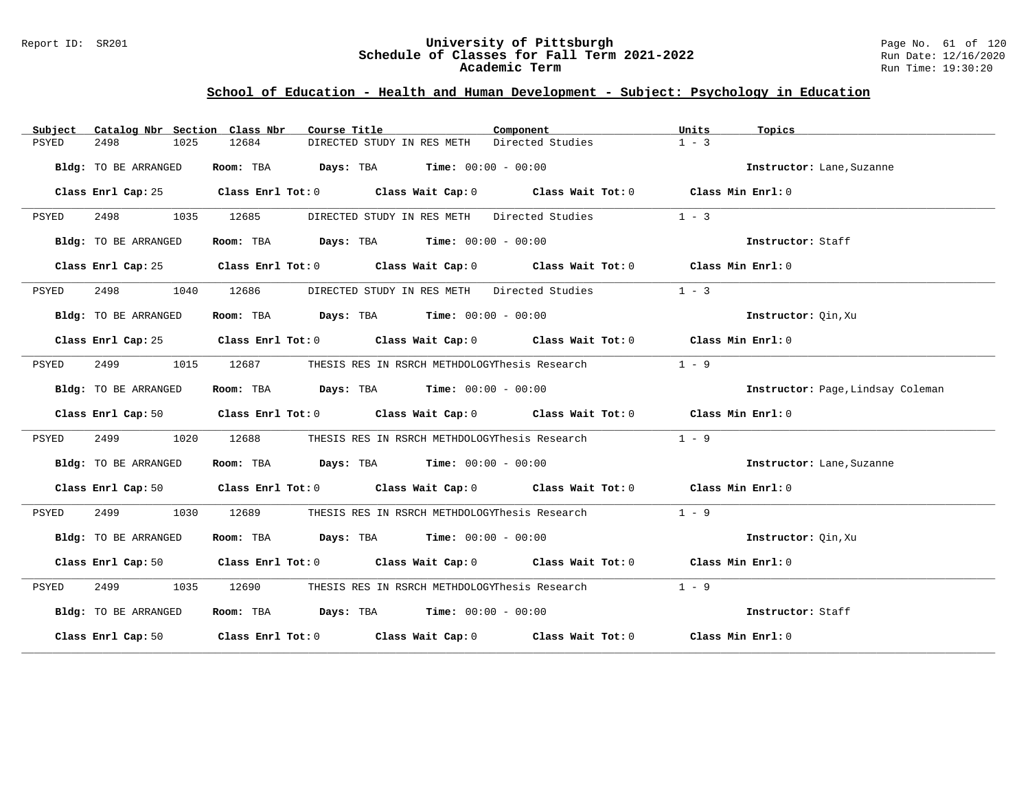## School of Education - Health and Human Development - Subject: Psychology in Education

| Subject | Catalog Nbr | Section | Class Nbr | Course Title | Component | Units | Topics |
|---|---|---|---|---|---|---|---|
| PSYED | 2498 | 1025 | 12684 | DIRECTED STUDY IN RES METH | Directed Studies | 1 - 3 | |

**Bldg:** TO BE ARRANGED **Room:** TBA **Days:** TBA **Time:** 00:00 - 00:00 **Instructor:** Lane,Suzanne

**Class Enrl Cap:** 25 **Class Enrl Tot:** 0 **Class Wait Cap:** 0 **Class Wait Tot:** 0 **Class Min Enrl:** 0

---

| Subject | Catalog Nbr | Section | Class Nbr | Course Title | Component | Units | Topics |
|---|---|---|---|---|---|---|---|
| PSYED | 2498 | 1035 | 12685 | DIRECTED STUDY IN RES METH | Directed Studies | 1 - 3 | |

**Bldg:** TO BE ARRANGED **Room:** TBA **Days:** TBA **Time:** 00:00 - 00:00 **Instructor:** Staff

**Class Enrl Cap:** 25 **Class Enrl Tot:** 0 **Class Wait Cap:** 0 **Class Wait Tot:** 0 **Class Min Enrl:** 0

---

| Subject | Catalog Nbr | Section | Class Nbr | Course Title | Component | Units | Topics |
|---|---|---|---|---|---|---|---|
| PSYED | 2498 | 1040 | 12686 | DIRECTED STUDY IN RES METH | Directed Studies | 1 - 3 | |

**Bldg:** TO BE ARRANGED **Room:** TBA **Days:** TBA **Time:** 00:00 - 00:00 **Instructor:** Qin,Xu

**Class Enrl Cap:** 25 **Class Enrl Tot:** 0 **Class Wait Cap:** 0 **Class Wait Tot:** 0 **Class Min Enrl:** 0

---

| Subject | Catalog Nbr | Section | Class Nbr | Course Title | Component | Units | Topics |
|---|---|---|---|---|---|---|---|
| PSYED | 2499 | 1015 | 12687 | THESIS RES IN RSRCH METHODOLOGY | Thesis Research | 1 - 9 | |

**Bldg:** TO BE ARRANGED **Room:** TBA **Days:** TBA **Time:** 00:00 - 00:00 **Instructor:** Page,Lindsay Coleman

**Class Enrl Cap:** 50 **Class Enrl Tot:** 0 **Class Wait Cap:** 0 **Class Wait Tot:** 0 **Class Min Enrl:** 0

---

| Subject | Catalog Nbr | Section | Class Nbr | Course Title | Component | Units | Topics |
|---|---|---|---|---|---|---|---|
| PSYED | 2499 | 1020 | 12688 | THESIS RES IN RSRCH METHODOLOGY | Thesis Research | 1 - 9 | |

**Bldg:** TO BE ARRANGED **Room:** TBA **Days:** TBA **Time:** 00:00 - 00:00 **Instructor:** Lane,Suzanne

**Class Enrl Cap:** 50 **Class Enrl Tot:** 0 **Class Wait Cap:** 0 **Class Wait Tot:** 0 **Class Min Enrl:** 0

---

| Subject | Catalog Nbr | Section | Class Nbr | Course Title | Component | Units | Topics |
|---|---|---|---|---|---|---|---|
| PSYED | 2499 | 1030 | 12689 | THESIS RES IN RSRCH METHODOLOGY | Thesis Research | 1 - 9 | |

**Bldg:** TO BE ARRANGED **Room:** TBA **Days:** TBA **Time:** 00:00 - 00:00 **Instructor:** Qin,Xu

**Class Enrl Cap:** 50 **Class Enrl Tot:** 0 **Class Wait Cap:** 0 **Class Wait Tot:** 0 **Class Min Enrl:** 0

---

| Subject | Catalog Nbr | Section | Class Nbr | Course Title | Component | Units | Topics |
|---|---|---|---|---|---|---|---|
| PSYED | 2499 | 1035 | 12690 | THESIS RES IN RSRCH METHODOLOGY | Thesis Research | 1 - 9 | |

**Bldg:** TO BE ARRANGED **Room:** TBA **Days:** TBA **Time:** 00:00 - 00:00 **Instructor:** Staff

**Class Enrl Cap:** 50 **Class Enrl Tot:** 0 **Class Wait Cap:** 0 **Class Wait Tot:** 0 **Class Min Enrl:** 0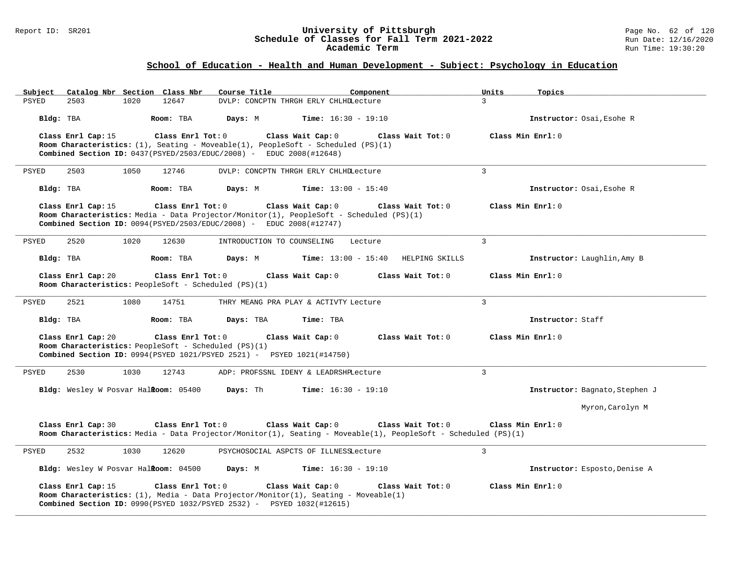# University of Pittsburgh
## Schedule of Classes for Fall Term 2021-2022
### Academic Term

Report ID: SR201 | Run Date: 12/16/2020 | Run Time: 19:30:20

## School of Education - Health and Human Development - Subject: Psychology in Education

| Subject | Catalog Nbr | Section | Class Nbr | Course Title | Component | Units | Topics |
|---|---|---|---|---|---|---|---|
| PSYED | 2503 | 1020 | 12647 | DVLP: CONCPTN THRGH ERLY CHLHD | Lecture | 3 | |

**Bldg:** TBA **Room:** TBA **Days:** M **Time:** 16:30 - 19:10 **Instructor:** Osai,Esohe R

**Class Enrl Cap:** 15 **Class Enrl Tot:** 0 **Class Wait Cap:** 0 **Class Wait Tot:** 0 **Class Min Enrl:** 0

**Room Characteristics:** (1), Seating - Moveable(1), PeopleSoft - Scheduled (PS)(1)

**Combined Section ID:** 0437(PSYED/2503/EDUC/2008) - EDUC 2008(#12648)

---

| Subject | Catalog Nbr | Section | Class Nbr | Course Title | Component | Units | Topics |
|---|---|---|---|---|---|---|---|
| PSYED | 2503 | 1050 | 12746 | DVLP: CONCPTN THRGH ERLY CHLHD | Lecture | 3 | |

**Bldg:** TBA **Room:** TBA **Days:** M **Time:** 13:00 - 15:40 **Instructor:** Osai,Esohe R

**Class Enrl Cap:** 15 **Class Enrl Tot:** 0 **Class Wait Cap:** 0 **Class Wait Tot:** 0 **Class Min Enrl:** 0

**Room Characteristics:** Media - Data Projector/Monitor(1), PeopleSoft - Scheduled (PS)(1)

**Combined Section ID:** 0094(PSYED/2503/EDUC/2008) - EDUC 2008(#12747)

---

| Subject | Catalog Nbr | Section | Class Nbr | Course Title | Component | Units | Topics |
|---|---|---|---|---|---|---|---|
| PSYED | 2520 | 1020 | 12630 | INTRODUCTION TO COUNSELING | Lecture | 3 | |

**Bldg:** TBA **Room:** TBA **Days:** M **Time:** 13:00 - 15:40 HELPING SKILLS **Instructor:** Laughlin,Amy B

**Class Enrl Cap:** 20 **Class Enrl Tot:** 0 **Class Wait Cap:** 0 **Class Wait Tot:** 0 **Class Min Enrl:** 0

**Room Characteristics:** PeopleSoft - Scheduled (PS)(1)

---

| Subject | Catalog Nbr | Section | Class Nbr | Course Title | Component | Units | Topics |
|---|---|---|---|---|---|---|---|
| PSYED | 2521 | 1080 | 14751 | THRY MEANG PRA PLAY & ACTIVTY | Lecture | 3 | |

**Bldg:** TBA **Room:** TBA **Days:** TBA **Time:** TBA **Instructor:** Staff

**Class Enrl Cap:** 20 **Class Enrl Tot:** 0 **Class Wait Cap:** 0 **Class Wait Tot:** 0 **Class Min Enrl:** 0

**Room Characteristics:** PeopleSoft - Scheduled (PS)(1)

**Combined Section ID:** 0994(PSYED 1021/PSYED 2521) - PSYED 1021(#14750)

---

| Subject | Catalog Nbr | Section | Class Nbr | Course Title | Component | Units | Topics |
|---|---|---|---|---|---|---|---|
| PSYED | 2530 | 1030 | 12743 | ADP: PROFSSNL IDENY & LEADRSHP | Lecture | 3 | |

**Bldg:** Wesley W Posvar Hall **Room:** 05400 **Days:** Th **Time:** 16:30 - 19:10 **Instructor:** Bagnato,Stephen J; Myron,Carolyn M

**Class Enrl Cap:** 30 **Class Enrl Tot:** 0 **Class Wait Cap:** 0 **Class Wait Tot:** 0 **Class Min Enrl:** 0

**Room Characteristics:** Media - Data Projector/Monitor(1), Seating - Moveable(1), PeopleSoft - Scheduled (PS)(1)

---

| Subject | Catalog Nbr | Section | Class Nbr | Course Title | Component | Units | Topics |
|---|---|---|---|---|---|---|---|
| PSYED | 2532 | 1030 | 12620 | PSYCHOSOCIAL ASPCTS OF ILLNESS | Lecture | 3 | |

**Bldg:** Wesley W Posvar Hall **Room:** 04500 **Days:** M **Time:** 16:30 - 19:10 **Instructor:** Esposto,Denise A

**Class Enrl Cap:** 15 **Class Enrl Tot:** 0 **Class Wait Cap:** 0 **Class Wait Tot:** 0 **Class Min Enrl:** 0

**Room Characteristics:** (1), Media - Data Projector/Monitor(1), Seating - Moveable(1)

**Combined Section ID:** 0990(PSYED 1032/PSYED 2532) - PSYED 1032(#12615)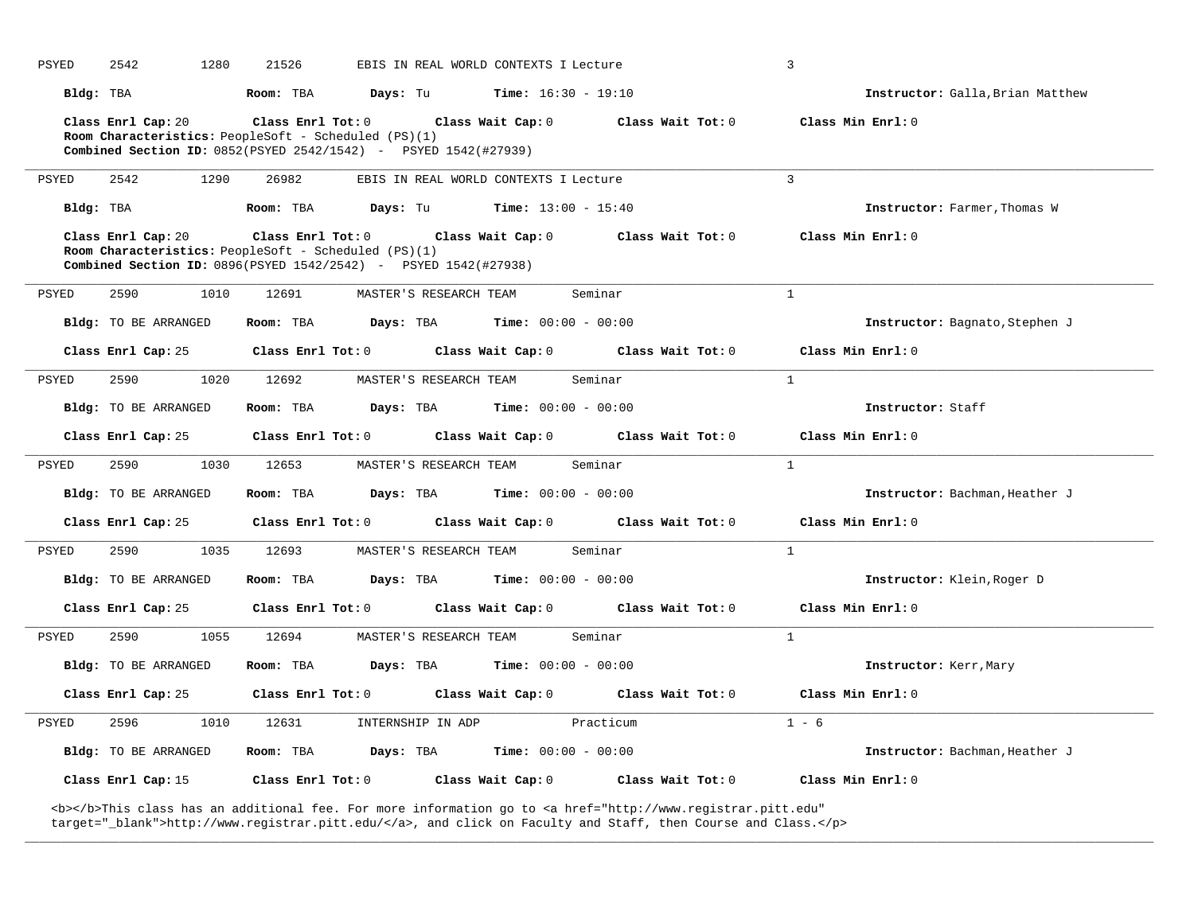PSYED 2542 1280 21526 EBIS IN REAL WORLD CONTEXTS I Lecture 3

**Bldg:** TBA **Room:** TBA **Days:** Tu **Time:** 16:30 - 19:10 **Instructor:** Galla,Brian Matthew

**Class Enrl Cap:** 20 **Class Enrl Tot:** 0 **Class Wait Cap:** 0 **Class Wait Tot:** 0 **Class Min Enrl:** 0
**Room Characteristics:** PeopleSoft - Scheduled (PS)(1)
**Combined Section ID:** 0852(PSYED 2542/1542) - PSYED 1542(#27939)

---

PSYED 2542 1290 26982 EBIS IN REAL WORLD CONTEXTS I Lecture 3

**Bldg:** TBA **Room:** TBA **Days:** Tu **Time:** 13:00 - 15:40 **Instructor:** Farmer,Thomas W

**Class Enrl Cap:** 20 **Class Enrl Tot:** 0 **Class Wait Cap:** 0 **Class Wait Tot:** 0 **Class Min Enrl:** 0
**Room Characteristics:** PeopleSoft - Scheduled (PS)(1)
**Combined Section ID:** 0896(PSYED 1542/2542) - PSYED 1542(#27938)

---

PSYED 2590 1010 12691 MASTER'S RESEARCH TEAM Seminar 1

**Bldg:** TO BE ARRANGED **Room:** TBA **Days:** TBA **Time:** 00:00 - 00:00 **Instructor:** Bagnato,Stephen J

**Class Enrl Cap:** 25 **Class Enrl Tot:** 0 **Class Wait Cap:** 0 **Class Wait Tot:** 0 **Class Min Enrl:** 0

---

PSYED 2590 1020 12692 MASTER'S RESEARCH TEAM Seminar 1

**Bldg:** TO BE ARRANGED **Room:** TBA **Days:** TBA **Time:** 00:00 - 00:00 **Instructor:** Staff

**Class Enrl Cap:** 25 **Class Enrl Tot:** 0 **Class Wait Cap:** 0 **Class Wait Tot:** 0 **Class Min Enrl:** 0

---

PSYED 2590 1030 12653 MASTER'S RESEARCH TEAM Seminar 1

**Bldg:** TO BE ARRANGED **Room:** TBA **Days:** TBA **Time:** 00:00 - 00:00 **Instructor:** Bachman,Heather J

**Class Enrl Cap:** 25 **Class Enrl Tot:** 0 **Class Wait Cap:** 0 **Class Wait Tot:** 0 **Class Min Enrl:** 0

---

PSYED 2590 1035 12693 MASTER'S RESEARCH TEAM Seminar 1

**Bldg:** TO BE ARRANGED **Room:** TBA **Days:** TBA **Time:** 00:00 - 00:00 **Instructor:** Klein,Roger D

**Class Enrl Cap:** 25 **Class Enrl Tot:** 0 **Class Wait Cap:** 0 **Class Wait Tot:** 0 **Class Min Enrl:** 0

---

PSYED 2590 1055 12694 MASTER'S RESEARCH TEAM Seminar 1

**Bldg:** TO BE ARRANGED **Room:** TBA **Days:** TBA **Time:** 00:00 - 00:00 **Instructor:** Kerr,Mary

**Class Enrl Cap:** 25 **Class Enrl Tot:** 0 **Class Wait Cap:** 0 **Class Wait Tot:** 0 **Class Min Enrl:** 0

---

PSYED 2596 1010 12631 INTERNSHIP IN ADP Practicum 1 - 6

**Bldg:** TO BE ARRANGED **Room:** TBA **Days:** TBA **Time:** 00:00 - 00:00 **Instructor:** Bachman,Heather J

**Class Enrl Cap:** 15 **Class Enrl Tot:** 0 **Class Wait Cap:** 0 **Class Wait Tot:** 0 **Class Min Enrl:** 0

<b></b>This class has an additional fee. For more information go to <a href="http://www.registrar.pitt.edu" target="_blank">http://www.registrar.pitt.edu/</a>, and click on Faculty and Staff, then Course and Class.</p>

---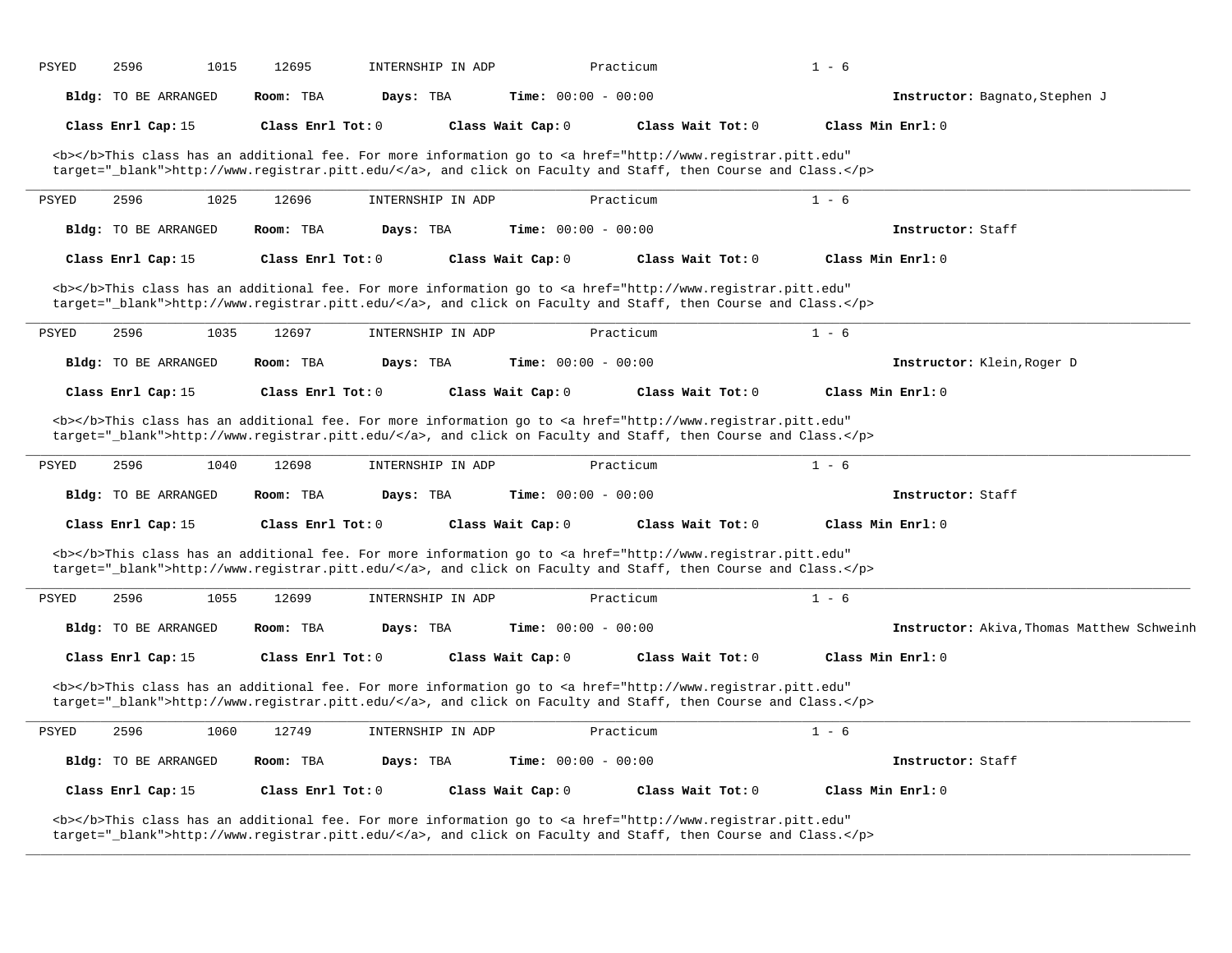PSYED 2596 1015 12695 INTERNSHIP IN ADP Practicum 1 - 6

**Bldg:** TO BE ARRANGED **Room:** TBA **Days:** TBA **Time:** 00:00 - 00:00 **Instructor:** Bagnato,Stephen J

**Class Enrl Cap:** 15 **Class Enrl Tot:** 0 **Class Wait Cap:** 0 **Class Wait Tot:** 0 **Class Min Enrl:** 0

<b></b>This class has an additional fee. For more information go to <a href="http://www.registrar.pitt.edu" target="_blank">http://www.registrar.pitt.edu/</a>, and click on Faculty and Staff, then Course and Class.</p>

---

PSYED 2596 1025 12696 INTERNSHIP IN ADP Practicum 1 - 6

**Bldg:** TO BE ARRANGED **Room:** TBA **Days:** TBA **Time:** 00:00 - 00:00 **Instructor:** Staff

**Class Enrl Cap:** 15 **Class Enrl Tot:** 0 **Class Wait Cap:** 0 **Class Wait Tot:** 0 **Class Min Enrl:** 0

<b></b>This class has an additional fee. For more information go to <a href="http://www.registrar.pitt.edu" target="_blank">http://www.registrar.pitt.edu/</a>, and click on Faculty and Staff, then Course and Class.</p>

---

PSYED 2596 1035 12697 INTERNSHIP IN ADP Practicum 1 - 6

**Bldg:** TO BE ARRANGED **Room:** TBA **Days:** TBA **Time:** 00:00 - 00:00 **Instructor:** Klein,Roger D

**Class Enrl Cap:** 15 **Class Enrl Tot:** 0 **Class Wait Cap:** 0 **Class Wait Tot:** 0 **Class Min Enrl:** 0

<b></b>This class has an additional fee. For more information go to <a href="http://www.registrar.pitt.edu" target="_blank">http://www.registrar.pitt.edu/</a>, and click on Faculty and Staff, then Course and Class.</p>

---

PSYED 2596 1040 12698 INTERNSHIP IN ADP Practicum 1 - 6

**Bldg:** TO BE ARRANGED **Room:** TBA **Days:** TBA **Time:** 00:00 - 00:00 **Instructor:** Staff

**Class Enrl Cap:** 15 **Class Enrl Tot:** 0 **Class Wait Cap:** 0 **Class Wait Tot:** 0 **Class Min Enrl:** 0

<b></b>This class has an additional fee. For more information go to <a href="http://www.registrar.pitt.edu" target="_blank">http://www.registrar.pitt.edu/</a>, and click on Faculty and Staff, then Course and Class.</p>

---

PSYED 2596 1055 12699 INTERNSHIP IN ADP Practicum 1 - 6

**Bldg:** TO BE ARRANGED **Room:** TBA **Days:** TBA **Time:** 00:00 - 00:00 **Instructor:** Akiva,Thomas Matthew Schweinh

**Class Enrl Cap:** 15 **Class Enrl Tot:** 0 **Class Wait Cap:** 0 **Class Wait Tot:** 0 **Class Min Enrl:** 0

<b></b>This class has an additional fee. For more information go to <a href="http://www.registrar.pitt.edu" target="_blank">http://www.registrar.pitt.edu/</a>, and click on Faculty and Staff, then Course and Class.</p>

---

PSYED 2596 1060 12749 INTERNSHIP IN ADP Practicum 1 - 6

**Bldg:** TO BE ARRANGED **Room:** TBA **Days:** TBA **Time:** 00:00 - 00:00 **Instructor:** Staff

**Class Enrl Cap:** 15 **Class Enrl Tot:** 0 **Class Wait Cap:** 0 **Class Wait Tot:** 0 **Class Min Enrl:** 0

<b></b>This class has an additional fee. For more information go to <a href="http://www.registrar.pitt.edu" target="_blank">http://www.registrar.pitt.edu/</a>, and click on Faculty and Staff, then Course and Class.</p>

---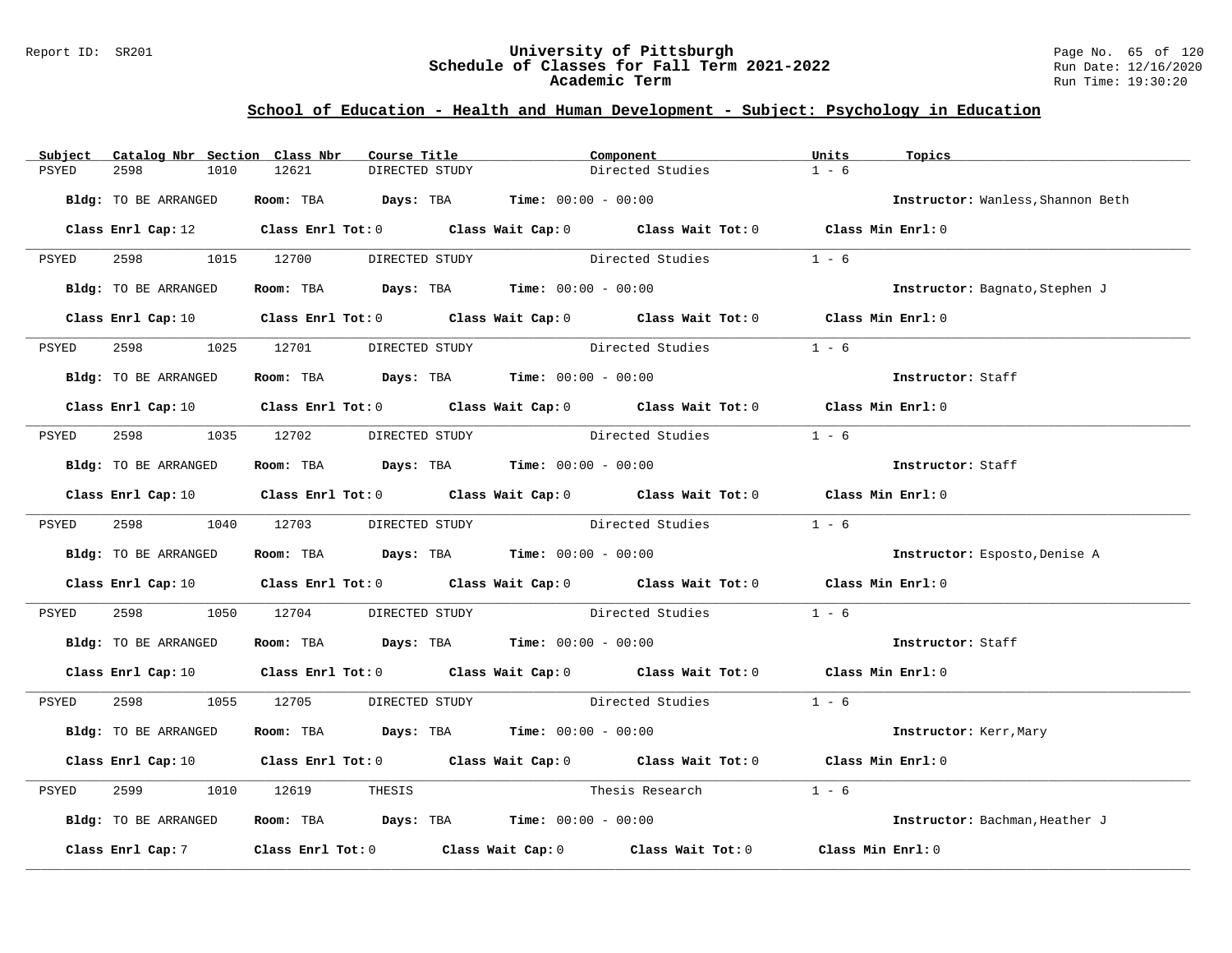## School of Education - Health and Human Development - Subject: Psychology in Education

| Subject | Catalog Nbr | Section | Class Nbr | Course Title | Component | Units | Topics |
|---|---|---|---|---|---|---|---|
| PSYED | 2598 | 1010 | 12621 | DIRECTED STUDY | Directed Studies | 1 - 6 | |

**Bldg:** TO BE ARRANGED **Room:** TBA **Days:** TBA **Time:** 00:00 - 00:00 **Instructor:** Wanless,Shannon Beth

**Class Enrl Cap:** 12 **Class Enrl Tot:** 0 **Class Wait Cap:** 0 **Class Wait Tot:** 0 **Class Min Enrl:** 0

| Subject | Catalog Nbr | Section | Class Nbr | Course Title | Component | Units | Topics |
|---|---|---|---|---|---|---|---|
| PSYED | 2598 | 1015 | 12700 | DIRECTED STUDY | Directed Studies | 1 - 6 | |

**Bldg:** TO BE ARRANGED **Room:** TBA **Days:** TBA **Time:** 00:00 - 00:00 **Instructor:** Bagnato,Stephen J

**Class Enrl Cap:** 10 **Class Enrl Tot:** 0 **Class Wait Cap:** 0 **Class Wait Tot:** 0 **Class Min Enrl:** 0

| Subject | Catalog Nbr | Section | Class Nbr | Course Title | Component | Units | Topics |
|---|---|---|---|---|---|---|---|
| PSYED | 2598 | 1025 | 12701 | DIRECTED STUDY | Directed Studies | 1 - 6 | |

**Bldg:** TO BE ARRANGED **Room:** TBA **Days:** TBA **Time:** 00:00 - 00:00 **Instructor:** Staff

**Class Enrl Cap:** 10 **Class Enrl Tot:** 0 **Class Wait Cap:** 0 **Class Wait Tot:** 0 **Class Min Enrl:** 0

| Subject | Catalog Nbr | Section | Class Nbr | Course Title | Component | Units | Topics |
|---|---|---|---|---|---|---|---|
| PSYED | 2598 | 1035 | 12702 | DIRECTED STUDY | Directed Studies | 1 - 6 | |

**Bldg:** TO BE ARRANGED **Room:** TBA **Days:** TBA **Time:** 00:00 - 00:00 **Instructor:** Staff

**Class Enrl Cap:** 10 **Class Enrl Tot:** 0 **Class Wait Cap:** 0 **Class Wait Tot:** 0 **Class Min Enrl:** 0

| Subject | Catalog Nbr | Section | Class Nbr | Course Title | Component | Units | Topics |
|---|---|---|---|---|---|---|---|
| PSYED | 2598 | 1040 | 12703 | DIRECTED STUDY | Directed Studies | 1 - 6 | |

**Bldg:** TO BE ARRANGED **Room:** TBA **Days:** TBA **Time:** 00:00 - 00:00 **Instructor:** Esposto,Denise A

**Class Enrl Cap:** 10 **Class Enrl Tot:** 0 **Class Wait Cap:** 0 **Class Wait Tot:** 0 **Class Min Enrl:** 0

| Subject | Catalog Nbr | Section | Class Nbr | Course Title | Component | Units | Topics |
|---|---|---|---|---|---|---|---|
| PSYED | 2598 | 1050 | 12704 | DIRECTED STUDY | Directed Studies | 1 - 6 | |

**Bldg:** TO BE ARRANGED **Room:** TBA **Days:** TBA **Time:** 00:00 - 00:00 **Instructor:** Staff

**Class Enrl Cap:** 10 **Class Enrl Tot:** 0 **Class Wait Cap:** 0 **Class Wait Tot:** 0 **Class Min Enrl:** 0

| Subject | Catalog Nbr | Section | Class Nbr | Course Title | Component | Units | Topics |
|---|---|---|---|---|---|---|---|
| PSYED | 2598 | 1055 | 12705 | DIRECTED STUDY | Directed Studies | 1 - 6 | |

**Bldg:** TO BE ARRANGED **Room:** TBA **Days:** TBA **Time:** 00:00 - 00:00 **Instructor:** Kerr,Mary

**Class Enrl Cap:** 10 **Class Enrl Tot:** 0 **Class Wait Cap:** 0 **Class Wait Tot:** 0 **Class Min Enrl:** 0

| Subject | Catalog Nbr | Section | Class Nbr | Course Title | Component | Units | Topics |
|---|---|---|---|---|---|---|---|
| PSYED | 2599 | 1010 | 12619 | THESIS | Thesis Research | 1 - 6 | |

**Bldg:** TO BE ARRANGED **Room:** TBA **Days:** TBA **Time:** 00:00 - 00:00 **Instructor:** Bachman,Heather J

**Class Enrl Cap:** 7 **Class Enrl Tot:** 0 **Class Wait Cap:** 0 **Class Wait Tot:** 0 **Class Min Enrl:** 0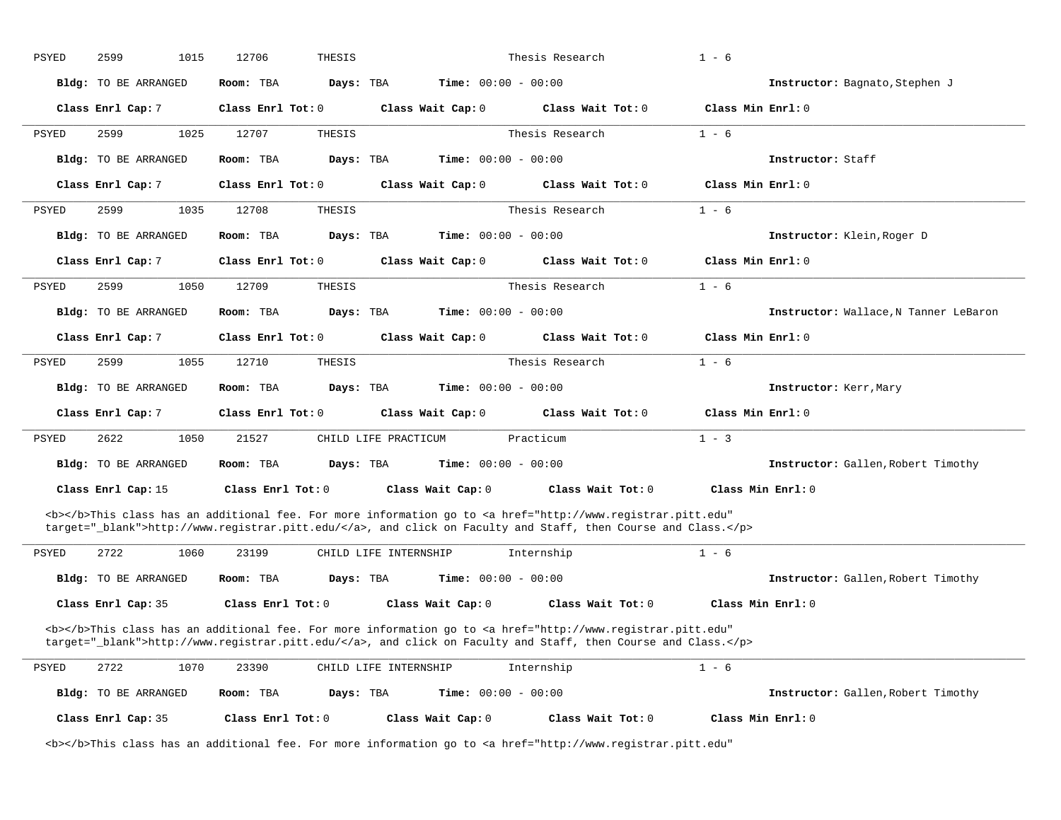PSYED 2599 1015 12706 THESIS Thesis Research 1 - 6

**Bldg:** TO BE ARRANGED **Room:** TBA **Days:** TBA **Time:** 00:00 - 00:00 **Instructor:** Bagnato,Stephen J

**Class Enrl Cap:** 7 **Class Enrl Tot:** 0 **Class Wait Cap:** 0 **Class Wait Tot:** 0 **Class Min Enrl:** 0

---

PSYED 2599 1025 12707 THESIS Thesis Research 1 - 6

**Bldg:** TO BE ARRANGED **Room:** TBA **Days:** TBA **Time:** 00:00 - 00:00 **Instructor:** Staff

**Class Enrl Cap:** 7 **Class Enrl Tot:** 0 **Class Wait Cap:** 0 **Class Wait Tot:** 0 **Class Min Enrl:** 0

---

PSYED 2599 1035 12708 THESIS Thesis Research 1 - 6

**Bldg:** TO BE ARRANGED **Room:** TBA **Days:** TBA **Time:** 00:00 - 00:00 **Instructor:** Klein,Roger D

**Class Enrl Cap:** 7 **Class Enrl Tot:** 0 **Class Wait Cap:** 0 **Class Wait Tot:** 0 **Class Min Enrl:** 0

---

PSYED 2599 1050 12709 THESIS Thesis Research 1 - 6

**Bldg:** TO BE ARRANGED **Room:** TBA **Days:** TBA **Time:** 00:00 - 00:00 **Instructor:** Wallace,N Tanner LeBaron

**Class Enrl Cap:** 7 **Class Enrl Tot:** 0 **Class Wait Cap:** 0 **Class Wait Tot:** 0 **Class Min Enrl:** 0

---

PSYED 2599 1055 12710 THESIS Thesis Research 1 - 6

**Bldg:** TO BE ARRANGED **Room:** TBA **Days:** TBA **Time:** 00:00 - 00:00 **Instructor:** Kerr,Mary

**Class Enrl Cap:** 7 **Class Enrl Tot:** 0 **Class Wait Cap:** 0 **Class Wait Tot:** 0 **Class Min Enrl:** 0

---

PSYED 2622 1050 21527 CHILD LIFE PRACTICUM Practicum 1 - 3

**Bldg:** TO BE ARRANGED **Room:** TBA **Days:** TBA **Time:** 00:00 - 00:00 **Instructor:** Gallen,Robert Timothy

**Class Enrl Cap:** 15 **Class Enrl Tot:** 0 **Class Wait Cap:** 0 **Class Wait Tot:** 0 **Class Min Enrl:** 0

<b></b>This class has an additional fee. For more information go to <a href="http://www.registrar.pitt.edu" target="_blank">http://www.registrar.pitt.edu/</a>, and click on Faculty and Staff, then Course and Class.</p>

---

PSYED 2722 1060 23199 CHILD LIFE INTERNSHIP Internship 1 - 6

**Bldg:** TO BE ARRANGED **Room:** TBA **Days:** TBA **Time:** 00:00 - 00:00 **Instructor:** Gallen,Robert Timothy

**Class Enrl Cap:** 35 **Class Enrl Tot:** 0 **Class Wait Cap:** 0 **Class Wait Tot:** 0 **Class Min Enrl:** 0

<b></b>This class has an additional fee. For more information go to <a href="http://www.registrar.pitt.edu" target="_blank">http://www.registrar.pitt.edu/</a>, and click on Faculty and Staff, then Course and Class.</p>

---

PSYED 2722 1070 23390 CHILD LIFE INTERNSHIP Internship 1 - 6

**Bldg:** TO BE ARRANGED **Room:** TBA **Days:** TBA **Time:** 00:00 - 00:00 **Instructor:** Gallen,Robert Timothy

**Class Enrl Cap:** 35 **Class Enrl Tot:** 0 **Class Wait Cap:** 0 **Class Wait Tot:** 0 **Class Min Enrl:** 0

<b></b>This class has an additional fee. For more information go to <a href="http://www.registrar.pitt.edu"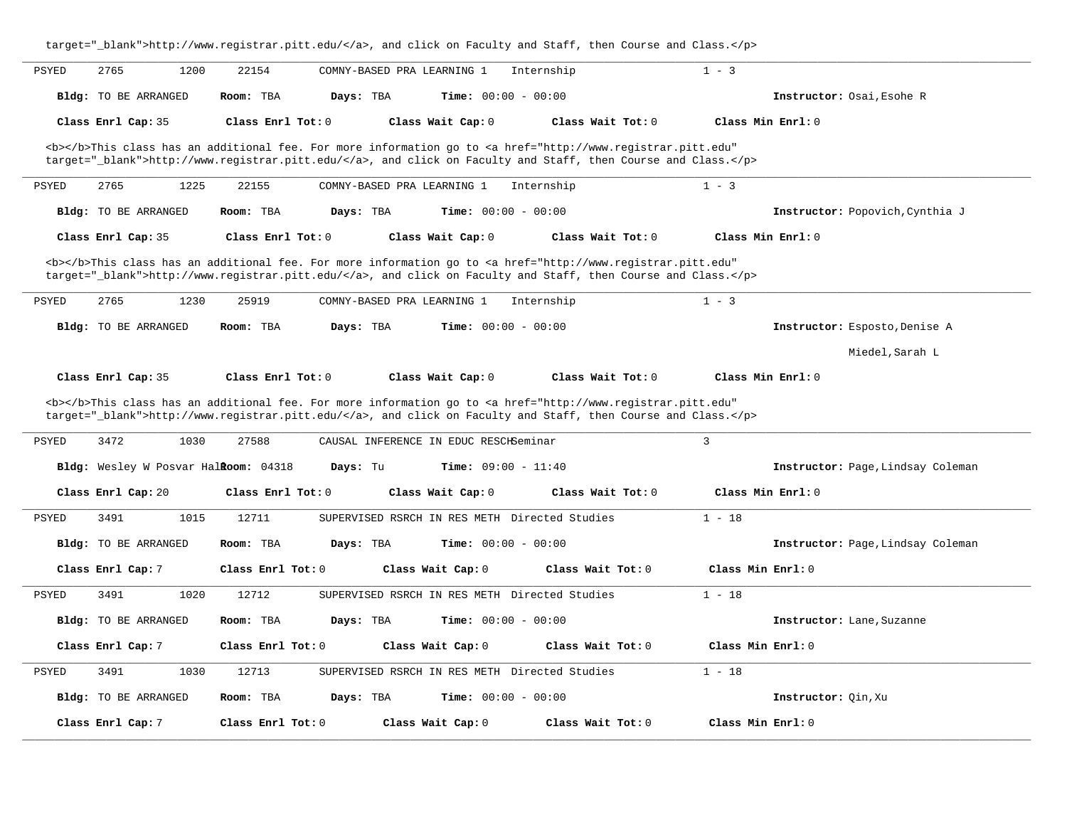target="_blank">http://www.registrar.pitt.edu/</a>, and click on Faculty and Staff, then Course and Class.</p>

---

PSYED 2765 1200 22154 COMNY-BASED PRA LEARNING 1 Internship 1 - 3

**Bldg:** TO BE ARRANGED **Room:** TBA **Days:** TBA **Time:** 00:00 - 00:00 **Instructor:** Osai,Esohe R

**Class Enrl Cap:** 35 **Class Enrl Tot:** 0 **Class Wait Cap:** 0 **Class Wait Tot:** 0 **Class Min Enrl:** 0

<b></b>This class has an additional fee. For more information go to <a href="http://www.registrar.pitt.edu" target="_blank">http://www.registrar.pitt.edu/</a>, and click on Faculty and Staff, then Course and Class.</p>

---

PSYED 2765 1225 22155 COMNY-BASED PRA LEARNING 1 Internship 1 - 3

**Bldg:** TO BE ARRANGED **Room:** TBA **Days:** TBA **Time:** 00:00 - 00:00 **Instructor:** Popovich,Cynthia J

**Class Enrl Cap:** 35 **Class Enrl Tot:** 0 **Class Wait Cap:** 0 **Class Wait Tot:** 0 **Class Min Enrl:** 0

<b></b>This class has an additional fee. For more information go to <a href="http://www.registrar.pitt.edu" target="_blank">http://www.registrar.pitt.edu/</a>, and click on Faculty and Staff, then Course and Class.</p>

---

PSYED 2765 1230 25919 COMNY-BASED PRA LEARNING 1 Internship 1 - 3

**Bldg:** TO BE ARRANGED **Room:** TBA **Days:** TBA **Time:** 00:00 - 00:00 **Instructor:** Esposto,Denise A

Miedel,Sarah L

**Class Enrl Cap:** 35 **Class Enrl Tot:** 0 **Class Wait Cap:** 0 **Class Wait Tot:** 0 **Class Min Enrl:** 0

<b></b>This class has an additional fee. For more information go to <a href="http://www.registrar.pitt.edu" target="_blank">http://www.registrar.pitt.edu/</a>, and click on Faculty and Staff, then Course and Class.</p>

---

PSYED 3472 1030 27588 CAUSAL INFERENCE IN EDUC RESCH Seminar 3

**Bldg:** Wesley W Posvar Hall **Room:** 04318 **Days:** Tu **Time:** 09:00 - 11:40 **Instructor:** Page,Lindsay Coleman

**Class Enrl Cap:** 20 **Class Enrl Tot:** 0 **Class Wait Cap:** 0 **Class Wait Tot:** 0 **Class Min Enrl:** 0

---

PSYED 3491 1015 12711 SUPERVISED RSRCH IN RES METH Directed Studies 1 - 18

**Bldg:** TO BE ARRANGED **Room:** TBA **Days:** TBA **Time:** 00:00 - 00:00 **Instructor:** Page,Lindsay Coleman

**Class Enrl Cap:** 7 **Class Enrl Tot:** 0 **Class Wait Cap:** 0 **Class Wait Tot:** 0 **Class Min Enrl:** 0

---

PSYED 3491 1020 12712 SUPERVISED RSRCH IN RES METH Directed Studies 1 - 18

**Bldg:** TO BE ARRANGED **Room:** TBA **Days:** TBA **Time:** 00:00 - 00:00 **Instructor:** Lane,Suzanne

**Class Enrl Cap:** 7 **Class Enrl Tot:** 0 **Class Wait Cap:** 0 **Class Wait Tot:** 0 **Class Min Enrl:** 0

---

PSYED 3491 1030 12713 SUPERVISED RSRCH IN RES METH Directed Studies 1 - 18

**Bldg:** TO BE ARRANGED **Room:** TBA **Days:** TBA **Time:** 00:00 - 00:00 **Instructor:** Qin,Xu

**Class Enrl Cap:** 7 **Class Enrl Tot:** 0 **Class Wait Cap:** 0 **Class Wait Tot:** 0 **Class Min Enrl:** 0

---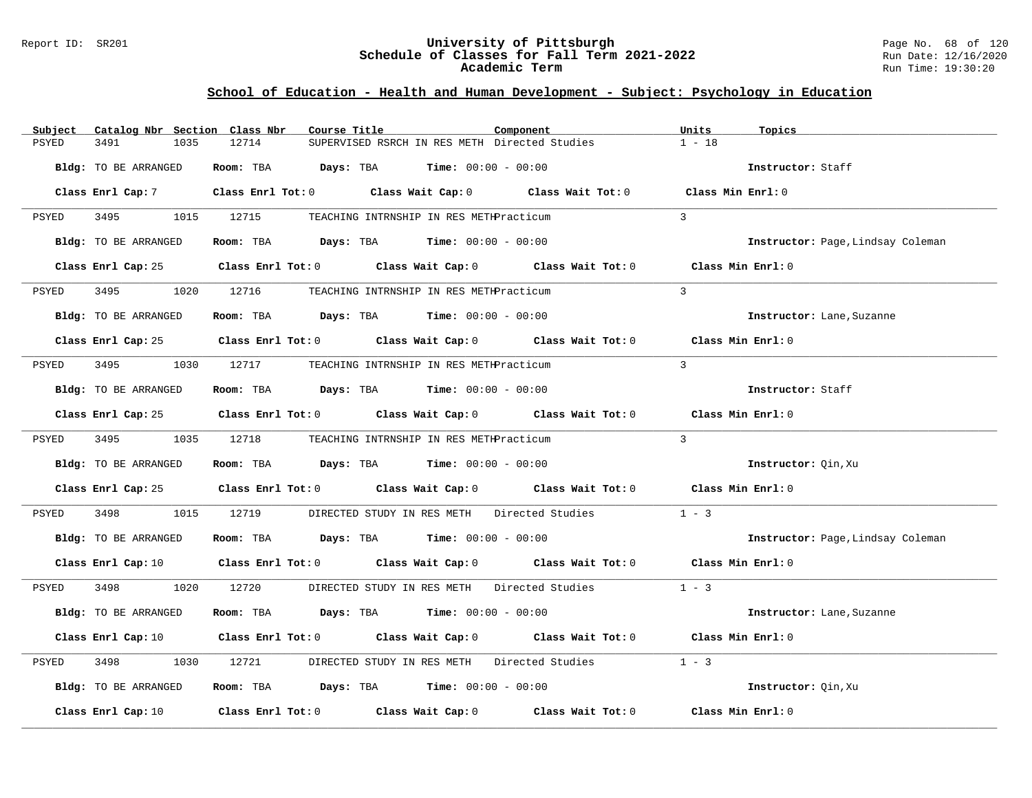Report ID: SR201

# University of Pittsburgh
## Schedule of Classes for Fall Term 2021-2022
### Academic Term

Run Date: 12/16/2020
Run Time: 19:30:20

## School of Education - Health and Human Development - Subject: Psychology in Education

| Subject | Catalog Nbr | Section | Class Nbr | Course Title | Component | Units | Topics |
|---|---|---|---|---|---|---|---|
| PSYED | 3491 | 1035 | 12714 | SUPERVISED RSRCH IN RES METH | Directed Studies | 1 - 18 | |

**Bldg:** TO BE ARRANGED **Room:** TBA **Days:** TBA **Time:** 00:00 - 00:00 **Instructor:** Staff

**Class Enrl Cap:** 7 **Class Enrl Tot:** 0 **Class Wait Cap:** 0 **Class Wait Tot:** 0 **Class Min Enrl:** 0

| Subject | Catalog Nbr | Section | Class Nbr | Course Title | Component | Units | Topics |
|---|---|---|---|---|---|---|---|
| PSYED | 3495 | 1015 | 12715 | TEACHING INTRNSHIP IN RES METH | Practicum | 3 | |

**Bldg:** TO BE ARRANGED **Room:** TBA **Days:** TBA **Time:** 00:00 - 00:00 **Instructor:** Page,Lindsay Coleman

**Class Enrl Cap:** 25 **Class Enrl Tot:** 0 **Class Wait Cap:** 0 **Class Wait Tot:** 0 **Class Min Enrl:** 0

| Subject | Catalog Nbr | Section | Class Nbr | Course Title | Component | Units | Topics |
|---|---|---|---|---|---|---|---|
| PSYED | 3495 | 1020 | 12716 | TEACHING INTRNSHIP IN RES METH | Practicum | 3 | |

**Bldg:** TO BE ARRANGED **Room:** TBA **Days:** TBA **Time:** 00:00 - 00:00 **Instructor:** Lane,Suzanne

**Class Enrl Cap:** 25 **Class Enrl Tot:** 0 **Class Wait Cap:** 0 **Class Wait Tot:** 0 **Class Min Enrl:** 0

| Subject | Catalog Nbr | Section | Class Nbr | Course Title | Component | Units | Topics |
|---|---|---|---|---|---|---|---|
| PSYED | 3495 | 1030 | 12717 | TEACHING INTRNSHIP IN RES METH | Practicum | 3 | |

**Bldg:** TO BE ARRANGED **Room:** TBA **Days:** TBA **Time:** 00:00 - 00:00 **Instructor:** Staff

**Class Enrl Cap:** 25 **Class Enrl Tot:** 0 **Class Wait Cap:** 0 **Class Wait Tot:** 0 **Class Min Enrl:** 0

| Subject | Catalog Nbr | Section | Class Nbr | Course Title | Component | Units | Topics |
|---|---|---|---|---|---|---|---|
| PSYED | 3495 | 1035 | 12718 | TEACHING INTRNSHIP IN RES METH | Practicum | 3 | |

**Bldg:** TO BE ARRANGED **Room:** TBA **Days:** TBA **Time:** 00:00 - 00:00 **Instructor:** Qin,Xu

**Class Enrl Cap:** 25 **Class Enrl Tot:** 0 **Class Wait Cap:** 0 **Class Wait Tot:** 0 **Class Min Enrl:** 0

| Subject | Catalog Nbr | Section | Class Nbr | Course Title | Component | Units | Topics |
|---|---|---|---|---|---|---|---|
| PSYED | 3498 | 1015 | 12719 | DIRECTED STUDY IN RES METH | Directed Studies | 1 - 3 | |

**Bldg:** TO BE ARRANGED **Room:** TBA **Days:** TBA **Time:** 00:00 - 00:00 **Instructor:** Page,Lindsay Coleman

**Class Enrl Cap:** 10 **Class Enrl Tot:** 0 **Class Wait Cap:** 0 **Class Wait Tot:** 0 **Class Min Enrl:** 0

| Subject | Catalog Nbr | Section | Class Nbr | Course Title | Component | Units | Topics |
|---|---|---|---|---|---|---|---|
| PSYED | 3498 | 1020 | 12720 | DIRECTED STUDY IN RES METH | Directed Studies | 1 - 3 | |

**Bldg:** TO BE ARRANGED **Room:** TBA **Days:** TBA **Time:** 00:00 - 00:00 **Instructor:** Lane,Suzanne

**Class Enrl Cap:** 10 **Class Enrl Tot:** 0 **Class Wait Cap:** 0 **Class Wait Tot:** 0 **Class Min Enrl:** 0

| Subject | Catalog Nbr | Section | Class Nbr | Course Title | Component | Units | Topics |
|---|---|---|---|---|---|---|---|
| PSYED | 3498 | 1030 | 12721 | DIRECTED STUDY IN RES METH | Directed Studies | 1 - 3 | |

**Bldg:** TO BE ARRANGED **Room:** TBA **Days:** TBA **Time:** 00:00 - 00:00 **Instructor:** Qin,Xu

**Class Enrl Cap:** 10 **Class Enrl Tot:** 0 **Class Wait Cap:** 0 **Class Wait Tot:** 0 **Class Min Enrl:** 0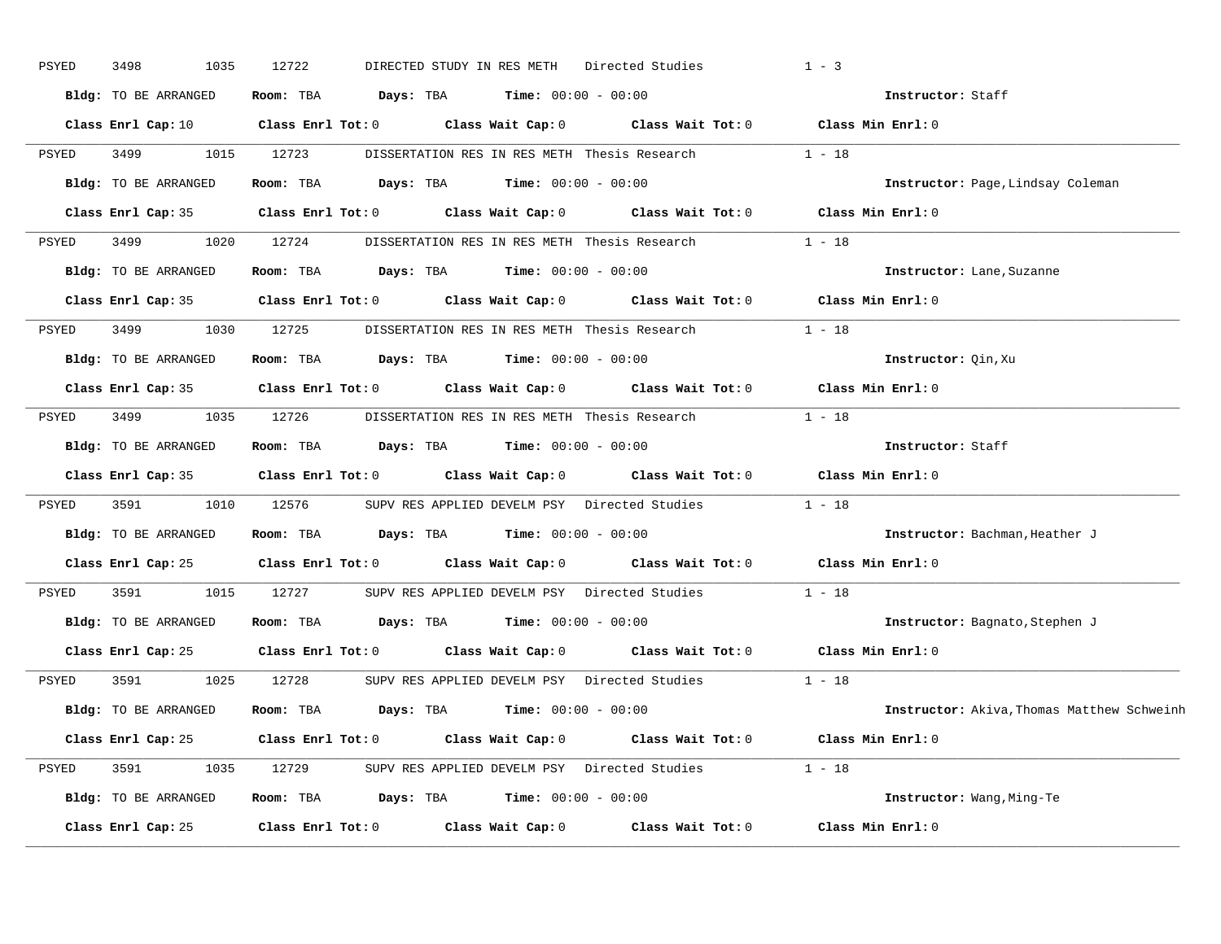PSYED 3498 1035 12722 DIRECTED STUDY IN RES METH Directed Studies 1 - 3

**Bldg:** TO BE ARRANGED **Room:** TBA **Days:** TBA **Time:** 00:00 - 00:00 **Instructor:** Staff

**Class Enrl Cap:** 10 **Class Enrl Tot:** 0 **Class Wait Cap:** 0 **Class Wait Tot:** 0 **Class Min Enrl:** 0

---

PSYED 3499 1015 12723 DISSERTATION RES IN RES METH Thesis Research 1 - 18

**Bldg:** TO BE ARRANGED **Room:** TBA **Days:** TBA **Time:** 00:00 - 00:00 **Instructor:** Page,Lindsay Coleman

**Class Enrl Cap:** 35 **Class Enrl Tot:** 0 **Class Wait Cap:** 0 **Class Wait Tot:** 0 **Class Min Enrl:** 0

---

PSYED 3499 1020 12724 DISSERTATION RES IN RES METH Thesis Research 1 - 18

**Bldg:** TO BE ARRANGED **Room:** TBA **Days:** TBA **Time:** 00:00 - 00:00 **Instructor:** Lane,Suzanne

**Class Enrl Cap:** 35 **Class Enrl Tot:** 0 **Class Wait Cap:** 0 **Class Wait Tot:** 0 **Class Min Enrl:** 0

---

PSYED 3499 1030 12725 DISSERTATION RES IN RES METH Thesis Research 1 - 18

**Bldg:** TO BE ARRANGED **Room:** TBA **Days:** TBA **Time:** 00:00 - 00:00 **Instructor:** Qin,Xu

**Class Enrl Cap:** 35 **Class Enrl Tot:** 0 **Class Wait Cap:** 0 **Class Wait Tot:** 0 **Class Min Enrl:** 0

---

PSYED 3499 1035 12726 DISSERTATION RES IN RES METH Thesis Research 1 - 18

**Bldg:** TO BE ARRANGED **Room:** TBA **Days:** TBA **Time:** 00:00 - 00:00 **Instructor:** Staff

**Class Enrl Cap:** 35 **Class Enrl Tot:** 0 **Class Wait Cap:** 0 **Class Wait Tot:** 0 **Class Min Enrl:** 0

---

PSYED 3591 1010 12576 SUPV RES APPLIED DEVELM PSY Directed Studies 1 - 18

**Bldg:** TO BE ARRANGED **Room:** TBA **Days:** TBA **Time:** 00:00 - 00:00 **Instructor:** Bachman,Heather J

**Class Enrl Cap:** 25 **Class Enrl Tot:** 0 **Class Wait Cap:** 0 **Class Wait Tot:** 0 **Class Min Enrl:** 0

---

PSYED 3591 1015 12727 SUPV RES APPLIED DEVELM PSY Directed Studies 1 - 18

**Bldg:** TO BE ARRANGED **Room:** TBA **Days:** TBA **Time:** 00:00 - 00:00 **Instructor:** Bagnato,Stephen J

**Class Enrl Cap:** 25 **Class Enrl Tot:** 0 **Class Wait Cap:** 0 **Class Wait Tot:** 0 **Class Min Enrl:** 0

---

PSYED 3591 1025 12728 SUPV RES APPLIED DEVELM PSY Directed Studies 1 - 18

**Bldg:** TO BE ARRANGED **Room:** TBA **Days:** TBA **Time:** 00:00 - 00:00 **Instructor:** Akiva,Thomas Matthew Schweinh

**Class Enrl Cap:** 25 **Class Enrl Tot:** 0 **Class Wait Cap:** 0 **Class Wait Tot:** 0 **Class Min Enrl:** 0

---

PSYED 3591 1035 12729 SUPV RES APPLIED DEVELM PSY Directed Studies 1 - 18

**Bldg:** TO BE ARRANGED **Room:** TBA **Days:** TBA **Time:** 00:00 - 00:00 **Instructor:** Wang,Ming-Te

**Class Enrl Cap:** 25 **Class Enrl Tot:** 0 **Class Wait Cap:** 0 **Class Wait Tot:** 0 **Class Min Enrl:** 0

---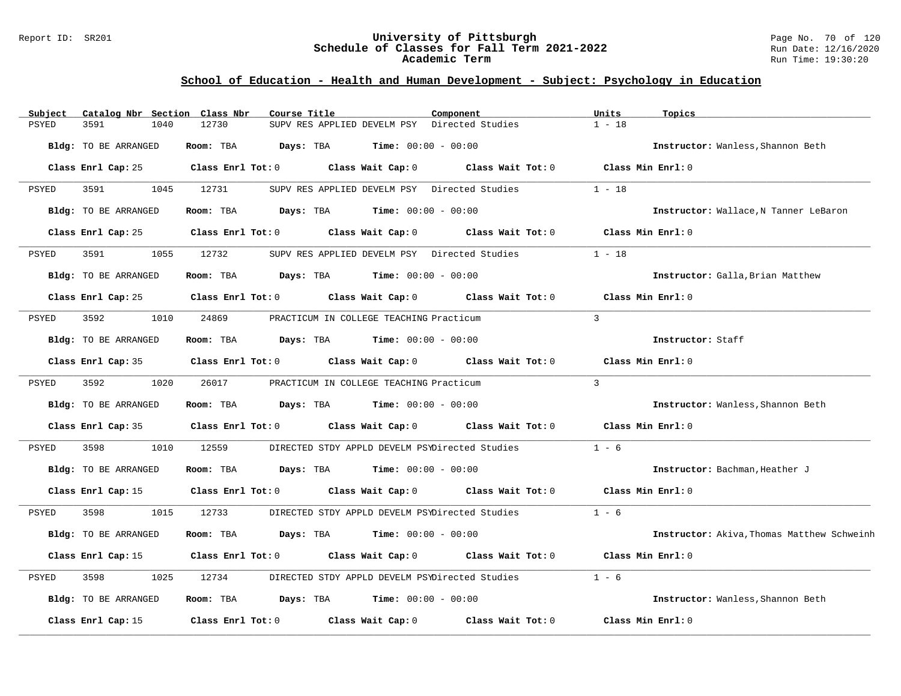## School of Education - Health and Human Development - Subject: Psychology in Education

| Subject | Catalog Nbr | Section | Class Nbr | Course Title | Component | Units | Topics |
|---|---|---|---|---|---|---|---|
| PSYED | 3591 | 1040 | 12730 | SUPV RES APPLIED DEVELM PSY | Directed Studies | 1 - 18 | |

**Bldg:** TO BE ARRANGED **Room:** TBA **Days:** TBA **Time:** 00:00 - 00:00 **Instructor:** Wanless,Shannon Beth

**Class Enrl Cap:** 25 **Class Enrl Tot:** 0 **Class Wait Cap:** 0 **Class Wait Tot:** 0 **Class Min Enrl:** 0

---

| Subject | Catalog Nbr | Section | Class Nbr | Course Title | Component | Units | Topics |
|---|---|---|---|---|---|---|---|
| PSYED | 3591 | 1045 | 12731 | SUPV RES APPLIED DEVELM PSY | Directed Studies | 1 - 18 | |

**Bldg:** TO BE ARRANGED **Room:** TBA **Days:** TBA **Time:** 00:00 - 00:00 **Instructor:** Wallace,N Tanner LeBaron

**Class Enrl Cap:** 25 **Class Enrl Tot:** 0 **Class Wait Cap:** 0 **Class Wait Tot:** 0 **Class Min Enrl:** 0

---

| Subject | Catalog Nbr | Section | Class Nbr | Course Title | Component | Units | Topics |
|---|---|---|---|---|---|---|---|
| PSYED | 3591 | 1055 | 12732 | SUPV RES APPLIED DEVELM PSY | Directed Studies | 1 - 18 | |

**Bldg:** TO BE ARRANGED **Room:** TBA **Days:** TBA **Time:** 00:00 - 00:00 **Instructor:** Galla,Brian Matthew

**Class Enrl Cap:** 25 **Class Enrl Tot:** 0 **Class Wait Cap:** 0 **Class Wait Tot:** 0 **Class Min Enrl:** 0

---

| Subject | Catalog Nbr | Section | Class Nbr | Course Title | Component | Units | Topics |
|---|---|---|---|---|---|---|---|
| PSYED | 3592 | 1010 | 24869 | PRACTICUM IN COLLEGE TEACHING | Practicum | 3 | |

**Bldg:** TO BE ARRANGED **Room:** TBA **Days:** TBA **Time:** 00:00 - 00:00 **Instructor:** Staff

**Class Enrl Cap:** 35 **Class Enrl Tot:** 0 **Class Wait Cap:** 0 **Class Wait Tot:** 0 **Class Min Enrl:** 0

---

| Subject | Catalog Nbr | Section | Class Nbr | Course Title | Component | Units | Topics |
|---|---|---|---|---|---|---|---|
| PSYED | 3592 | 1020 | 26017 | PRACTICUM IN COLLEGE TEACHING | Practicum | 3 | |

**Bldg:** TO BE ARRANGED **Room:** TBA **Days:** TBA **Time:** 00:00 - 00:00 **Instructor:** Wanless,Shannon Beth

**Class Enrl Cap:** 35 **Class Enrl Tot:** 0 **Class Wait Cap:** 0 **Class Wait Tot:** 0 **Class Min Enrl:** 0

---

| Subject | Catalog Nbr | Section | Class Nbr | Course Title | Component | Units | Topics |
|---|---|---|---|---|---|---|---|
| PSYED | 3598 | 1010 | 12559 | DIRECTED STDY APPLD DEVELM PSY | Directed Studies | 1 - 6 | |

**Bldg:** TO BE ARRANGED **Room:** TBA **Days:** TBA **Time:** 00:00 - 00:00 **Instructor:** Bachman,Heather J

**Class Enrl Cap:** 15 **Class Enrl Tot:** 0 **Class Wait Cap:** 0 **Class Wait Tot:** 0 **Class Min Enrl:** 0

---

| Subject | Catalog Nbr | Section | Class Nbr | Course Title | Component | Units | Topics |
|---|---|---|---|---|---|---|---|
| PSYED | 3598 | 1015 | 12733 | DIRECTED STDY APPLD DEVELM PSY | Directed Studies | 1 - 6 | |

**Bldg:** TO BE ARRANGED **Room:** TBA **Days:** TBA **Time:** 00:00 - 00:00 **Instructor:** Akiva,Thomas Matthew Schweinh

**Class Enrl Cap:** 15 **Class Enrl Tot:** 0 **Class Wait Cap:** 0 **Class Wait Tot:** 0 **Class Min Enrl:** 0

---

| Subject | Catalog Nbr | Section | Class Nbr | Course Title | Component | Units | Topics |
|---|---|---|---|---|---|---|---|
| PSYED | 3598 | 1025 | 12734 | DIRECTED STDY APPLD DEVELM PSY | Directed Studies | 1 - 6 | |

**Bldg:** TO BE ARRANGED **Room:** TBA **Days:** TBA **Time:** 00:00 - 00:00 **Instructor:** Wanless,Shannon Beth

**Class Enrl Cap:** 15 **Class Enrl Tot:** 0 **Class Wait Cap:** 0 **Class Wait Tot:** 0 **Class Min Enrl:** 0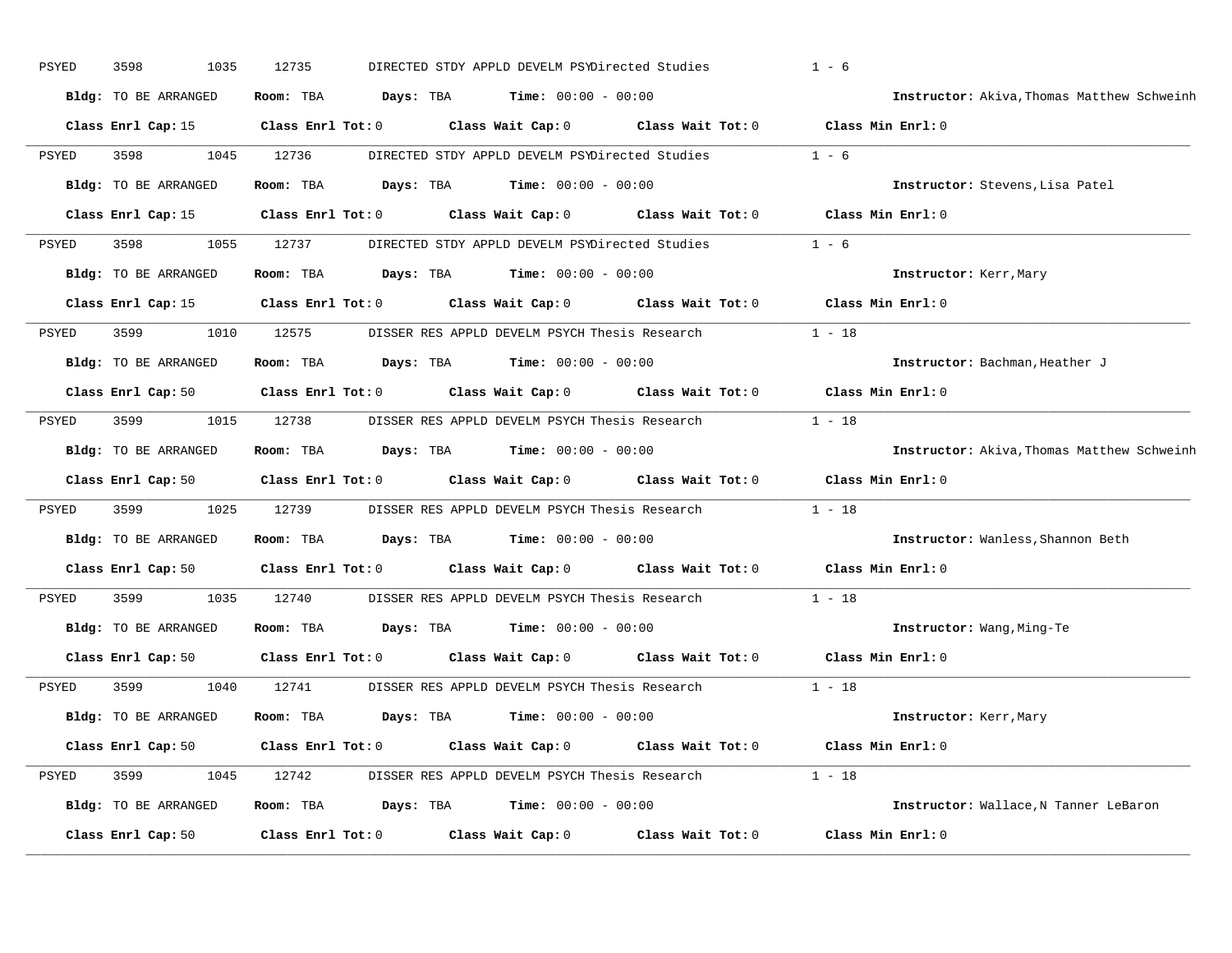PSYED 3598 1035 12735 DIRECTED STDY APPLD DEVELM PSYDirected Studies 1 - 6

**Bldg:** TO BE ARRANGED **Room:** TBA **Days:** TBA **Time:** 00:00 - 00:00 **Instructor:** Akiva,Thomas Matthew Schweinh

**Class Enrl Cap:** 15 **Class Enrl Tot:** 0 **Class Wait Cap:** 0 **Class Wait Tot:** 0 **Class Min Enrl:** 0

---

PSYED 3598 1045 12736 DIRECTED STDY APPLD DEVELM PSYDirected Studies 1 - 6

**Bldg:** TO BE ARRANGED **Room:** TBA **Days:** TBA **Time:** 00:00 - 00:00 **Instructor:** Stevens,Lisa Patel

**Class Enrl Cap:** 15 **Class Enrl Tot:** 0 **Class Wait Cap:** 0 **Class Wait Tot:** 0 **Class Min Enrl:** 0

---

PSYED 3598 1055 12737 DIRECTED STDY APPLD DEVELM PSYDirected Studies 1 - 6

**Bldg:** TO BE ARRANGED **Room:** TBA **Days:** TBA **Time:** 00:00 - 00:00 **Instructor:** Kerr,Mary

**Class Enrl Cap:** 15 **Class Enrl Tot:** 0 **Class Wait Cap:** 0 **Class Wait Tot:** 0 **Class Min Enrl:** 0

---

PSYED 3599 1010 12575 DISSER RES APPLD DEVELM PSYCH Thesis Research 1 - 18

**Bldg:** TO BE ARRANGED **Room:** TBA **Days:** TBA **Time:** 00:00 - 00:00 **Instructor:** Bachman,Heather J

**Class Enrl Cap:** 50 **Class Enrl Tot:** 0 **Class Wait Cap:** 0 **Class Wait Tot:** 0 **Class Min Enrl:** 0

---

PSYED 3599 1015 12738 DISSER RES APPLD DEVELM PSYCH Thesis Research 1 - 18

**Bldg:** TO BE ARRANGED **Room:** TBA **Days:** TBA **Time:** 00:00 - 00:00 **Instructor:** Akiva,Thomas Matthew Schweinh

**Class Enrl Cap:** 50 **Class Enrl Tot:** 0 **Class Wait Cap:** 0 **Class Wait Tot:** 0 **Class Min Enrl:** 0

---

PSYED 3599 1025 12739 DISSER RES APPLD DEVELM PSYCH Thesis Research 1 - 18

**Bldg:** TO BE ARRANGED **Room:** TBA **Days:** TBA **Time:** 00:00 - 00:00 **Instructor:** Wanless,Shannon Beth

**Class Enrl Cap:** 50 **Class Enrl Tot:** 0 **Class Wait Cap:** 0 **Class Wait Tot:** 0 **Class Min Enrl:** 0

---

PSYED 3599 1035 12740 DISSER RES APPLD DEVELM PSYCH Thesis Research 1 - 18

**Bldg:** TO BE ARRANGED **Room:** TBA **Days:** TBA **Time:** 00:00 - 00:00 **Instructor:** Wang,Ming-Te

**Class Enrl Cap:** 50 **Class Enrl Tot:** 0 **Class Wait Cap:** 0 **Class Wait Tot:** 0 **Class Min Enrl:** 0

---

PSYED 3599 1040 12741 DISSER RES APPLD DEVELM PSYCH Thesis Research 1 - 18

**Bldg:** TO BE ARRANGED **Room:** TBA **Days:** TBA **Time:** 00:00 - 00:00 **Instructor:** Kerr,Mary

**Class Enrl Cap:** 50 **Class Enrl Tot:** 0 **Class Wait Cap:** 0 **Class Wait Tot:** 0 **Class Min Enrl:** 0

---

PSYED 3599 1045 12742 DISSER RES APPLD DEVELM PSYCH Thesis Research 1 - 18

**Bldg:** TO BE ARRANGED **Room:** TBA **Days:** TBA **Time:** 00:00 - 00:00 **Instructor:** Wallace,N Tanner LeBaron

**Class Enrl Cap:** 50 **Class Enrl Tot:** 0 **Class Wait Cap:** 0 **Class Wait Tot:** 0 **Class Min Enrl:** 0

---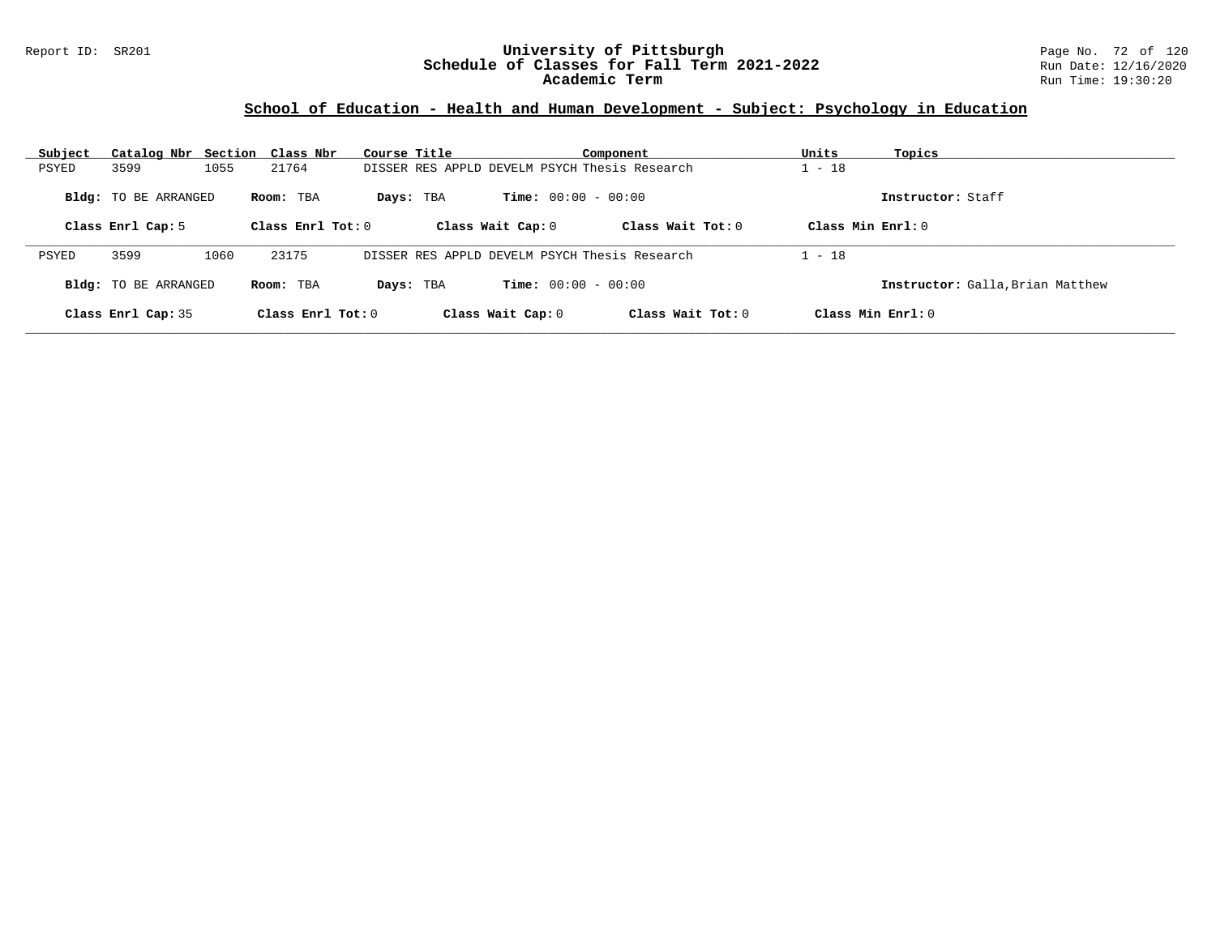## School of Education - Health and Human Development - Subject: Psychology in Education

| Subject | Catalog Nbr | Section | Class Nbr | Course Title | Component | Units | Topics |
|---|---|---|---|---|---|---|---|
| PSYED | 3599 | 1055 | 21764 | DISSER RES APPLD DEVELM PSYCH | Thesis Research | 1 - 18 | |

**Bldg:** TO BE ARRANGED **Room:** TBA **Days:** TBA **Time:** 00:00 - 00:00 **Instructor:** Staff

**Class Enrl Cap:** 5 **Class Enrl Tot:** 0 **Class Wait Cap:** 0 **Class Wait Tot:** 0 **Class Min Enrl:** 0

| Subject | Catalog Nbr | Section | Class Nbr | Course Title | Component | Units | Topics |
|---|---|---|---|---|---|---|---|
| PSYED | 3599 | 1060 | 23175 | DISSER RES APPLD DEVELM PSYCH | Thesis Research | 1 - 18 | |

**Bldg:** TO BE ARRANGED **Room:** TBA **Days:** TBA **Time:** 00:00 - 00:00 **Instructor:** Galla,Brian Matthew

**Class Enrl Cap:** 35 **Class Enrl Tot:** 0 **Class Wait Cap:** 0 **Class Wait Tot:** 0 **Class Min Enrl:** 0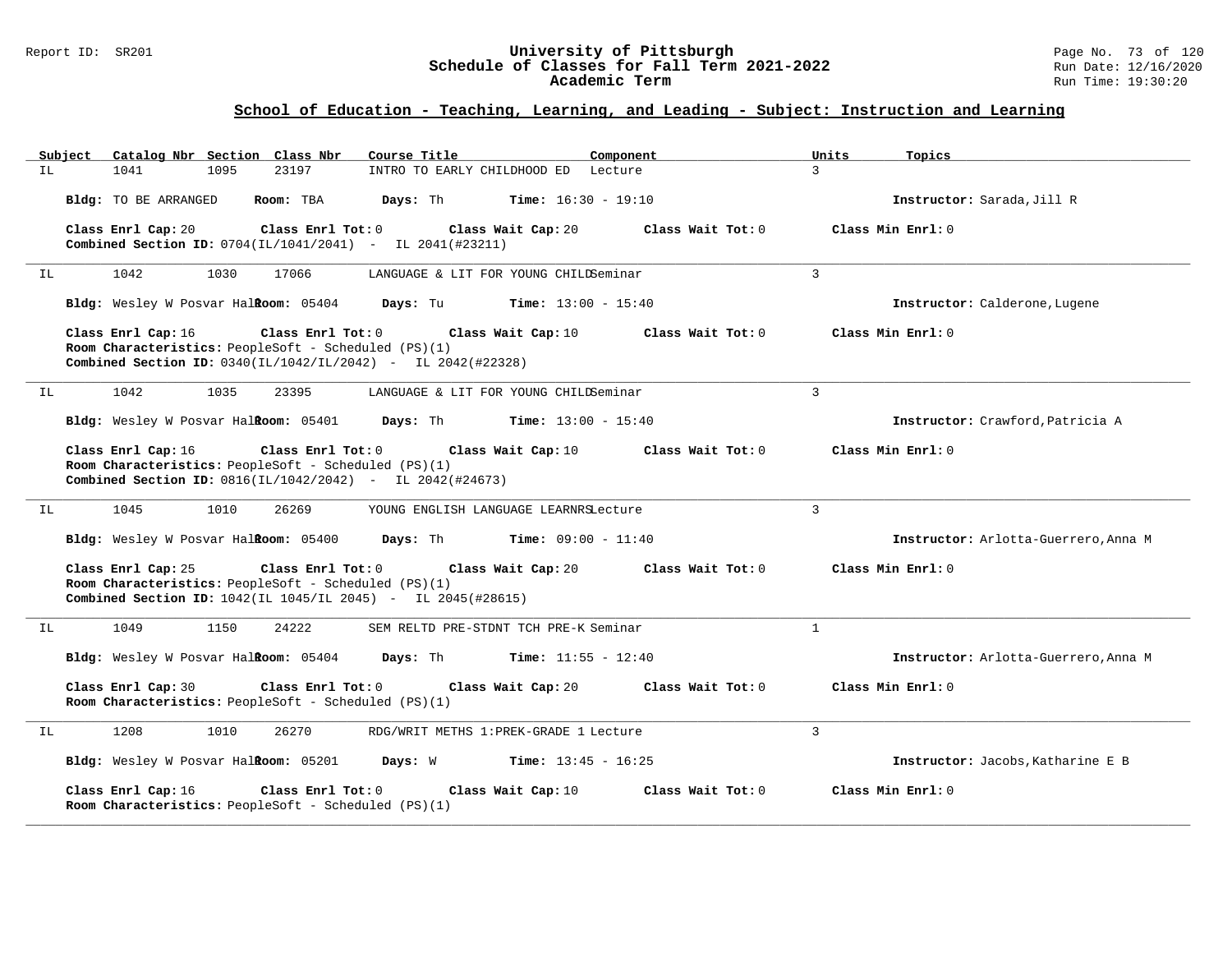## School of Education - Teaching, Learning, and Leading - Subject: Instruction and Learning

| Subject | Catalog Nbr | Section | Class Nbr | Course Title | Component | Units | Topics |
|---|---|---|---|---|---|---|---|
| IL | 1041 | 1095 | 23197 | INTRO TO EARLY CHILDHOOD ED | Lecture | 3 | |

**Bldg:** TO BE ARRANGED **Room:** TBA **Days:** Th **Time:** 16:30 - 19:10 **Instructor:** Sarada,Jill R

**Class Enrl Cap:** 20 **Class Enrl Tot:** 0 **Class Wait Cap:** 20 **Class Wait Tot:** 0 **Class Min Enrl:** 0
**Combined Section ID:** 0704(IL/1041/2041) - IL 2041(#23211)

---

| Subject | Catalog Nbr | Section | Class Nbr | Course Title | Component | Units | Topics |
|---|---|---|---|---|---|---|---|
| IL | 1042 | 1030 | 17066 | LANGUAGE & LIT FOR YOUNG CHILD | Seminar | 3 | |

**Bldg:** Wesley W Posvar Hall **Room:** 05404 **Days:** Tu **Time:** 13:00 - 15:40 **Instructor:** Calderone,Lugene

**Class Enrl Cap:** 16 **Class Enrl Tot:** 0 **Class Wait Cap:** 10 **Class Wait Tot:** 0 **Class Min Enrl:** 0
**Room Characteristics:** PeopleSoft - Scheduled (PS)(1)
**Combined Section ID:** 0340(IL/1042/IL/2042) - IL 2042(#22328)

---

| Subject | Catalog Nbr | Section | Class Nbr | Course Title | Component | Units | Topics |
|---|---|---|---|---|---|---|---|
| IL | 1042 | 1035 | 23395 | LANGUAGE & LIT FOR YOUNG CHILD | Seminar | 3 | |

**Bldg:** Wesley W Posvar Hall **Room:** 05401 **Days:** Th **Time:** 13:00 - 15:40 **Instructor:** Crawford,Patricia A

**Class Enrl Cap:** 16 **Class Enrl Tot:** 0 **Class Wait Cap:** 10 **Class Wait Tot:** 0 **Class Min Enrl:** 0
**Room Characteristics:** PeopleSoft - Scheduled (PS)(1)
**Combined Section ID:** 0816(IL/1042/2042) - IL 2042(#24673)

---

| Subject | Catalog Nbr | Section | Class Nbr | Course Title | Component | Units | Topics |
|---|---|---|---|---|---|---|---|
| IL | 1045 | 1010 | 26269 | YOUNG ENGLISH LANGUAGE LEARNRS | Lecture | 3 | |

**Bldg:** Wesley W Posvar Hall **Room:** 05400 **Days:** Th **Time:** 09:00 - 11:40 **Instructor:** Arlotta-Guerrero,Anna M

**Class Enrl Cap:** 25 **Class Enrl Tot:** 0 **Class Wait Cap:** 20 **Class Wait Tot:** 0 **Class Min Enrl:** 0
**Room Characteristics:** PeopleSoft - Scheduled (PS)(1)
**Combined Section ID:** 1042(IL 1045/IL 2045) - IL 2045(#28615)

---

| Subject | Catalog Nbr | Section | Class Nbr | Course Title | Component | Units | Topics |
|---|---|---|---|---|---|---|---|
| IL | 1049 | 1150 | 24222 | SEM RELTD PRE-STDNT TCH PRE-K | Seminar | 1 | |

**Bldg:** Wesley W Posvar Hall **Room:** 05404 **Days:** Th **Time:** 11:55 - 12:40 **Instructor:** Arlotta-Guerrero,Anna M

**Class Enrl Cap:** 30 **Class Enrl Tot:** 0 **Class Wait Cap:** 20 **Class Wait Tot:** 0 **Class Min Enrl:** 0
**Room Characteristics:** PeopleSoft - Scheduled (PS)(1)

---

| Subject | Catalog Nbr | Section | Class Nbr | Course Title | Component | Units | Topics |
|---|---|---|---|---|---|---|---|
| IL | 1208 | 1010 | 26270 | RDG/WRIT METHS 1:PREK-GRADE 1 | Lecture | 3 | |

**Bldg:** Wesley W Posvar Hall **Room:** 05201 **Days:** W **Time:** 13:45 - 16:25 **Instructor:** Jacobs,Katharine E B

**Class Enrl Cap:** 16 **Class Enrl Tot:** 0 **Class Wait Cap:** 10 **Class Wait Tot:** 0 **Class Min Enrl:** 0
**Room Characteristics:** PeopleSoft - Scheduled (PS)(1)

---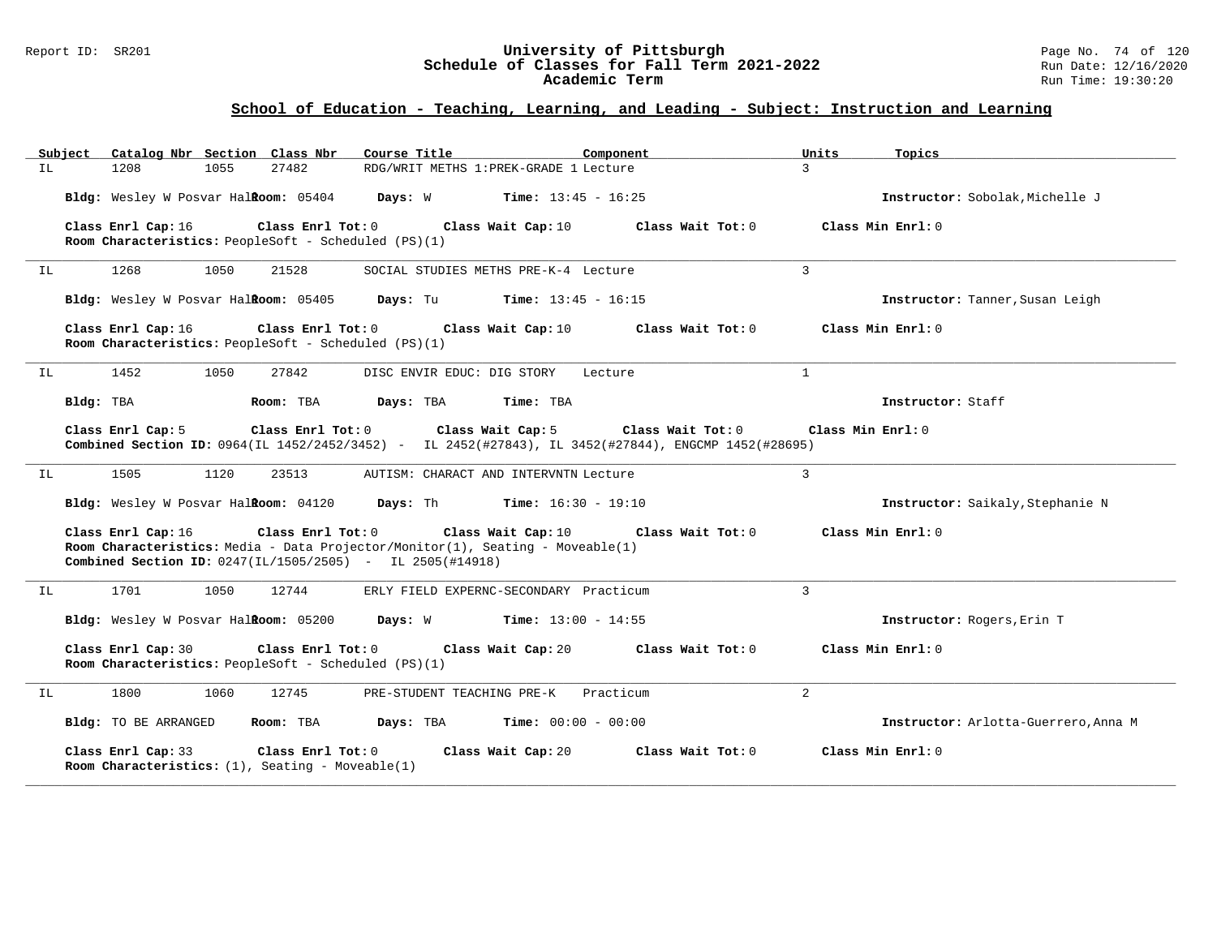## School of Education - Teaching, Learning, and Leading - Subject: Instruction and Learning

| Subject | Catalog Nbr | Section | Class Nbr | Course Title | Component | Units | Topics |
|---|---|---|---|---|---|---|---|
| IL | 1208 | 1055 | 27482 | RDG/WRIT METHS 1:PREK-GRADE 1 | Lecture | 3 | |

**Bldg:** Wesley W Posvar Hall **Room:** 05404 **Days:** W **Time:** 13:45 - 16:25 **Instructor:** Sobolak,Michelle J

**Class Enrl Cap:** 16 **Class Enrl Tot:** 0 **Class Wait Cap:** 10 **Class Wait Tot:** 0 **Class Min Enrl:** 0
**Room Characteristics:** PeopleSoft - Scheduled (PS)(1)

---

| Subject | Catalog Nbr | Section | Class Nbr | Course Title | Component | Units | Topics |
|---|---|---|---|---|---|---|---|
| IL | 1268 | 1050 | 21528 | SOCIAL STUDIES METHS PRE-K-4 | Lecture | 3 | |

**Bldg:** Wesley W Posvar Hall **Room:** 05405 **Days:** Tu **Time:** 13:45 - 16:15 **Instructor:** Tanner,Susan Leigh

**Class Enrl Cap:** 16 **Class Enrl Tot:** 0 **Class Wait Cap:** 10 **Class Wait Tot:** 0 **Class Min Enrl:** 0
**Room Characteristics:** PeopleSoft - Scheduled (PS)(1)

---

| Subject | Catalog Nbr | Section | Class Nbr | Course Title | Component | Units | Topics |
|---|---|---|---|---|---|---|---|
| IL | 1452 | 1050 | 27842 | DISC ENVIR EDUC: DIG STORY | Lecture | 1 | |

**Bldg:** TBA **Room:** TBA **Days:** TBA **Time:** TBA **Instructor:** Staff

**Class Enrl Cap:** 5 **Class Enrl Tot:** 0 **Class Wait Cap:** 5 **Class Wait Tot:** 0 **Class Min Enrl:** 0
**Combined Section ID:** 0964(IL 1452/2452/3452) - IL 2452(#27843), IL 3452(#27844), ENGCMP 1452(#28695)

---

| Subject | Catalog Nbr | Section | Class Nbr | Course Title | Component | Units | Topics |
|---|---|---|---|---|---|---|---|
| IL | 1505 | 1120 | 23513 | AUTISM: CHARACT AND INTERVNTN | Lecture | 3 | |

**Bldg:** Wesley W Posvar Hall **Room:** 04120 **Days:** Th **Time:** 16:30 - 19:10 **Instructor:** Saikaly,Stephanie N

**Class Enrl Cap:** 16 **Class Enrl Tot:** 0 **Class Wait Cap:** 10 **Class Wait Tot:** 0 **Class Min Enrl:** 0
**Room Characteristics:** Media - Data Projector/Monitor(1), Seating - Moveable(1)
**Combined Section ID:** 0247(IL/1505/2505) - IL 2505(#14918)

---

| Subject | Catalog Nbr | Section | Class Nbr | Course Title | Component | Units | Topics |
|---|---|---|---|---|---|---|---|
| IL | 1701 | 1050 | 12744 | ERLY FIELD EXPERNC-SECONDARY | Practicum | 3 | |

**Bldg:** Wesley W Posvar Hall **Room:** 05200 **Days:** W **Time:** 13:00 - 14:55 **Instructor:** Rogers,Erin T

**Class Enrl Cap:** 30 **Class Enrl Tot:** 0 **Class Wait Cap:** 20 **Class Wait Tot:** 0 **Class Min Enrl:** 0
**Room Characteristics:** PeopleSoft - Scheduled (PS)(1)

---

| Subject | Catalog Nbr | Section | Class Nbr | Course Title | Component | Units | Topics |
|---|---|---|---|---|---|---|---|
| IL | 1800 | 1060 | 12745 | PRE-STUDENT TEACHING PRE-K | Practicum | 2 | |

**Bldg:** TO BE ARRANGED **Room:** TBA **Days:** TBA **Time:** 00:00 - 00:00 **Instructor:** Arlotta-Guerrero,Anna M

**Class Enrl Cap:** 33 **Class Enrl Tot:** 0 **Class Wait Cap:** 20 **Class Wait Tot:** 0 **Class Min Enrl:** 0
**Room Characteristics:** (1), Seating - Moveable(1)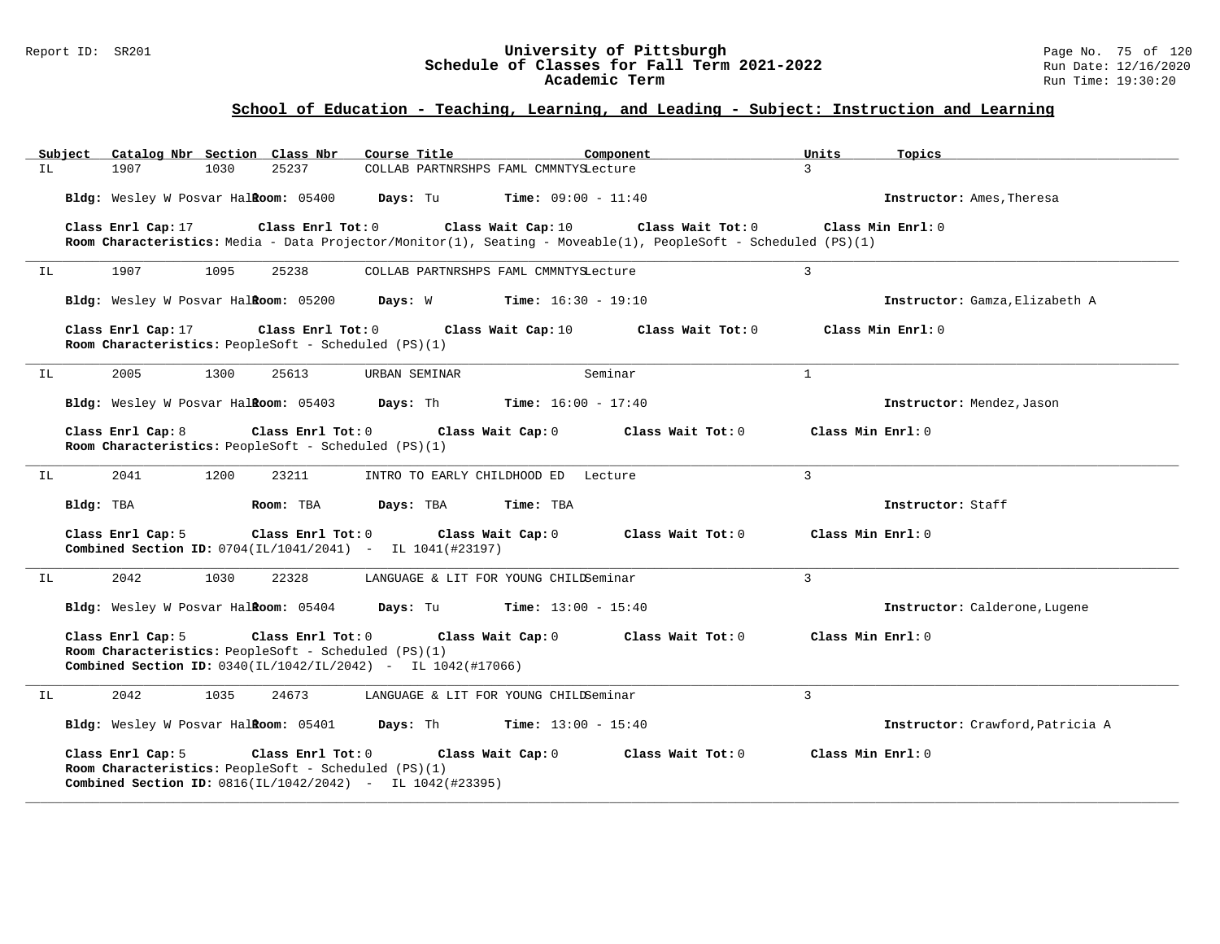## School of Education - Teaching, Learning, and Leading - Subject: Instruction and Learning

| Subject | Catalog Nbr | Section | Class Nbr | Course Title | Component | Units | Topics |
|---|---|---|---|---|---|---|---|
| IL | 1907 | 1030 | 25237 | COLLAB PARTNRSHPS FAML CMMNTYS | Lecture | 3 | |

**Bldg:** Wesley W Posvar Hall **Room:** 05400 **Days:** Tu **Time:** 09:00 - 11:40 **Instructor:** Ames,Theresa

**Class Enrl Cap:** 17 **Class Enrl Tot:** 0 **Class Wait Cap:** 10 **Class Wait Tot:** 0 **Class Min Enrl:** 0

**Room Characteristics:** Media - Data Projector/Monitor(1), Seating - Moveable(1), PeopleSoft - Scheduled (PS)(1)

---

| Subject | Catalog Nbr | Section | Class Nbr | Course Title | Component | Units | Topics |
|---|---|---|---|---|---|---|---|
| IL | 1907 | 1095 | 25238 | COLLAB PARTNRSHPS FAML CMMNTYS | Lecture | 3 | |

**Bldg:** Wesley W Posvar Hall **Room:** 05200 **Days:** W **Time:** 16:30 - 19:10 **Instructor:** Gamza,Elizabeth A

**Class Enrl Cap:** 17 **Class Enrl Tot:** 0 **Class Wait Cap:** 10 **Class Wait Tot:** 0 **Class Min Enrl:** 0

**Room Characteristics:** PeopleSoft - Scheduled (PS)(1)

---

| Subject | Catalog Nbr | Section | Class Nbr | Course Title | Component | Units | Topics |
|---|---|---|---|---|---|---|---|
| IL | 2005 | 1300 | 25613 | URBAN SEMINAR | Seminar | 1 | |

**Bldg:** Wesley W Posvar Hall **Room:** 05403 **Days:** Th **Time:** 16:00 - 17:40 **Instructor:** Mendez,Jason

**Class Enrl Cap:** 8 **Class Enrl Tot:** 0 **Class Wait Cap:** 0 **Class Wait Tot:** 0 **Class Min Enrl:** 0

**Room Characteristics:** PeopleSoft - Scheduled (PS)(1)

---

| Subject | Catalog Nbr | Section | Class Nbr | Course Title | Component | Units | Topics |
|---|---|---|---|---|---|---|---|
| IL | 2041 | 1200 | 23211 | INTRO TO EARLY CHILDHOOD ED | Lecture | 3 | |

**Bldg:** TBA **Room:** TBA **Days:** TBA **Time:** TBA **Instructor:** Staff

**Class Enrl Cap:** 5 **Class Enrl Tot:** 0 **Class Wait Cap:** 0 **Class Wait Tot:** 0 **Class Min Enrl:** 0

**Combined Section ID:** 0704(IL/1041/2041) - IL 1041(#23197)

---

| Subject | Catalog Nbr | Section | Class Nbr | Course Title | Component | Units | Topics |
|---|---|---|---|---|---|---|---|
| IL | 2042 | 1030 | 22328 | LANGUAGE & LIT FOR YOUNG CHILD | Seminar | 3 | |

**Bldg:** Wesley W Posvar Hall **Room:** 05404 **Days:** Tu **Time:** 13:00 - 15:40 **Instructor:** Calderone,Lugene

**Class Enrl Cap:** 5 **Class Enrl Tot:** 0 **Class Wait Cap:** 0 **Class Wait Tot:** 0 **Class Min Enrl:** 0

**Room Characteristics:** PeopleSoft - Scheduled (PS)(1)

**Combined Section ID:** 0340(IL/1042/IL/2042) - IL 1042(#17066)

---

| Subject | Catalog Nbr | Section | Class Nbr | Course Title | Component | Units | Topics |
|---|---|---|---|---|---|---|---|
| IL | 2042 | 1035 | 24673 | LANGUAGE & LIT FOR YOUNG CHILD | Seminar | 3 | |

**Bldg:** Wesley W Posvar Hall **Room:** 05401 **Days:** Th **Time:** 13:00 - 15:40 **Instructor:** Crawford,Patricia A

**Class Enrl Cap:** 5 **Class Enrl Tot:** 0 **Class Wait Cap:** 0 **Class Wait Tot:** 0 **Class Min Enrl:** 0

**Room Characteristics:** PeopleSoft - Scheduled (PS)(1)

**Combined Section ID:** 0816(IL/1042/2042) - IL 1042(#23395)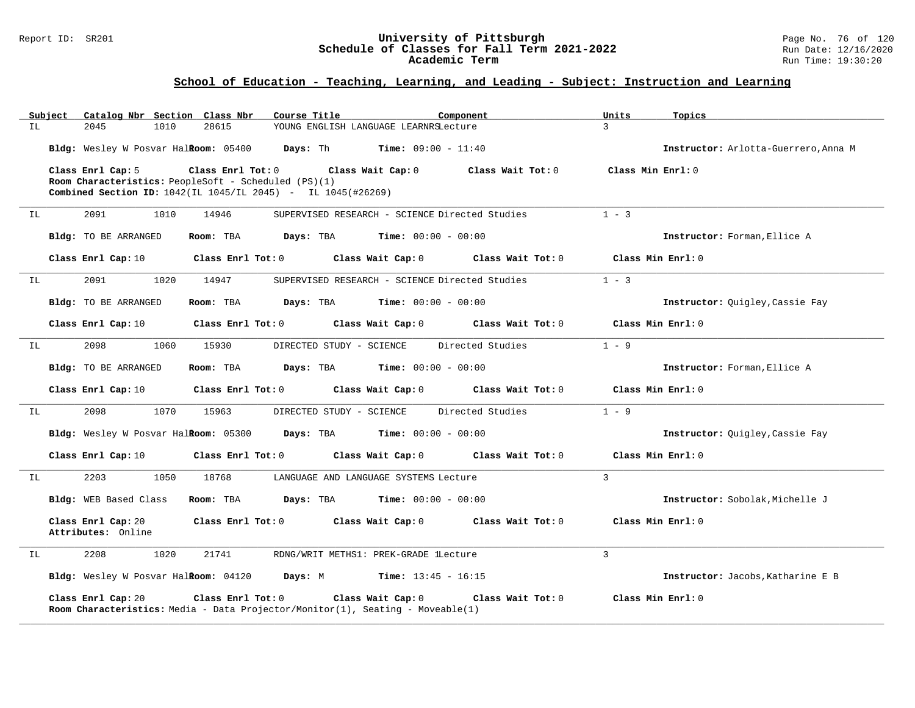## School of Education - Teaching, Learning, and Leading - Subject: Instruction and Learning

| Subject | Catalog Nbr | Section | Class Nbr | Course Title | Component | Units | Topics |
|---|---|---|---|---|---|---|---|
| IL | 2045 | 1010 | 28615 | YOUNG ENGLISH LANGUAGE LEARNRS | Lecture | 3 | |

**Bldg:** Wesley W Posvar Hall **Room:** 05400 **Days:** Th **Time:** 09:00 - 11:40 **Instructor:** Arlotta-Guerrero,Anna M

**Class Enrl Cap:** 5 **Class Enrl Tot:** 0 **Class Wait Cap:** 0 **Class Wait Tot:** 0 **Class Min Enrl:** 0

**Room Characteristics:** PeopleSoft - Scheduled (PS)(1)

**Combined Section ID:** 1042(IL 1045/IL 2045) - IL 1045(#26269)

---

| Subject | Catalog Nbr | Section | Class Nbr | Course Title | Component | Units | Topics |
|---|---|---|---|---|---|---|---|
| IL | 2091 | 1010 | 14946 | SUPERVISED RESEARCH - SCIENCE | Directed Studies | 1 - 3 | |

**Bldg:** TO BE ARRANGED **Room:** TBA **Days:** TBA **Time:** 00:00 - 00:00 **Instructor:** Forman,Ellice A

**Class Enrl Cap:** 10 **Class Enrl Tot:** 0 **Class Wait Cap:** 0 **Class Wait Tot:** 0 **Class Min Enrl:** 0

---

| Subject | Catalog Nbr | Section | Class Nbr | Course Title | Component | Units | Topics |
|---|---|---|---|---|---|---|---|
| IL | 2091 | 1020 | 14947 | SUPERVISED RESEARCH - SCIENCE | Directed Studies | 1 - 3 | |

**Bldg:** TO BE ARRANGED **Room:** TBA **Days:** TBA **Time:** 00:00 - 00:00 **Instructor:** Quigley,Cassie Fay

**Class Enrl Cap:** 10 **Class Enrl Tot:** 0 **Class Wait Cap:** 0 **Class Wait Tot:** 0 **Class Min Enrl:** 0

---

| Subject | Catalog Nbr | Section | Class Nbr | Course Title | Component | Units | Topics |
|---|---|---|---|---|---|---|---|
| IL | 2098 | 1060 | 15930 | DIRECTED STUDY - SCIENCE | Directed Studies | 1 - 9 | |

**Bldg:** TO BE ARRANGED **Room:** TBA **Days:** TBA **Time:** 00:00 - 00:00 **Instructor:** Forman,Ellice A

**Class Enrl Cap:** 10 **Class Enrl Tot:** 0 **Class Wait Cap:** 0 **Class Wait Tot:** 0 **Class Min Enrl:** 0

---

| Subject | Catalog Nbr | Section | Class Nbr | Course Title | Component | Units | Topics |
|---|---|---|---|---|---|---|---|
| IL | 2098 | 1070 | 15963 | DIRECTED STUDY - SCIENCE | Directed Studies | 1 - 9 | |

**Bldg:** Wesley W Posvar Hall **Room:** 05300 **Days:** TBA **Time:** 00:00 - 00:00 **Instructor:** Quigley,Cassie Fay

**Class Enrl Cap:** 10 **Class Enrl Tot:** 0 **Class Wait Cap:** 0 **Class Wait Tot:** 0 **Class Min Enrl:** 0

---

| Subject | Catalog Nbr | Section | Class Nbr | Course Title | Component | Units | Topics |
|---|---|---|---|---|---|---|---|
| IL | 2203 | 1050 | 18768 | LANGUAGE AND LANGUAGE SYSTEMS | Lecture | 3 | |

**Bldg:** WEB Based Class **Room:** TBA **Days:** TBA **Time:** 00:00 - 00:00 **Instructor:** Sobolak,Michelle J

**Class Enrl Cap:** 20 **Class Enrl Tot:** 0 **Class Wait Cap:** 0 **Class Wait Tot:** 0 **Class Min Enrl:** 0

**Attributes:** Online

---

| Subject | Catalog Nbr | Section | Class Nbr | Course Title | Component | Units | Topics |
|---|---|---|---|---|---|---|---|
| IL | 2208 | 1020 | 21741 | RDNG/WRIT METHS1: PREK-GRADE 1 | Lecture | 3 | |

**Bldg:** Wesley W Posvar Hall **Room:** 04120 **Days:** M **Time:** 13:45 - 16:15 **Instructor:** Jacobs,Katharine E B

**Class Enrl Cap:** 20 **Class Enrl Tot:** 0 **Class Wait Cap:** 0 **Class Wait Tot:** 0 **Class Min Enrl:** 0

**Room Characteristics:** Media - Data Projector/Monitor(1), Seating - Moveable(1)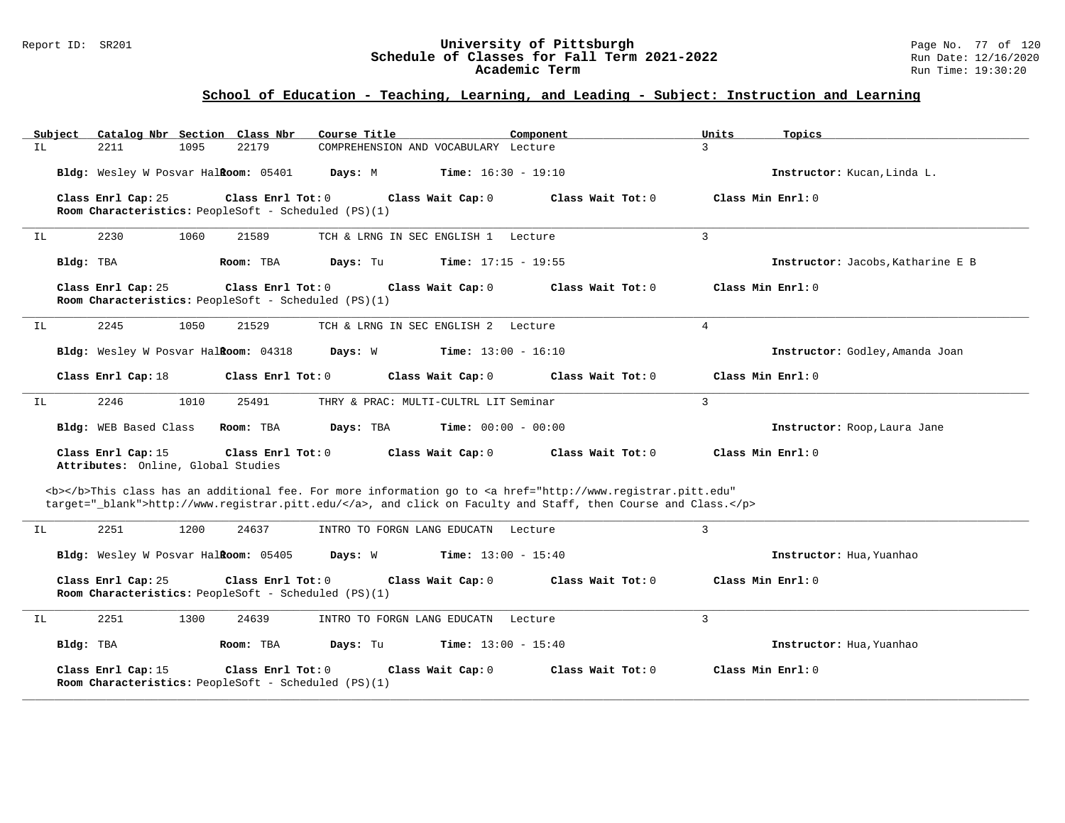## School of Education - Teaching, Learning, and Leading - Subject: Instruction and Learning

| Subject | Catalog Nbr | Section | Class Nbr | Course Title | Component | Units | Topics |
|---|---|---|---|---|---|---|---|
| IL | 2211 | 1095 | 22179 | COMPREHENSION AND VOCABULARY | Lecture | 3 | |

**Bldg:** Wesley W Posvar Hall **Room:** 05401 **Days:** M **Time:** 16:30 - 19:10 **Instructor:** Kucan,Linda L.

**Class Enrl Cap:** 25 **Class Enrl Tot:** 0 **Class Wait Cap:** 0 **Class Wait Tot:** 0 **Class Min Enrl:** 0

**Room Characteristics:** PeopleSoft - Scheduled (PS)(1)

---

| Subject | Catalog Nbr | Section | Class Nbr | Course Title | Component | Units | Topics |
|---|---|---|---|---|---|---|---|
| IL | 2230 | 1060 | 21589 | TCH & LRNG IN SEC ENGLISH 1 | Lecture | 3 | |

**Bldg:** TBA **Room:** TBA **Days:** Tu **Time:** 17:15 - 19:55 **Instructor:** Jacobs,Katharine E B

**Class Enrl Cap:** 25 **Class Enrl Tot:** 0 **Class Wait Cap:** 0 **Class Wait Tot:** 0 **Class Min Enrl:** 0

**Room Characteristics:** PeopleSoft - Scheduled (PS)(1)

---

| Subject | Catalog Nbr | Section | Class Nbr | Course Title | Component | Units | Topics |
|---|---|---|---|---|---|---|---|
| IL | 2245 | 1050 | 21529 | TCH & LRNG IN SEC ENGLISH 2 | Lecture | 4 | |

**Bldg:** Wesley W Posvar Hall **Room:** 04318 **Days:** W **Time:** 13:00 - 16:10 **Instructor:** Godley,Amanda Joan

**Class Enrl Cap:** 18 **Class Enrl Tot:** 0 **Class Wait Cap:** 0 **Class Wait Tot:** 0 **Class Min Enrl:** 0

---

| Subject | Catalog Nbr | Section | Class Nbr | Course Title | Component | Units | Topics |
|---|---|---|---|---|---|---|---|
| IL | 2246 | 1010 | 25491 | THRY & PRAC: MULTI-CULTRL LIT | Seminar | 3 | |

**Bldg:** WEB Based Class **Room:** TBA **Days:** TBA **Time:** 00:00 - 00:00 **Instructor:** Roop,Laura Jane

**Class Enrl Cap:** 15 **Class Enrl Tot:** 0 **Class Wait Cap:** 0 **Class Wait Tot:** 0 **Class Min Enrl:** 0

**Attributes:** Online, Global Studies

<b></b>This class has an additional fee. For more information go to <a href="http://www.registrar.pitt.edu" target="_blank">http://www.registrar.pitt.edu/</a>, and click on Faculty and Staff, then Course and Class.</p>

---

| Subject | Catalog Nbr | Section | Class Nbr | Course Title | Component | Units | Topics |
|---|---|---|---|---|---|---|---|
| IL | 2251 | 1200 | 24637 | INTRO TO FORGN LANG EDUCATN | Lecture | 3 | |

**Bldg:** Wesley W Posvar Hall **Room:** 05405 **Days:** W **Time:** 13:00 - 15:40 **Instructor:** Hua,Yuanhao

**Class Enrl Cap:** 25 **Class Enrl Tot:** 0 **Class Wait Cap:** 0 **Class Wait Tot:** 0 **Class Min Enrl:** 0

**Room Characteristics:** PeopleSoft - Scheduled (PS)(1)

---

| Subject | Catalog Nbr | Section | Class Nbr | Course Title | Component | Units | Topics |
|---|---|---|---|---|---|---|---|
| IL | 2251 | 1300 | 24639 | INTRO TO FORGN LANG EDUCATN | Lecture | 3 | |

**Bldg:** TBA **Room:** TBA **Days:** Tu **Time:** 13:00 - 15:40 **Instructor:** Hua,Yuanhao

**Class Enrl Cap:** 15 **Class Enrl Tot:** 0 **Class Wait Cap:** 0 **Class Wait Tot:** 0 **Class Min Enrl:** 0

**Room Characteristics:** PeopleSoft - Scheduled (PS)(1)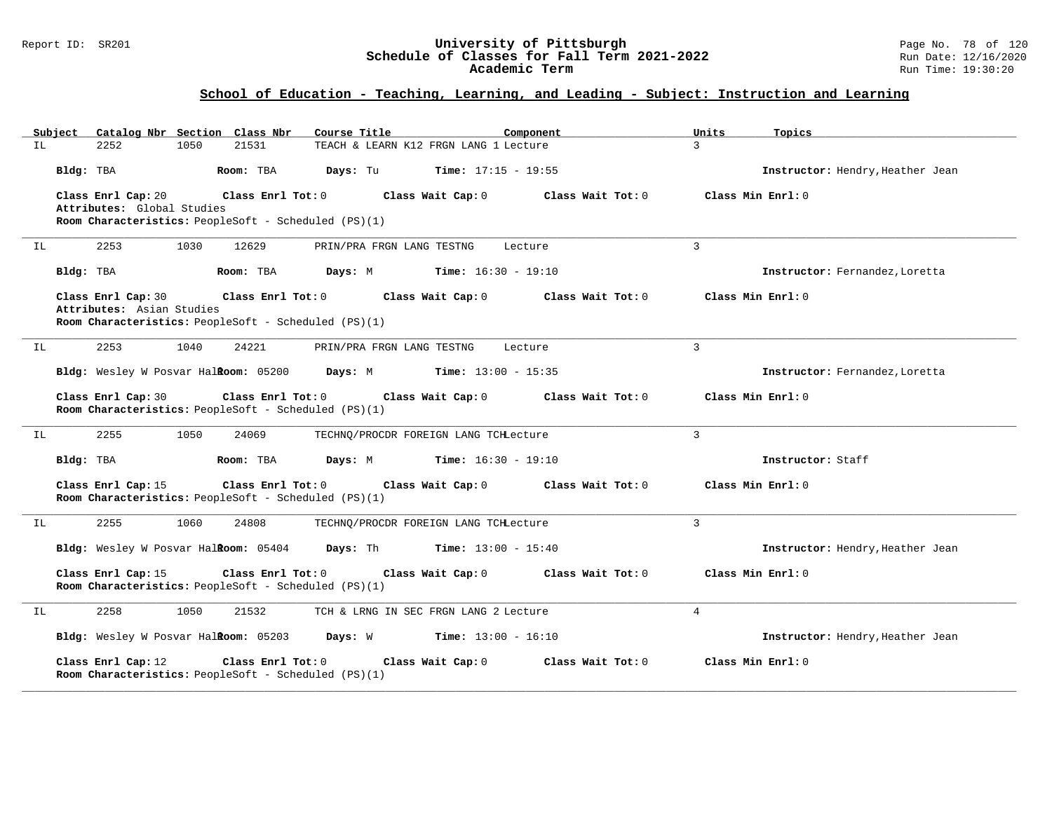## School of Education - Teaching, Learning, and Leading - Subject: Instruction and Learning

| Subject | Catalog Nbr | Section | Class Nbr | Course Title | Component | Units | Topics |
|---|---|---|---|---|---|---|---|
| IL | 2252 | 1050 | 21531 | TEACH & LEARN K12 FRGN LANG 1 | Lecture | 3 | |

**Bldg:** TBA **Room:** TBA **Days:** Tu **Time:** 17:15 - 19:55 **Instructor:** Hendry,Heather Jean

**Class Enrl Cap:** 20 **Class Enrl Tot:** 0 **Class Wait Cap:** 0 **Class Wait Tot:** 0 **Class Min Enrl:** 0

**Attributes:** Global Studies

**Room Characteristics:** PeopleSoft - Scheduled (PS)(1)

---

| Subject | Catalog Nbr | Section | Class Nbr | Course Title | Component | Units | Topics |
|---|---|---|---|---|---|---|---|
| IL | 2253 | 1030 | 12629 | PRIN/PRA FRGN LANG TESTNG | Lecture | 3 | |

**Bldg:** TBA **Room:** TBA **Days:** M **Time:** 16:30 - 19:10 **Instructor:** Fernandez,Loretta

**Class Enrl Cap:** 30 **Class Enrl Tot:** 0 **Class Wait Cap:** 0 **Class Wait Tot:** 0 **Class Min Enrl:** 0

**Attributes:** Asian Studies

**Room Characteristics:** PeopleSoft - Scheduled (PS)(1)

---

| Subject | Catalog Nbr | Section | Class Nbr | Course Title | Component | Units | Topics |
|---|---|---|---|---|---|---|---|
| IL | 2253 | 1040 | 24221 | PRIN/PRA FRGN LANG TESTNG | Lecture | 3 | |

**Bldg:** Wesley W Posvar Hall **Room:** 05200 **Days:** M **Time:** 13:00 - 15:35 **Instructor:** Fernandez,Loretta

**Class Enrl Cap:** 30 **Class Enrl Tot:** 0 **Class Wait Cap:** 0 **Class Wait Tot:** 0 **Class Min Enrl:** 0

**Room Characteristics:** PeopleSoft - Scheduled (PS)(1)

---

| Subject | Catalog Nbr | Section | Class Nbr | Course Title | Component | Units | Topics |
|---|---|---|---|---|---|---|---|
| IL | 2255 | 1050 | 24069 | TECHNQ/PROCDR FOREIGN LANG TCH | Lecture | 3 | |

**Bldg:** TBA **Room:** TBA **Days:** M **Time:** 16:30 - 19:10 **Instructor:** Staff

**Class Enrl Cap:** 15 **Class Enrl Tot:** 0 **Class Wait Cap:** 0 **Class Wait Tot:** 0 **Class Min Enrl:** 0

**Room Characteristics:** PeopleSoft - Scheduled (PS)(1)

---

| Subject | Catalog Nbr | Section | Class Nbr | Course Title | Component | Units | Topics |
|---|---|---|---|---|---|---|---|
| IL | 2255 | 1060 | 24808 | TECHNQ/PROCDR FOREIGN LANG TCH | Lecture | 3 | |

**Bldg:** Wesley W Posvar Hall **Room:** 05404 **Days:** Th **Time:** 13:00 - 15:40 **Instructor:** Hendry,Heather Jean

**Class Enrl Cap:** 15 **Class Enrl Tot:** 0 **Class Wait Cap:** 0 **Class Wait Tot:** 0 **Class Min Enrl:** 0

**Room Characteristics:** PeopleSoft - Scheduled (PS)(1)

---

| Subject | Catalog Nbr | Section | Class Nbr | Course Title | Component | Units | Topics |
|---|---|---|---|---|---|---|---|
| IL | 2258 | 1050 | 21532 | TCH & LRNG IN SEC FRGN LANG 2 | Lecture | 4 | |

**Bldg:** Wesley W Posvar Hall **Room:** 05203 **Days:** W **Time:** 13:00 - 16:10 **Instructor:** Hendry,Heather Jean

**Class Enrl Cap:** 12 **Class Enrl Tot:** 0 **Class Wait Cap:** 0 **Class Wait Tot:** 0 **Class Min Enrl:** 0

**Room Characteristics:** PeopleSoft - Scheduled (PS)(1)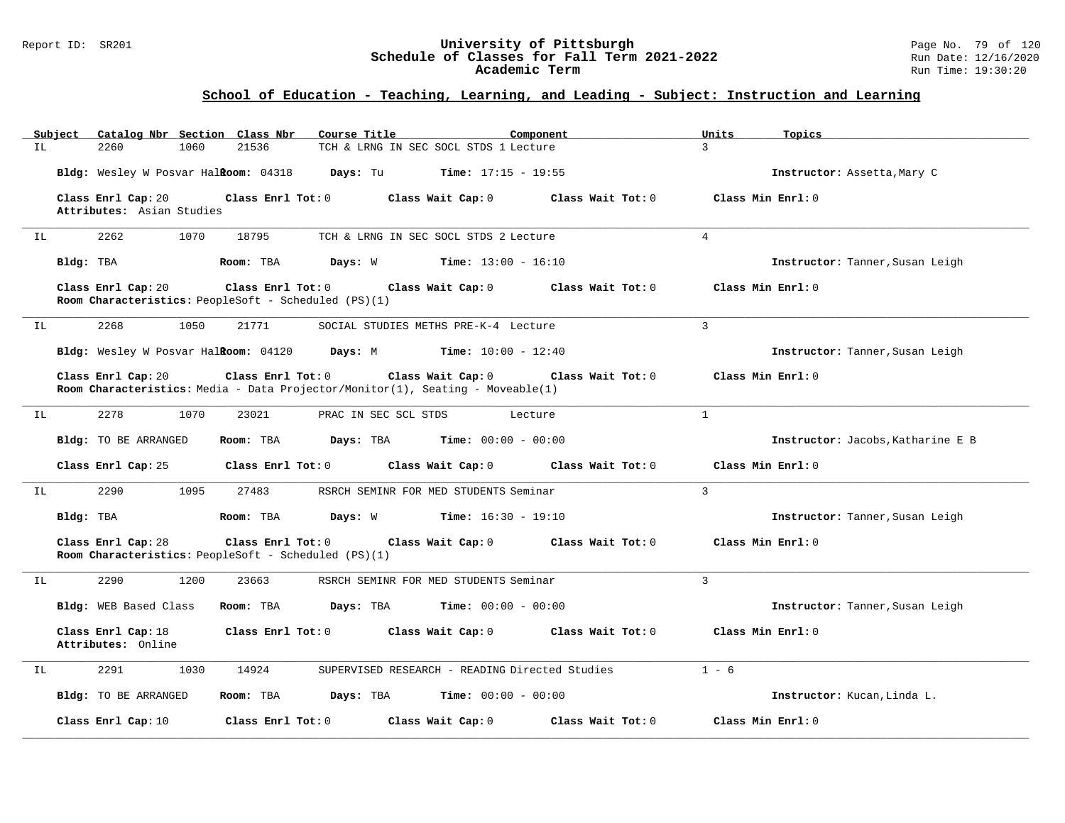## School of Education - Teaching, Learning, and Leading - Subject: Instruction and Learning

| Subject | Catalog Nbr | Section | Class Nbr | Course Title | Component | Units | Topics |
|---|---|---|---|---|---|---|---|
| IL | 2260 | 1060 | 21536 | TCH & LRNG IN SEC SOCL STDS 1 | Lecture | 3 | |

**Bldg:** Wesley W Posvar Hall **Room:** 04318 **Days:** Tu **Time:** 17:15 - 19:55 **Instructor:** Assetta,Mary C

**Class Enrl Cap:** 20 **Class Enrl Tot:** 0 **Class Wait Cap:** 0 **Class Wait Tot:** 0 **Class Min Enrl:** 0
**Attributes:** Asian Studies

---

| Subject | Catalog Nbr | Section | Class Nbr | Course Title | Component | Units | Topics |
|---|---|---|---|---|---|---|---|
| IL | 2262 | 1070 | 18795 | TCH & LRNG IN SEC SOCL STDS 2 | Lecture | 4 | |

**Bldg:** TBA **Room:** TBA **Days:** W **Time:** 13:00 - 16:10 **Instructor:** Tanner,Susan Leigh

**Class Enrl Cap:** 20 **Class Enrl Tot:** 0 **Class Wait Cap:** 0 **Class Wait Tot:** 0 **Class Min Enrl:** 0
**Room Characteristics:** PeopleSoft - Scheduled (PS)(1)

---

| Subject | Catalog Nbr | Section | Class Nbr | Course Title | Component | Units | Topics |
|---|---|---|---|---|---|---|---|
| IL | 2268 | 1050 | 21771 | SOCIAL STUDIES METHS PRE-K-4 | Lecture | 3 | |

**Bldg:** Wesley W Posvar Hall **Room:** 04120 **Days:** M **Time:** 10:00 - 12:40 **Instructor:** Tanner,Susan Leigh

**Class Enrl Cap:** 20 **Class Enrl Tot:** 0 **Class Wait Cap:** 0 **Class Wait Tot:** 0 **Class Min Enrl:** 0
**Room Characteristics:** Media - Data Projector/Monitor(1), Seating - Moveable(1)

---

| Subject | Catalog Nbr | Section | Class Nbr | Course Title | Component | Units | Topics |
|---|---|---|---|---|---|---|---|
| IL | 2278 | 1070 | 23021 | PRAC IN SEC SCL STDS | Lecture | 1 | |

**Bldg:** TO BE ARRANGED **Room:** TBA **Days:** TBA **Time:** 00:00 - 00:00 **Instructor:** Jacobs,Katharine E B

**Class Enrl Cap:** 25 **Class Enrl Tot:** 0 **Class Wait Cap:** 0 **Class Wait Tot:** 0 **Class Min Enrl:** 0

---

| Subject | Catalog Nbr | Section | Class Nbr | Course Title | Component | Units | Topics |
|---|---|---|---|---|---|---|---|
| IL | 2290 | 1095 | 27483 | RSRCH SEMINR FOR MED STUDENTS | Seminar | 3 | |

**Bldg:** TBA **Room:** TBA **Days:** W **Time:** 16:30 - 19:10 **Instructor:** Tanner,Susan Leigh

**Class Enrl Cap:** 28 **Class Enrl Tot:** 0 **Class Wait Cap:** 0 **Class Wait Tot:** 0 **Class Min Enrl:** 0
**Room Characteristics:** PeopleSoft - Scheduled (PS)(1)

---

| Subject | Catalog Nbr | Section | Class Nbr | Course Title | Component | Units | Topics |
|---|---|---|---|---|---|---|---|
| IL | 2290 | 1200 | 23663 | RSRCH SEMINR FOR MED STUDENTS | Seminar | 3 | |

**Bldg:** WEB Based Class **Room:** TBA **Days:** TBA **Time:** 00:00 - 00:00 **Instructor:** Tanner,Susan Leigh

**Class Enrl Cap:** 18 **Class Enrl Tot:** 0 **Class Wait Cap:** 0 **Class Wait Tot:** 0 **Class Min Enrl:** 0
**Attributes:** Online

---

| Subject | Catalog Nbr | Section | Class Nbr | Course Title | Component | Units | Topics |
|---|---|---|---|---|---|---|---|
| IL | 2291 | 1030 | 14924 | SUPERVISED RESEARCH - READING | Directed Studies | 1 - 6 | |

**Bldg:** TO BE ARRANGED **Room:** TBA **Days:** TBA **Time:** 00:00 - 00:00 **Instructor:** Kucan,Linda L.

**Class Enrl Cap:** 10 **Class Enrl Tot:** 0 **Class Wait Cap:** 0 **Class Wait Tot:** 0 **Class Min Enrl:** 0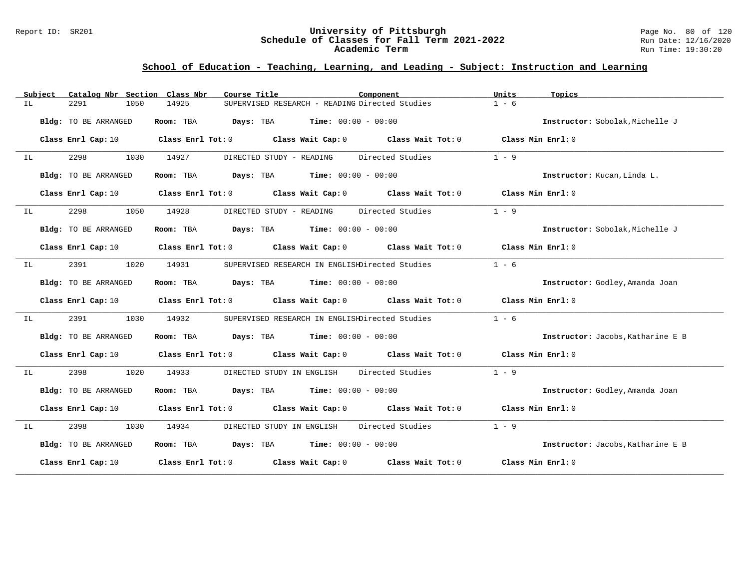## School of Education - Teaching, Learning, and Leading - Subject: Instruction and Learning

| Subject | Catalog Nbr | Section | Class Nbr | Course Title | Component | Units | Topics |
|---|---|---|---|---|---|---|---|
| IL | 2291 | 1050 | 14925 | SUPERVISED RESEARCH - READING | Directed Studies | 1 - 6 | |

**Bldg:** TO BE ARRANGED **Room:** TBA **Days:** TBA **Time:** 00:00 - 00:00 **Instructor:** Sobolak,Michelle J

**Class Enrl Cap:** 10 **Class Enrl Tot:** 0 **Class Wait Cap:** 0 **Class Wait Tot:** 0 **Class Min Enrl:** 0

| Subject | Catalog Nbr | Section | Class Nbr | Course Title | Component | Units | Topics |
|---|---|---|---|---|---|---|---|
| IL | 2298 | 1030 | 14927 | DIRECTED STUDY - READING | Directed Studies | 1 - 9 | |

**Bldg:** TO BE ARRANGED **Room:** TBA **Days:** TBA **Time:** 00:00 - 00:00 **Instructor:** Kucan,Linda L.

**Class Enrl Cap:** 10 **Class Enrl Tot:** 0 **Class Wait Cap:** 0 **Class Wait Tot:** 0 **Class Min Enrl:** 0

| Subject | Catalog Nbr | Section | Class Nbr | Course Title | Component | Units | Topics |
|---|---|---|---|---|---|---|---|
| IL | 2298 | 1050 | 14928 | DIRECTED STUDY - READING | Directed Studies | 1 - 9 | |

**Bldg:** TO BE ARRANGED **Room:** TBA **Days:** TBA **Time:** 00:00 - 00:00 **Instructor:** Sobolak,Michelle J

**Class Enrl Cap:** 10 **Class Enrl Tot:** 0 **Class Wait Cap:** 0 **Class Wait Tot:** 0 **Class Min Enrl:** 0

| Subject | Catalog Nbr | Section | Class Nbr | Course Title | Component | Units | Topics |
|---|---|---|---|---|---|---|---|
| IL | 2391 | 1020 | 14931 | SUPERVISED RESEARCH IN ENGLISH | Directed Studies | 1 - 6 | |

**Bldg:** TO BE ARRANGED **Room:** TBA **Days:** TBA **Time:** 00:00 - 00:00 **Instructor:** Godley,Amanda Joan

**Class Enrl Cap:** 10 **Class Enrl Tot:** 0 **Class Wait Cap:** 0 **Class Wait Tot:** 0 **Class Min Enrl:** 0

| Subject | Catalog Nbr | Section | Class Nbr | Course Title | Component | Units | Topics |
|---|---|---|---|---|---|---|---|
| IL | 2391 | 1030 | 14932 | SUPERVISED RESEARCH IN ENGLISH | Directed Studies | 1 - 6 | |

**Bldg:** TO BE ARRANGED **Room:** TBA **Days:** TBA **Time:** 00:00 - 00:00 **Instructor:** Jacobs,Katharine E B

**Class Enrl Cap:** 10 **Class Enrl Tot:** 0 **Class Wait Cap:** 0 **Class Wait Tot:** 0 **Class Min Enrl:** 0

| Subject | Catalog Nbr | Section | Class Nbr | Course Title | Component | Units | Topics |
|---|---|---|---|---|---|---|---|
| IL | 2398 | 1020 | 14933 | DIRECTED STUDY IN ENGLISH | Directed Studies | 1 - 9 | |

**Bldg:** TO BE ARRANGED **Room:** TBA **Days:** TBA **Time:** 00:00 - 00:00 **Instructor:** Godley,Amanda Joan

**Class Enrl Cap:** 10 **Class Enrl Tot:** 0 **Class Wait Cap:** 0 **Class Wait Tot:** 0 **Class Min Enrl:** 0

| Subject | Catalog Nbr | Section | Class Nbr | Course Title | Component | Units | Topics |
|---|---|---|---|---|---|---|---|
| IL | 2398 | 1030 | 14934 | DIRECTED STUDY IN ENGLISH | Directed Studies | 1 - 9 | |

**Bldg:** TO BE ARRANGED **Room:** TBA **Days:** TBA **Time:** 00:00 - 00:00 **Instructor:** Jacobs,Katharine E B

**Class Enrl Cap:** 10 **Class Enrl Tot:** 0 **Class Wait Cap:** 0 **Class Wait Tot:** 0 **Class Min Enrl:** 0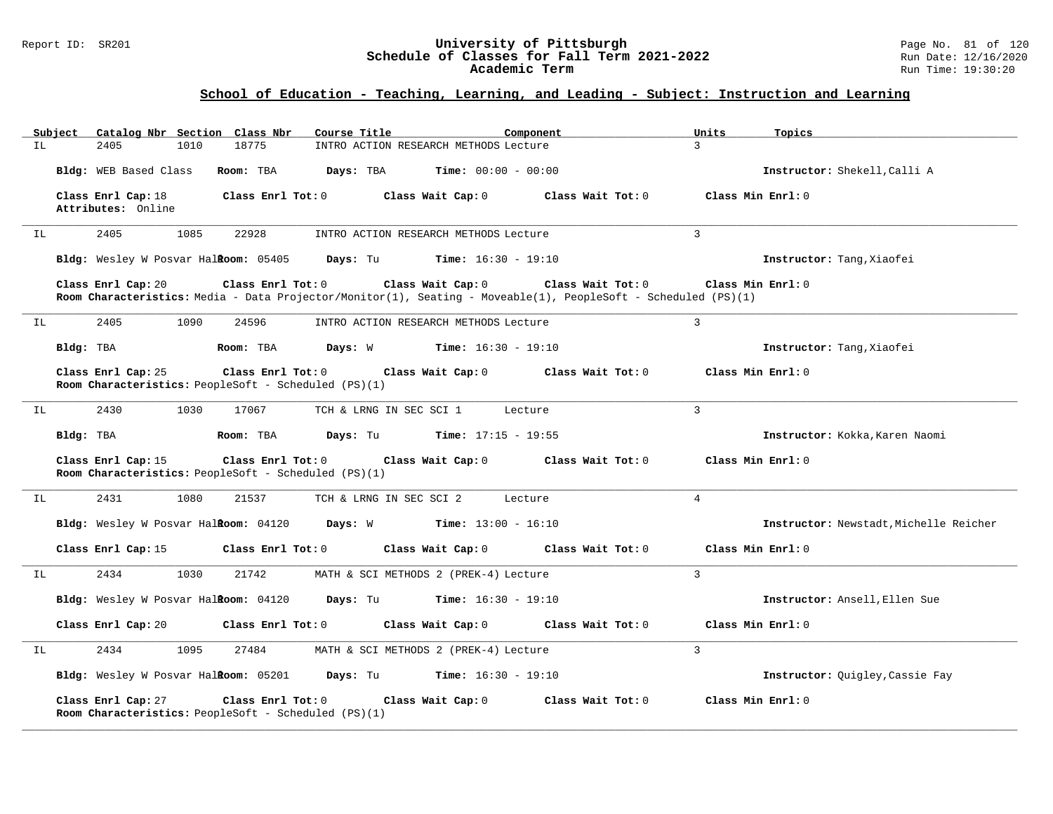## School of Education - Teaching, Learning, and Leading - Subject: Instruction and Learning

| Subject | Catalog Nbr | Section | Class Nbr | Course Title | Component | Units | Topics |
|---|---|---|---|---|---|---|---|
| IL | 2405 | 1010 | 18775 | INTRO ACTION RESEARCH METHODS | Lecture | 3 | |

**Bldg:** WEB Based Class **Room:** TBA **Days:** TBA **Time:** 00:00 - 00:00 **Instructor:** Shekell,Calli A

**Class Enrl Cap:** 18 **Class Enrl Tot:** 0 **Class Wait Cap:** 0 **Class Wait Tot:** 0 **Class Min Enrl:** 0
**Attributes:** Online

---

| Subject | Catalog Nbr | Section | Class Nbr | Course Title | Component | Units | Topics |
|---|---|---|---|---|---|---|---|
| IL | 2405 | 1085 | 22928 | INTRO ACTION RESEARCH METHODS | Lecture | 3 | |

**Bldg:** Wesley W Posvar Hall **Room:** 05405 **Days:** Tu **Time:** 16:30 - 19:10 **Instructor:** Tang,Xiaofei

**Class Enrl Cap:** 20 **Class Enrl Tot:** 0 **Class Wait Cap:** 0 **Class Wait Tot:** 0 **Class Min Enrl:** 0
**Room Characteristics:** Media - Data Projector/Monitor(1), Seating - Moveable(1), PeopleSoft - Scheduled (PS)(1)

---

| Subject | Catalog Nbr | Section | Class Nbr | Course Title | Component | Units | Topics |
|---|---|---|---|---|---|---|---|
| IL | 2405 | 1090 | 24596 | INTRO ACTION RESEARCH METHODS | Lecture | 3 | |

**Bldg:** TBA **Room:** TBA **Days:** W **Time:** 16:30 - 19:10 **Instructor:** Tang,Xiaofei

**Class Enrl Cap:** 25 **Class Enrl Tot:** 0 **Class Wait Cap:** 0 **Class Wait Tot:** 0 **Class Min Enrl:** 0
**Room Characteristics:** PeopleSoft - Scheduled (PS)(1)

---

| Subject | Catalog Nbr | Section | Class Nbr | Course Title | Component | Units | Topics |
|---|---|---|---|---|---|---|---|
| IL | 2430 | 1030 | 17067 | TCH & LRNG IN SEC SCI 1 | Lecture | 3 | |

**Bldg:** TBA **Room:** TBA **Days:** Tu **Time:** 17:15 - 19:55 **Instructor:** Kokka,Karen Naomi

**Class Enrl Cap:** 15 **Class Enrl Tot:** 0 **Class Wait Cap:** 0 **Class Wait Tot:** 0 **Class Min Enrl:** 0
**Room Characteristics:** PeopleSoft - Scheduled (PS)(1)

---

| Subject | Catalog Nbr | Section | Class Nbr | Course Title | Component | Units | Topics |
|---|---|---|---|---|---|---|---|
| IL | 2431 | 1080 | 21537 | TCH & LRNG IN SEC SCI 2 | Lecture | 4 | |

**Bldg:** Wesley W Posvar Hall **Room:** 04120 **Days:** W **Time:** 13:00 - 16:10 **Instructor:** Newstadt,Michelle Reicher

**Class Enrl Cap:** 15 **Class Enrl Tot:** 0 **Class Wait Cap:** 0 **Class Wait Tot:** 0 **Class Min Enrl:** 0

---

| Subject | Catalog Nbr | Section | Class Nbr | Course Title | Component | Units | Topics |
|---|---|---|---|---|---|---|---|
| IL | 2434 | 1030 | 21742 | MATH & SCI METHODS 2 (PREK-4) | Lecture | 3 | |

**Bldg:** Wesley W Posvar Hall **Room:** 04120 **Days:** Tu **Time:** 16:30 - 19:10 **Instructor:** Ansell,Ellen Sue

**Class Enrl Cap:** 20 **Class Enrl Tot:** 0 **Class Wait Cap:** 0 **Class Wait Tot:** 0 **Class Min Enrl:** 0

---

| Subject | Catalog Nbr | Section | Class Nbr | Course Title | Component | Units | Topics |
|---|---|---|---|---|---|---|---|
| IL | 2434 | 1095 | 27484 | MATH & SCI METHODS 2 (PREK-4) | Lecture | 3 | |

**Bldg:** Wesley W Posvar Hall **Room:** 05201 **Days:** Tu **Time:** 16:30 - 19:10 **Instructor:** Quigley,Cassie Fay

**Class Enrl Cap:** 27 **Class Enrl Tot:** 0 **Class Wait Cap:** 0 **Class Wait Tot:** 0 **Class Min Enrl:** 0
**Room Characteristics:** PeopleSoft - Scheduled (PS)(1)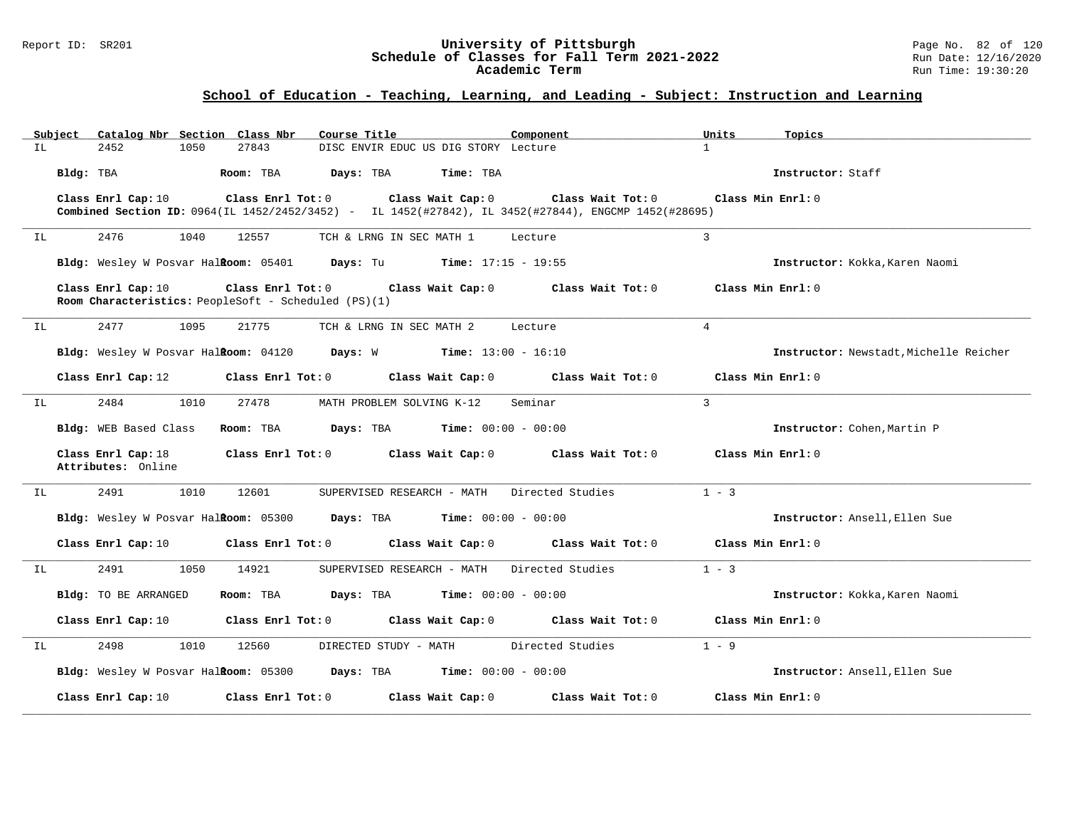## School of Education - Teaching, Learning, and Leading - Subject: Instruction and Learning

| Subject | Catalog Nbr | Section | Class Nbr | Course Title | Component | Units | Topics |
|---|---|---|---|---|---|---|---|
| IL | 2452 | 1050 | 27843 | DISC ENVIR EDUC US DIG STORY | Lecture | 1 | |

**Bldg:** TBA **Room:** TBA **Days:** TBA **Time:** TBA **Instructor:** Staff

**Class Enrl Cap:** 10 **Class Enrl Tot:** 0 **Class Wait Cap:** 0 **Class Wait Tot:** 0 **Class Min Enrl:** 0

**Combined Section ID:** 0964(IL 1452/2452/3452) - IL 1452(#27842), IL 3452(#27844), ENGCMP 1452(#28695)

---

| Subject | Catalog Nbr | Section | Class Nbr | Course Title | Component | Units | Topics |
|---|---|---|---|---|---|---|---|
| IL | 2476 | 1040 | 12557 | TCH & LRNG IN SEC MATH 1 | Lecture | 3 | |

**Bldg:** Wesley W Posvar Hall **Room:** 05401 **Days:** Tu **Time:** 17:15 - 19:55 **Instructor:** Kokka,Karen Naomi

**Class Enrl Cap:** 10 **Class Enrl Tot:** 0 **Class Wait Cap:** 0 **Class Wait Tot:** 0 **Class Min Enrl:** 0

**Room Characteristics:** PeopleSoft - Scheduled (PS)(1)

---

| Subject | Catalog Nbr | Section | Class Nbr | Course Title | Component | Units | Topics |
|---|---|---|---|---|---|---|---|
| IL | 2477 | 1095 | 21775 | TCH & LRNG IN SEC MATH 2 | Lecture | 4 | |

**Bldg:** Wesley W Posvar Hall **Room:** 04120 **Days:** W **Time:** 13:00 - 16:10 **Instructor:** Newstadt,Michelle Reicher

**Class Enrl Cap:** 12 **Class Enrl Tot:** 0 **Class Wait Cap:** 0 **Class Wait Tot:** 0 **Class Min Enrl:** 0

---

| Subject | Catalog Nbr | Section | Class Nbr | Course Title | Component | Units | Topics |
|---|---|---|---|---|---|---|---|
| IL | 2484 | 1010 | 27478 | MATH PROBLEM SOLVING K-12 | Seminar | 3 | |

**Bldg:** WEB Based Class **Room:** TBA **Days:** TBA **Time:** 00:00 - 00:00 **Instructor:** Cohen,Martin P

**Class Enrl Cap:** 18 **Class Enrl Tot:** 0 **Class Wait Cap:** 0 **Class Wait Tot:** 0 **Class Min Enrl:** 0

**Attributes:** Online

---

| Subject | Catalog Nbr | Section | Class Nbr | Course Title | Component | Units | Topics |
|---|---|---|---|---|---|---|---|
| IL | 2491 | 1010 | 12601 | SUPERVISED RESEARCH - MATH | Directed Studies | 1 - 3 | |

**Bldg:** Wesley W Posvar Hall **Room:** 05300 **Days:** TBA **Time:** 00:00 - 00:00 **Instructor:** Ansell,Ellen Sue

**Class Enrl Cap:** 10 **Class Enrl Tot:** 0 **Class Wait Cap:** 0 **Class Wait Tot:** 0 **Class Min Enrl:** 0

---

| Subject | Catalog Nbr | Section | Class Nbr | Course Title | Component | Units | Topics |
|---|---|---|---|---|---|---|---|
| IL | 2491 | 1050 | 14921 | SUPERVISED RESEARCH - MATH | Directed Studies | 1 - 3 | |

**Bldg:** TO BE ARRANGED **Room:** TBA **Days:** TBA **Time:** 00:00 - 00:00 **Instructor:** Kokka,Karen Naomi

**Class Enrl Cap:** 10 **Class Enrl Tot:** 0 **Class Wait Cap:** 0 **Class Wait Tot:** 0 **Class Min Enrl:** 0

---

| Subject | Catalog Nbr | Section | Class Nbr | Course Title | Component | Units | Topics |
|---|---|---|---|---|---|---|---|
| IL | 2498 | 1010 | 12560 | DIRECTED STUDY - MATH | Directed Studies | 1 - 9 | |

**Bldg:** Wesley W Posvar Hall **Room:** 05300 **Days:** TBA **Time:** 00:00 - 00:00 **Instructor:** Ansell,Ellen Sue

**Class Enrl Cap:** 10 **Class Enrl Tot:** 0 **Class Wait Cap:** 0 **Class Wait Tot:** 0 **Class Min Enrl:** 0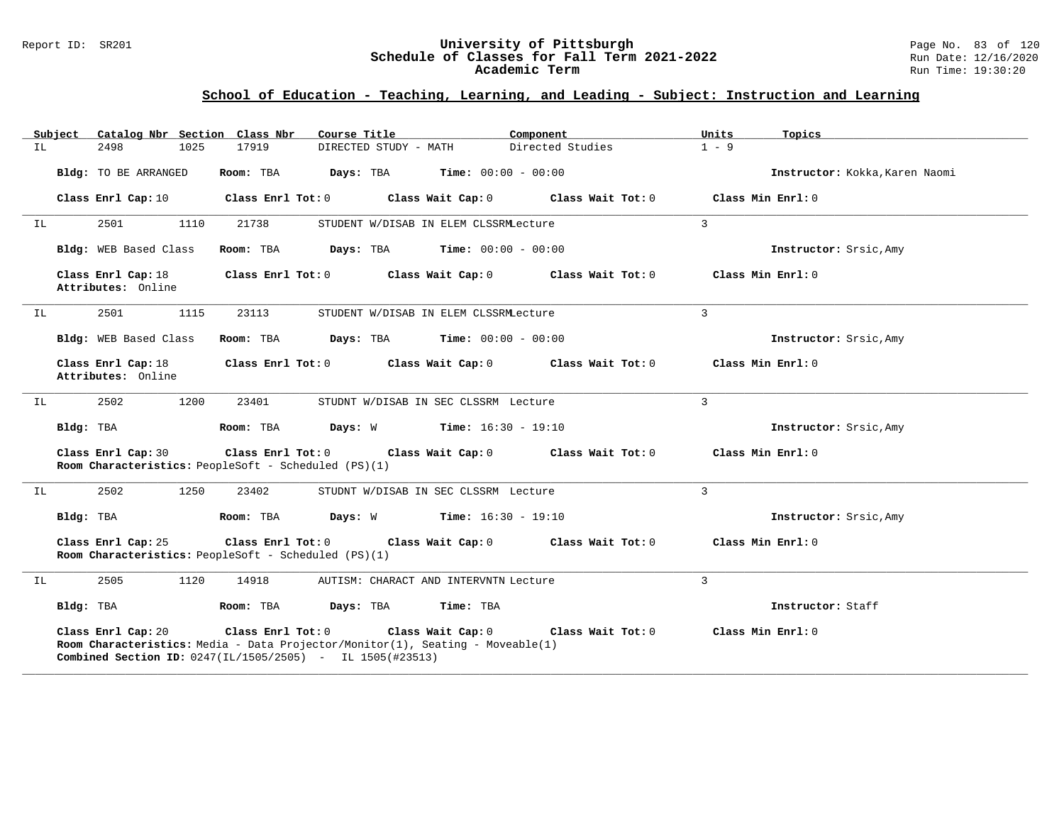## School of Education - Teaching, Learning, and Leading - Subject: Instruction and Learning

| Subject | Catalog Nbr | Section | Class Nbr | Course Title | Component | Units | Topics |
|---|---|---|---|---|---|---|---|
| IL | 2498 | 1025 | 17919 | DIRECTED STUDY - MATH | Directed Studies | 1 - 9 | |

**Bldg:** TO BE ARRANGED **Room:** TBA **Days:** TBA **Time:** 00:00 - 00:00 **Instructor:** Kokka,Karen Naomi

**Class Enrl Cap:** 10 **Class Enrl Tot:** 0 **Class Wait Cap:** 0 **Class Wait Tot:** 0 **Class Min Enrl:** 0

---

| Subject | Catalog Nbr | Section | Class Nbr | Course Title | Component | Units | Topics |
|---|---|---|---|---|---|---|---|
| IL | 2501 | 1110 | 21738 | STUDENT W/DISAB IN ELEM CLSSRM | Lecture | 3 | |

**Bldg:** WEB Based Class **Room:** TBA **Days:** TBA **Time:** 00:00 - 00:00 **Instructor:** Srsic,Amy

**Class Enrl Cap:** 18 **Class Enrl Tot:** 0 **Class Wait Cap:** 0 **Class Wait Tot:** 0 **Class Min Enrl:** 0
**Attributes:** Online

---

| Subject | Catalog Nbr | Section | Class Nbr | Course Title | Component | Units | Topics |
|---|---|---|---|---|---|---|---|
| IL | 2501 | 1115 | 23113 | STUDENT W/DISAB IN ELEM CLSSRM | Lecture | 3 | |

**Bldg:** WEB Based Class **Room:** TBA **Days:** TBA **Time:** 00:00 - 00:00 **Instructor:** Srsic,Amy

**Class Enrl Cap:** 18 **Class Enrl Tot:** 0 **Class Wait Cap:** 0 **Class Wait Tot:** 0 **Class Min Enrl:** 0
**Attributes:** Online

---

| Subject | Catalog Nbr | Section | Class Nbr | Course Title | Component | Units | Topics |
|---|---|---|---|---|---|---|---|
| IL | 2502 | 1200 | 23401 | STUDNT W/DISAB IN SEC CLSSRM | Lecture | 3 | |

**Bldg:** TBA **Room:** TBA **Days:** W **Time:** 16:30 - 19:10 **Instructor:** Srsic,Amy

**Class Enrl Cap:** 30 **Class Enrl Tot:** 0 **Class Wait Cap:** 0 **Class Wait Tot:** 0 **Class Min Enrl:** 0
**Room Characteristics:** PeopleSoft - Scheduled (PS)(1)

---

| Subject | Catalog Nbr | Section | Class Nbr | Course Title | Component | Units | Topics |
|---|---|---|---|---|---|---|---|
| IL | 2502 | 1250 | 23402 | STUDNT W/DISAB IN SEC CLSSRM | Lecture | 3 | |

**Bldg:** TBA **Room:** TBA **Days:** W **Time:** 16:30 - 19:10 **Instructor:** Srsic,Amy

**Class Enrl Cap:** 25 **Class Enrl Tot:** 0 **Class Wait Cap:** 0 **Class Wait Tot:** 0 **Class Min Enrl:** 0
**Room Characteristics:** PeopleSoft - Scheduled (PS)(1)

---

| Subject | Catalog Nbr | Section | Class Nbr | Course Title | Component | Units | Topics |
|---|---|---|---|---|---|---|---|
| IL | 2505 | 1120 | 14918 | AUTISM: CHARACT AND INTERVNTN | Lecture | 3 | |

**Bldg:** TBA **Room:** TBA **Days:** TBA **Time:** TBA **Instructor:** Staff

**Class Enrl Cap:** 20 **Class Enrl Tot:** 0 **Class Wait Cap:** 0 **Class Wait Tot:** 0 **Class Min Enrl:** 0
**Room Characteristics:** Media - Data Projector/Monitor(1), Seating - Moveable(1)
**Combined Section ID:** 0247(IL/1505/2505) - IL 1505(#23513)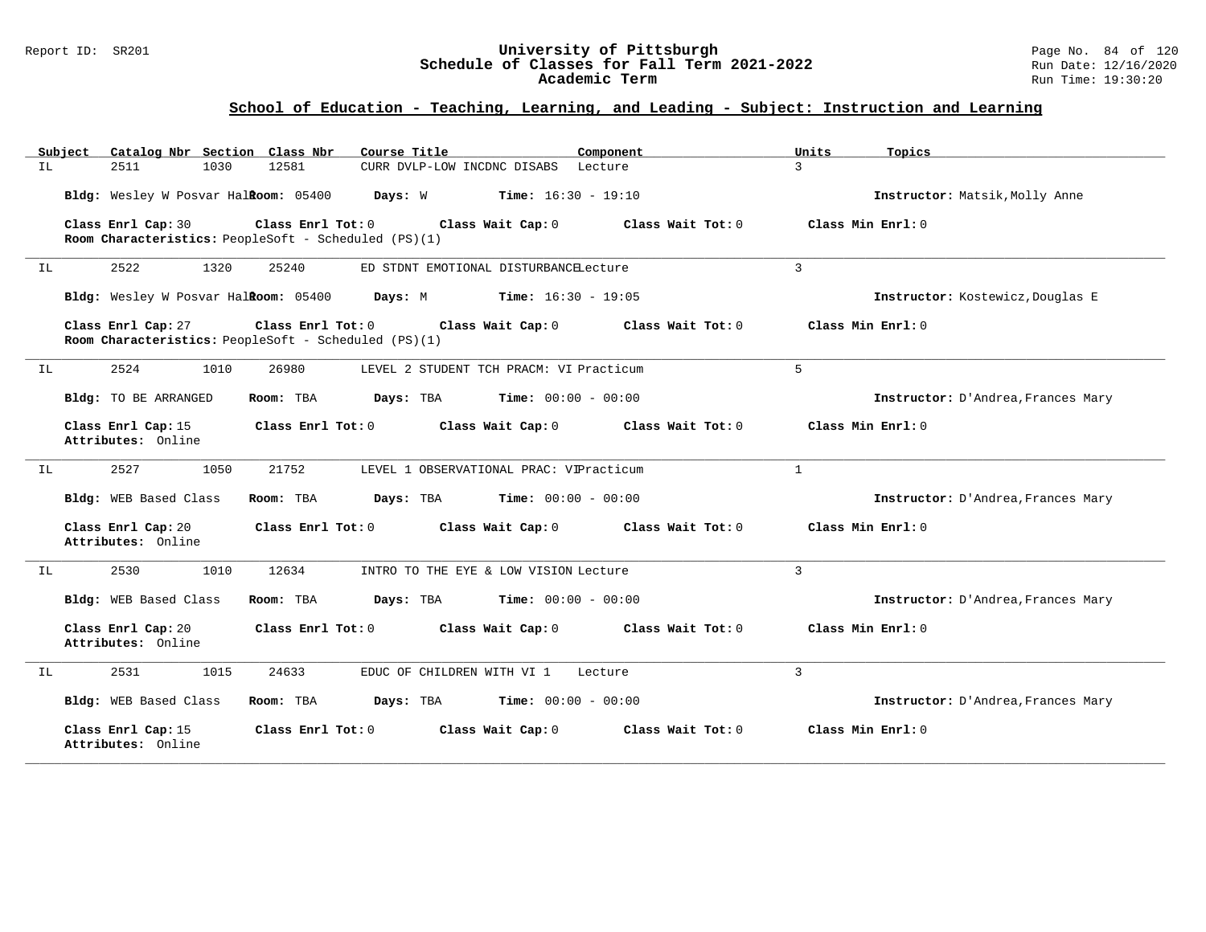## School of Education - Teaching, Learning, and Leading - Subject: Instruction and Learning

| Subject | Catalog Nbr | Section | Class Nbr | Course Title | Component | Units | Topics |
|---|---|---|---|---|---|---|---|
| IL | 2511 | 1030 | 12581 | CURR DVLP-LOW INCDNC DISABS | Lecture | 3 | |

**Bldg:** Wesley W Posvar Hall **Room:** 05400 **Days:** W **Time:** 16:30 - 19:10 **Instructor:** Matsik,Molly Anne

**Class Enrl Cap:** 30 **Class Enrl Tot:** 0 **Class Wait Cap:** 0 **Class Wait Tot:** 0 **Class Min Enrl:** 0

**Room Characteristics:** PeopleSoft - Scheduled (PS)(1)

---

| Subject | Catalog Nbr | Section | Class Nbr | Course Title | Component | Units | Topics |
|---|---|---|---|---|---|---|---|
| IL | 2522 | 1320 | 25240 | ED STDNT EMOTIONAL DISTURBANCE | Lecture | 3 | |

**Bldg:** Wesley W Posvar Hall **Room:** 05400 **Days:** M **Time:** 16:30 - 19:05 **Instructor:** Kostewicz,Douglas E

**Class Enrl Cap:** 27 **Class Enrl Tot:** 0 **Class Wait Cap:** 0 **Class Wait Tot:** 0 **Class Min Enrl:** 0

**Room Characteristics:** PeopleSoft - Scheduled (PS)(1)

---

| Subject | Catalog Nbr | Section | Class Nbr | Course Title | Component | Units | Topics |
|---|---|---|---|---|---|---|---|
| IL | 2524 | 1010 | 26980 | LEVEL 2 STUDENT TCH PRACM: VI | Practicum | 5 | |

**Bldg:** TO BE ARRANGED **Room:** TBA **Days:** TBA **Time:** 00:00 - 00:00 **Instructor:** D'Andrea,Frances Mary

**Class Enrl Cap:** 15 **Class Enrl Tot:** 0 **Class Wait Cap:** 0 **Class Wait Tot:** 0 **Class Min Enrl:** 0

**Attributes:** Online

---

| Subject | Catalog Nbr | Section | Class Nbr | Course Title | Component | Units | Topics |
|---|---|---|---|---|---|---|---|
| IL | 2527 | 1050 | 21752 | LEVEL 1 OBSERVATIONAL PRAC: VI | Practicum | 1 | |

**Bldg:** WEB Based Class **Room:** TBA **Days:** TBA **Time:** 00:00 - 00:00 **Instructor:** D'Andrea,Frances Mary

**Class Enrl Cap:** 20 **Class Enrl Tot:** 0 **Class Wait Cap:** 0 **Class Wait Tot:** 0 **Class Min Enrl:** 0

**Attributes:** Online

---

| Subject | Catalog Nbr | Section | Class Nbr | Course Title | Component | Units | Topics |
|---|---|---|---|---|---|---|---|
| IL | 2530 | 1010 | 12634 | INTRO TO THE EYE & LOW VISION | Lecture | 3 | |

**Bldg:** WEB Based Class **Room:** TBA **Days:** TBA **Time:** 00:00 - 00:00 **Instructor:** D'Andrea,Frances Mary

**Class Enrl Cap:** 20 **Class Enrl Tot:** 0 **Class Wait Cap:** 0 **Class Wait Tot:** 0 **Class Min Enrl:** 0

**Attributes:** Online

---

| Subject | Catalog Nbr | Section | Class Nbr | Course Title | Component | Units | Topics |
|---|---|---|---|---|---|---|---|
| IL | 2531 | 1015 | 24633 | EDUC OF CHILDREN WITH VI 1 | Lecture | 3 | |

**Bldg:** WEB Based Class **Room:** TBA **Days:** TBA **Time:** 00:00 - 00:00 **Instructor:** D'Andrea,Frances Mary

**Class Enrl Cap:** 15 **Class Enrl Tot:** 0 **Class Wait Cap:** 0 **Class Wait Tot:** 0 **Class Min Enrl:** 0

**Attributes:** Online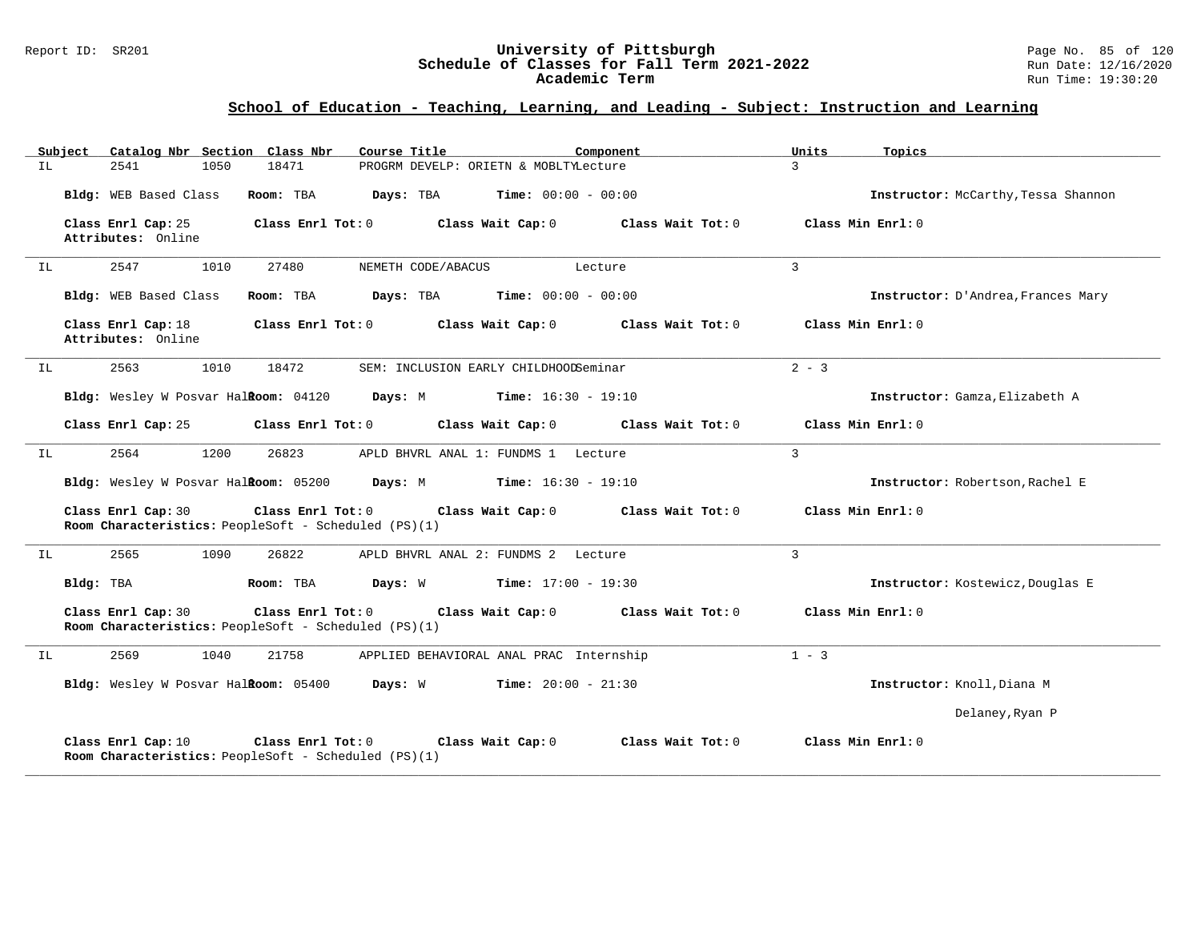## School of Education - Teaching, Learning, and Leading - Subject: Instruction and Learning

| Subject | Catalog Nbr | Section | Class Nbr | Course Title | Component | Units | Topics |
|---|---|---|---|---|---|---|---|
| IL | 2541 | 1050 | 18471 | PROGRM DEVELP: ORIETN & MOBLTY | Lecture | 3 | |

**Bldg:** WEB Based Class **Room:** TBA **Days:** TBA **Time:** 00:00 - 00:00 **Instructor:** McCarthy,Tessa Shannon

**Class Enrl Cap:** 25 **Class Enrl Tot:** 0 **Class Wait Cap:** 0 **Class Wait Tot:** 0 **Class Min Enrl:** 0
**Attributes:** Online

---

| Subject | Catalog Nbr | Section | Class Nbr | Course Title | Component | Units | Topics |
|---|---|---|---|---|---|---|---|
| IL | 2547 | 1010 | 27480 | NEMETH CODE/ABACUS | Lecture | 3 | |

**Bldg:** WEB Based Class **Room:** TBA **Days:** TBA **Time:** 00:00 - 00:00 **Instructor:** D'Andrea,Frances Mary

**Class Enrl Cap:** 18 **Class Enrl Tot:** 0 **Class Wait Cap:** 0 **Class Wait Tot:** 0 **Class Min Enrl:** 0
**Attributes:** Online

---

| Subject | Catalog Nbr | Section | Class Nbr | Course Title | Component | Units | Topics |
|---|---|---|---|---|---|---|---|
| IL | 2563 | 1010 | 18472 | SEM: INCLUSION EARLY CHILDHOOD | Seminar | 2 - 3 | |

**Bldg:** Wesley W Posvar Hall **Room:** 04120 **Days:** M **Time:** 16:30 - 19:10 **Instructor:** Gamza,Elizabeth A

**Class Enrl Cap:** 25 **Class Enrl Tot:** 0 **Class Wait Cap:** 0 **Class Wait Tot:** 0 **Class Min Enrl:** 0

---

| Subject | Catalog Nbr | Section | Class Nbr | Course Title | Component | Units | Topics |
|---|---|---|---|---|---|---|---|
| IL | 2564 | 1200 | 26823 | APLD BHVRL ANAL 1: FUNDMS 1 | Lecture | 3 | |

**Bldg:** Wesley W Posvar Hall **Room:** 05200 **Days:** M **Time:** 16:30 - 19:10 **Instructor:** Robertson,Rachel E

**Class Enrl Cap:** 30 **Class Enrl Tot:** 0 **Class Wait Cap:** 0 **Class Wait Tot:** 0 **Class Min Enrl:** 0
**Room Characteristics:** PeopleSoft - Scheduled (PS)(1)

---

| Subject | Catalog Nbr | Section | Class Nbr | Course Title | Component | Units | Topics |
|---|---|---|---|---|---|---|---|
| IL | 2565 | 1090 | 26822 | APLD BHVRL ANAL 2: FUNDMS 2 | Lecture | 3 | |

**Bldg:** TBA **Room:** TBA **Days:** W **Time:** 17:00 - 19:30 **Instructor:** Kostewicz,Douglas E

**Class Enrl Cap:** 30 **Class Enrl Tot:** 0 **Class Wait Cap:** 0 **Class Wait Tot:** 0 **Class Min Enrl:** 0
**Room Characteristics:** PeopleSoft - Scheduled (PS)(1)

---

| Subject | Catalog Nbr | Section | Class Nbr | Course Title | Component | Units | Topics |
|---|---|---|---|---|---|---|---|
| IL | 2569 | 1040 | 21758 | APPLIED BEHAVIORAL ANAL PRAC | Internship | 1 - 3 | |

**Bldg:** Wesley W Posvar Hall **Room:** 05400 **Days:** W **Time:** 20:00 - 21:30 **Instructor:** Knoll,Diana M
Delaney,Ryan P

**Class Enrl Cap:** 10 **Class Enrl Tot:** 0 **Class Wait Cap:** 0 **Class Wait Tot:** 0 **Class Min Enrl:** 0
**Room Characteristics:** PeopleSoft - Scheduled (PS)(1)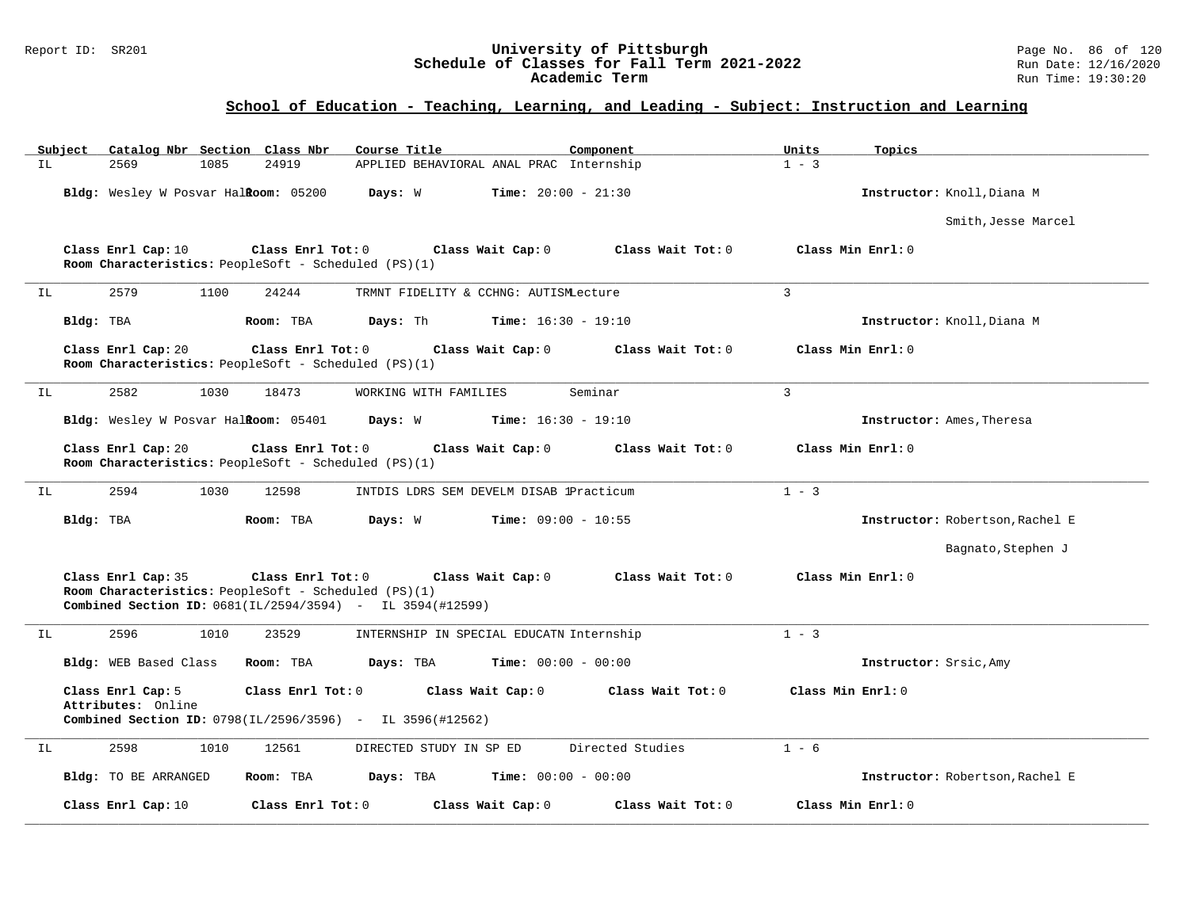## School of Education - Teaching, Learning, and Leading - Subject: Instruction and Learning

| Subject | Catalog Nbr | Section | Class Nbr | Course Title | Component | Units | Topics |
|---|---|---|---|---|---|---|---|
| IL | 2569 | 1085 | 24919 | APPLIED BEHAVIORAL ANAL PRAC | Internship | 1 - 3 | |

**Bldg:** Wesley W Posvar Hall **Room:** 05200 **Days:** W **Time:** 20:00 - 21:30 **Instructor:** Knoll,Diana M; Smith,Jesse Marcel

**Class Enrl Cap:** 10 **Class Enrl Tot:** 0 **Class Wait Cap:** 0 **Class Wait Tot:** 0 **Class Min Enrl:** 0
**Room Characteristics:** PeopleSoft - Scheduled (PS)(1)

---

| Subject | Catalog Nbr | Section | Class Nbr | Course Title | Component | Units | Topics |
|---|---|---|---|---|---|---|---|
| IL | 2579 | 1100 | 24244 | TRMNT FIDELITY & CCHNG: AUTISM | Lecture | 3 | |

**Bldg:** TBA **Room:** TBA **Days:** Th **Time:** 16:30 - 19:10 **Instructor:** Knoll,Diana M

**Class Enrl Cap:** 20 **Class Enrl Tot:** 0 **Class Wait Cap:** 0 **Class Wait Tot:** 0 **Class Min Enrl:** 0
**Room Characteristics:** PeopleSoft - Scheduled (PS)(1)

---

| Subject | Catalog Nbr | Section | Class Nbr | Course Title | Component | Units | Topics |
|---|---|---|---|---|---|---|---|
| IL | 2582 | 1030 | 18473 | WORKING WITH FAMILIES | Seminar | 3 | |

**Bldg:** Wesley W Posvar Hall **Room:** 05401 **Days:** W **Time:** 16:30 - 19:10 **Instructor:** Ames,Theresa

**Class Enrl Cap:** 20 **Class Enrl Tot:** 0 **Class Wait Cap:** 0 **Class Wait Tot:** 0 **Class Min Enrl:** 0
**Room Characteristics:** PeopleSoft - Scheduled (PS)(1)

---

| Subject | Catalog Nbr | Section | Class Nbr | Course Title | Component | Units | Topics |
|---|---|---|---|---|---|---|---|
| IL | 2594 | 1030 | 12598 | INTDIS LDRS SEM DEVELM DISAB 1 | Practicum | 1 - 3 | |

**Bldg:** TBA **Room:** TBA **Days:** W **Time:** 09:00 - 10:55 **Instructor:** Robertson,Rachel E; Bagnato,Stephen J

**Class Enrl Cap:** 35 **Class Enrl Tot:** 0 **Class Wait Cap:** 0 **Class Wait Tot:** 0 **Class Min Enrl:** 0
**Room Characteristics:** PeopleSoft - Scheduled (PS)(1)
**Combined Section ID:** 0681(IL/2594/3594) - IL 3594(#12599)

---

| Subject | Catalog Nbr | Section | Class Nbr | Course Title | Component | Units | Topics |
|---|---|---|---|---|---|---|---|
| IL | 2596 | 1010 | 23529 | INTERNSHIP IN SPECIAL EDUCATN | Internship | 1 - 3 | |

**Bldg:** WEB Based Class **Room:** TBA **Days:** TBA **Time:** 00:00 - 00:00 **Instructor:** Srsic,Amy

**Class Enrl Cap:** 5 **Class Enrl Tot:** 0 **Class Wait Cap:** 0 **Class Wait Tot:** 0 **Class Min Enrl:** 0
**Attributes:** Online
**Combined Section ID:** 0798(IL/2596/3596) - IL 3596(#12562)

---

| Subject | Catalog Nbr | Section | Class Nbr | Course Title | Component | Units | Topics |
|---|---|---|---|---|---|---|---|
| IL | 2598 | 1010 | 12561 | DIRECTED STUDY IN SP ED | Directed Studies | 1 - 6 | |

**Bldg:** TO BE ARRANGED **Room:** TBA **Days:** TBA **Time:** 00:00 - 00:00 **Instructor:** Robertson,Rachel E

**Class Enrl Cap:** 10 **Class Enrl Tot:** 0 **Class Wait Cap:** 0 **Class Wait Tot:** 0 **Class Min Enrl:** 0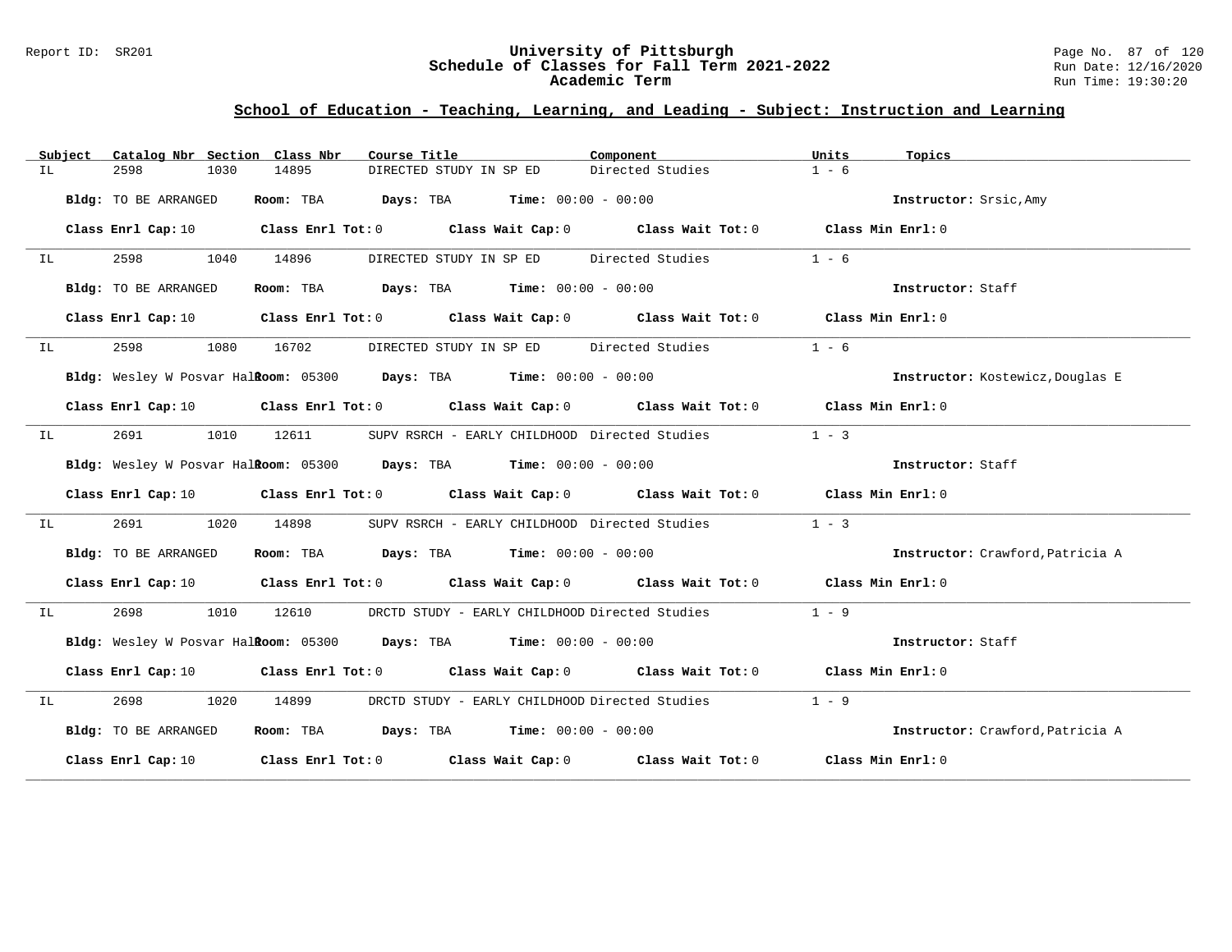## School of Education - Teaching, Learning, and Leading - Subject: Instruction and Learning

| Subject | Catalog Nbr | Section | Class Nbr | Course Title | Component | Units | Topics |
|---|---|---|---|---|---|---|---|
| IL | 2598 | 1030 | 14895 | DIRECTED STUDY IN SP ED | Directed Studies | 1 - 6 | |

**Bldg:** TO BE ARRANGED **Room:** TBA **Days:** TBA **Time:** 00:00 - 00:00 **Instructor:** Srsic,Amy

**Class Enrl Cap:** 10 **Class Enrl Tot:** 0 **Class Wait Cap:** 0 **Class Wait Tot:** 0 **Class Min Enrl:** 0

| Subject | Catalog Nbr | Section | Class Nbr | Course Title | Component | Units | Topics |
|---|---|---|---|---|---|---|---|
| IL | 2598 | 1040 | 14896 | DIRECTED STUDY IN SP ED | Directed Studies | 1 - 6 | |

**Bldg:** TO BE ARRANGED **Room:** TBA **Days:** TBA **Time:** 00:00 - 00:00 **Instructor:** Staff

**Class Enrl Cap:** 10 **Class Enrl Tot:** 0 **Class Wait Cap:** 0 **Class Wait Tot:** 0 **Class Min Enrl:** 0

| Subject | Catalog Nbr | Section | Class Nbr | Course Title | Component | Units | Topics |
|---|---|---|---|---|---|---|---|
| IL | 2598 | 1080 | 16702 | DIRECTED STUDY IN SP ED | Directed Studies | 1 - 6 | |

**Bldg:** Wesley W Posvar Hall **Room:** 05300 **Days:** TBA **Time:** 00:00 - 00:00 **Instructor:** Kostewicz,Douglas E

**Class Enrl Cap:** 10 **Class Enrl Tot:** 0 **Class Wait Cap:** 0 **Class Wait Tot:** 0 **Class Min Enrl:** 0

| Subject | Catalog Nbr | Section | Class Nbr | Course Title | Component | Units | Topics |
|---|---|---|---|---|---|---|---|
| IL | 2691 | 1010 | 12611 | SUPV RSRCH - EARLY CHILDHOOD | Directed Studies | 1 - 3 | |

**Bldg:** Wesley W Posvar Hall **Room:** 05300 **Days:** TBA **Time:** 00:00 - 00:00 **Instructor:** Staff

**Class Enrl Cap:** 10 **Class Enrl Tot:** 0 **Class Wait Cap:** 0 **Class Wait Tot:** 0 **Class Min Enrl:** 0

| Subject | Catalog Nbr | Section | Class Nbr | Course Title | Component | Units | Topics |
|---|---|---|---|---|---|---|---|
| IL | 2691 | 1020 | 14898 | SUPV RSRCH - EARLY CHILDHOOD | Directed Studies | 1 - 3 | |

**Bldg:** TO BE ARRANGED **Room:** TBA **Days:** TBA **Time:** 00:00 - 00:00 **Instructor:** Crawford,Patricia A

**Class Enrl Cap:** 10 **Class Enrl Tot:** 0 **Class Wait Cap:** 0 **Class Wait Tot:** 0 **Class Min Enrl:** 0

| Subject | Catalog Nbr | Section | Class Nbr | Course Title | Component | Units | Topics |
|---|---|---|---|---|---|---|---|
| IL | 2698 | 1010 | 12610 | DRCTD STUDY - EARLY CHILDHOOD | Directed Studies | 1 - 9 | |

**Bldg:** Wesley W Posvar Hall **Room:** 05300 **Days:** TBA **Time:** 00:00 - 00:00 **Instructor:** Staff

**Class Enrl Cap:** 10 **Class Enrl Tot:** 0 **Class Wait Cap:** 0 **Class Wait Tot:** 0 **Class Min Enrl:** 0

| Subject | Catalog Nbr | Section | Class Nbr | Course Title | Component | Units | Topics |
|---|---|---|---|---|---|---|---|
| IL | 2698 | 1020 | 14899 | DRCTD STUDY - EARLY CHILDHOOD | Directed Studies | 1 - 9 | |

**Bldg:** TO BE ARRANGED **Room:** TBA **Days:** TBA **Time:** 00:00 - 00:00 **Instructor:** Crawford,Patricia A

**Class Enrl Cap:** 10 **Class Enrl Tot:** 0 **Class Wait Cap:** 0 **Class Wait Tot:** 0 **Class Min Enrl:** 0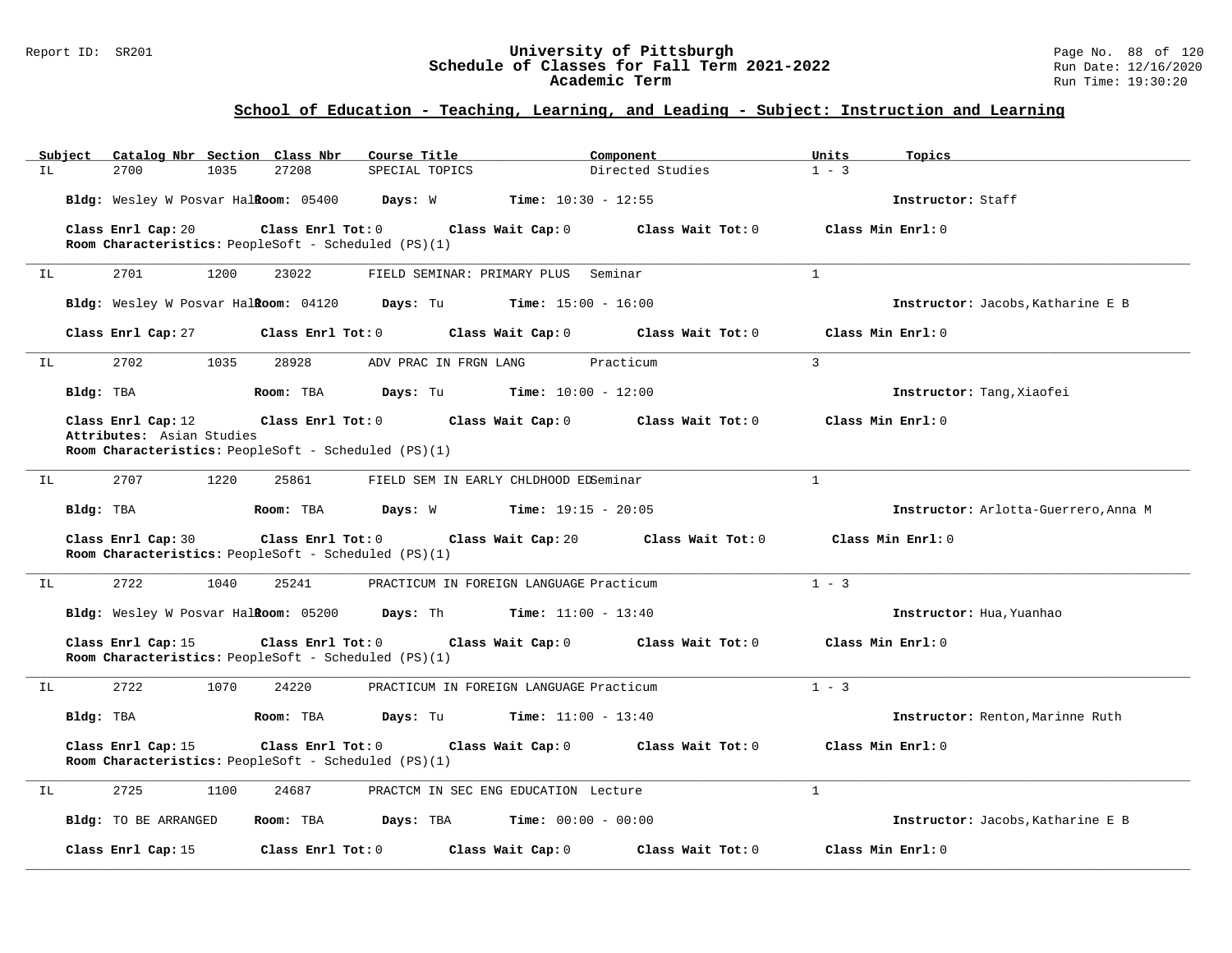## School of Education - Teaching, Learning, and Leading - Subject: Instruction and Learning

| Subject | Catalog Nbr | Section | Class Nbr | Course Title | Component | Units | Topics |
|---|---|---|---|---|---|---|---|
| IL | 2700 | 1035 | 27208 | SPECIAL TOPICS | Directed Studies | 1 - 3 | |

**Bldg:** Wesley W Posvar Hall **Room:** 05400 **Days:** W **Time:** 10:30 - 12:55 **Instructor:** Staff

**Class Enrl Cap:** 20 **Class Enrl Tot:** 0 **Class Wait Cap:** 0 **Class Wait Tot:** 0 **Class Min Enrl:** 0

**Room Characteristics:** PeopleSoft - Scheduled (PS)(1)

---

| Subject | Catalog Nbr | Section | Class Nbr | Course Title | Component | Units | Topics |
|---|---|---|---|---|---|---|---|
| IL | 2701 | 1200 | 23022 | FIELD SEMINAR: PRIMARY PLUS | Seminar | 1 | |

**Bldg:** Wesley W Posvar Hall **Room:** 04120 **Days:** Tu **Time:** 15:00 - 16:00 **Instructor:** Jacobs,Katharine E B

**Class Enrl Cap:** 27 **Class Enrl Tot:** 0 **Class Wait Cap:** 0 **Class Wait Tot:** 0 **Class Min Enrl:** 0

---

| Subject | Catalog Nbr | Section | Class Nbr | Course Title | Component | Units | Topics |
|---|---|---|---|---|---|---|---|
| IL | 2702 | 1035 | 28928 | ADV PRAC IN FRGN LANG | Practicum | 3 | |

**Bldg:** TBA **Room:** TBA **Days:** Tu **Time:** 10:00 - 12:00 **Instructor:** Tang,Xiaofei

**Class Enrl Cap:** 12 **Class Enrl Tot:** 0 **Class Wait Cap:** 0 **Class Wait Tot:** 0 **Class Min Enrl:** 0

**Attributes:** Asian Studies

**Room Characteristics:** PeopleSoft - Scheduled (PS)(1)

---

| Subject | Catalog Nbr | Section | Class Nbr | Course Title | Component | Units | Topics |
|---|---|---|---|---|---|---|---|
| IL | 2707 | 1220 | 25861 | FIELD SEM IN EARLY CHLDHOOD ED | Seminar | 1 | |

**Bldg:** TBA **Room:** TBA **Days:** W **Time:** 19:15 - 20:05 **Instructor:** Arlotta-Guerrero,Anna M

**Class Enrl Cap:** 30 **Class Enrl Tot:** 0 **Class Wait Cap:** 20 **Class Wait Tot:** 0 **Class Min Enrl:** 0

**Room Characteristics:** PeopleSoft - Scheduled (PS)(1)

---

| Subject | Catalog Nbr | Section | Class Nbr | Course Title | Component | Units | Topics |
|---|---|---|---|---|---|---|---|
| IL | 2722 | 1040 | 25241 | PRACTICUM IN FOREIGN LANGUAGE | Practicum | 1 - 3 | |

**Bldg:** Wesley W Posvar Hall **Room:** 05200 **Days:** Th **Time:** 11:00 - 13:40 **Instructor:** Hua,Yuanhao

**Class Enrl Cap:** 15 **Class Enrl Tot:** 0 **Class Wait Cap:** 0 **Class Wait Tot:** 0 **Class Min Enrl:** 0

**Room Characteristics:** PeopleSoft - Scheduled (PS)(1)

---

| Subject | Catalog Nbr | Section | Class Nbr | Course Title | Component | Units | Topics |
|---|---|---|---|---|---|---|---|
| IL | 2722 | 1070 | 24220 | PRACTICUM IN FOREIGN LANGUAGE | Practicum | 1 - 3 | |

**Bldg:** TBA **Room:** TBA **Days:** Tu **Time:** 11:00 - 13:40 **Instructor:** Renton,Marinne Ruth

**Class Enrl Cap:** 15 **Class Enrl Tot:** 0 **Class Wait Cap:** 0 **Class Wait Tot:** 0 **Class Min Enrl:** 0

**Room Characteristics:** PeopleSoft - Scheduled (PS)(1)

---

| Subject | Catalog Nbr | Section | Class Nbr | Course Title | Component | Units | Topics |
|---|---|---|---|---|---|---|---|
| IL | 2725 | 1100 | 24687 | PRACTCM IN SEC ENG EDUCATION | Lecture | 1 | |

**Bldg:** TO BE ARRANGED **Room:** TBA **Days:** TBA **Time:** 00:00 - 00:00 **Instructor:** Jacobs,Katharine E B

**Class Enrl Cap:** 15 **Class Enrl Tot:** 0 **Class Wait Cap:** 0 **Class Wait Tot:** 0 **Class Min Enrl:** 0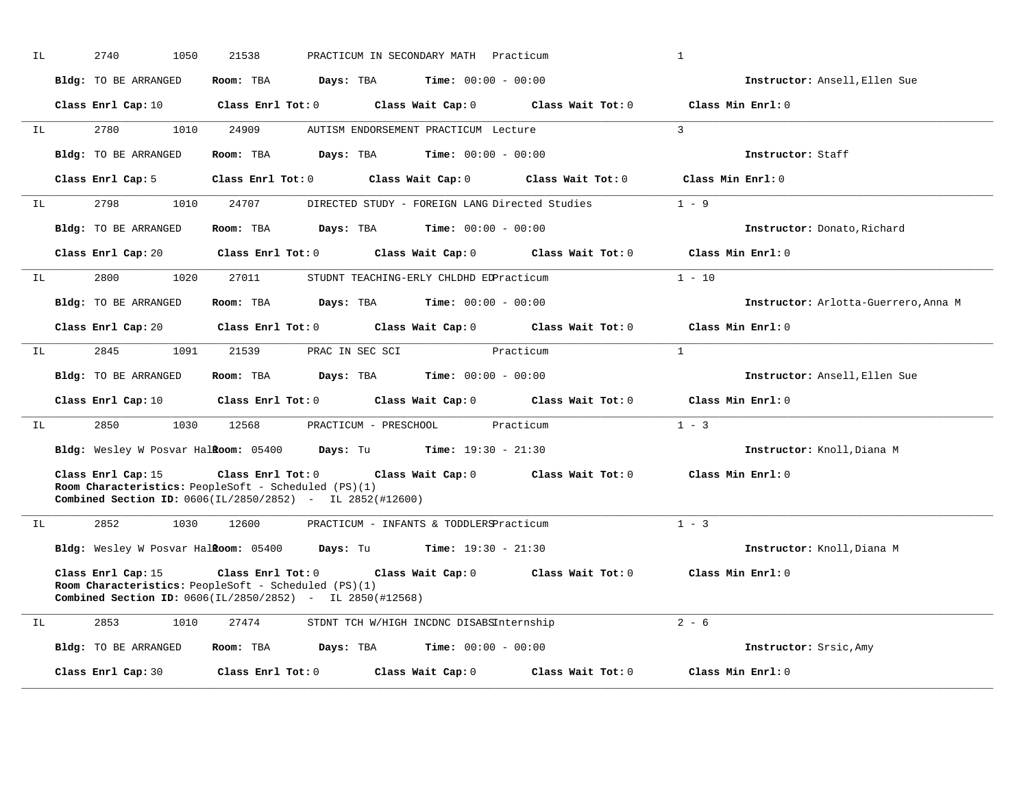IL 2740 1050 21538 PRACTICUM IN SECONDARY MATH Practicum 1

**Bldg:** TO BE ARRANGED **Room:** TBA **Days:** TBA **Time:** 00:00 - 00:00 **Instructor:** Ansell,Ellen Sue

**Class Enrl Cap:** 10 **Class Enrl Tot:** 0 **Class Wait Cap:** 0 **Class Wait Tot:** 0 **Class Min Enrl:** 0

---

IL 2780 1010 24909 AUTISM ENDORSEMENT PRACTICUM Lecture 3

**Bldg:** TO BE ARRANGED **Room:** TBA **Days:** TBA **Time:** 00:00 - 00:00 **Instructor:** Staff

**Class Enrl Cap:** 5 **Class Enrl Tot:** 0 **Class Wait Cap:** 0 **Class Wait Tot:** 0 **Class Min Enrl:** 0

---

IL 2798 1010 24707 DIRECTED STUDY - FOREIGN LANG Directed Studies 1 - 9

**Bldg:** TO BE ARRANGED **Room:** TBA **Days:** TBA **Time:** 00:00 - 00:00 **Instructor:** Donato,Richard

**Class Enrl Cap:** 20 **Class Enrl Tot:** 0 **Class Wait Cap:** 0 **Class Wait Tot:** 0 **Class Min Enrl:** 0

---

IL 2800 1020 27011 STUDNT TEACHING-ERLY CHLDHD ED Practicum 1 - 10

**Bldg:** TO BE ARRANGED **Room:** TBA **Days:** TBA **Time:** 00:00 - 00:00 **Instructor:** Arlotta-Guerrero,Anna M

**Class Enrl Cap:** 20 **Class Enrl Tot:** 0 **Class Wait Cap:** 0 **Class Wait Tot:** 0 **Class Min Enrl:** 0

---

IL 2845 1091 21539 PRAC IN SEC SCI Practicum 1

**Bldg:** TO BE ARRANGED **Room:** TBA **Days:** TBA **Time:** 00:00 - 00:00 **Instructor:** Ansell,Ellen Sue

**Class Enrl Cap:** 10 **Class Enrl Tot:** 0 **Class Wait Cap:** 0 **Class Wait Tot:** 0 **Class Min Enrl:** 0

---

IL 2850 1030 12568 PRACTICUM - PRESCHOOL Practicum 1 - 3

**Bldg:** Wesley W Posvar Hall **Room:** 05400 **Days:** Tu **Time:** 19:30 - 21:30 **Instructor:** Knoll,Diana M

**Class Enrl Cap:** 15 **Class Enrl Tot:** 0 **Class Wait Cap:** 0 **Class Wait Tot:** 0 **Class Min Enrl:** 0
**Room Characteristics:** PeopleSoft - Scheduled (PS)(1)
**Combined Section ID:** 0606(IL/2850/2852) - IL 2852(#12600)

---

IL 2852 1030 12600 PRACTICUM - INFANTS & TODDLERS Practicum 1 - 3

**Bldg:** Wesley W Posvar Hall **Room:** 05400 **Days:** Tu **Time:** 19:30 - 21:30 **Instructor:** Knoll,Diana M

**Class Enrl Cap:** 15 **Class Enrl Tot:** 0 **Class Wait Cap:** 0 **Class Wait Tot:** 0 **Class Min Enrl:** 0
**Room Characteristics:** PeopleSoft - Scheduled (PS)(1)
**Combined Section ID:** 0606(IL/2850/2852) - IL 2850(#12568)

---

IL 2853 1010 27474 STDNT TCH W/HIGH INCDNC DISABS Internship 2 - 6

**Bldg:** TO BE ARRANGED **Room:** TBA **Days:** TBA **Time:** 00:00 - 00:00 **Instructor:** Srsic,Amy

**Class Enrl Cap:** 30 **Class Enrl Tot:** 0 **Class Wait Cap:** 0 **Class Wait Tot:** 0 **Class Min Enrl:** 0

---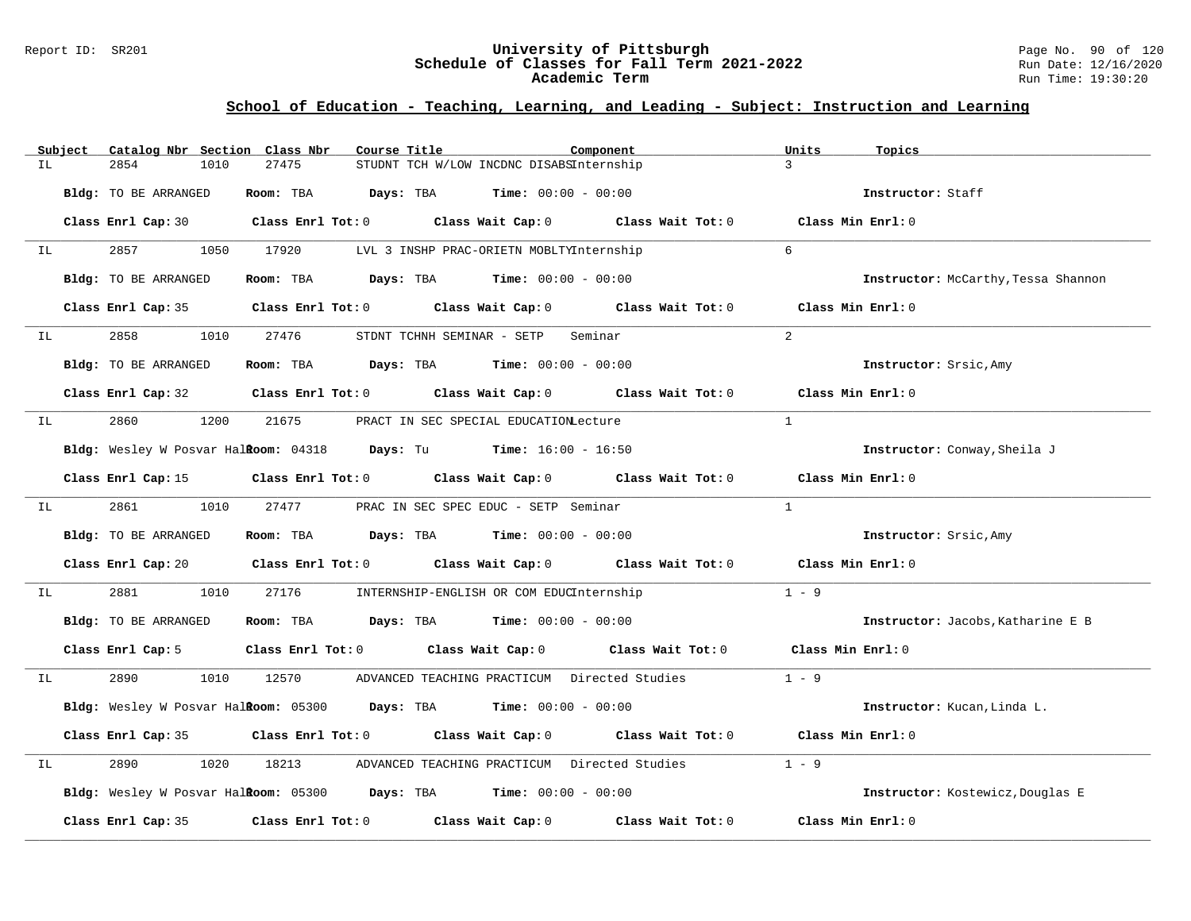## School of Education - Teaching, Learning, and Leading - Subject: Instruction and Learning

| Subject | Catalog Nbr | Section | Class Nbr | Course Title | Component | Units | Topics |
|---|---|---|---|---|---|---|---|
| IL | 2854 | 1010 | 27475 | STUDNT TCH W/LOW INCDNC DISABS | Internship | 3 | |

**Bldg:** TO BE ARRANGED **Room:** TBA **Days:** TBA **Time:** 00:00 - 00:00 **Instructor:** Staff

**Class Enrl Cap:** 30 **Class Enrl Tot:** 0 **Class Wait Cap:** 0 **Class Wait Tot:** 0 **Class Min Enrl:** 0

---

| Subject | Catalog Nbr | Section | Class Nbr | Course Title | Component | Units | Topics |
|---|---|---|---|---|---|---|---|
| IL | 2857 | 1050 | 17920 | LVL 3 INSHP PRAC-ORIETN MOBLTY | Internship | 6 | |

**Bldg:** TO BE ARRANGED **Room:** TBA **Days:** TBA **Time:** 00:00 - 00:00 **Instructor:** McCarthy,Tessa Shannon

**Class Enrl Cap:** 35 **Class Enrl Tot:** 0 **Class Wait Cap:** 0 **Class Wait Tot:** 0 **Class Min Enrl:** 0

---

| Subject | Catalog Nbr | Section | Class Nbr | Course Title | Component | Units | Topics |
|---|---|---|---|---|---|---|---|
| IL | 2858 | 1010 | 27476 | STDNT TCHNH SEMINAR - SETP | Seminar | 2 | |

**Bldg:** TO BE ARRANGED **Room:** TBA **Days:** TBA **Time:** 00:00 - 00:00 **Instructor:** Srsic,Amy

**Class Enrl Cap:** 32 **Class Enrl Tot:** 0 **Class Wait Cap:** 0 **Class Wait Tot:** 0 **Class Min Enrl:** 0

---

| Subject | Catalog Nbr | Section | Class Nbr | Course Title | Component | Units | Topics |
|---|---|---|---|---|---|---|---|
| IL | 2860 | 1200 | 21675 | PRACT IN SEC SPECIAL EDUCATION | Lecture | 1 | |

**Bldg:** Wesley W Posvar Hall **Room:** 04318 **Days:** Tu **Time:** 16:00 - 16:50 **Instructor:** Conway,Sheila J

**Class Enrl Cap:** 15 **Class Enrl Tot:** 0 **Class Wait Cap:** 0 **Class Wait Tot:** 0 **Class Min Enrl:** 0

---

| Subject | Catalog Nbr | Section | Class Nbr | Course Title | Component | Units | Topics |
|---|---|---|---|---|---|---|---|
| IL | 2861 | 1010 | 27477 | PRAC IN SEC SPEC EDUC - SETP | Seminar | 1 | |

**Bldg:** TO BE ARRANGED **Room:** TBA **Days:** TBA **Time:** 00:00 - 00:00 **Instructor:** Srsic,Amy

**Class Enrl Cap:** 20 **Class Enrl Tot:** 0 **Class Wait Cap:** 0 **Class Wait Tot:** 0 **Class Min Enrl:** 0

---

| Subject | Catalog Nbr | Section | Class Nbr | Course Title | Component | Units | Topics |
|---|---|---|---|---|---|---|---|
| IL | 2881 | 1010 | 27176 | INTERNSHIP-ENGLISH OR COM EDUC | Internship | 1 - 9 | |

**Bldg:** TO BE ARRANGED **Room:** TBA **Days:** TBA **Time:** 00:00 - 00:00 **Instructor:** Jacobs,Katharine E B

**Class Enrl Cap:** 5 **Class Enrl Tot:** 0 **Class Wait Cap:** 0 **Class Wait Tot:** 0 **Class Min Enrl:** 0

---

| Subject | Catalog Nbr | Section | Class Nbr | Course Title | Component | Units | Topics |
|---|---|---|---|---|---|---|---|
| IL | 2890 | 1010 | 12570 | ADVANCED TEACHING PRACTICUM | Directed Studies | 1 - 9 | |

**Bldg:** Wesley W Posvar Hall **Room:** 05300 **Days:** TBA **Time:** 00:00 - 00:00 **Instructor:** Kucan,Linda L.

**Class Enrl Cap:** 35 **Class Enrl Tot:** 0 **Class Wait Cap:** 0 **Class Wait Tot:** 0 **Class Min Enrl:** 0

---

| Subject | Catalog Nbr | Section | Class Nbr | Course Title | Component | Units | Topics |
|---|---|---|---|---|---|---|---|
| IL | 2890 | 1020 | 18213 | ADVANCED TEACHING PRACTICUM | Directed Studies | 1 - 9 | |

**Bldg:** Wesley W Posvar Hall **Room:** 05300 **Days:** TBA **Time:** 00:00 - 00:00 **Instructor:** Kostewicz,Douglas E

**Class Enrl Cap:** 35 **Class Enrl Tot:** 0 **Class Wait Cap:** 0 **Class Wait Tot:** 0 **Class Min Enrl:** 0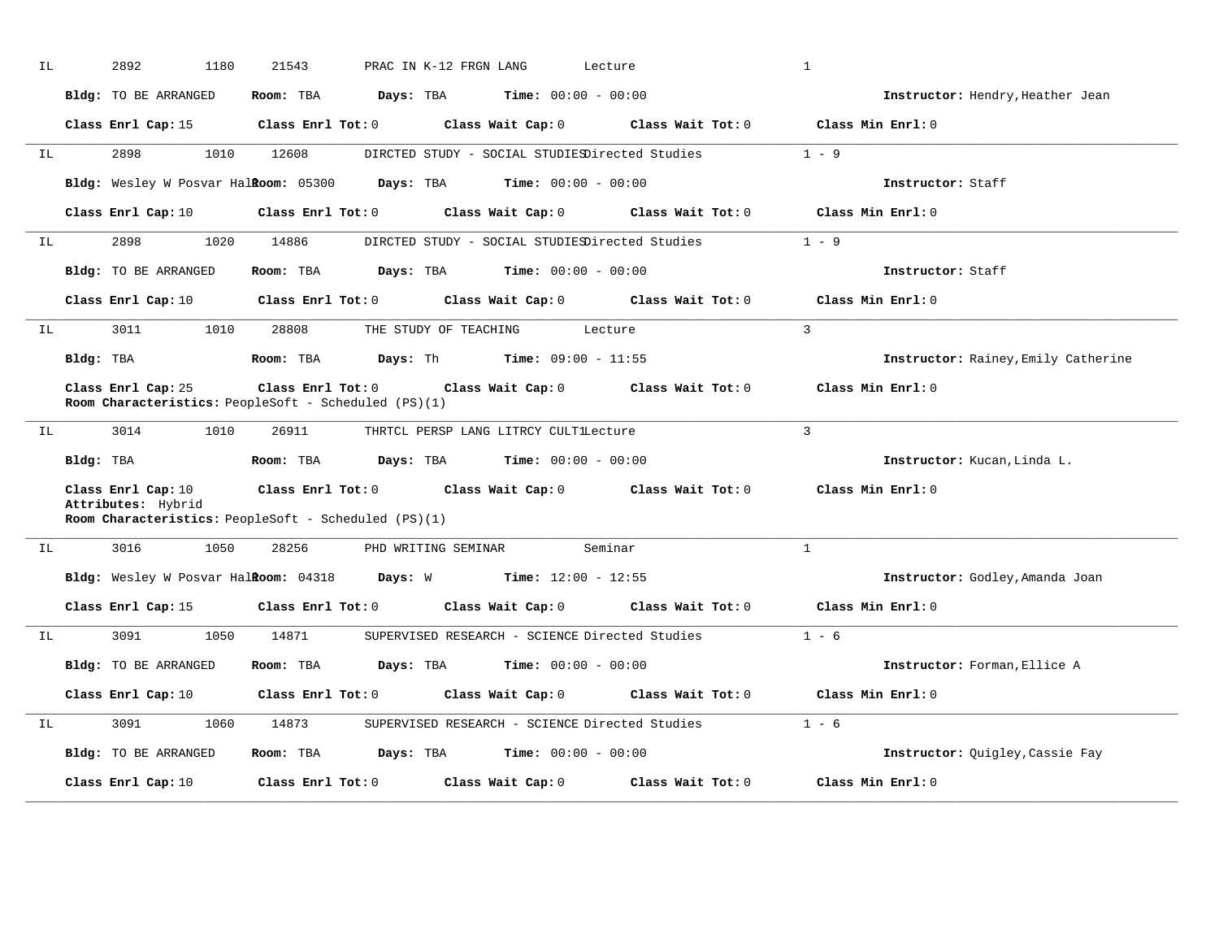IL 2892 1180 21543 PRAC IN K-12 FRGN LANG Lecture 1

**Bldg:** TO BE ARRANGED **Room:** TBA **Days:** TBA **Time:** 00:00 - 00:00 **Instructor:** Hendry,Heather Jean

**Class Enrl Cap:** 15 **Class Enrl Tot:** 0 **Class Wait Cap:** 0 **Class Wait Tot:** 0 **Class Min Enrl:** 0

---

IL 2898 1010 12608 DIRCTED STUDY - SOCIAL STUDIES Directed Studies 1 - 9

**Bldg:** Wesley W Posvar Hall **Room:** 05300 **Days:** TBA **Time:** 00:00 - 00:00 **Instructor:** Staff

**Class Enrl Cap:** 10 **Class Enrl Tot:** 0 **Class Wait Cap:** 0 **Class Wait Tot:** 0 **Class Min Enrl:** 0

---

IL 2898 1020 14886 DIRCTED STUDY - SOCIAL STUDIES Directed Studies 1 - 9

**Bldg:** TO BE ARRANGED **Room:** TBA **Days:** TBA **Time:** 00:00 - 00:00 **Instructor:** Staff

**Class Enrl Cap:** 10 **Class Enrl Tot:** 0 **Class Wait Cap:** 0 **Class Wait Tot:** 0 **Class Min Enrl:** 0

---

IL 3011 1010 28808 THE STUDY OF TEACHING Lecture 3

**Bldg:** TBA **Room:** TBA **Days:** Th **Time:** 09:00 - 11:55 **Instructor:** Rainey,Emily Catherine

**Class Enrl Cap:** 25 **Class Enrl Tot:** 0 **Class Wait Cap:** 0 **Class Wait Tot:** 0 **Class Min Enrl:** 0
**Room Characteristics:** PeopleSoft - Scheduled (PS)(1)

---

IL 3014 1010 26911 THRTCL PERSP LANG LITRCY CULT1 Lecture 3

**Bldg:** TBA **Room:** TBA **Days:** TBA **Time:** 00:00 - 00:00 **Instructor:** Kucan,Linda L.

**Class Enrl Cap:** 10 **Class Enrl Tot:** 0 **Class Wait Cap:** 0 **Class Wait Tot:** 0 **Class Min Enrl:** 0
**Attributes:** Hybrid
**Room Characteristics:** PeopleSoft - Scheduled (PS)(1)

---

IL 3016 1050 28256 PHD WRITING SEMINAR Seminar 1

**Bldg:** Wesley W Posvar Hall **Room:** 04318 **Days:** W **Time:** 12:00 - 12:55 **Instructor:** Godley,Amanda Joan

**Class Enrl Cap:** 15 **Class Enrl Tot:** 0 **Class Wait Cap:** 0 **Class Wait Tot:** 0 **Class Min Enrl:** 0

---

IL 3091 1050 14871 SUPERVISED RESEARCH - SCIENCE Directed Studies 1 - 6

**Bldg:** TO BE ARRANGED **Room:** TBA **Days:** TBA **Time:** 00:00 - 00:00 **Instructor:** Forman,Ellice A

**Class Enrl Cap:** 10 **Class Enrl Tot:** 0 **Class Wait Cap:** 0 **Class Wait Tot:** 0 **Class Min Enrl:** 0

---

IL 3091 1060 14873 SUPERVISED RESEARCH - SCIENCE Directed Studies 1 - 6

**Bldg:** TO BE ARRANGED **Room:** TBA **Days:** TBA **Time:** 00:00 - 00:00 **Instructor:** Quigley,Cassie Fay

**Class Enrl Cap:** 10 **Class Enrl Tot:** 0 **Class Wait Cap:** 0 **Class Wait Tot:** 0 **Class Min Enrl:** 0

---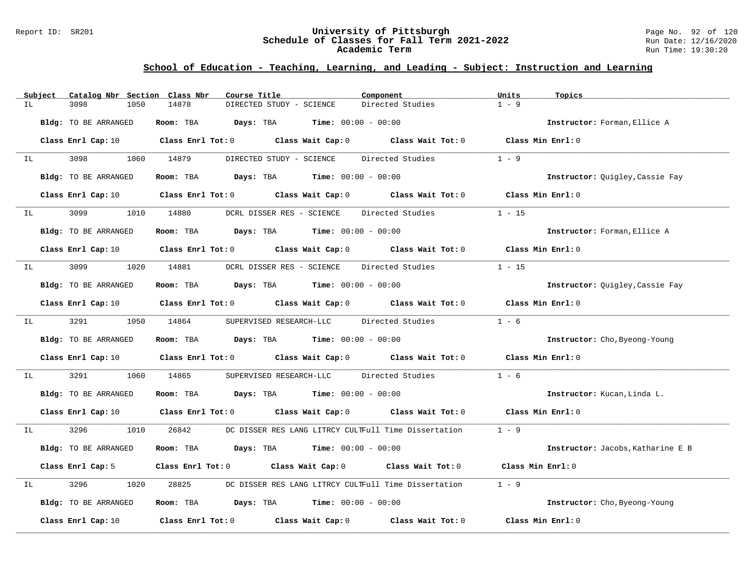## School of Education - Teaching, Learning, and Leading - Subject: Instruction and Learning

| Subject | Catalog Nbr | Section | Class Nbr | Course Title | Component | Units | Topics |
|---|---|---|---|---|---|---|---|
| IL | 3098 | 1050 | 14878 | DIRECTED STUDY - SCIENCE | Directed Studies | 1 - 9 | |

**Bldg:** TO BE ARRANGED **Room:** TBA **Days:** TBA **Time:** 00:00 - 00:00 **Instructor:** Forman,Ellice A

**Class Enrl Cap:** 10 **Class Enrl Tot:** 0 **Class Wait Cap:** 0 **Class Wait Tot:** 0 **Class Min Enrl:** 0

| Subject | Catalog Nbr | Section | Class Nbr | Course Title | Component | Units | Topics |
|---|---|---|---|---|---|---|---|
| IL | 3098 | 1060 | 14879 | DIRECTED STUDY - SCIENCE | Directed Studies | 1 - 9 | |

**Bldg:** TO BE ARRANGED **Room:** TBA **Days:** TBA **Time:** 00:00 - 00:00 **Instructor:** Quigley,Cassie Fay

**Class Enrl Cap:** 10 **Class Enrl Tot:** 0 **Class Wait Cap:** 0 **Class Wait Tot:** 0 **Class Min Enrl:** 0

| Subject | Catalog Nbr | Section | Class Nbr | Course Title | Component | Units | Topics |
|---|---|---|---|---|---|---|---|
| IL | 3099 | 1010 | 14880 | DCRL DISSER RES - SCIENCE | Directed Studies | 1 - 15 | |

**Bldg:** TO BE ARRANGED **Room:** TBA **Days:** TBA **Time:** 00:00 - 00:00 **Instructor:** Forman,Ellice A

**Class Enrl Cap:** 10 **Class Enrl Tot:** 0 **Class Wait Cap:** 0 **Class Wait Tot:** 0 **Class Min Enrl:** 0

| Subject | Catalog Nbr | Section | Class Nbr | Course Title | Component | Units | Topics |
|---|---|---|---|---|---|---|---|
| IL | 3099 | 1020 | 14881 | DCRL DISSER RES - SCIENCE | Directed Studies | 1 - 15 | |

**Bldg:** TO BE ARRANGED **Room:** TBA **Days:** TBA **Time:** 00:00 - 00:00 **Instructor:** Quigley,Cassie Fay

**Class Enrl Cap:** 10 **Class Enrl Tot:** 0 **Class Wait Cap:** 0 **Class Wait Tot:** 0 **Class Min Enrl:** 0

| Subject | Catalog Nbr | Section | Class Nbr | Course Title | Component | Units | Topics |
|---|---|---|---|---|---|---|---|
| IL | 3291 | 1050 | 14864 | SUPERVISED RESEARCH-LLC | Directed Studies | 1 - 6 | |

**Bldg:** TO BE ARRANGED **Room:** TBA **Days:** TBA **Time:** 00:00 - 00:00 **Instructor:** Cho,Byeong-Young

**Class Enrl Cap:** 10 **Class Enrl Tot:** 0 **Class Wait Cap:** 0 **Class Wait Tot:** 0 **Class Min Enrl:** 0

| Subject | Catalog Nbr | Section | Class Nbr | Course Title | Component | Units | Topics |
|---|---|---|---|---|---|---|---|
| IL | 3291 | 1060 | 14865 | SUPERVISED RESEARCH-LLC | Directed Studies | 1 - 6 | |

**Bldg:** TO BE ARRANGED **Room:** TBA **Days:** TBA **Time:** 00:00 - 00:00 **Instructor:** Kucan,Linda L.

**Class Enrl Cap:** 10 **Class Enrl Tot:** 0 **Class Wait Cap:** 0 **Class Wait Tot:** 0 **Class Min Enrl:** 0

| Subject | Catalog Nbr | Section | Class Nbr | Course Title | Component | Units | Topics |
|---|---|---|---|---|---|---|---|
| IL | 3296 | 1010 | 26842 | DC DISSER RES LANG LITRCY CULT | Full Time Dissertation | 1 - 9 | |

**Bldg:** TO BE ARRANGED **Room:** TBA **Days:** TBA **Time:** 00:00 - 00:00 **Instructor:** Jacobs,Katharine E B

**Class Enrl Cap:** 5 **Class Enrl Tot:** 0 **Class Wait Cap:** 0 **Class Wait Tot:** 0 **Class Min Enrl:** 0

| Subject | Catalog Nbr | Section | Class Nbr | Course Title | Component | Units | Topics |
|---|---|---|---|---|---|---|---|
| IL | 3296 | 1020 | 28825 | DC DISSER RES LANG LITRCY CULT | Full Time Dissertation | 1 - 9 | |

**Bldg:** TO BE ARRANGED **Room:** TBA **Days:** TBA **Time:** 00:00 - 00:00 **Instructor:** Cho,Byeong-Young

**Class Enrl Cap:** 10 **Class Enrl Tot:** 0 **Class Wait Cap:** 0 **Class Wait Tot:** 0 **Class Min Enrl:** 0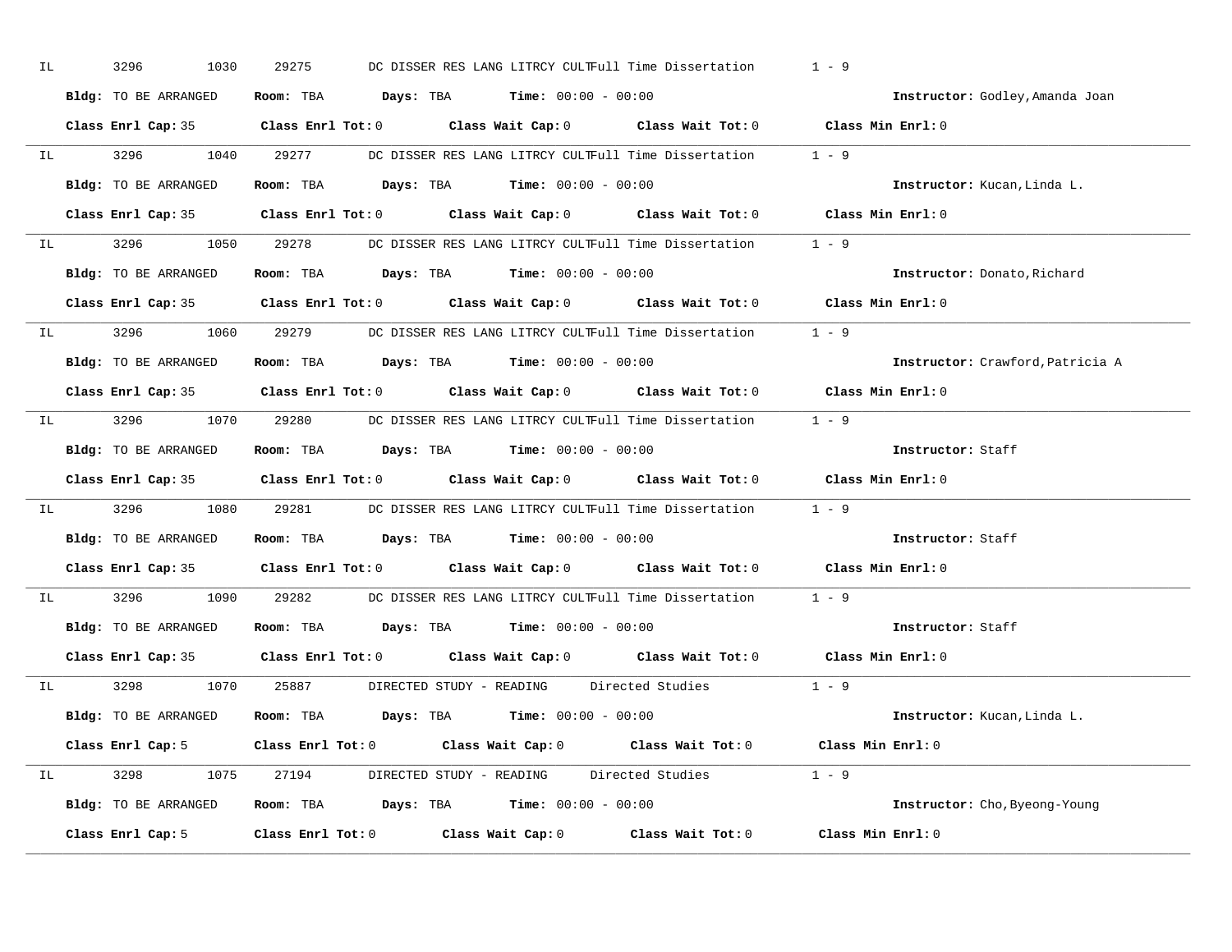IL 3296 1030 29275 DC DISSER RES LANG LITRCY CULTFull Time Dissertation 1 - 9

**Bldg:** TO BE ARRANGED **Room:** TBA **Days:** TBA **Time:** 00:00 - 00:00 **Instructor:** Godley,Amanda Joan

**Class Enrl Cap:** 35 **Class Enrl Tot:** 0 **Class Wait Cap:** 0 **Class Wait Tot:** 0 **Class Min Enrl:** 0

---

IL 3296 1040 29277 DC DISSER RES LANG LITRCY CULTFull Time Dissertation 1 - 9

**Bldg:** TO BE ARRANGED **Room:** TBA **Days:** TBA **Time:** 00:00 - 00:00 **Instructor:** Kucan,Linda L.

**Class Enrl Cap:** 35 **Class Enrl Tot:** 0 **Class Wait Cap:** 0 **Class Wait Tot:** 0 **Class Min Enrl:** 0

---

IL 3296 1050 29278 DC DISSER RES LANG LITRCY CULTFull Time Dissertation 1 - 9

**Bldg:** TO BE ARRANGED **Room:** TBA **Days:** TBA **Time:** 00:00 - 00:00 **Instructor:** Donato,Richard

**Class Enrl Cap:** 35 **Class Enrl Tot:** 0 **Class Wait Cap:** 0 **Class Wait Tot:** 0 **Class Min Enrl:** 0

---

IL 3296 1060 29279 DC DISSER RES LANG LITRCY CULTFull Time Dissertation 1 - 9

**Bldg:** TO BE ARRANGED **Room:** TBA **Days:** TBA **Time:** 00:00 - 00:00 **Instructor:** Crawford,Patricia A

**Class Enrl Cap:** 35 **Class Enrl Tot:** 0 **Class Wait Cap:** 0 **Class Wait Tot:** 0 **Class Min Enrl:** 0

---

IL 3296 1070 29280 DC DISSER RES LANG LITRCY CULTFull Time Dissertation 1 - 9

**Bldg:** TO BE ARRANGED **Room:** TBA **Days:** TBA **Time:** 00:00 - 00:00 **Instructor:** Staff

**Class Enrl Cap:** 35 **Class Enrl Tot:** 0 **Class Wait Cap:** 0 **Class Wait Tot:** 0 **Class Min Enrl:** 0

---

IL 3296 1080 29281 DC DISSER RES LANG LITRCY CULTFull Time Dissertation 1 - 9

**Bldg:** TO BE ARRANGED **Room:** TBA **Days:** TBA **Time:** 00:00 - 00:00 **Instructor:** Staff

**Class Enrl Cap:** 35 **Class Enrl Tot:** 0 **Class Wait Cap:** 0 **Class Wait Tot:** 0 **Class Min Enrl:** 0

---

IL 3296 1090 29282 DC DISSER RES LANG LITRCY CULTFull Time Dissertation 1 - 9

**Bldg:** TO BE ARRANGED **Room:** TBA **Days:** TBA **Time:** 00:00 - 00:00 **Instructor:** Staff

**Class Enrl Cap:** 35 **Class Enrl Tot:** 0 **Class Wait Cap:** 0 **Class Wait Tot:** 0 **Class Min Enrl:** 0

---

IL 3298 1070 25887 DIRECTED STUDY - READING Directed Studies 1 - 9

**Bldg:** TO BE ARRANGED **Room:** TBA **Days:** TBA **Time:** 00:00 - 00:00 **Instructor:** Kucan,Linda L.

**Class Enrl Cap:** 5 **Class Enrl Tot:** 0 **Class Wait Cap:** 0 **Class Wait Tot:** 0 **Class Min Enrl:** 0

---

IL 3298 1075 27194 DIRECTED STUDY - READING Directed Studies 1 - 9

**Bldg:** TO BE ARRANGED **Room:** TBA **Days:** TBA **Time:** 00:00 - 00:00 **Instructor:** Cho,Byeong-Young

**Class Enrl Cap:** 5 **Class Enrl Tot:** 0 **Class Wait Cap:** 0 **Class Wait Tot:** 0 **Class Min Enrl:** 0

---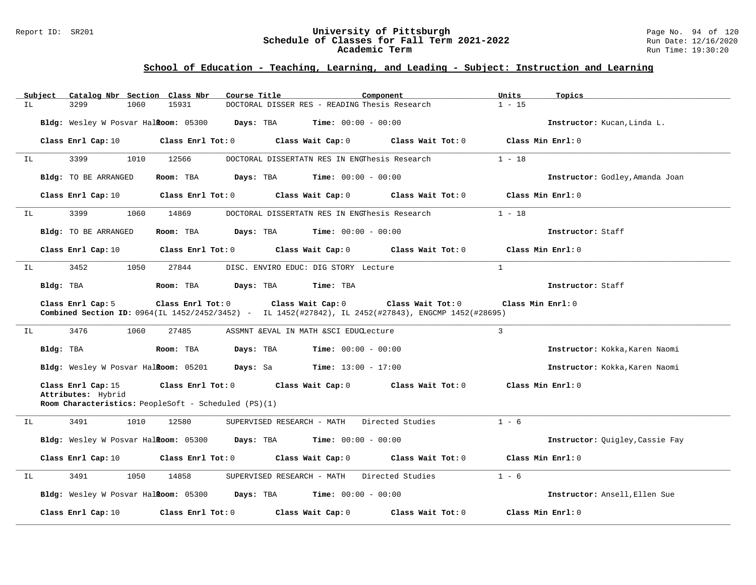## School of Education - Teaching, Learning, and Leading - Subject: Instruction and Learning

| Subject | Catalog Nbr | Section | Class Nbr | Course Title | Component | Units | Topics |
|---|---|---|---|---|---|---|---|
| IL | 3299 | 1060 | 15931 | DOCTORAL DISSER RES - READING | Thesis Research | 1 - 15 | |

**Bldg:** Wesley W Posvar Hall **Room:** 05300 **Days:** TBA **Time:** 00:00 - 00:00 **Instructor:** Kucan,Linda L.

**Class Enrl Cap:** 10 **Class Enrl Tot:** 0 **Class Wait Cap:** 0 **Class Wait Tot:** 0 **Class Min Enrl:** 0

---

| Subject | Catalog Nbr | Section | Class Nbr | Course Title | Component | Units | Topics |
|---|---|---|---|---|---|---|---|
| IL | 3399 | 1010 | 12566 | DOCTORAL DISSERTATN RES IN ENG | Thesis Research | 1 - 18 | |

**Bldg:** TO BE ARRANGED **Room:** TBA **Days:** TBA **Time:** 00:00 - 00:00 **Instructor:** Godley,Amanda Joan

**Class Enrl Cap:** 10 **Class Enrl Tot:** 0 **Class Wait Cap:** 0 **Class Wait Tot:** 0 **Class Min Enrl:** 0

---

| Subject | Catalog Nbr | Section | Class Nbr | Course Title | Component | Units | Topics |
|---|---|---|---|---|---|---|---|
| IL | 3399 | 1060 | 14869 | DOCTORAL DISSERTATN RES IN ENG | Thesis Research | 1 - 18 | |

**Bldg:** TO BE ARRANGED **Room:** TBA **Days:** TBA **Time:** 00:00 - 00:00 **Instructor:** Staff

**Class Enrl Cap:** 10 **Class Enrl Tot:** 0 **Class Wait Cap:** 0 **Class Wait Tot:** 0 **Class Min Enrl:** 0

---

| Subject | Catalog Nbr | Section | Class Nbr | Course Title | Component | Units | Topics |
|---|---|---|---|---|---|---|---|
| IL | 3452 | 1050 | 27844 | DISC. ENVIRO EDUC: DIG STORY | Lecture | 1 | |

**Bldg:** TBA **Room:** TBA **Days:** TBA **Time:** TBA **Instructor:** Staff

**Class Enrl Cap:** 5 **Class Enrl Tot:** 0 **Class Wait Cap:** 0 **Class Wait Tot:** 0 **Class Min Enrl:** 0
**Combined Section ID:** 0964(IL 1452/2452/3452) - IL 1452(#27842), IL 2452(#27843), ENGCMP 1452(#28695)

---

| Subject | Catalog Nbr | Section | Class Nbr | Course Title | Component | Units | Topics |
|---|---|---|---|---|---|---|---|
| IL | 3476 | 1060 | 27485 | ASSMNT &EVAL IN MATH &SCI EDUC | Lecture | 3 | |

**Bldg:** TBA **Room:** TBA **Days:** TBA **Time:** 00:00 - 00:00 **Instructor:** Kokka,Karen Naomi

**Bldg:** Wesley W Posvar Hall **Room:** 05201 **Days:** Sa **Time:** 13:00 - 17:00 **Instructor:** Kokka,Karen Naomi

**Class Enrl Cap:** 15 **Class Enrl Tot:** 0 **Class Wait Cap:** 0 **Class Wait Tot:** 0 **Class Min Enrl:** 0
**Attributes:** Hybrid
**Room Characteristics:** PeopleSoft - Scheduled (PS)(1)

---

| Subject | Catalog Nbr | Section | Class Nbr | Course Title | Component | Units | Topics |
|---|---|---|---|---|---|---|---|
| IL | 3491 | 1010 | 12580 | SUPERVISED RESEARCH - MATH | Directed Studies | 1 - 6 | |

**Bldg:** Wesley W Posvar Hall **Room:** 05300 **Days:** TBA **Time:** 00:00 - 00:00 **Instructor:** Quigley,Cassie Fay

**Class Enrl Cap:** 10 **Class Enrl Tot:** 0 **Class Wait Cap:** 0 **Class Wait Tot:** 0 **Class Min Enrl:** 0

---

| Subject | Catalog Nbr | Section | Class Nbr | Course Title | Component | Units | Topics |
|---|---|---|---|---|---|---|---|
| IL | 3491 | 1050 | 14858 | SUPERVISED RESEARCH - MATH | Directed Studies | 1 - 6 | |

**Bldg:** Wesley W Posvar Hall **Room:** 05300 **Days:** TBA **Time:** 00:00 - 00:00 **Instructor:** Ansell,Ellen Sue

**Class Enrl Cap:** 10 **Class Enrl Tot:** 0 **Class Wait Cap:** 0 **Class Wait Tot:** 0 **Class Min Enrl:** 0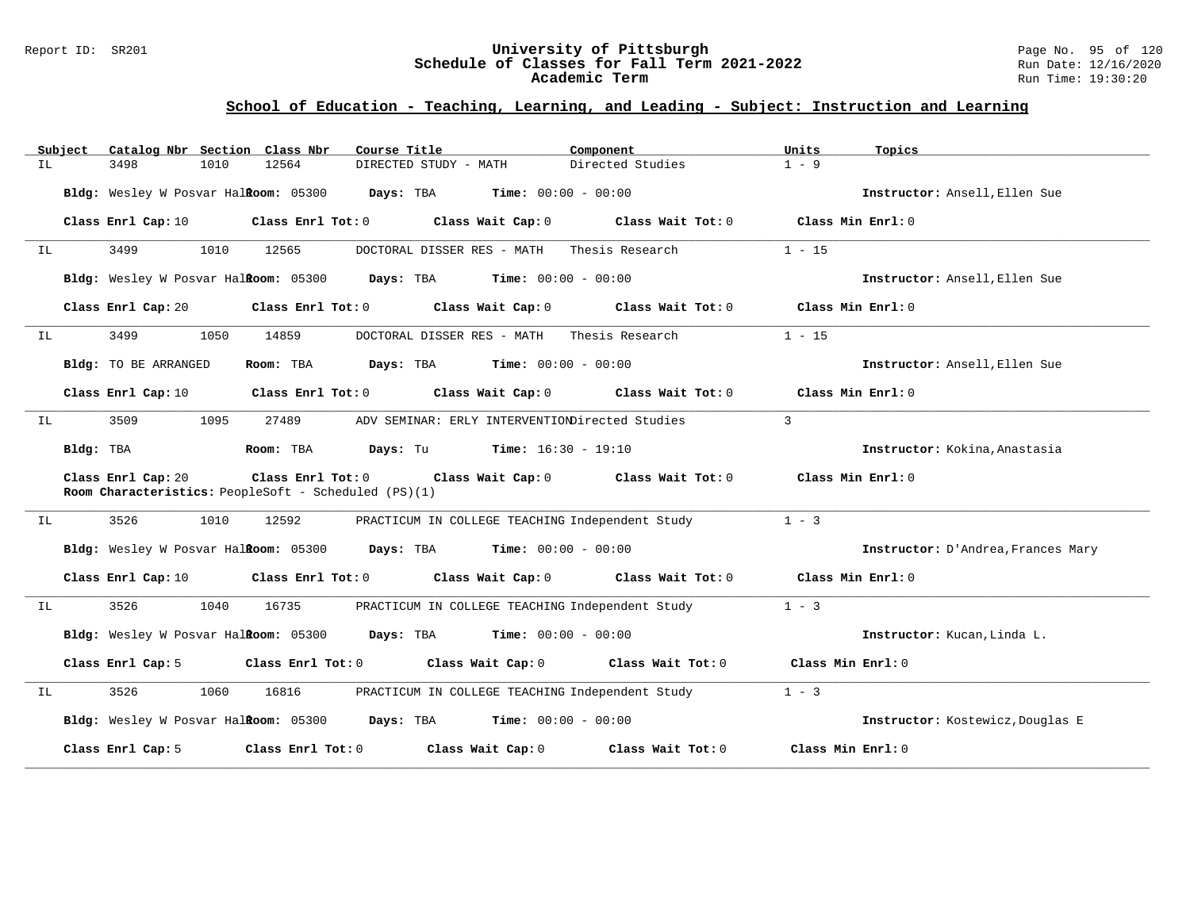## School of Education - Teaching, Learning, and Leading - Subject: Instruction and Learning

| Subject | Catalog Nbr | Section | Class Nbr | Course Title | Component | Units | Topics |
|---|---|---|---|---|---|---|---|
| IL | 3498 | 1010 | 12564 | DIRECTED STUDY - MATH | Directed Studies | 1 - 9 | |

**Bldg:** Wesley W Posvar Hall **Room:** 05300 **Days:** TBA **Time:** 00:00 - 00:00 **Instructor:** Ansell,Ellen Sue

**Class Enrl Cap:** 10 **Class Enrl Tot:** 0 **Class Wait Cap:** 0 **Class Wait Tot:** 0 **Class Min Enrl:** 0

---

| Subject | Catalog Nbr | Section | Class Nbr | Course Title | Component | Units | Topics |
|---|---|---|---|---|---|---|---|
| IL | 3499 | 1010 | 12565 | DOCTORAL DISSER RES - MATH | Thesis Research | 1 - 15 | |

**Bldg:** Wesley W Posvar Hall **Room:** 05300 **Days:** TBA **Time:** 00:00 - 00:00 **Instructor:** Ansell,Ellen Sue

**Class Enrl Cap:** 20 **Class Enrl Tot:** 0 **Class Wait Cap:** 0 **Class Wait Tot:** 0 **Class Min Enrl:** 0

---

| Subject | Catalog Nbr | Section | Class Nbr | Course Title | Component | Units | Topics |
|---|---|---|---|---|---|---|---|
| IL | 3499 | 1050 | 14859 | DOCTORAL DISSER RES - MATH | Thesis Research | 1 - 15 | |

**Bldg:** TO BE ARRANGED **Room:** TBA **Days:** TBA **Time:** 00:00 - 00:00 **Instructor:** Ansell,Ellen Sue

**Class Enrl Cap:** 10 **Class Enrl Tot:** 0 **Class Wait Cap:** 0 **Class Wait Tot:** 0 **Class Min Enrl:** 0

---

| Subject | Catalog Nbr | Section | Class Nbr | Course Title | Component | Units | Topics |
|---|---|---|---|---|---|---|---|
| IL | 3509 | 1095 | 27489 | ADV SEMINAR: ERLY INTERVENTION | Directed Studies | 3 | |

**Bldg:** TBA **Room:** TBA **Days:** Tu **Time:** 16:30 - 19:10 **Instructor:** Kokina,Anastasia

**Class Enrl Cap:** 20 **Class Enrl Tot:** 0 **Class Wait Cap:** 0 **Class Wait Tot:** 0 **Class Min Enrl:** 0

**Room Characteristics:** PeopleSoft - Scheduled (PS)(1)

---

| Subject | Catalog Nbr | Section | Class Nbr | Course Title | Component | Units | Topics |
|---|---|---|---|---|---|---|---|
| IL | 3526 | 1010 | 12592 | PRACTICUM IN COLLEGE TEACHING | Independent Study | 1 - 3 | |

**Bldg:** Wesley W Posvar Hall **Room:** 05300 **Days:** TBA **Time:** 00:00 - 00:00 **Instructor:** D'Andrea,Frances Mary

**Class Enrl Cap:** 10 **Class Enrl Tot:** 0 **Class Wait Cap:** 0 **Class Wait Tot:** 0 **Class Min Enrl:** 0

---

| Subject | Catalog Nbr | Section | Class Nbr | Course Title | Component | Units | Topics |
|---|---|---|---|---|---|---|---|
| IL | 3526 | 1040 | 16735 | PRACTICUM IN COLLEGE TEACHING | Independent Study | 1 - 3 | |

**Bldg:** Wesley W Posvar Hall **Room:** 05300 **Days:** TBA **Time:** 00:00 - 00:00 **Instructor:** Kucan,Linda L.

**Class Enrl Cap:** 5 **Class Enrl Tot:** 0 **Class Wait Cap:** 0 **Class Wait Tot:** 0 **Class Min Enrl:** 0

---

| Subject | Catalog Nbr | Section | Class Nbr | Course Title | Component | Units | Topics |
|---|---|---|---|---|---|---|---|
| IL | 3526 | 1060 | 16816 | PRACTICUM IN COLLEGE TEACHING | Independent Study | 1 - 3 | |

**Bldg:** Wesley W Posvar Hall **Room:** 05300 **Days:** TBA **Time:** 00:00 - 00:00 **Instructor:** Kostewicz,Douglas E

**Class Enrl Cap:** 5 **Class Enrl Tot:** 0 **Class Wait Cap:** 0 **Class Wait Tot:** 0 **Class Min Enrl:** 0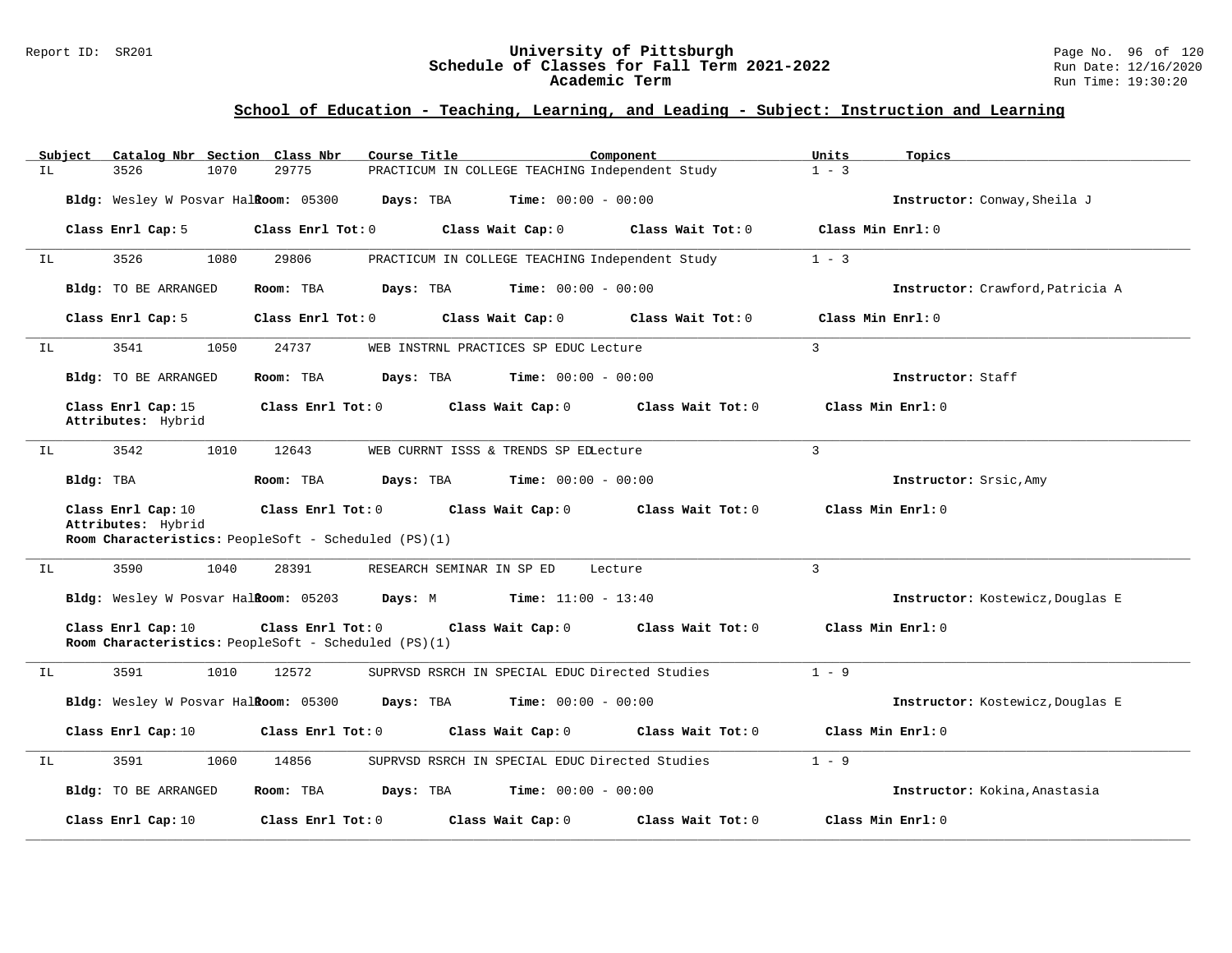## School of Education - Teaching, Learning, and Leading - Subject: Instruction and Learning

| Subject | Catalog Nbr | Section | Class Nbr | Course Title | Component | Units | Topics |
|---|---|---|---|---|---|---|---|
| IL | 3526 | 1070 | 29775 | PRACTICUM IN COLLEGE TEACHING | Independent Study | 1 - 3 | |

**Bldg:** Wesley W Posvar Hall **Room:** 05300 **Days:** TBA **Time:** 00:00 - 00:00 **Instructor:** Conway,Sheila J

**Class Enrl Cap:** 5 **Class Enrl Tot:** 0 **Class Wait Cap:** 0 **Class Wait Tot:** 0 **Class Min Enrl:** 0

---

| Subject | Catalog Nbr | Section | Class Nbr | Course Title | Component | Units | Topics |
|---|---|---|---|---|---|---|---|
| IL | 3526 | 1080 | 29806 | PRACTICUM IN COLLEGE TEACHING | Independent Study | 1 - 3 | |

**Bldg:** TO BE ARRANGED **Room:** TBA **Days:** TBA **Time:** 00:00 - 00:00 **Instructor:** Crawford,Patricia A

**Class Enrl Cap:** 5 **Class Enrl Tot:** 0 **Class Wait Cap:** 0 **Class Wait Tot:** 0 **Class Min Enrl:** 0

---

| Subject | Catalog Nbr | Section | Class Nbr | Course Title | Component | Units | Topics |
|---|---|---|---|---|---|---|---|
| IL | 3541 | 1050 | 24737 | WEB INSTRNL PRACTICES SP EDUC | Lecture | 3 | |

**Bldg:** TO BE ARRANGED **Room:** TBA **Days:** TBA **Time:** 00:00 - 00:00 **Instructor:** Staff

**Class Enrl Cap:** 15 **Class Enrl Tot:** 0 **Class Wait Cap:** 0 **Class Wait Tot:** 0 **Class Min Enrl:** 0
**Attributes:** Hybrid

---

| Subject | Catalog Nbr | Section | Class Nbr | Course Title | Component | Units | Topics |
|---|---|---|---|---|---|---|---|
| IL | 3542 | 1010 | 12643 | WEB CURRNT ISSS & TRENDS SP ED | Lecture | 3 | |

**Bldg:** TBA **Room:** TBA **Days:** TBA **Time:** 00:00 - 00:00 **Instructor:** Srsic,Amy

**Class Enrl Cap:** 10 **Class Enrl Tot:** 0 **Class Wait Cap:** 0 **Class Wait Tot:** 0 **Class Min Enrl:** 0
**Attributes:** Hybrid
**Room Characteristics:** PeopleSoft - Scheduled (PS)(1)

---

| Subject | Catalog Nbr | Section | Class Nbr | Course Title | Component | Units | Topics |
|---|---|---|---|---|---|---|---|
| IL | 3590 | 1040 | 28391 | RESEARCH SEMINAR IN SP ED | Lecture | 3 | |

**Bldg:** Wesley W Posvar Hall **Room:** 05203 **Days:** M **Time:** 11:00 - 13:40 **Instructor:** Kostewicz,Douglas E

**Class Enrl Cap:** 10 **Class Enrl Tot:** 0 **Class Wait Cap:** 0 **Class Wait Tot:** 0 **Class Min Enrl:** 0
**Room Characteristics:** PeopleSoft - Scheduled (PS)(1)

---

| Subject | Catalog Nbr | Section | Class Nbr | Course Title | Component | Units | Topics |
|---|---|---|---|---|---|---|---|
| IL | 3591 | 1010 | 12572 | SUPRVSD RSRCH IN SPECIAL EDUC | Directed Studies | 1 - 9 | |

**Bldg:** Wesley W Posvar Hall **Room:** 05300 **Days:** TBA **Time:** 00:00 - 00:00 **Instructor:** Kostewicz,Douglas E

**Class Enrl Cap:** 10 **Class Enrl Tot:** 0 **Class Wait Cap:** 0 **Class Wait Tot:** 0 **Class Min Enrl:** 0

---

| Subject | Catalog Nbr | Section | Class Nbr | Course Title | Component | Units | Topics |
|---|---|---|---|---|---|---|---|
| IL | 3591 | 1060 | 14856 | SUPRVSD RSRCH IN SPECIAL EDUC | Directed Studies | 1 - 9 | |

**Bldg:** TO BE ARRANGED **Room:** TBA **Days:** TBA **Time:** 00:00 - 00:00 **Instructor:** Kokina,Anastasia

**Class Enrl Cap:** 10 **Class Enrl Tot:** 0 **Class Wait Cap:** 0 **Class Wait Tot:** 0 **Class Min Enrl:** 0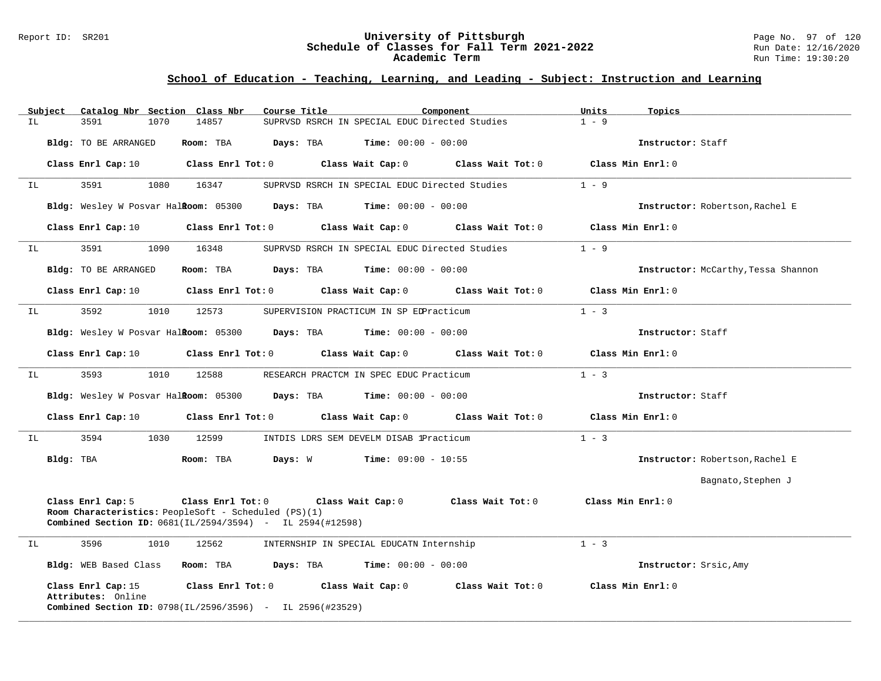## School of Education - Teaching, Learning, and Leading - Subject: Instruction and Learning

| Subject | Catalog Nbr | Section | Class Nbr | Course Title | Component | Units | Topics |
|---|---|---|---|---|---|---|---|
| IL | 3591 | 1070 | 14857 | SUPRVSD RSRCH IN SPECIAL EDUC | Directed Studies | 1 - 9 | |

**Bldg:** TO BE ARRANGED **Room:** TBA **Days:** TBA **Time:** 00:00 - 00:00 **Instructor:** Staff

**Class Enrl Cap:** 10 **Class Enrl Tot:** 0 **Class Wait Cap:** 0 **Class Wait Tot:** 0 **Class Min Enrl:** 0

---

| Subject | Catalog Nbr | Section | Class Nbr | Course Title | Component | Units | Topics |
|---|---|---|---|---|---|---|---|
| IL | 3591 | 1080 | 16347 | SUPRVSD RSRCH IN SPECIAL EDUC | Directed Studies | 1 - 9 | |

**Bldg:** Wesley W Posvar Hall **Room:** 05300 **Days:** TBA **Time:** 00:00 - 00:00 **Instructor:** Robertson,Rachel E

**Class Enrl Cap:** 10 **Class Enrl Tot:** 0 **Class Wait Cap:** 0 **Class Wait Tot:** 0 **Class Min Enrl:** 0

---

| Subject | Catalog Nbr | Section | Class Nbr | Course Title | Component | Units | Topics |
|---|---|---|---|---|---|---|---|
| IL | 3591 | 1090 | 16348 | SUPRVSD RSRCH IN SPECIAL EDUC | Directed Studies | 1 - 9 | |

**Bldg:** TO BE ARRANGED **Room:** TBA **Days:** TBA **Time:** 00:00 - 00:00 **Instructor:** McCarthy,Tessa Shannon

**Class Enrl Cap:** 10 **Class Enrl Tot:** 0 **Class Wait Cap:** 0 **Class Wait Tot:** 0 **Class Min Enrl:** 0

---

| Subject | Catalog Nbr | Section | Class Nbr | Course Title | Component | Units | Topics |
|---|---|---|---|---|---|---|---|
| IL | 3592 | 1010 | 12573 | SUPERVISION PRACTICUM IN SP ED | Practicum | 1 - 3 | |

**Bldg:** Wesley W Posvar Hall **Room:** 05300 **Days:** TBA **Time:** 00:00 - 00:00 **Instructor:** Staff

**Class Enrl Cap:** 10 **Class Enrl Tot:** 0 **Class Wait Cap:** 0 **Class Wait Tot:** 0 **Class Min Enrl:** 0

---

| Subject | Catalog Nbr | Section | Class Nbr | Course Title | Component | Units | Topics |
|---|---|---|---|---|---|---|---|
| IL | 3593 | 1010 | 12588 | RESEARCH PRACTCM IN SPEC EDUC | Practicum | 1 - 3 | |

**Bldg:** Wesley W Posvar Hall **Room:** 05300 **Days:** TBA **Time:** 00:00 - 00:00 **Instructor:** Staff

**Class Enrl Cap:** 10 **Class Enrl Tot:** 0 **Class Wait Cap:** 0 **Class Wait Tot:** 0 **Class Min Enrl:** 0

---

| Subject | Catalog Nbr | Section | Class Nbr | Course Title | Component | Units | Topics |
|---|---|---|---|---|---|---|---|
| IL | 3594 | 1030 | 12599 | INTDIS LDRS SEM DEVELM DISAB 1 | Practicum | 1 - 3 | |

**Bldg:** TBA **Room:** TBA **Days:** W **Time:** 09:00 - 10:55 **Instructor:** Robertson,Rachel E; Bagnato,Stephen J

**Class Enrl Cap:** 5 **Class Enrl Tot:** 0 **Class Wait Cap:** 0 **Class Wait Tot:** 0 **Class Min Enrl:** 0

**Room Characteristics:** PeopleSoft - Scheduled (PS)(1)

**Combined Section ID:** 0681(IL/2594/3594) - IL 2594(#12598)

---

| Subject | Catalog Nbr | Section | Class Nbr | Course Title | Component | Units | Topics |
|---|---|---|---|---|---|---|---|
| IL | 3596 | 1010 | 12562 | INTERNSHIP IN SPECIAL EDUCATN | Internship | 1 - 3 | |

**Bldg:** WEB Based Class **Room:** TBA **Days:** TBA **Time:** 00:00 - 00:00 **Instructor:** Srsic,Amy

**Class Enrl Cap:** 15 **Class Enrl Tot:** 0 **Class Wait Cap:** 0 **Class Wait Tot:** 0 **Class Min Enrl:** 0

**Attributes:** Online

**Combined Section ID:** 0798(IL/2596/3596) - IL 2596(#23529)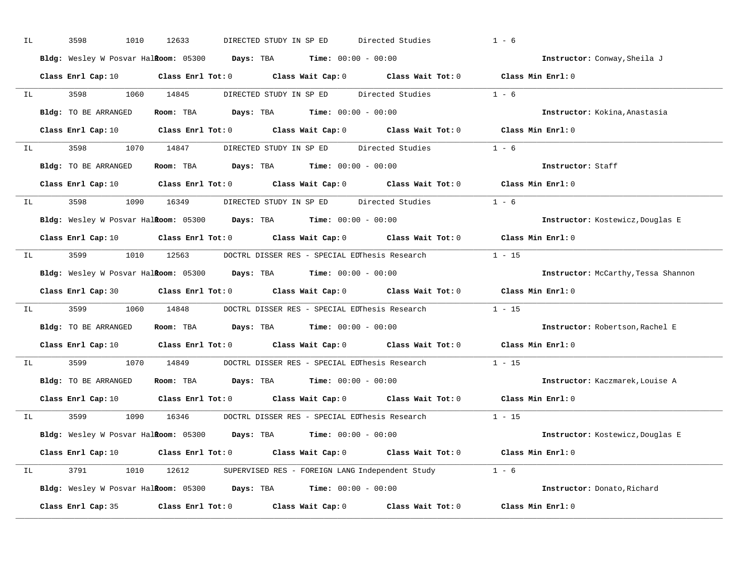IL 3598 1010 12633 DIRECTED STUDY IN SP ED Directed Studies 1 - 6

**Bldg:** Wesley W Posvar Hall **Room:** 05300 **Days:** TBA **Time:** 00:00 - 00:00 **Instructor:** Conway,Sheila J

**Class Enrl Cap:** 10 **Class Enrl Tot:** 0 **Class Wait Cap:** 0 **Class Wait Tot:** 0 **Class Min Enrl:** 0

---

IL 3598 1060 14845 DIRECTED STUDY IN SP ED Directed Studies 1 - 6

**Bldg:** TO BE ARRANGED **Room:** TBA **Days:** TBA **Time:** 00:00 - 00:00 **Instructor:** Kokina,Anastasia

**Class Enrl Cap:** 10 **Class Enrl Tot:** 0 **Class Wait Cap:** 0 **Class Wait Tot:** 0 **Class Min Enrl:** 0

---

IL 3598 1070 14847 DIRECTED STUDY IN SP ED Directed Studies 1 - 6

**Bldg:** TO BE ARRANGED **Room:** TBA **Days:** TBA **Time:** 00:00 - 00:00 **Instructor:** Staff

**Class Enrl Cap:** 10 **Class Enrl Tot:** 0 **Class Wait Cap:** 0 **Class Wait Tot:** 0 **Class Min Enrl:** 0

---

IL 3598 1090 16349 DIRECTED STUDY IN SP ED Directed Studies 1 - 6

**Bldg:** Wesley W Posvar Hall **Room:** 05300 **Days:** TBA **Time:** 00:00 - 00:00 **Instructor:** Kostewicz,Douglas E

**Class Enrl Cap:** 10 **Class Enrl Tot:** 0 **Class Wait Cap:** 0 **Class Wait Tot:** 0 **Class Min Enrl:** 0

---

IL 3599 1010 12563 DOCTRL DISSER RES - SPECIAL ED Thesis Research 1 - 15

**Bldg:** Wesley W Posvar Hall **Room:** 05300 **Days:** TBA **Time:** 00:00 - 00:00 **Instructor:** McCarthy,Tessa Shannon

**Class Enrl Cap:** 30 **Class Enrl Tot:** 0 **Class Wait Cap:** 0 **Class Wait Tot:** 0 **Class Min Enrl:** 0

---

IL 3599 1060 14848 DOCTRL DISSER RES - SPECIAL ED Thesis Research 1 - 15

**Bldg:** TO BE ARRANGED **Room:** TBA **Days:** TBA **Time:** 00:00 - 00:00 **Instructor:** Robertson,Rachel E

**Class Enrl Cap:** 10 **Class Enrl Tot:** 0 **Class Wait Cap:** 0 **Class Wait Tot:** 0 **Class Min Enrl:** 0

---

IL 3599 1070 14849 DOCTRL DISSER RES - SPECIAL ED Thesis Research 1 - 15

**Bldg:** TO BE ARRANGED **Room:** TBA **Days:** TBA **Time:** 00:00 - 00:00 **Instructor:** Kaczmarek,Louise A

**Class Enrl Cap:** 10 **Class Enrl Tot:** 0 **Class Wait Cap:** 0 **Class Wait Tot:** 0 **Class Min Enrl:** 0

---

IL 3599 1090 16346 DOCTRL DISSER RES - SPECIAL ED Thesis Research 1 - 15

**Bldg:** Wesley W Posvar Hall **Room:** 05300 **Days:** TBA **Time:** 00:00 - 00:00 **Instructor:** Kostewicz,Douglas E

**Class Enrl Cap:** 10 **Class Enrl Tot:** 0 **Class Wait Cap:** 0 **Class Wait Tot:** 0 **Class Min Enrl:** 0

---

IL 3791 1010 12612 SUPERVISED RES - FOREIGN LANG Independent Study 1 - 6

**Bldg:** Wesley W Posvar Hall **Room:** 05300 **Days:** TBA **Time:** 00:00 - 00:00 **Instructor:** Donato,Richard

**Class Enrl Cap:** 35 **Class Enrl Tot:** 0 **Class Wait Cap:** 0 **Class Wait Tot:** 0 **Class Min Enrl:** 0

---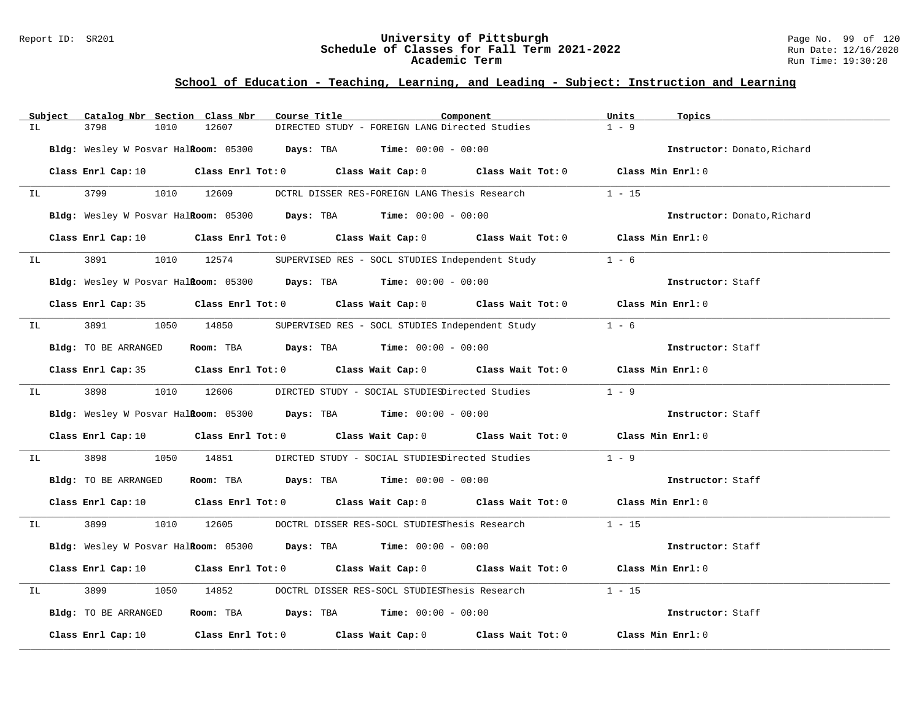## School of Education - Teaching, Learning, and Leading - Subject: Instruction and Learning

| Subject | Catalog Nbr | Section | Class Nbr | Course Title | Component | Units | Topics |
|---|---|---|---|---|---|---|---|
| IL | 3798 | 1010 | 12607 | DIRECTED STUDY - FOREIGN LANG | Directed Studies | 1 - 9 | |

**Bldg:** Wesley W Posvar Hall **Room:** 05300 **Days:** TBA **Time:** 00:00 - 00:00 **Instructor:** Donato,Richard

**Class Enrl Cap:** 10 **Class Enrl Tot:** 0 **Class Wait Cap:** 0 **Class Wait Tot:** 0 **Class Min Enrl:** 0

---

| Subject | Catalog Nbr | Section | Class Nbr | Course Title | Component | Units | Topics |
|---|---|---|---|---|---|---|---|
| IL | 3799 | 1010 | 12609 | DCTRL DISSER RES-FOREIGN LANG | Thesis Research | 1 - 15 | |

**Bldg:** Wesley W Posvar Hall **Room:** 05300 **Days:** TBA **Time:** 00:00 - 00:00 **Instructor:** Donato,Richard

**Class Enrl Cap:** 10 **Class Enrl Tot:** 0 **Class Wait Cap:** 0 **Class Wait Tot:** 0 **Class Min Enrl:** 0

---

| Subject | Catalog Nbr | Section | Class Nbr | Course Title | Component | Units | Topics |
|---|---|---|---|---|---|---|---|
| IL | 3891 | 1010 | 12574 | SUPERVISED RES - SOCL STUDIES | Independent Study | 1 - 6 | |

**Bldg:** Wesley W Posvar Hall **Room:** 05300 **Days:** TBA **Time:** 00:00 - 00:00 **Instructor:** Staff

**Class Enrl Cap:** 35 **Class Enrl Tot:** 0 **Class Wait Cap:** 0 **Class Wait Tot:** 0 **Class Min Enrl:** 0

---

| Subject | Catalog Nbr | Section | Class Nbr | Course Title | Component | Units | Topics |
|---|---|---|---|---|---|---|---|
| IL | 3891 | 1050 | 14850 | SUPERVISED RES - SOCL STUDIES | Independent Study | 1 - 6 | |

**Bldg:** TO BE ARRANGED **Room:** TBA **Days:** TBA **Time:** 00:00 - 00:00 **Instructor:** Staff

**Class Enrl Cap:** 35 **Class Enrl Tot:** 0 **Class Wait Cap:** 0 **Class Wait Tot:** 0 **Class Min Enrl:** 0

---

| Subject | Catalog Nbr | Section | Class Nbr | Course Title | Component | Units | Topics |
|---|---|---|---|---|---|---|---|
| IL | 3898 | 1010 | 12606 | DIRCTED STUDY - SOCIAL STUDIES | Directed Studies | 1 - 9 | |

**Bldg:** Wesley W Posvar Hall **Room:** 05300 **Days:** TBA **Time:** 00:00 - 00:00 **Instructor:** Staff

**Class Enrl Cap:** 10 **Class Enrl Tot:** 0 **Class Wait Cap:** 0 **Class Wait Tot:** 0 **Class Min Enrl:** 0

---

| Subject | Catalog Nbr | Section | Class Nbr | Course Title | Component | Units | Topics |
|---|---|---|---|---|---|---|---|
| IL | 3898 | 1050 | 14851 | DIRCTED STUDY - SOCIAL STUDIES | Directed Studies | 1 - 9 | |

**Bldg:** TO BE ARRANGED **Room:** TBA **Days:** TBA **Time:** 00:00 - 00:00 **Instructor:** Staff

**Class Enrl Cap:** 10 **Class Enrl Tot:** 0 **Class Wait Cap:** 0 **Class Wait Tot:** 0 **Class Min Enrl:** 0

---

| Subject | Catalog Nbr | Section | Class Nbr | Course Title | Component | Units | Topics |
|---|---|---|---|---|---|---|---|
| IL | 3899 | 1010 | 12605 | DOCTRL DISSER RES-SOCL STUDIES | Thesis Research | 1 - 15 | |

**Bldg:** Wesley W Posvar Hall **Room:** 05300 **Days:** TBA **Time:** 00:00 - 00:00 **Instructor:** Staff

**Class Enrl Cap:** 10 **Class Enrl Tot:** 0 **Class Wait Cap:** 0 **Class Wait Tot:** 0 **Class Min Enrl:** 0

---

| Subject | Catalog Nbr | Section | Class Nbr | Course Title | Component | Units | Topics |
|---|---|---|---|---|---|---|---|
| IL | 3899 | 1050 | 14852 | DOCTRL DISSER RES-SOCL STUDIES | Thesis Research | 1 - 15 | |

**Bldg:** TO BE ARRANGED **Room:** TBA **Days:** TBA **Time:** 00:00 - 00:00 **Instructor:** Staff

**Class Enrl Cap:** 10 **Class Enrl Tot:** 0 **Class Wait Cap:** 0 **Class Wait Tot:** 0 **Class Min Enrl:** 0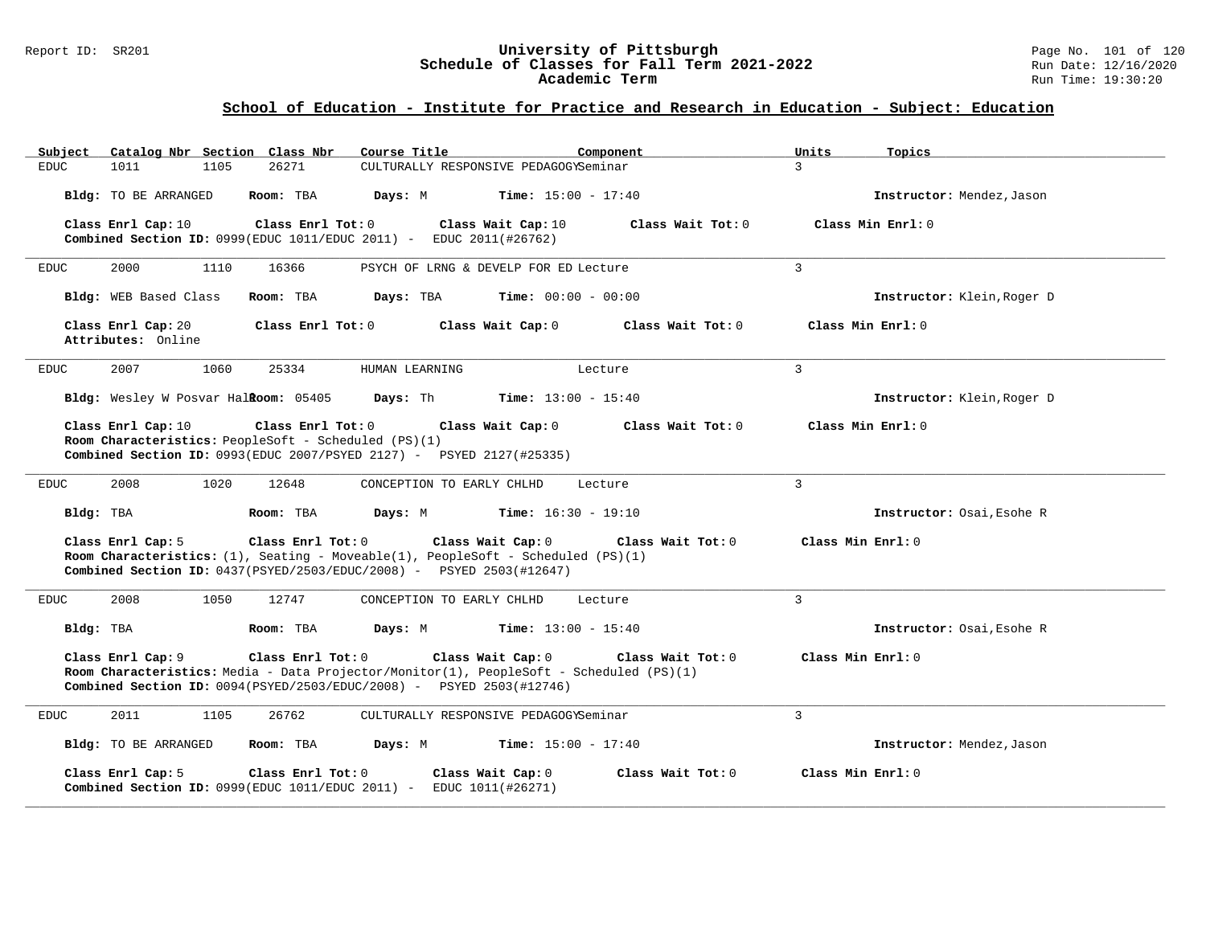## School of Education - Institute for Practice and Research in Education - Subject: Education

| Subject | Catalog Nbr | Section | Class Nbr | Course Title | Component | Units | Topics |
|---|---|---|---|---|---|---|---|
| EDUC | 1011 | 1105 | 26271 | CULTURALLY RESPONSIVE PEDAGOGY | Seminar | 3 | |

**Bldg:** TO BE ARRANGED **Room:** TBA **Days:** M **Time:** 15:00 - 17:40 **Instructor:** Mendez,Jason

**Class Enrl Cap:** 10 **Class Enrl Tot:** 0 **Class Wait Cap:** 10 **Class Wait Tot:** 0 **Class Min Enrl:** 0
**Combined Section ID:** 0999(EDUC 1011/EDUC 2011) - EDUC 2011(#26762)

---

| Subject | Catalog Nbr | Section | Class Nbr | Course Title | Component | Units | Topics |
|---|---|---|---|---|---|---|---|
| EDUC | 2000 | 1110 | 16366 | PSYCH OF LRNG & DEVELP FOR ED | Lecture | 3 | |

**Bldg:** WEB Based Class **Room:** TBA **Days:** TBA **Time:** 00:00 - 00:00 **Instructor:** Klein,Roger D

**Class Enrl Cap:** 20 **Class Enrl Tot:** 0 **Class Wait Cap:** 0 **Class Wait Tot:** 0 **Class Min Enrl:** 0
**Attributes:** Online

---

| Subject | Catalog Nbr | Section | Class Nbr | Course Title | Component | Units | Topics |
|---|---|---|---|---|---|---|---|
| EDUC | 2007 | 1060 | 25334 | HUMAN LEARNING | Lecture | 3 | |

**Bldg:** Wesley W Posvar Hall **Room:** 05405 **Days:** Th **Time:** 13:00 - 15:40 **Instructor:** Klein,Roger D

**Class Enrl Cap:** 10 **Class Enrl Tot:** 0 **Class Wait Cap:** 0 **Class Wait Tot:** 0 **Class Min Enrl:** 0
**Room Characteristics:** PeopleSoft - Scheduled (PS)(1)
**Combined Section ID:** 0993(EDUC 2007/PSYED 2127) - PSYED 2127(#25335)

---

| Subject | Catalog Nbr | Section | Class Nbr | Course Title | Component | Units | Topics |
|---|---|---|---|---|---|---|---|
| EDUC | 2008 | 1020 | 12648 | CONCEPTION TO EARLY CHLHD | Lecture | 3 | |

**Bldg:** TBA **Room:** TBA **Days:** M **Time:** 16:30 - 19:10 **Instructor:** Osai,Esohe R

**Class Enrl Cap:** 5 **Class Enrl Tot:** 0 **Class Wait Cap:** 0 **Class Wait Tot:** 0 **Class Min Enrl:** 0
**Room Characteristics:** (1), Seating - Moveable(1), PeopleSoft - Scheduled (PS)(1)
**Combined Section ID:** 0437(PSYED/2503/EDUC/2008) - PSYED 2503(#12647)

---

| Subject | Catalog Nbr | Section | Class Nbr | Course Title | Component | Units | Topics |
|---|---|---|---|---|---|---|---|
| EDUC | 2008 | 1050 | 12747 | CONCEPTION TO EARLY CHLHD | Lecture | 3 | |

**Bldg:** TBA **Room:** TBA **Days:** M **Time:** 13:00 - 15:40 **Instructor:** Osai,Esohe R

**Class Enrl Cap:** 9 **Class Enrl Tot:** 0 **Class Wait Cap:** 0 **Class Wait Tot:** 0 **Class Min Enrl:** 0
**Room Characteristics:** Media - Data Projector/Monitor(1), PeopleSoft - Scheduled (PS)(1)
**Combined Section ID:** 0094(PSYED/2503/EDUC/2008) - PSYED 2503(#12746)

---

| Subject | Catalog Nbr | Section | Class Nbr | Course Title | Component | Units | Topics |
|---|---|---|---|---|---|---|---|
| EDUC | 2011 | 1105 | 26762 | CULTURALLY RESPONSIVE PEDAGOGY | Seminar | 3 | |

**Bldg:** TO BE ARRANGED **Room:** TBA **Days:** M **Time:** 15:00 - 17:40 **Instructor:** Mendez,Jason

**Class Enrl Cap:** 5 **Class Enrl Tot:** 0 **Class Wait Cap:** 0 **Class Wait Tot:** 0 **Class Min Enrl:** 0
**Combined Section ID:** 0999(EDUC 1011/EDUC 2011) - EDUC 1011(#26271)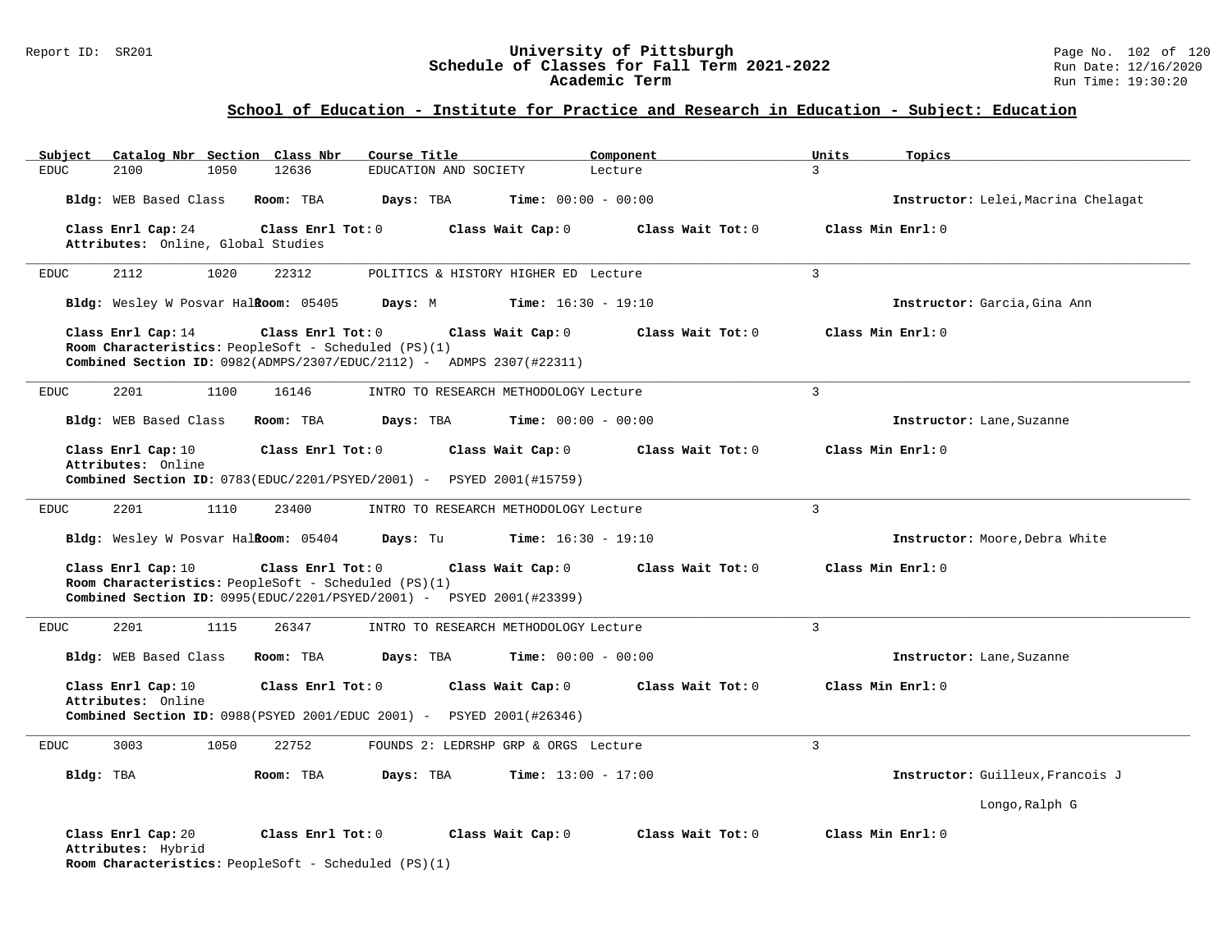## School of Education - Institute for Practice and Research in Education - Subject: Education

| Subject | Catalog Nbr | Section | Class Nbr | Course Title | Component | Units | Topics |
|---|---|---|---|---|---|---|---|
| EDUC | 2100 | 1050 | 12636 | EDUCATION AND SOCIETY | Lecture | 3 | |

**Bldg:** WEB Based Class **Room:** TBA **Days:** TBA **Time:** 00:00 - 00:00 **Instructor:** Lelei,Macrina Chelagat

**Class Enrl Cap:** 24 **Class Enrl Tot:** 0 **Class Wait Cap:** 0 **Class Wait Tot:** 0 **Class Min Enrl:** 0
**Attributes:** Online, Global Studies

---

| Subject | Catalog Nbr | Section | Class Nbr | Course Title | Component | Units | Topics |
|---|---|---|---|---|---|---|---|
| EDUC | 2112 | 1020 | 22312 | POLITICS & HISTORY HIGHER ED | Lecture | 3 | |

**Bldg:** Wesley W Posvar Hall **Room:** 05405 **Days:** M **Time:** 16:30 - 19:10 **Instructor:** Garcia,Gina Ann

**Class Enrl Cap:** 14 **Class Enrl Tot:** 0 **Class Wait Cap:** 0 **Class Wait Tot:** 0 **Class Min Enrl:** 0
**Room Characteristics:** PeopleSoft - Scheduled (PS)(1)
**Combined Section ID:** 0982(ADMPS/2307/EDUC/2112) - ADMPS 2307(#22311)

---

| Subject | Catalog Nbr | Section | Class Nbr | Course Title | Component | Units | Topics |
|---|---|---|---|---|---|---|---|
| EDUC | 2201 | 1100 | 16146 | INTRO TO RESEARCH METHODOLOGY | Lecture | 3 | |

**Bldg:** WEB Based Class **Room:** TBA **Days:** TBA **Time:** 00:00 - 00:00 **Instructor:** Lane,Suzanne

**Class Enrl Cap:** 10 **Class Enrl Tot:** 0 **Class Wait Cap:** 0 **Class Wait Tot:** 0 **Class Min Enrl:** 0
**Attributes:** Online
**Combined Section ID:** 0783(EDUC/2201/PSYED/2001) - PSYED 2001(#15759)

---

| Subject | Catalog Nbr | Section | Class Nbr | Course Title | Component | Units | Topics |
|---|---|---|---|---|---|---|---|
| EDUC | 2201 | 1110 | 23400 | INTRO TO RESEARCH METHODOLOGY | Lecture | 3 | |

**Bldg:** Wesley W Posvar Hall **Room:** 05404 **Days:** Tu **Time:** 16:30 - 19:10 **Instructor:** Moore,Debra White

**Class Enrl Cap:** 10 **Class Enrl Tot:** 0 **Class Wait Cap:** 0 **Class Wait Tot:** 0 **Class Min Enrl:** 0
**Room Characteristics:** PeopleSoft - Scheduled (PS)(1)
**Combined Section ID:** 0995(EDUC/2201/PSYED/2001) - PSYED 2001(#23399)

---

| Subject | Catalog Nbr | Section | Class Nbr | Course Title | Component | Units | Topics |
|---|---|---|---|---|---|---|---|
| EDUC | 2201 | 1115 | 26347 | INTRO TO RESEARCH METHODOLOGY | Lecture | 3 | |

**Bldg:** WEB Based Class **Room:** TBA **Days:** TBA **Time:** 00:00 - 00:00 **Instructor:** Lane,Suzanne

**Class Enrl Cap:** 10 **Class Enrl Tot:** 0 **Class Wait Cap:** 0 **Class Wait Tot:** 0 **Class Min Enrl:** 0
**Attributes:** Online
**Combined Section ID:** 0988(PSYED 2001/EDUC 2001) - PSYED 2001(#26346)

---

| Subject | Catalog Nbr | Section | Class Nbr | Course Title | Component | Units | Topics |
|---|---|---|---|---|---|---|---|
| EDUC | 3003 | 1050 | 22752 | FOUNDS 2: LEDRSHP GRP & ORGS | Lecture | 3 | |

**Bldg:** TBA **Room:** TBA **Days:** TBA **Time:** 13:00 - 17:00 **Instructor:** Guilleux,Francois J
Longo,Ralph G

**Class Enrl Cap:** 20 **Class Enrl Tot:** 0 **Class Wait Cap:** 0 **Class Wait Tot:** 0 **Class Min Enrl:** 0
**Attributes:** Hybrid
**Room Characteristics:** PeopleSoft - Scheduled (PS)(1)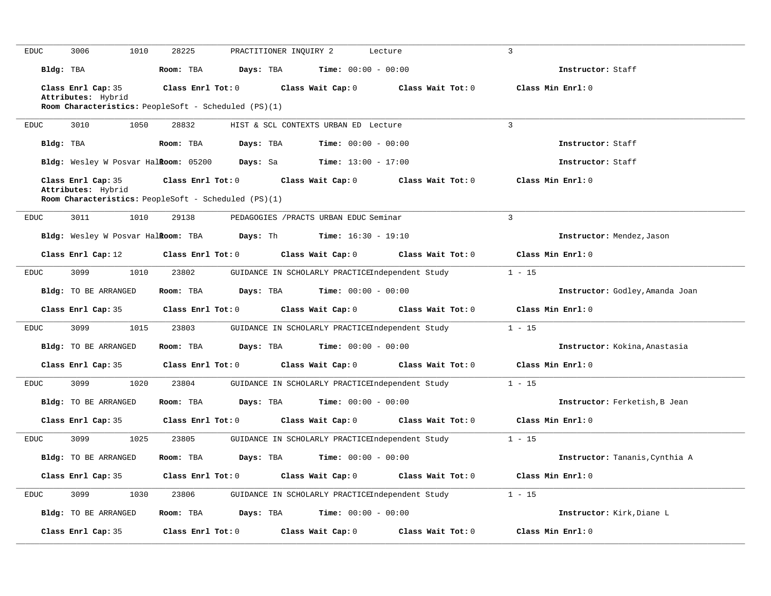EDUC 3006 1010 28225 PRACTITIONER INQUIRY 2 Lecture 3

**Bldg:** TBA **Room:** TBA **Days:** TBA **Time:** 00:00 - 00:00 **Instructor:** Staff

**Class Enrl Cap:** 35 **Class Enrl Tot:** 0 **Class Wait Cap:** 0 **Class Wait Tot:** 0 **Class Min Enrl:** 0

**Attributes:** Hybrid

**Room Characteristics:** PeopleSoft - Scheduled (PS)(1)

---

EDUC 3010 1050 28832 HIST & SCL CONTEXTS URBAN ED Lecture 3

**Bldg:** TBA **Room:** TBA **Days:** TBA **Time:** 00:00 - 00:00 **Instructor:** Staff

**Bldg:** Wesley W Posvar Hall **Room:** 05200 **Days:** Sa **Time:** 13:00 - 17:00 **Instructor:** Staff

**Class Enrl Cap:** 35 **Class Enrl Tot:** 0 **Class Wait Cap:** 0 **Class Wait Tot:** 0 **Class Min Enrl:** 0

**Attributes:** Hybrid

**Room Characteristics:** PeopleSoft - Scheduled (PS)(1)

---

EDUC 3011 1010 29138 PEDAGOGIES /PRACTS URBAN EDUC Seminar 3

**Bldg:** Wesley W Posvar Hall **Room:** TBA **Days:** Th **Time:** 16:30 - 19:10 **Instructor:** Mendez,Jason

**Class Enrl Cap:** 12 **Class Enrl Tot:** 0 **Class Wait Cap:** 0 **Class Wait Tot:** 0 **Class Min Enrl:** 0

---

EDUC 3099 1010 23802 GUIDANCE IN SCHOLARLY PRACTICE Independent Study 1 - 15

**Bldg:** TO BE ARRANGED **Room:** TBA **Days:** TBA **Time:** 00:00 - 00:00 **Instructor:** Godley,Amanda Joan

**Class Enrl Cap:** 35 **Class Enrl Tot:** 0 **Class Wait Cap:** 0 **Class Wait Tot:** 0 **Class Min Enrl:** 0

---

EDUC 3099 1015 23803 GUIDANCE IN SCHOLARLY PRACTICE Independent Study 1 - 15

**Bldg:** TO BE ARRANGED **Room:** TBA **Days:** TBA **Time:** 00:00 - 00:00 **Instructor:** Kokina,Anastasia

**Class Enrl Cap:** 35 **Class Enrl Tot:** 0 **Class Wait Cap:** 0 **Class Wait Tot:** 0 **Class Min Enrl:** 0

---

EDUC 3099 1020 23804 GUIDANCE IN SCHOLARLY PRACTICE Independent Study 1 - 15

**Bldg:** TO BE ARRANGED **Room:** TBA **Days:** TBA **Time:** 00:00 - 00:00 **Instructor:** Ferketish,B Jean

**Class Enrl Cap:** 35 **Class Enrl Tot:** 0 **Class Wait Cap:** 0 **Class Wait Tot:** 0 **Class Min Enrl:** 0

---

EDUC 3099 1025 23805 GUIDANCE IN SCHOLARLY PRACTICE Independent Study 1 - 15

**Bldg:** TO BE ARRANGED **Room:** TBA **Days:** TBA **Time:** 00:00 - 00:00 **Instructor:** Tananis,Cynthia A

**Class Enrl Cap:** 35 **Class Enrl Tot:** 0 **Class Wait Cap:** 0 **Class Wait Tot:** 0 **Class Min Enrl:** 0

---

EDUC 3099 1030 23806 GUIDANCE IN SCHOLARLY PRACTICE Independent Study 1 - 15

**Bldg:** TO BE ARRANGED **Room:** TBA **Days:** TBA **Time:** 00:00 - 00:00 **Instructor:** Kirk,Diane L

**Class Enrl Cap:** 35 **Class Enrl Tot:** 0 **Class Wait Cap:** 0 **Class Wait Tot:** 0 **Class Min Enrl:** 0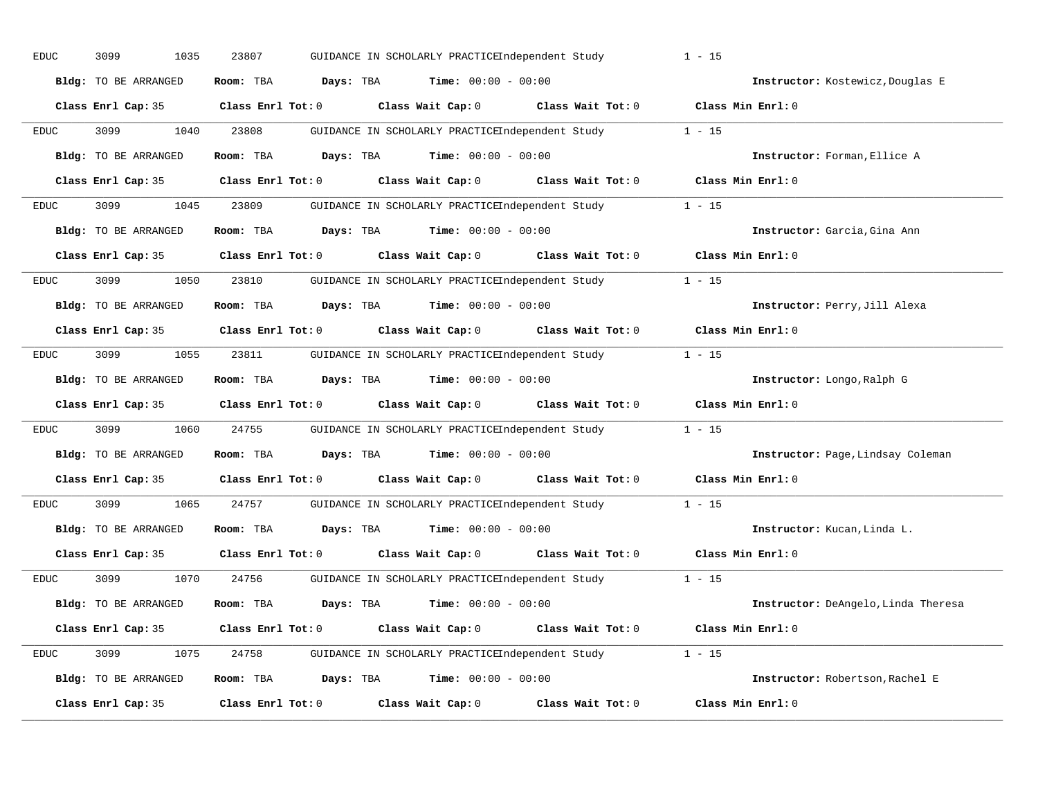EDUC 3099 1035 23807 GUIDANCE IN SCHOLARLY PRACTICE Independent Study 1 - 15

**Bldg:** TO BE ARRANGED **Room:** TBA **Days:** TBA **Time:** 00:00 - 00:00 **Instructor:** Kostewicz,Douglas E

**Class Enrl Cap:** 35 **Class Enrl Tot:** 0 **Class Wait Cap:** 0 **Class Wait Tot:** 0 **Class Min Enrl:** 0

---

EDUC 3099 1040 23808 GUIDANCE IN SCHOLARLY PRACTICE Independent Study 1 - 15

**Bldg:** TO BE ARRANGED **Room:** TBA **Days:** TBA **Time:** 00:00 - 00:00 **Instructor:** Forman,Ellice A

**Class Enrl Cap:** 35 **Class Enrl Tot:** 0 **Class Wait Cap:** 0 **Class Wait Tot:** 0 **Class Min Enrl:** 0

---

EDUC 3099 1045 23809 GUIDANCE IN SCHOLARLY PRACTICE Independent Study 1 - 15

**Bldg:** TO BE ARRANGED **Room:** TBA **Days:** TBA **Time:** 00:00 - 00:00 **Instructor:** Garcia,Gina Ann

**Class Enrl Cap:** 35 **Class Enrl Tot:** 0 **Class Wait Cap:** 0 **Class Wait Tot:** 0 **Class Min Enrl:** 0

---

EDUC 3099 1050 23810 GUIDANCE IN SCHOLARLY PRACTICE Independent Study 1 - 15

**Bldg:** TO BE ARRANGED **Room:** TBA **Days:** TBA **Time:** 00:00 - 00:00 **Instructor:** Perry,Jill Alexa

**Class Enrl Cap:** 35 **Class Enrl Tot:** 0 **Class Wait Cap:** 0 **Class Wait Tot:** 0 **Class Min Enrl:** 0

---

EDUC 3099 1055 23811 GUIDANCE IN SCHOLARLY PRACTICE Independent Study 1 - 15

**Bldg:** TO BE ARRANGED **Room:** TBA **Days:** TBA **Time:** 00:00 - 00:00 **Instructor:** Longo,Ralph G

**Class Enrl Cap:** 35 **Class Enrl Tot:** 0 **Class Wait Cap:** 0 **Class Wait Tot:** 0 **Class Min Enrl:** 0

---

EDUC 3099 1060 24755 GUIDANCE IN SCHOLARLY PRACTICE Independent Study 1 - 15

**Bldg:** TO BE ARRANGED **Room:** TBA **Days:** TBA **Time:** 00:00 - 00:00 **Instructor:** Page,Lindsay Coleman

**Class Enrl Cap:** 35 **Class Enrl Tot:** 0 **Class Wait Cap:** 0 **Class Wait Tot:** 0 **Class Min Enrl:** 0

---

EDUC 3099 1065 24757 GUIDANCE IN SCHOLARLY PRACTICE Independent Study 1 - 15

**Bldg:** TO BE ARRANGED **Room:** TBA **Days:** TBA **Time:** 00:00 - 00:00 **Instructor:** Kucan,Linda L.

**Class Enrl Cap:** 35 **Class Enrl Tot:** 0 **Class Wait Cap:** 0 **Class Wait Tot:** 0 **Class Min Enrl:** 0

---

EDUC 3099 1070 24756 GUIDANCE IN SCHOLARLY PRACTICE Independent Study 1 - 15

**Bldg:** TO BE ARRANGED **Room:** TBA **Days:** TBA **Time:** 00:00 - 00:00 **Instructor:** DeAngelo,Linda Theresa

**Class Enrl Cap:** 35 **Class Enrl Tot:** 0 **Class Wait Cap:** 0 **Class Wait Tot:** 0 **Class Min Enrl:** 0

---

EDUC 3099 1075 24758 GUIDANCE IN SCHOLARLY PRACTICE Independent Study 1 - 15

**Bldg:** TO BE ARRANGED **Room:** TBA **Days:** TBA **Time:** 00:00 - 00:00 **Instructor:** Robertson,Rachel E

**Class Enrl Cap:** 35 **Class Enrl Tot:** 0 **Class Wait Cap:** 0 **Class Wait Tot:** 0 **Class Min Enrl:** 0

---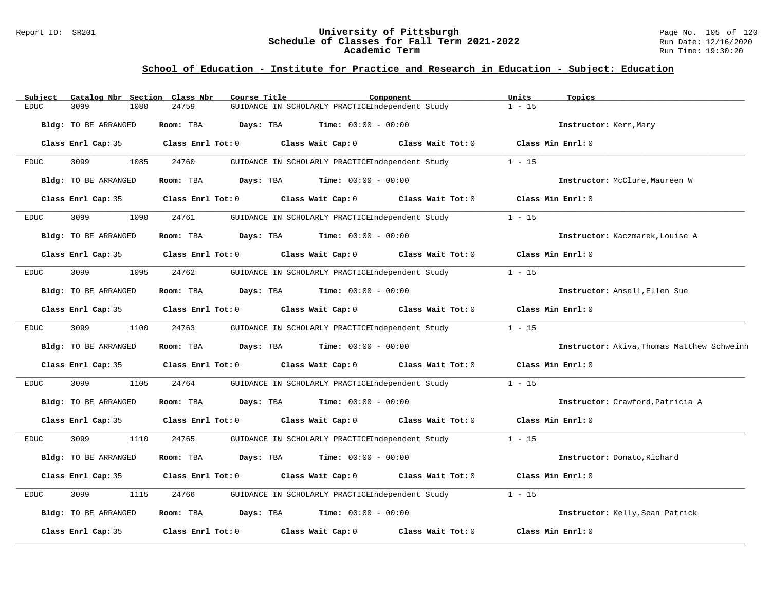## School of Education - Institute for Practice and Research in Education - Subject: Education

| Subject | Catalog Nbr | Section | Class Nbr | Course Title | Component | Units | Topics |
|---|---|---|---|---|---|---|---|
| EDUC | 3099 | 1080 | 24759 | GUIDANCE IN SCHOLARLY PRACTICE | Independent Study | 1 - 15 | |

**Bldg:** TO BE ARRANGED **Room:** TBA **Days:** TBA **Time:** 00:00 - 00:00 **Instructor:** Kerr,Mary

**Class Enrl Cap:** 35 **Class Enrl Tot:** 0 **Class Wait Cap:** 0 **Class Wait Tot:** 0 **Class Min Enrl:** 0

| Subject | Catalog Nbr | Section | Class Nbr | Course Title | Component | Units | Topics |
|---|---|---|---|---|---|---|---|
| EDUC | 3099 | 1085 | 24760 | GUIDANCE IN SCHOLARLY PRACTICE | Independent Study | 1 - 15 | |

**Bldg:** TO BE ARRANGED **Room:** TBA **Days:** TBA **Time:** 00:00 - 00:00 **Instructor:** McClure,Maureen W

**Class Enrl Cap:** 35 **Class Enrl Tot:** 0 **Class Wait Cap:** 0 **Class Wait Tot:** 0 **Class Min Enrl:** 0

| Subject | Catalog Nbr | Section | Class Nbr | Course Title | Component | Units | Topics |
|---|---|---|---|---|---|---|---|
| EDUC | 3099 | 1090 | 24761 | GUIDANCE IN SCHOLARLY PRACTICE | Independent Study | 1 - 15 | |

**Bldg:** TO BE ARRANGED **Room:** TBA **Days:** TBA **Time:** 00:00 - 00:00 **Instructor:** Kaczmarek,Louise A

**Class Enrl Cap:** 35 **Class Enrl Tot:** 0 **Class Wait Cap:** 0 **Class Wait Tot:** 0 **Class Min Enrl:** 0

| Subject | Catalog Nbr | Section | Class Nbr | Course Title | Component | Units | Topics |
|---|---|---|---|---|---|---|---|
| EDUC | 3099 | 1095 | 24762 | GUIDANCE IN SCHOLARLY PRACTICE | Independent Study | 1 - 15 | |

**Bldg:** TO BE ARRANGED **Room:** TBA **Days:** TBA **Time:** 00:00 - 00:00 **Instructor:** Ansell,Ellen Sue

**Class Enrl Cap:** 35 **Class Enrl Tot:** 0 **Class Wait Cap:** 0 **Class Wait Tot:** 0 **Class Min Enrl:** 0

| Subject | Catalog Nbr | Section | Class Nbr | Course Title | Component | Units | Topics |
|---|---|---|---|---|---|---|---|
| EDUC | 3099 | 1100 | 24763 | GUIDANCE IN SCHOLARLY PRACTICE | Independent Study | 1 - 15 | |

**Bldg:** TO BE ARRANGED **Room:** TBA **Days:** TBA **Time:** 00:00 - 00:00 **Instructor:** Akiva,Thomas Matthew Schweinh

**Class Enrl Cap:** 35 **Class Enrl Tot:** 0 **Class Wait Cap:** 0 **Class Wait Tot:** 0 **Class Min Enrl:** 0

| Subject | Catalog Nbr | Section | Class Nbr | Course Title | Component | Units | Topics |
|---|---|---|---|---|---|---|---|
| EDUC | 3099 | 1105 | 24764 | GUIDANCE IN SCHOLARLY PRACTICE | Independent Study | 1 - 15 | |

**Bldg:** TO BE ARRANGED **Room:** TBA **Days:** TBA **Time:** 00:00 - 00:00 **Instructor:** Crawford,Patricia A

**Class Enrl Cap:** 35 **Class Enrl Tot:** 0 **Class Wait Cap:** 0 **Class Wait Tot:** 0 **Class Min Enrl:** 0

| Subject | Catalog Nbr | Section | Class Nbr | Course Title | Component | Units | Topics |
|---|---|---|---|---|---|---|---|
| EDUC | 3099 | 1110 | 24765 | GUIDANCE IN SCHOLARLY PRACTICE | Independent Study | 1 - 15 | |

**Bldg:** TO BE ARRANGED **Room:** TBA **Days:** TBA **Time:** 00:00 - 00:00 **Instructor:** Donato,Richard

**Class Enrl Cap:** 35 **Class Enrl Tot:** 0 **Class Wait Cap:** 0 **Class Wait Tot:** 0 **Class Min Enrl:** 0

| Subject | Catalog Nbr | Section | Class Nbr | Course Title | Component | Units | Topics |
|---|---|---|---|---|---|---|---|
| EDUC | 3099 | 1115 | 24766 | GUIDANCE IN SCHOLARLY PRACTICE | Independent Study | 1 - 15 | |

**Bldg:** TO BE ARRANGED **Room:** TBA **Days:** TBA **Time:** 00:00 - 00:00 **Instructor:** Kelly,Sean Patrick

**Class Enrl Cap:** 35 **Class Enrl Tot:** 0 **Class Wait Cap:** 0 **Class Wait Tot:** 0 **Class Min Enrl:** 0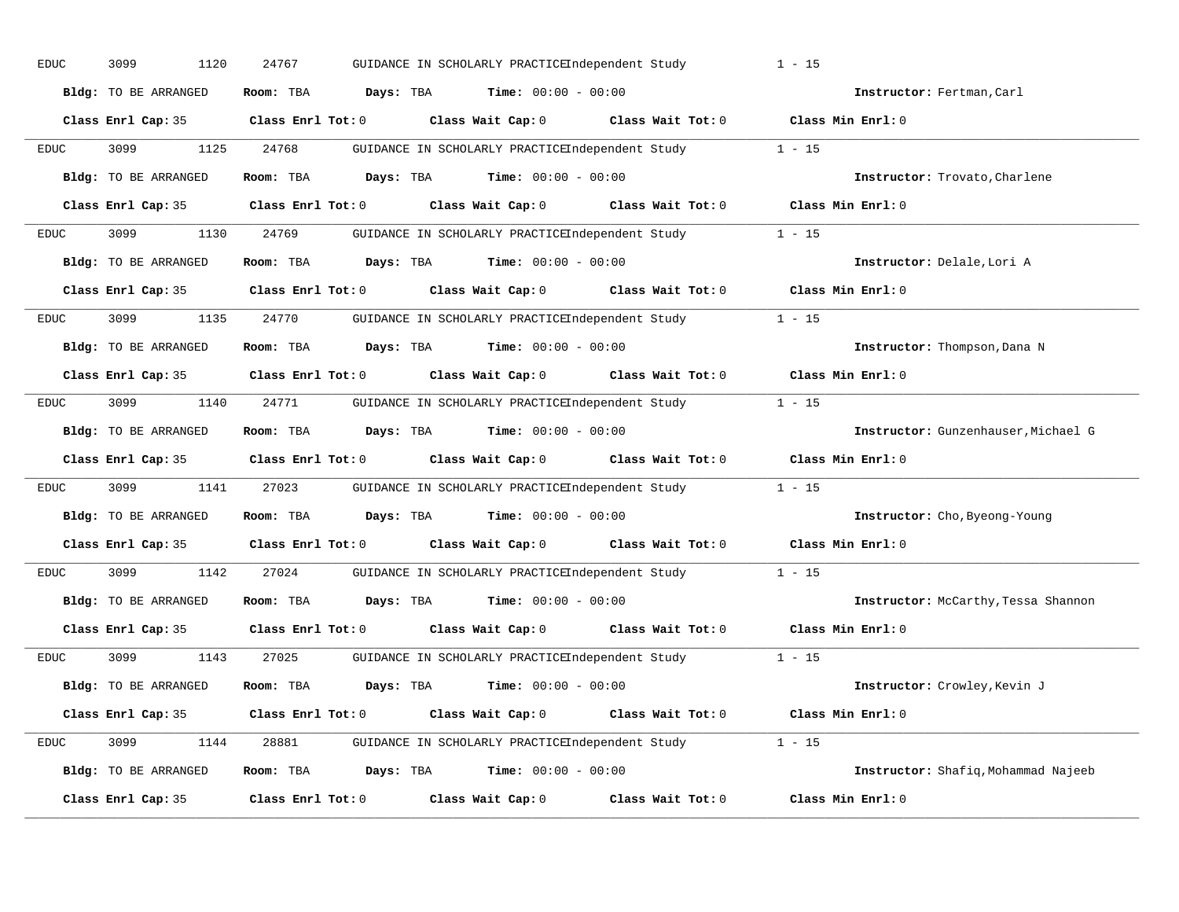EDUC 3099 1120 24767 GUIDANCE IN SCHOLARLY PRACTICE Independent Study 1 - 15

**Bldg:** TO BE ARRANGED **Room:** TBA **Days:** TBA **Time:** 00:00 - 00:00 **Instructor:** Fertman,Carl

**Class Enrl Cap:** 35 **Class Enrl Tot:** 0 **Class Wait Cap:** 0 **Class Wait Tot:** 0 **Class Min Enrl:** 0

---

EDUC 3099 1125 24768 GUIDANCE IN SCHOLARLY PRACTICE Independent Study 1 - 15

**Bldg:** TO BE ARRANGED **Room:** TBA **Days:** TBA **Time:** 00:00 - 00:00 **Instructor:** Trovato,Charlene

**Class Enrl Cap:** 35 **Class Enrl Tot:** 0 **Class Wait Cap:** 0 **Class Wait Tot:** 0 **Class Min Enrl:** 0

---

EDUC 3099 1130 24769 GUIDANCE IN SCHOLARLY PRACTICE Independent Study 1 - 15

**Bldg:** TO BE ARRANGED **Room:** TBA **Days:** TBA **Time:** 00:00 - 00:00 **Instructor:** Delale,Lori A

**Class Enrl Cap:** 35 **Class Enrl Tot:** 0 **Class Wait Cap:** 0 **Class Wait Tot:** 0 **Class Min Enrl:** 0

---

EDUC 3099 1135 24770 GUIDANCE IN SCHOLARLY PRACTICE Independent Study 1 - 15

**Bldg:** TO BE ARRANGED **Room:** TBA **Days:** TBA **Time:** 00:00 - 00:00 **Instructor:** Thompson,Dana N

**Class Enrl Cap:** 35 **Class Enrl Tot:** 0 **Class Wait Cap:** 0 **Class Wait Tot:** 0 **Class Min Enrl:** 0

---

EDUC 3099 1140 24771 GUIDANCE IN SCHOLARLY PRACTICE Independent Study 1 - 15

**Bldg:** TO BE ARRANGED **Room:** TBA **Days:** TBA **Time:** 00:00 - 00:00 **Instructor:** Gunzenhauser,Michael G

**Class Enrl Cap:** 35 **Class Enrl Tot:** 0 **Class Wait Cap:** 0 **Class Wait Tot:** 0 **Class Min Enrl:** 0

---

EDUC 3099 1141 27023 GUIDANCE IN SCHOLARLY PRACTICE Independent Study 1 - 15

**Bldg:** TO BE ARRANGED **Room:** TBA **Days:** TBA **Time:** 00:00 - 00:00 **Instructor:** Cho,Byeong-Young

**Class Enrl Cap:** 35 **Class Enrl Tot:** 0 **Class Wait Cap:** 0 **Class Wait Tot:** 0 **Class Min Enrl:** 0

---

EDUC 3099 1142 27024 GUIDANCE IN SCHOLARLY PRACTICE Independent Study 1 - 15

**Bldg:** TO BE ARRANGED **Room:** TBA **Days:** TBA **Time:** 00:00 - 00:00 **Instructor:** McCarthy,Tessa Shannon

**Class Enrl Cap:** 35 **Class Enrl Tot:** 0 **Class Wait Cap:** 0 **Class Wait Tot:** 0 **Class Min Enrl:** 0

---

EDUC 3099 1143 27025 GUIDANCE IN SCHOLARLY PRACTICE Independent Study 1 - 15

**Bldg:** TO BE ARRANGED **Room:** TBA **Days:** TBA **Time:** 00:00 - 00:00 **Instructor:** Crowley,Kevin J

**Class Enrl Cap:** 35 **Class Enrl Tot:** 0 **Class Wait Cap:** 0 **Class Wait Tot:** 0 **Class Min Enrl:** 0

---

EDUC 3099 1144 28881 GUIDANCE IN SCHOLARLY PRACTICE Independent Study 1 - 15

**Bldg:** TO BE ARRANGED **Room:** TBA **Days:** TBA **Time:** 00:00 - 00:00 **Instructor:** Shafiq,Mohammad Najeeb

**Class Enrl Cap:** 35 **Class Enrl Tot:** 0 **Class Wait Cap:** 0 **Class Wait Tot:** 0 **Class Min Enrl:** 0

---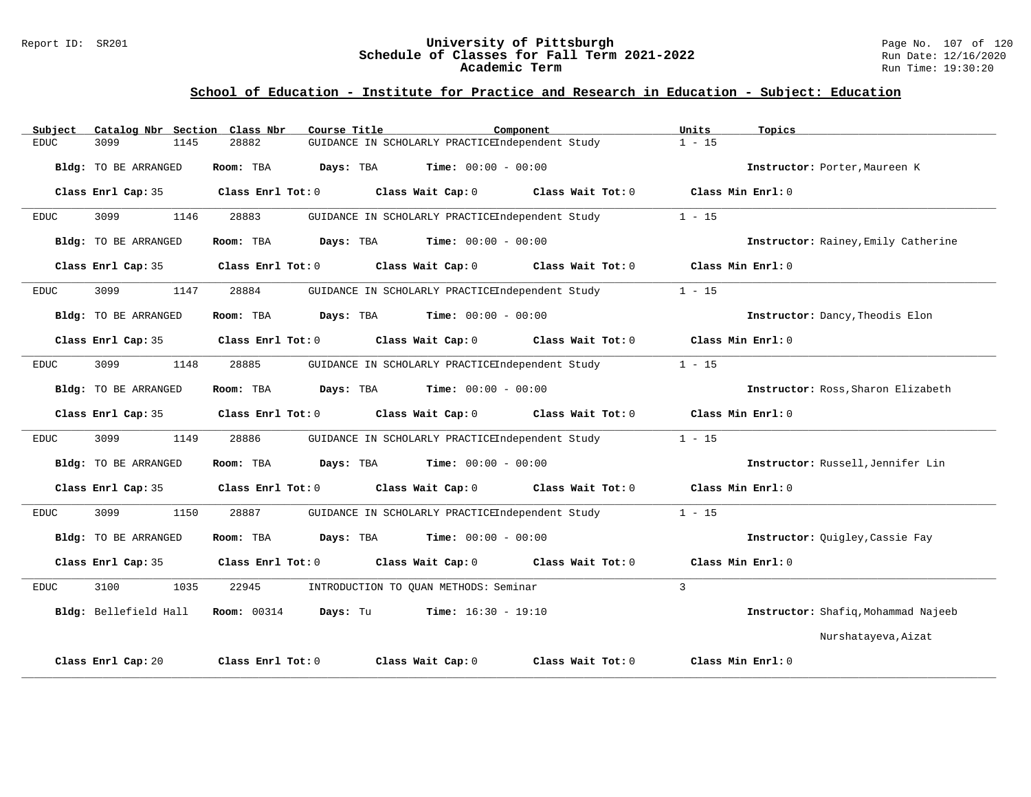## School of Education - Institute for Practice and Research in Education - Subject: Education

| Subject | Catalog Nbr | Section | Class Nbr | Course Title | Component | Units | Topics |
|---|---|---|---|---|---|---|---|
| EDUC | 3099 | 1145 | 28882 | GUIDANCE IN SCHOLARLY PRACTICE | Independent Study | 1 - 15 | |

**Bldg:** TO BE ARRANGED **Room:** TBA **Days:** TBA **Time:** 00:00 - 00:00 **Instructor:** Porter,Maureen K

**Class Enrl Cap:** 35 **Class Enrl Tot:** 0 **Class Wait Cap:** 0 **Class Wait Tot:** 0 **Class Min Enrl:** 0

| Subject | Catalog Nbr | Section | Class Nbr | Course Title | Component | Units | Topics |
|---|---|---|---|---|---|---|---|
| EDUC | 3099 | 1146 | 28883 | GUIDANCE IN SCHOLARLY PRACTICE | Independent Study | 1 - 15 | |

**Bldg:** TO BE ARRANGED **Room:** TBA **Days:** TBA **Time:** 00:00 - 00:00 **Instructor:** Rainey,Emily Catherine

**Class Enrl Cap:** 35 **Class Enrl Tot:** 0 **Class Wait Cap:** 0 **Class Wait Tot:** 0 **Class Min Enrl:** 0

| Subject | Catalog Nbr | Section | Class Nbr | Course Title | Component | Units | Topics |
|---|---|---|---|---|---|---|---|
| EDUC | 3099 | 1147 | 28884 | GUIDANCE IN SCHOLARLY PRACTICE | Independent Study | 1 - 15 | |

**Bldg:** TO BE ARRANGED **Room:** TBA **Days:** TBA **Time:** 00:00 - 00:00 **Instructor:** Dancy,Theodis Elon

**Class Enrl Cap:** 35 **Class Enrl Tot:** 0 **Class Wait Cap:** 0 **Class Wait Tot:** 0 **Class Min Enrl:** 0

| Subject | Catalog Nbr | Section | Class Nbr | Course Title | Component | Units | Topics |
|---|---|---|---|---|---|---|---|
| EDUC | 3099 | 1148 | 28885 | GUIDANCE IN SCHOLARLY PRACTICE | Independent Study | 1 - 15 | |

**Bldg:** TO BE ARRANGED **Room:** TBA **Days:** TBA **Time:** 00:00 - 00:00 **Instructor:** Ross,Sharon Elizabeth

**Class Enrl Cap:** 35 **Class Enrl Tot:** 0 **Class Wait Cap:** 0 **Class Wait Tot:** 0 **Class Min Enrl:** 0

| Subject | Catalog Nbr | Section | Class Nbr | Course Title | Component | Units | Topics |
|---|---|---|---|---|---|---|---|
| EDUC | 3099 | 1149 | 28886 | GUIDANCE IN SCHOLARLY PRACTICE | Independent Study | 1 - 15 | |

**Bldg:** TO BE ARRANGED **Room:** TBA **Days:** TBA **Time:** 00:00 - 00:00 **Instructor:** Russell,Jennifer Lin

**Class Enrl Cap:** 35 **Class Enrl Tot:** 0 **Class Wait Cap:** 0 **Class Wait Tot:** 0 **Class Min Enrl:** 0

| Subject | Catalog Nbr | Section | Class Nbr | Course Title | Component | Units | Topics |
|---|---|---|---|---|---|---|---|
| EDUC | 3099 | 1150 | 28887 | GUIDANCE IN SCHOLARLY PRACTICE | Independent Study | 1 - 15 | |

**Bldg:** TO BE ARRANGED **Room:** TBA **Days:** TBA **Time:** 00:00 - 00:00 **Instructor:** Quigley,Cassie Fay

**Class Enrl Cap:** 35 **Class Enrl Tot:** 0 **Class Wait Cap:** 0 **Class Wait Tot:** 0 **Class Min Enrl:** 0

| Subject | Catalog Nbr | Section | Class Nbr | Course Title | Component | Units | Topics |
|---|---|---|---|---|---|---|---|
| EDUC | 3100 | 1035 | 22945 | INTRODUCTION TO QUAN METHODS: | Seminar | 3 | |

**Bldg:** Bellefield Hall **Room:** 00314 **Days:** Tu **Time:** 16:30 - 19:10 **Instructor:** Shafiq,Mohammad Najeeb; Nurshatayeva,Aizat

**Class Enrl Cap:** 20 **Class Enrl Tot:** 0 **Class Wait Cap:** 0 **Class Wait Tot:** 0 **Class Min Enrl:** 0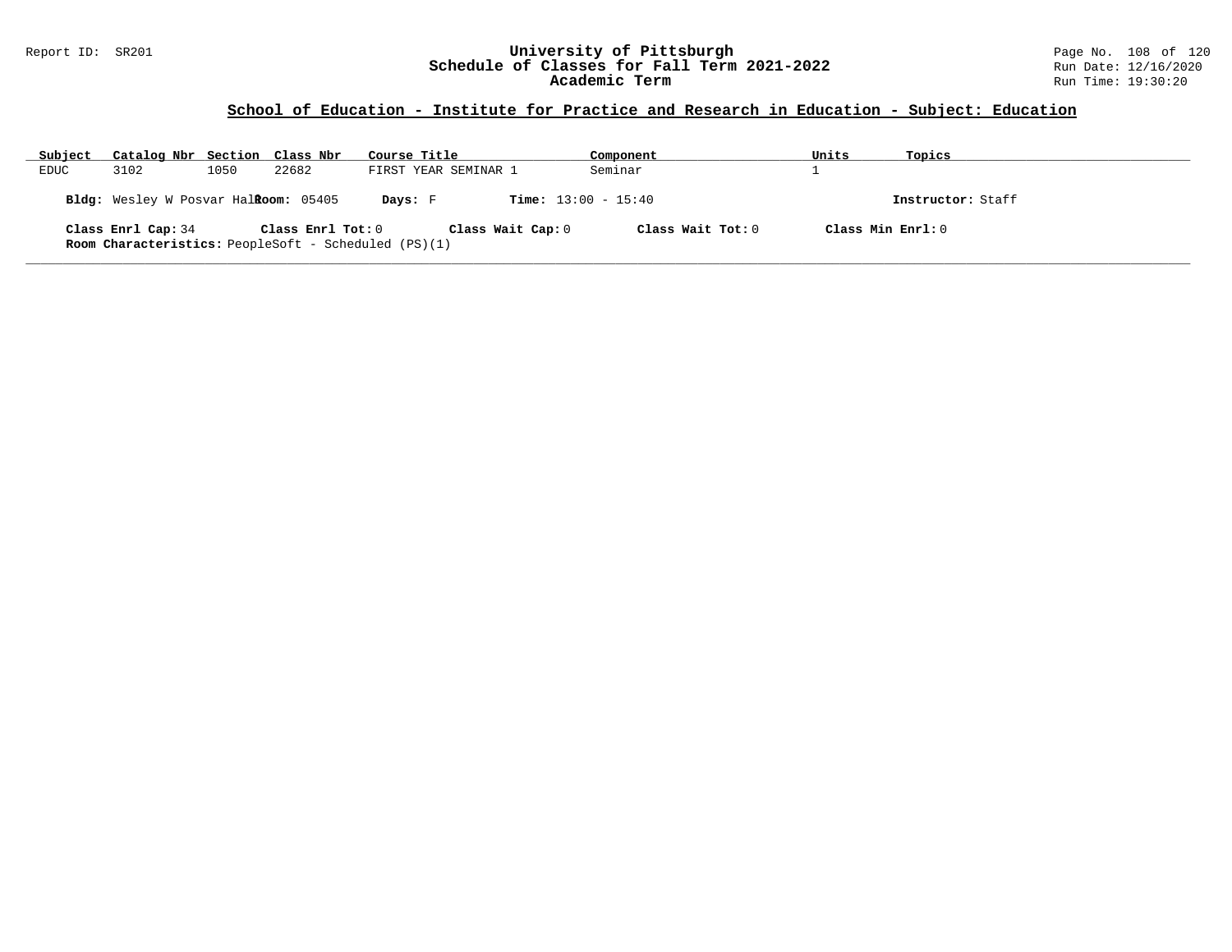## School of Education - Institute for Practice and Research in Education - Subject: Education

| Subject | Catalog Nbr | Section | Class Nbr | Course Title | Component | Units | Topics |
|---|---|---|---|---|---|---|---|
| EDUC | 3102 | 1050 | 22682 | FIRST YEAR SEMINAR 1 | Seminar | 1 | |

**Bldg:** Wesley W Posvar Hall **Room:** 05405 **Days:** F **Time:** 13:00 - 15:40 **Instructor:** Staff

**Class Enrl Cap:** 34 **Class Enrl Tot:** 0 **Class Wait Cap:** 0 **Class Wait Tot:** 0 **Class Min Enrl:** 0

**Room Characteristics:** PeopleSoft - Scheduled (PS)(1)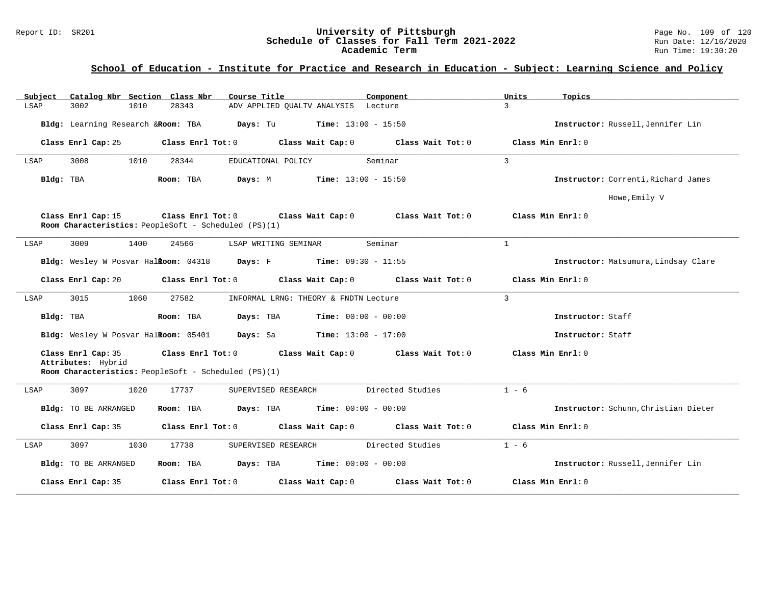## School of Education - Institute for Practice and Research in Education - Subject: Learning Science and Policy

| Subject | Catalog Nbr | Section | Class Nbr | Course Title | Component | Units | Topics |
|---|---|---|---|---|---|---|---|
| LSAP | 3002 | 1010 | 28343 | ADV APPLIED QUALTV ANALYSIS | Lecture | 3 | |

**Bldg:** Learning Research & **Room:** TBA **Days:** Tu **Time:** 13:00 - 15:50 **Instructor:** Russell,Jennifer Lin

**Class Enrl Cap:** 25 **Class Enrl Tot:** 0 **Class Wait Cap:** 0 **Class Wait Tot:** 0 **Class Min Enrl:** 0

---

| Subject | Catalog Nbr | Section | Class Nbr | Course Title | Component | Units | Topics |
|---|---|---|---|---|---|---|---|
| LSAP | 3008 | 1010 | 28344 | EDUCATIONAL POLICY | Seminar | 3 | |

**Bldg:** TBA **Room:** TBA **Days:** M **Time:** 13:00 - 15:50 **Instructor:** Correnti,Richard James; Howe,Emily V

**Class Enrl Cap:** 15 **Class Enrl Tot:** 0 **Class Wait Cap:** 0 **Class Wait Tot:** 0 **Class Min Enrl:** 0

**Room Characteristics:** PeopleSoft - Scheduled (PS)(1)

---

| Subject | Catalog Nbr | Section | Class Nbr | Course Title | Component | Units | Topics |
|---|---|---|---|---|---|---|---|
| LSAP | 3009 | 1400 | 24566 | LSAP WRITING SEMINAR | Seminar | 1 | |

**Bldg:** Wesley W Posvar Hall **Room:** 04318 **Days:** F **Time:** 09:30 - 11:55 **Instructor:** Matsumura,Lindsay Clare

**Class Enrl Cap:** 20 **Class Enrl Tot:** 0 **Class Wait Cap:** 0 **Class Wait Tot:** 0 **Class Min Enrl:** 0

---

| Subject | Catalog Nbr | Section | Class Nbr | Course Title | Component | Units | Topics |
|---|---|---|---|---|---|---|---|
| LSAP | 3015 | 1060 | 27582 | INFORMAL LRNG: THEORY & FNDTN | Lecture | 3 | |

**Bldg:** TBA **Room:** TBA **Days:** TBA **Time:** 00:00 - 00:00 **Instructor:** Staff

**Bldg:** Wesley W Posvar Hall **Room:** 05401 **Days:** Sa **Time:** 13:00 - 17:00 **Instructor:** Staff

**Class Enrl Cap:** 35 **Class Enrl Tot:** 0 **Class Wait Cap:** 0 **Class Wait Tot:** 0 **Class Min Enrl:** 0

**Attributes:** Hybrid

**Room Characteristics:** PeopleSoft - Scheduled (PS)(1)

---

| Subject | Catalog Nbr | Section | Class Nbr | Course Title | Component | Units | Topics |
|---|---|---|---|---|---|---|---|
| LSAP | 3097 | 1020 | 17737 | SUPERVISED RESEARCH | Directed Studies | 1 - 6 | |

**Bldg:** TO BE ARRANGED **Room:** TBA **Days:** TBA **Time:** 00:00 - 00:00 **Instructor:** Schunn,Christian Dieter

**Class Enrl Cap:** 35 **Class Enrl Tot:** 0 **Class Wait Cap:** 0 **Class Wait Tot:** 0 **Class Min Enrl:** 0

---

| Subject | Catalog Nbr | Section | Class Nbr | Course Title | Component | Units | Topics |
|---|---|---|---|---|---|---|---|
| LSAP | 3097 | 1030 | 17738 | SUPERVISED RESEARCH | Directed Studies | 1 - 6 | |

**Bldg:** TO BE ARRANGED **Room:** TBA **Days:** TBA **Time:** 00:00 - 00:00 **Instructor:** Russell,Jennifer Lin

**Class Enrl Cap:** 35 **Class Enrl Tot:** 0 **Class Wait Cap:** 0 **Class Wait Tot:** 0 **Class Min Enrl:** 0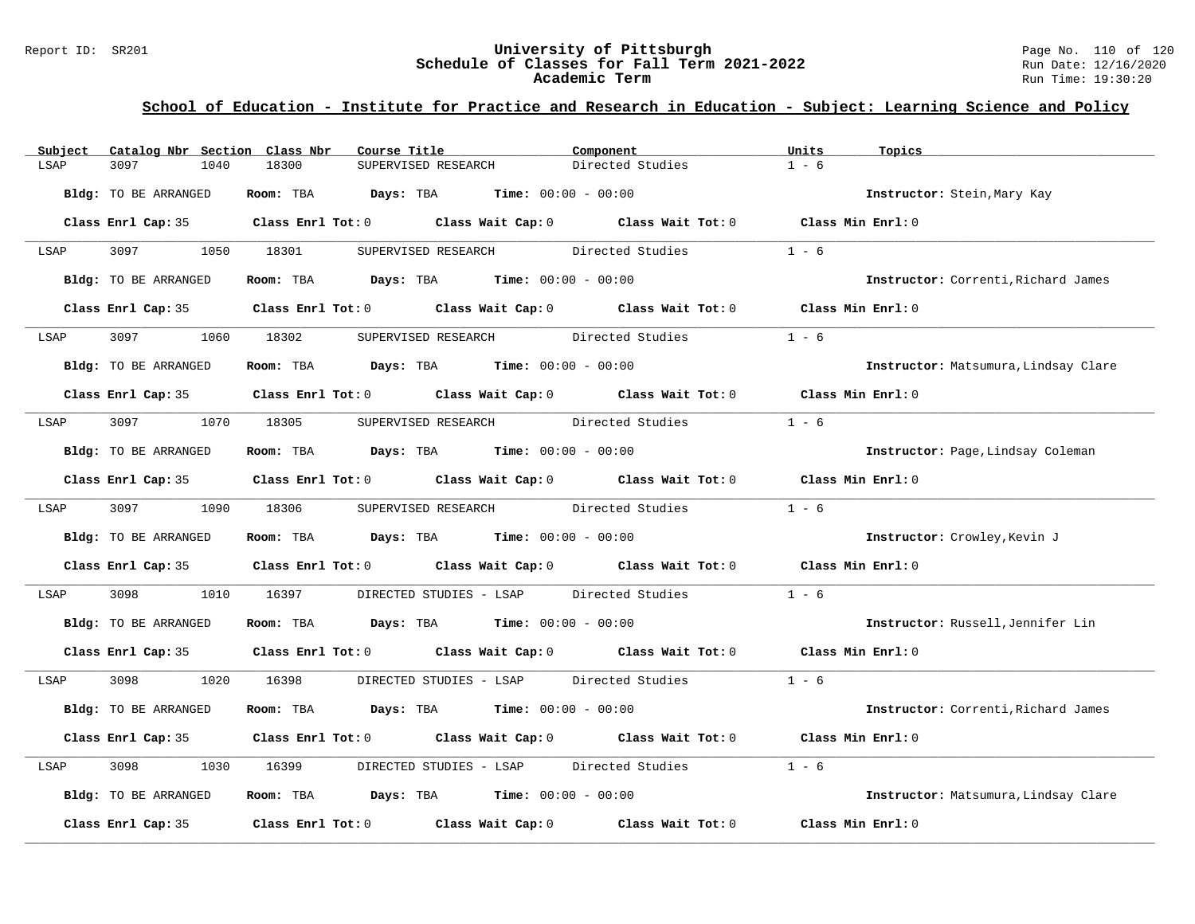## School of Education - Institute for Practice and Research in Education - Subject: Learning Science and Policy

| Subject | Catalog Nbr | Section | Class Nbr | Course Title | Component | Units | Topics |
|---|---|---|---|---|---|---|---|
| LSAP | 3097 | 1040 | 18300 | SUPERVISED RESEARCH | Directed Studies | 1 - 6 | |

**Bldg:** TO BE ARRANGED **Room:** TBA **Days:** TBA **Time:** 00:00 - 00:00 **Instructor:** Stein,Mary Kay

**Class Enrl Cap:** 35 **Class Enrl Tot:** 0 **Class Wait Cap:** 0 **Class Wait Tot:** 0 **Class Min Enrl:** 0

| Subject | Catalog Nbr | Section | Class Nbr | Course Title | Component | Units | Topics |
|---|---|---|---|---|---|---|---|
| LSAP | 3097 | 1050 | 18301 | SUPERVISED RESEARCH | Directed Studies | 1 - 6 | |

**Bldg:** TO BE ARRANGED **Room:** TBA **Days:** TBA **Time:** 00:00 - 00:00 **Instructor:** Correnti,Richard James

**Class Enrl Cap:** 35 **Class Enrl Tot:** 0 **Class Wait Cap:** 0 **Class Wait Tot:** 0 **Class Min Enrl:** 0

| Subject | Catalog Nbr | Section | Class Nbr | Course Title | Component | Units | Topics |
|---|---|---|---|---|---|---|---|
| LSAP | 3097 | 1060 | 18302 | SUPERVISED RESEARCH | Directed Studies | 1 - 6 | |

**Bldg:** TO BE ARRANGED **Room:** TBA **Days:** TBA **Time:** 00:00 - 00:00 **Instructor:** Matsumura,Lindsay Clare

**Class Enrl Cap:** 35 **Class Enrl Tot:** 0 **Class Wait Cap:** 0 **Class Wait Tot:** 0 **Class Min Enrl:** 0

| Subject | Catalog Nbr | Section | Class Nbr | Course Title | Component | Units | Topics |
|---|---|---|---|---|---|---|---|
| LSAP | 3097 | 1070 | 18305 | SUPERVISED RESEARCH | Directed Studies | 1 - 6 | |

**Bldg:** TO BE ARRANGED **Room:** TBA **Days:** TBA **Time:** 00:00 - 00:00 **Instructor:** Page,Lindsay Coleman

**Class Enrl Cap:** 35 **Class Enrl Tot:** 0 **Class Wait Cap:** 0 **Class Wait Tot:** 0 **Class Min Enrl:** 0

| Subject | Catalog Nbr | Section | Class Nbr | Course Title | Component | Units | Topics |
|---|---|---|---|---|---|---|---|
| LSAP | 3097 | 1090 | 18306 | SUPERVISED RESEARCH | Directed Studies | 1 - 6 | |

**Bldg:** TO BE ARRANGED **Room:** TBA **Days:** TBA **Time:** 00:00 - 00:00 **Instructor:** Crowley,Kevin J

**Class Enrl Cap:** 35 **Class Enrl Tot:** 0 **Class Wait Cap:** 0 **Class Wait Tot:** 0 **Class Min Enrl:** 0

| Subject | Catalog Nbr | Section | Class Nbr | Course Title | Component | Units | Topics |
|---|---|---|---|---|---|---|---|
| LSAP | 3098 | 1010 | 16397 | DIRECTED STUDIES - LSAP | Directed Studies | 1 - 6 | |

**Bldg:** TO BE ARRANGED **Room:** TBA **Days:** TBA **Time:** 00:00 - 00:00 **Instructor:** Russell,Jennifer Lin

**Class Enrl Cap:** 35 **Class Enrl Tot:** 0 **Class Wait Cap:** 0 **Class Wait Tot:** 0 **Class Min Enrl:** 0

| Subject | Catalog Nbr | Section | Class Nbr | Course Title | Component | Units | Topics |
|---|---|---|---|---|---|---|---|
| LSAP | 3098 | 1020 | 16398 | DIRECTED STUDIES - LSAP | Directed Studies | 1 - 6 | |

**Bldg:** TO BE ARRANGED **Room:** TBA **Days:** TBA **Time:** 00:00 - 00:00 **Instructor:** Correnti,Richard James

**Class Enrl Cap:** 35 **Class Enrl Tot:** 0 **Class Wait Cap:** 0 **Class Wait Tot:** 0 **Class Min Enrl:** 0

| Subject | Catalog Nbr | Section | Class Nbr | Course Title | Component | Units | Topics |
|---|---|---|---|---|---|---|---|
| LSAP | 3098 | 1030 | 16399 | DIRECTED STUDIES - LSAP | Directed Studies | 1 - 6 | |

**Bldg:** TO BE ARRANGED **Room:** TBA **Days:** TBA **Time:** 00:00 - 00:00 **Instructor:** Matsumura,Lindsay Clare

**Class Enrl Cap:** 35 **Class Enrl Tot:** 0 **Class Wait Cap:** 0 **Class Wait Tot:** 0 **Class Min Enrl:** 0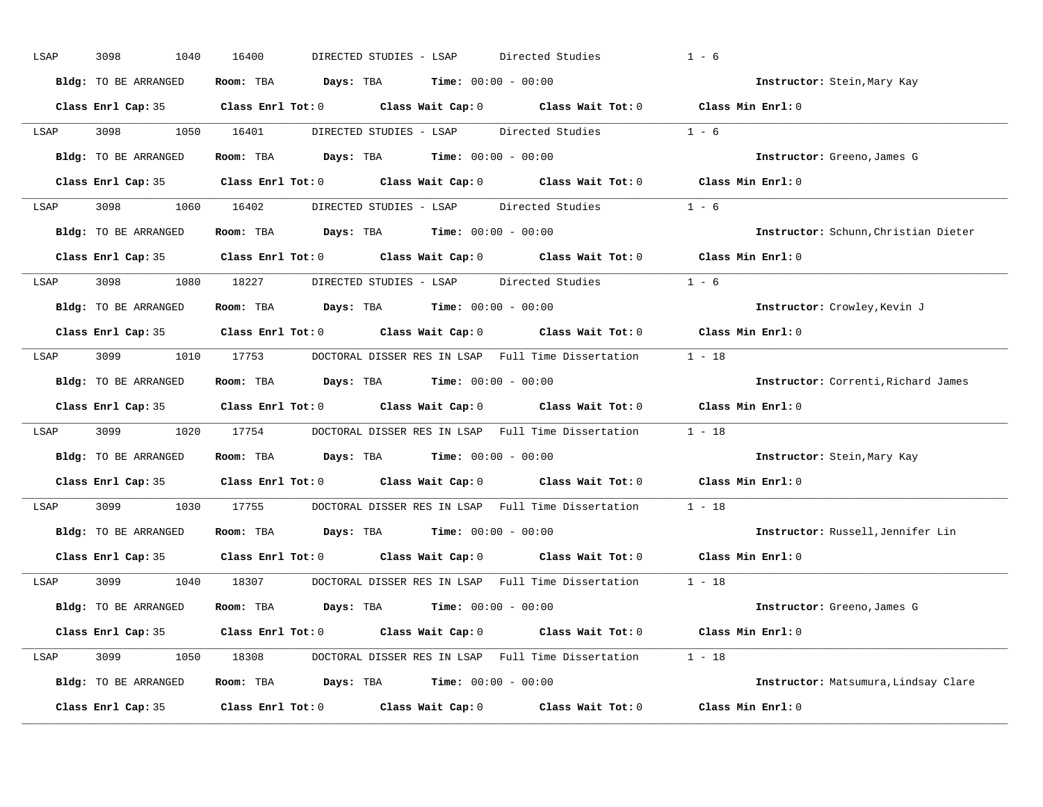LSAP 3098 1040 16400 DIRECTED STUDIES - LSAP Directed Studies 1 - 6

**Bldg:** TO BE ARRANGED **Room:** TBA **Days:** TBA **Time:** 00:00 - 00:00 **Instructor:** Stein,Mary Kay

**Class Enrl Cap:** 35 **Class Enrl Tot:** 0 **Class Wait Cap:** 0 **Class Wait Tot:** 0 **Class Min Enrl:** 0

---

LSAP 3098 1050 16401 DIRECTED STUDIES - LSAP Directed Studies 1 - 6

**Bldg:** TO BE ARRANGED **Room:** TBA **Days:** TBA **Time:** 00:00 - 00:00 **Instructor:** Greeno,James G

**Class Enrl Cap:** 35 **Class Enrl Tot:** 0 **Class Wait Cap:** 0 **Class Wait Tot:** 0 **Class Min Enrl:** 0

---

LSAP 3098 1060 16402 DIRECTED STUDIES - LSAP Directed Studies 1 - 6

**Bldg:** TO BE ARRANGED **Room:** TBA **Days:** TBA **Time:** 00:00 - 00:00 **Instructor:** Schunn,Christian Dieter

**Class Enrl Cap:** 35 **Class Enrl Tot:** 0 **Class Wait Cap:** 0 **Class Wait Tot:** 0 **Class Min Enrl:** 0

---

LSAP 3098 1080 18227 DIRECTED STUDIES - LSAP Directed Studies 1 - 6

**Bldg:** TO BE ARRANGED **Room:** TBA **Days:** TBA **Time:** 00:00 - 00:00 **Instructor:** Crowley,Kevin J

**Class Enrl Cap:** 35 **Class Enrl Tot:** 0 **Class Wait Cap:** 0 **Class Wait Tot:** 0 **Class Min Enrl:** 0

---

LSAP 3099 1010 17753 DOCTORAL DISSER RES IN LSAP Full Time Dissertation 1 - 18

**Bldg:** TO BE ARRANGED **Room:** TBA **Days:** TBA **Time:** 00:00 - 00:00 **Instructor:** Correnti,Richard James

**Class Enrl Cap:** 35 **Class Enrl Tot:** 0 **Class Wait Cap:** 0 **Class Wait Tot:** 0 **Class Min Enrl:** 0

---

LSAP 3099 1020 17754 DOCTORAL DISSER RES IN LSAP Full Time Dissertation 1 - 18

**Bldg:** TO BE ARRANGED **Room:** TBA **Days:** TBA **Time:** 00:00 - 00:00 **Instructor:** Stein,Mary Kay

**Class Enrl Cap:** 35 **Class Enrl Tot:** 0 **Class Wait Cap:** 0 **Class Wait Tot:** 0 **Class Min Enrl:** 0

---

LSAP 3099 1030 17755 DOCTORAL DISSER RES IN LSAP Full Time Dissertation 1 - 18

**Bldg:** TO BE ARRANGED **Room:** TBA **Days:** TBA **Time:** 00:00 - 00:00 **Instructor:** Russell,Jennifer Lin

**Class Enrl Cap:** 35 **Class Enrl Tot:** 0 **Class Wait Cap:** 0 **Class Wait Tot:** 0 **Class Min Enrl:** 0

---

LSAP 3099 1040 18307 DOCTORAL DISSER RES IN LSAP Full Time Dissertation 1 - 18

**Bldg:** TO BE ARRANGED **Room:** TBA **Days:** TBA **Time:** 00:00 - 00:00 **Instructor:** Greeno,James G

**Class Enrl Cap:** 35 **Class Enrl Tot:** 0 **Class Wait Cap:** 0 **Class Wait Tot:** 0 **Class Min Enrl:** 0

---

LSAP 3099 1050 18308 DOCTORAL DISSER RES IN LSAP Full Time Dissertation 1 - 18

**Bldg:** TO BE ARRANGED **Room:** TBA **Days:** TBA **Time:** 00:00 - 00:00 **Instructor:** Matsumura,Lindsay Clare

**Class Enrl Cap:** 35 **Class Enrl Tot:** 0 **Class Wait Cap:** 0 **Class Wait Tot:** 0 **Class Min Enrl:** 0

---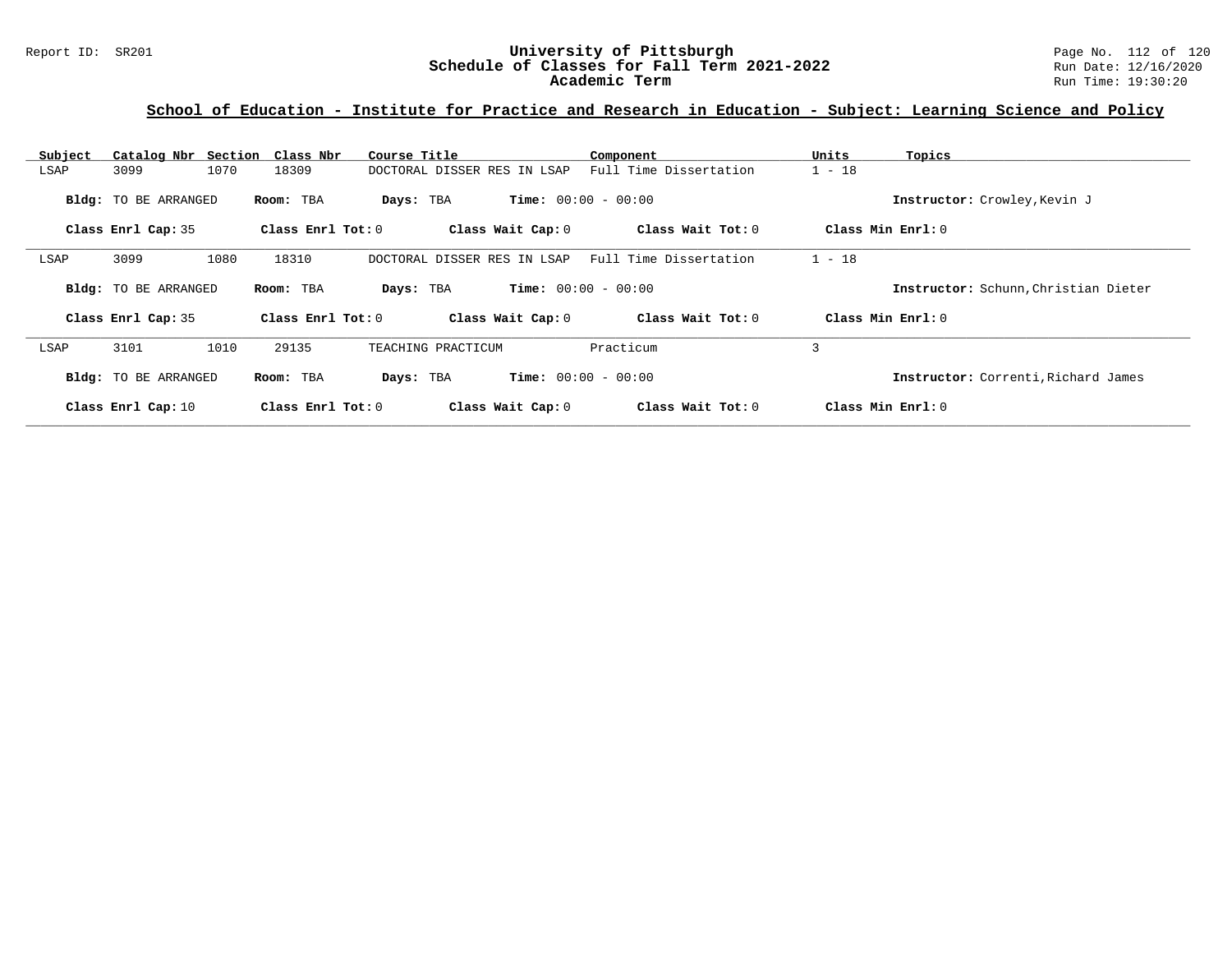## School of Education - Institute for Practice and Research in Education - Subject: Learning Science and Policy

| Subject | Catalog Nbr | Section | Class Nbr | Course Title | Component | Units | Topics |
|---|---|---|---|---|---|---|---|
| LSAP | 3099 | 1070 | 18309 | DOCTORAL DISSER RES IN LSAP | Full Time Dissertation | 1 - 18 | |

**Bldg:** TO BE ARRANGED **Room:** TBA **Days:** TBA **Time:** 00:00 - 00:00 **Instructor:** Crowley,Kevin J

**Class Enrl Cap:** 35 **Class Enrl Tot:** 0 **Class Wait Cap:** 0 **Class Wait Tot:** 0 **Class Min Enrl:** 0

| Subject | Catalog Nbr | Section | Class Nbr | Course Title | Component | Units | Topics |
|---|---|---|---|---|---|---|---|
| LSAP | 3099 | 1080 | 18310 | DOCTORAL DISSER RES IN LSAP | Full Time Dissertation | 1 - 18 | |

**Bldg:** TO BE ARRANGED **Room:** TBA **Days:** TBA **Time:** 00:00 - 00:00 **Instructor:** Schunn,Christian Dieter

**Class Enrl Cap:** 35 **Class Enrl Tot:** 0 **Class Wait Cap:** 0 **Class Wait Tot:** 0 **Class Min Enrl:** 0

| Subject | Catalog Nbr | Section | Class Nbr | Course Title | Component | Units | Topics |
|---|---|---|---|---|---|---|---|
| LSAP | 3101 | 1010 | 29135 | TEACHING PRACTICUM | Practicum | 3 | |

**Bldg:** TO BE ARRANGED **Room:** TBA **Days:** TBA **Time:** 00:00 - 00:00 **Instructor:** Correnti,Richard James

**Class Enrl Cap:** 10 **Class Enrl Tot:** 0 **Class Wait Cap:** 0 **Class Wait Tot:** 0 **Class Min Enrl:** 0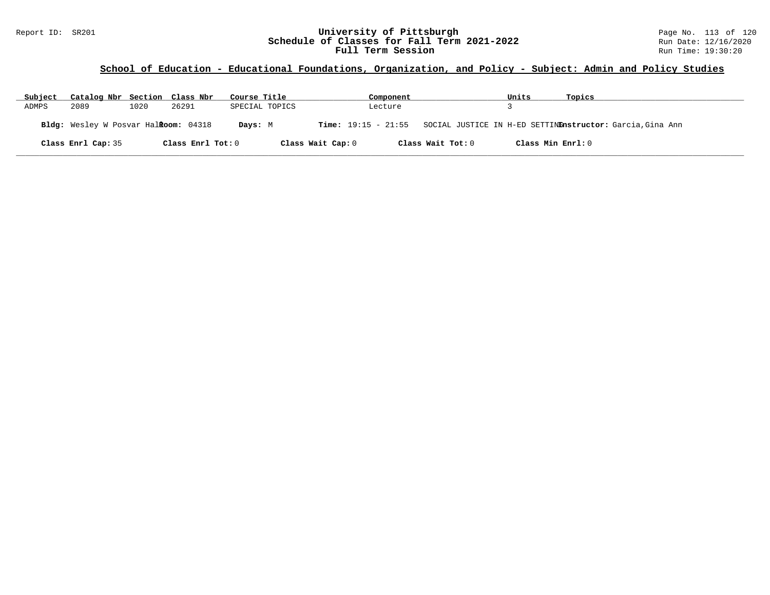**University of Pittsburgh**
**Schedule of Classes for Fall Term 2021-2022**
**Full Term Session**

Report ID: SR201

Run Date: 12/16/2020
Run Time: 19:30:20

## School of Education - Educational Foundations, Organization, and Policy - Subject: Admin and Policy Studies

| Subject | Catalog Nbr | Section | Class Nbr | Course Title | Component | Units | Topics |
|---|---|---|---|---|---|---|---|
| ADMPS | 2089 | 1020 | 26291 | SPECIAL TOPICS | Lecture | 3 | |

**Bldg:** Wesley W Posvar Hall **Room:** 04318 **Days:** M **Time:** 19:15 - 21:55 SOCIAL JUSTICE IN H-ED SETTING **Instructor:** Garcia,Gina Ann

**Class Enrl Cap:** 35 **Class Enrl Tot:** 0 **Class Wait Cap:** 0 **Class Wait Tot:** 0 **Class Min Enrl:** 0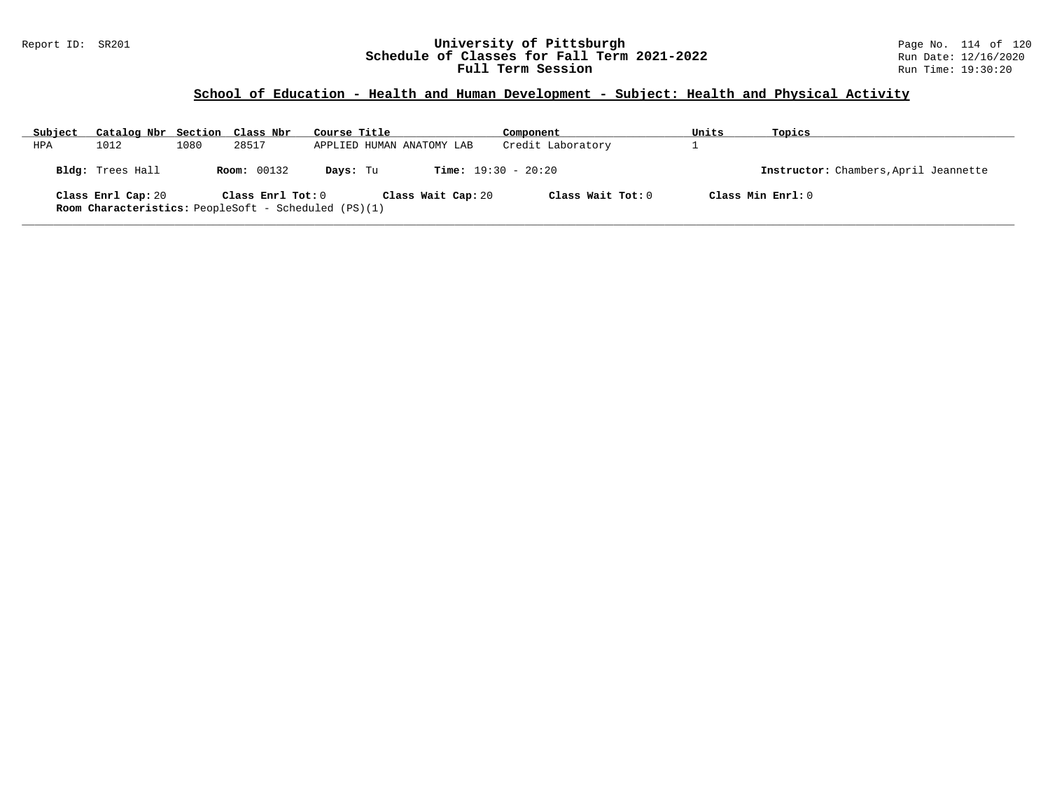## School of Education - Health and Human Development - Subject: Health and Physical Activity

| Subject | Catalog Nbr | Section | Class Nbr | Course Title | Component | Units | Topics |
|---|---|---|---|---|---|---|---|
| HPA | 1012 | 1080 | 28517 | APPLIED HUMAN ANATOMY LAB | Credit Laboratory | 1 | |

**Bldg:** Trees Hall **Room:** 00132 **Days:** Tu **Time:** 19:30 - 20:20 **Instructor:** Chambers,April Jeannette

**Class Enrl Cap:** 20 **Class Enrl Tot:** 0 **Class Wait Cap:** 20 **Class Wait Tot:** 0 **Class Min Enrl:** 0

**Room Characteristics:** PeopleSoft - Scheduled (PS)(1)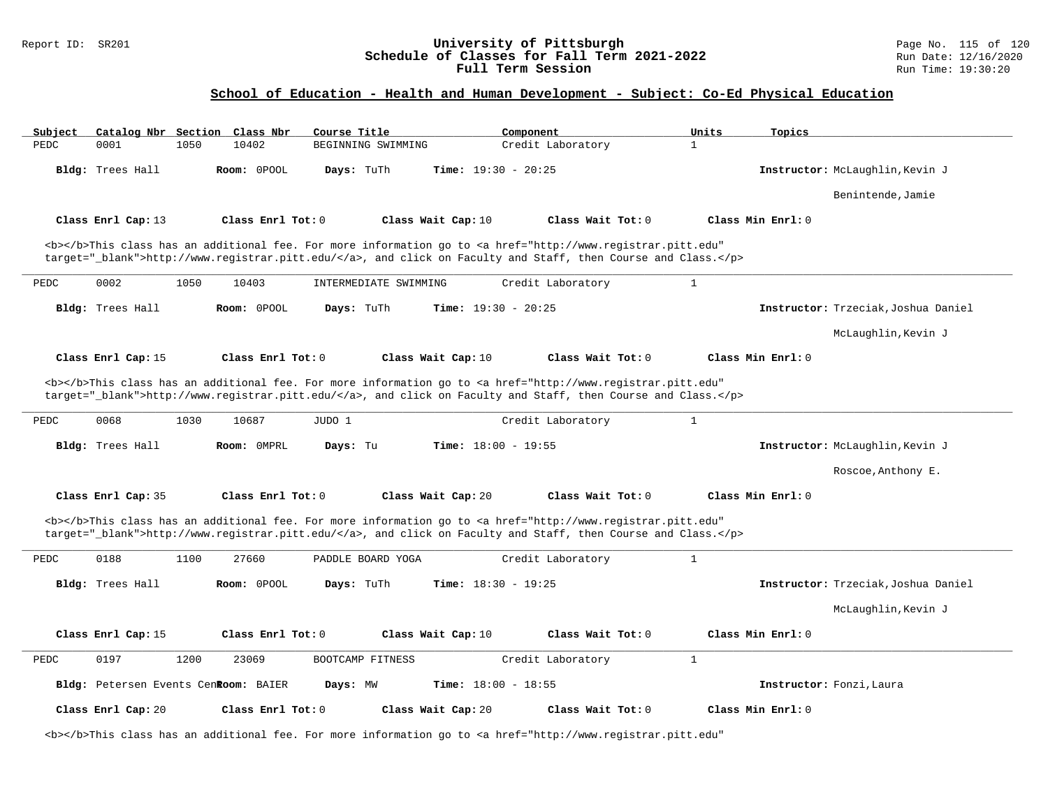## School of Education - Health and Human Development - Subject: Co-Ed Physical Education

| Subject | Catalog Nbr | Section | Class Nbr | Course Title | Component | Units | Topics |
|---|---|---|---|---|---|---|---|
| PEDC | 0001 | 1050 | 10402 | BEGINNING SWIMMING | Credit Laboratory | 1 | |

**Bldg:** Trees Hall **Room:** 0POOL **Days:** TuTh **Time:** 19:30 - 20:25 **Instructor:** McLaughlin,Kevin J; Benintende,Jamie

**Class Enrl Cap:** 13 **Class Enrl Tot:** 0 **Class Wait Cap:** 10 **Class Wait Tot:** 0 **Class Min Enrl:** 0

<b></b>This class has an additional fee. For more information go to <a href="http://www.registrar.pitt.edu" target="_blank">http://www.registrar.pitt.edu/</a>, and click on Faculty and Staff, then Course and Class.</p>

---

| Subject | Catalog Nbr | Section | Class Nbr | Course Title | Component | Units | Topics |
|---|---|---|---|---|---|---|---|
| PEDC | 0002 | 1050 | 10403 | INTERMEDIATE SWIMMING | Credit Laboratory | 1 | |

**Bldg:** Trees Hall **Room:** 0POOL **Days:** TuTh **Time:** 19:30 - 20:25 **Instructor:** Trzeciak,Joshua Daniel; McLaughlin,Kevin J

**Class Enrl Cap:** 15 **Class Enrl Tot:** 0 **Class Wait Cap:** 10 **Class Wait Tot:** 0 **Class Min Enrl:** 0

<b></b>This class has an additional fee. For more information go to <a href="http://www.registrar.pitt.edu" target="_blank">http://www.registrar.pitt.edu/</a>, and click on Faculty and Staff, then Course and Class.</p>

---

| Subject | Catalog Nbr | Section | Class Nbr | Course Title | Component | Units | Topics |
|---|---|---|---|---|---|---|---|
| PEDC | 0068 | 1030 | 10687 | JUDO 1 | Credit Laboratory | 1 | |

**Bldg:** Trees Hall **Room:** 0MPRL **Days:** Tu **Time:** 18:00 - 19:55 **Instructor:** McLaughlin,Kevin J; Roscoe,Anthony E.

**Class Enrl Cap:** 35 **Class Enrl Tot:** 0 **Class Wait Cap:** 20 **Class Wait Tot:** 0 **Class Min Enrl:** 0

<b></b>This class has an additional fee. For more information go to <a href="http://www.registrar.pitt.edu" target="_blank">http://www.registrar.pitt.edu/</a>, and click on Faculty and Staff, then Course and Class.</p>

---

| Subject | Catalog Nbr | Section | Class Nbr | Course Title | Component | Units | Topics |
|---|---|---|---|---|---|---|---|
| PEDC | 0188 | 1100 | 27660 | PADDLE BOARD YOGA | Credit Laboratory | 1 | |

**Bldg:** Trees Hall **Room:** 0POOL **Days:** TuTh **Time:** 18:30 - 19:25 **Instructor:** Trzeciak,Joshua Daniel; McLaughlin,Kevin J

**Class Enrl Cap:** 15 **Class Enrl Tot:** 0 **Class Wait Cap:** 10 **Class Wait Tot:** 0 **Class Min Enrl:** 0

---

| Subject | Catalog Nbr | Section | Class Nbr | Course Title | Component | Units | Topics |
|---|---|---|---|---|---|---|---|
| PEDC | 0197 | 1200 | 23069 | BOOTCAMP FITNESS | Credit Laboratory | 1 | |

**Bldg:** Petersen Events Cent **Room:** BAIER **Days:** MW **Time:** 18:00 - 18:55 **Instructor:** Fonzi,Laura

**Class Enrl Cap:** 20 **Class Enrl Tot:** 0 **Class Wait Cap:** 20 **Class Wait Tot:** 0 **Class Min Enrl:** 0

<b></b>This class has an additional fee. For more information go to <a href="http://www.registrar.pitt.edu"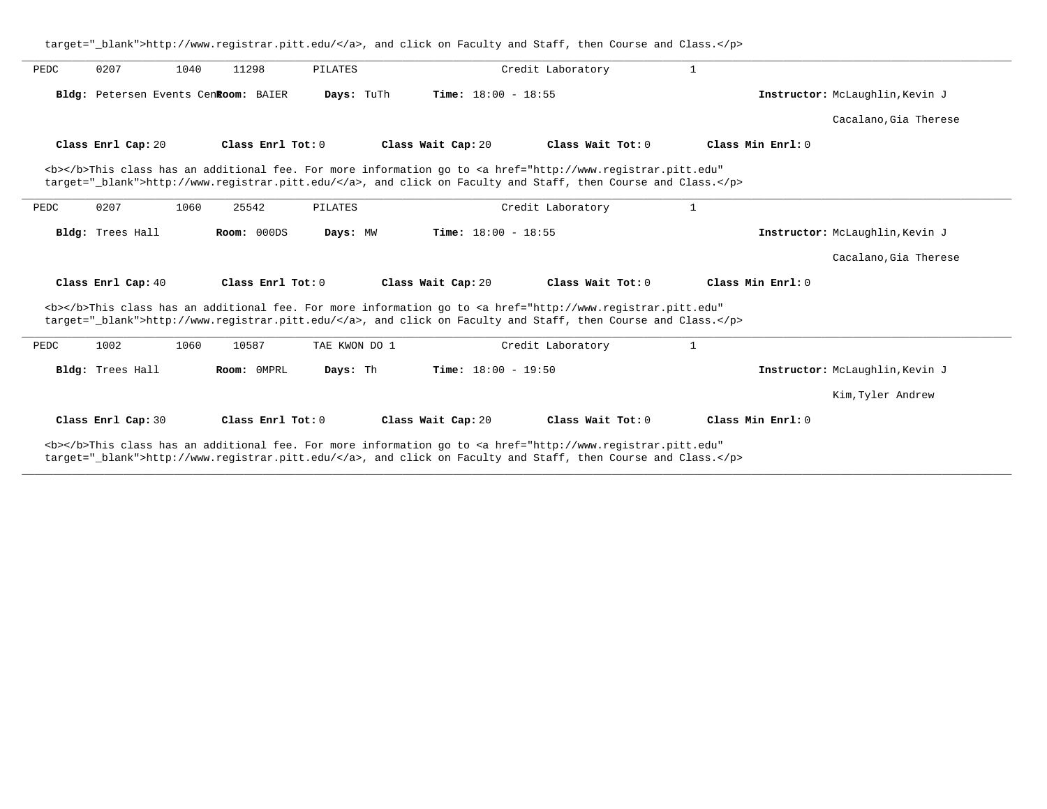target="_blank">http://www.registrar.pitt.edu/</a>, and click on Faculty and Staff, then Course and Class.</p>

---

PEDC 0207 1040 11298 PILATES Credit Laboratory 1

**Bldg:** Petersen Events Cen **Room:** BAIER **Days:** TuTh **Time:** 18:00 - 18:55 **Instructor:** McLaughlin,Kevin J

Cacalano,Gia Therese

**Class Enrl Cap:** 20 **Class Enrl Tot:** 0 **Class Wait Cap:** 20 **Class Wait Tot:** 0 **Class Min Enrl:** 0

<b></b>This class has an additional fee. For more information go to <a href="http://www.registrar.pitt.edu" target="_blank">http://www.registrar.pitt.edu/</a>, and click on Faculty and Staff, then Course and Class.</p>

---

PEDC 0207 1060 25542 PILATES Credit Laboratory 1

**Bldg:** Trees Hall **Room:** 000DS **Days:** MW **Time:** 18:00 - 18:55 **Instructor:** McLaughlin,Kevin J

Cacalano,Gia Therese

**Class Enrl Cap:** 40 **Class Enrl Tot:** 0 **Class Wait Cap:** 20 **Class Wait Tot:** 0 **Class Min Enrl:** 0

<b></b>This class has an additional fee. For more information go to <a href="http://www.registrar.pitt.edu" target="_blank">http://www.registrar.pitt.edu/</a>, and click on Faculty and Staff, then Course and Class.</p>

---

PEDC 1002 1060 10587 TAE KWON DO 1 Credit Laboratory 1

**Bldg:** Trees Hall **Room:** 0MPRL **Days:** Th **Time:** 18:00 - 19:50 **Instructor:** McLaughlin,Kevin J

Kim,Tyler Andrew

**Class Enrl Cap:** 30 **Class Enrl Tot:** 0 **Class Wait Cap:** 20 **Class Wait Tot:** 0 **Class Min Enrl:** 0

<b></b>This class has an additional fee. For more information go to <a href="http://www.registrar.pitt.edu" target="_blank">http://www.registrar.pitt.edu/</a>, and click on Faculty and Staff, then Course and Class.</p>

---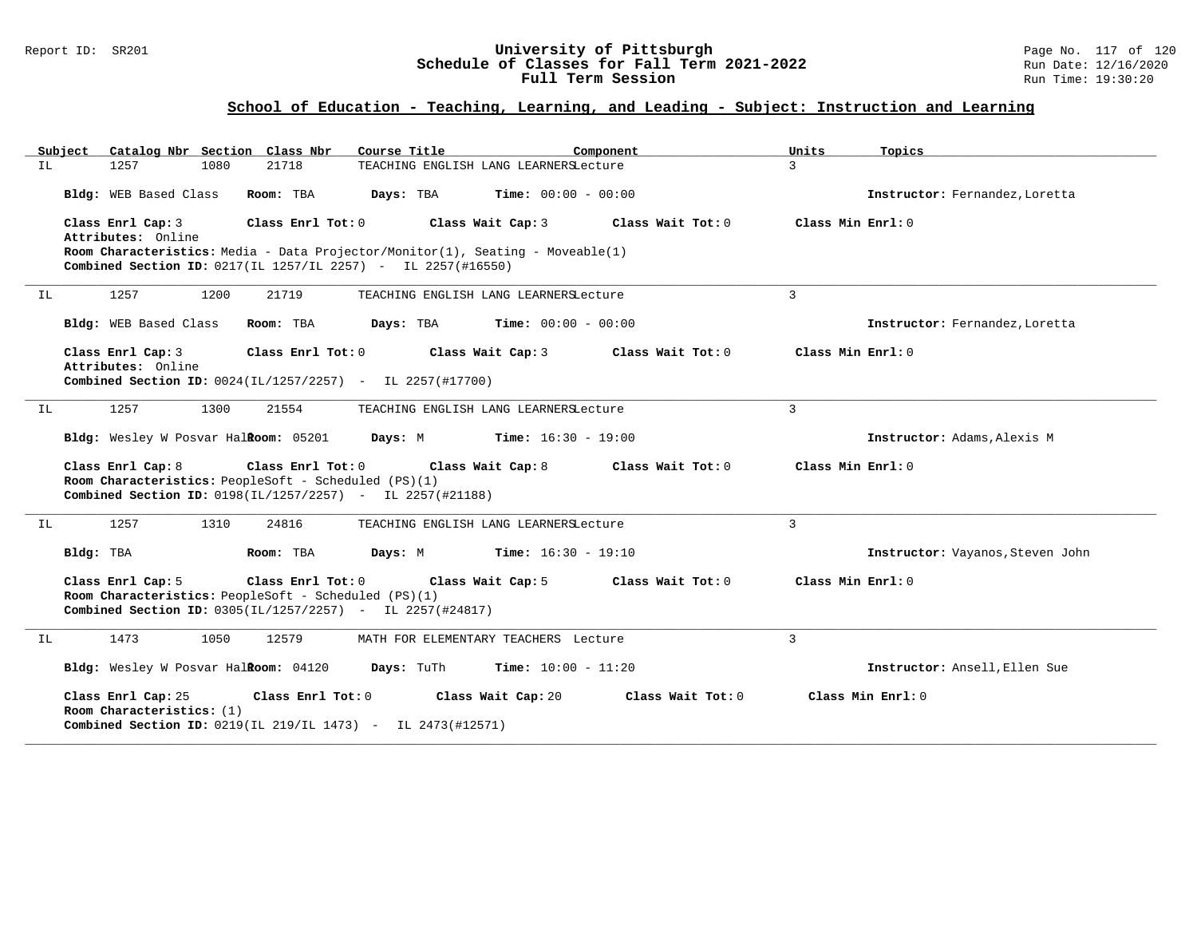## School of Education - Teaching, Learning, and Leading - Subject: Instruction and Learning

| Subject | Catalog Nbr | Section | Class Nbr | Course Title | Component | Units | Topics |
|---|---|---|---|---|---|---|---|
| IL | 1257 | 1080 | 21718 | TEACHING ENGLISH LANG LEARNERS | Lecture | 3 | |

**Bldg:** WEB Based Class **Room:** TBA **Days:** TBA **Time:** 00:00 - 00:00 **Instructor:** Fernandez,Loretta

**Class Enrl Cap:** 3 **Class Enrl Tot:** 0 **Class Wait Cap:** 3 **Class Wait Tot:** 0 **Class Min Enrl:** 0
**Attributes:** Online
**Room Characteristics:** Media - Data Projector/Monitor(1), Seating - Moveable(1)
**Combined Section ID:** 0217(IL 1257/IL 2257) - IL 2257(#16550)

---

| Subject | Catalog Nbr | Section | Class Nbr | Course Title | Component | Units | Topics |
|---|---|---|---|---|---|---|---|
| IL | 1257 | 1200 | 21719 | TEACHING ENGLISH LANG LEARNERS | Lecture | 3 | |

**Bldg:** WEB Based Class **Room:** TBA **Days:** TBA **Time:** 00:00 - 00:00 **Instructor:** Fernandez,Loretta

**Class Enrl Cap:** 3 **Class Enrl Tot:** 0 **Class Wait Cap:** 3 **Class Wait Tot:** 0 **Class Min Enrl:** 0
**Attributes:** Online
**Combined Section ID:** 0024(IL/1257/2257) - IL 2257(#17700)

---

| Subject | Catalog Nbr | Section | Class Nbr | Course Title | Component | Units | Topics |
|---|---|---|---|---|---|---|---|
| IL | 1257 | 1300 | 21554 | TEACHING ENGLISH LANG LEARNERS | Lecture | 3 | |

**Bldg:** Wesley W Posvar Hall **Room:** 05201 **Days:** M **Time:** 16:30 - 19:00 **Instructor:** Adams,Alexis M

**Class Enrl Cap:** 8 **Class Enrl Tot:** 0 **Class Wait Cap:** 8 **Class Wait Tot:** 0 **Class Min Enrl:** 0
**Room Characteristics:** PeopleSoft - Scheduled (PS)(1)
**Combined Section ID:** 0198(IL/1257/2257) - IL 2257(#21188)

---

| Subject | Catalog Nbr | Section | Class Nbr | Course Title | Component | Units | Topics |
|---|---|---|---|---|---|---|---|
| IL | 1257 | 1310 | 24816 | TEACHING ENGLISH LANG LEARNERS | Lecture | 3 | |

**Bldg:** TBA **Room:** TBA **Days:** M **Time:** 16:30 - 19:10 **Instructor:** Vayanos,Steven John

**Class Enrl Cap:** 5 **Class Enrl Tot:** 0 **Class Wait Cap:** 5 **Class Wait Tot:** 0 **Class Min Enrl:** 0
**Room Characteristics:** PeopleSoft - Scheduled (PS)(1)
**Combined Section ID:** 0305(IL/1257/2257) - IL 2257(#24817)

---

| Subject | Catalog Nbr | Section | Class Nbr | Course Title | Component | Units | Topics |
|---|---|---|---|---|---|---|---|
| IL | 1473 | 1050 | 12579 | MATH FOR ELEMENTARY TEACHERS | Lecture | 3 | |

**Bldg:** Wesley W Posvar Hall **Room:** 04120 **Days:** TuTh **Time:** 10:00 - 11:20 **Instructor:** Ansell,Ellen Sue

**Class Enrl Cap:** 25 **Class Enrl Tot:** 0 **Class Wait Cap:** 20 **Class Wait Tot:** 0 **Class Min Enrl:** 0
**Room Characteristics:** (1)
**Combined Section ID:** 0219(IL 219/IL 1473) - IL 2473(#12571)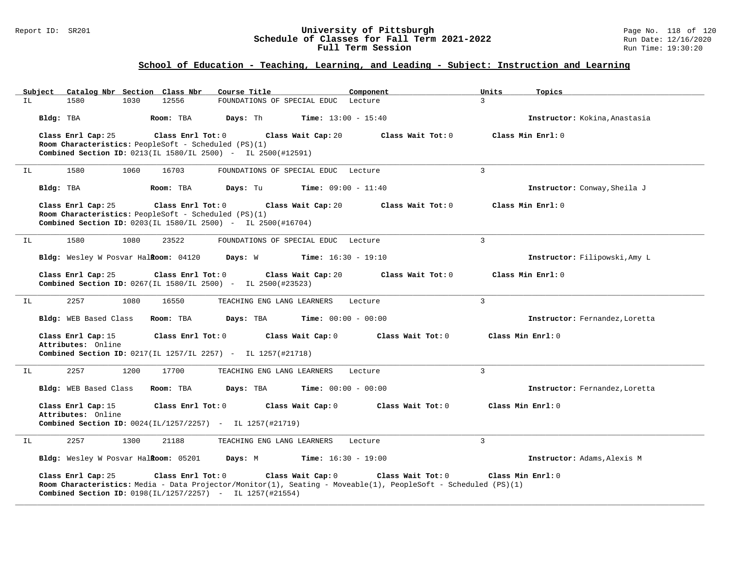## School of Education - Teaching, Learning, and Leading - Subject: Instruction and Learning

| Subject | Catalog Nbr | Section | Class Nbr | Course Title | Component | Units | Topics |
|---|---|---|---|---|---|---|---|
| IL | 1580 | 1030 | 12556 | FOUNDATIONS OF SPECIAL EDUC | Lecture | 3 | |

**Bldg:** TBA **Room:** TBA **Days:** Th **Time:** 13:00 - 15:40 **Instructor:** Kokina,Anastasia

**Class Enrl Cap:** 25 **Class Enrl Tot:** 0 **Class Wait Cap:** 20 **Class Wait Tot:** 0 **Class Min Enrl:** 0
**Room Characteristics:** PeopleSoft - Scheduled (PS)(1)
**Combined Section ID:** 0213(IL 1580/IL 2500) - IL 2500(#12591)

---

| Subject | Catalog Nbr | Section | Class Nbr | Course Title | Component | Units | Topics |
|---|---|---|---|---|---|---|---|
| IL | 1580 | 1060 | 16703 | FOUNDATIONS OF SPECIAL EDUC | Lecture | 3 | |

**Bldg:** TBA **Room:** TBA **Days:** Tu **Time:** 09:00 - 11:40 **Instructor:** Conway,Sheila J

**Class Enrl Cap:** 25 **Class Enrl Tot:** 0 **Class Wait Cap:** 20 **Class Wait Tot:** 0 **Class Min Enrl:** 0
**Room Characteristics:** PeopleSoft - Scheduled (PS)(1)
**Combined Section ID:** 0203(IL 1580/IL 2500) - IL 2500(#16704)

---

| Subject | Catalog Nbr | Section | Class Nbr | Course Title | Component | Units | Topics |
|---|---|---|---|---|---|---|---|
| IL | 1580 | 1080 | 23522 | FOUNDATIONS OF SPECIAL EDUC | Lecture | 3 | |

**Bldg:** Wesley W Posvar Hall **Room:** 04120 **Days:** W **Time:** 16:30 - 19:10 **Instructor:** Filipowski,Amy L

**Class Enrl Cap:** 25 **Class Enrl Tot:** 0 **Class Wait Cap:** 20 **Class Wait Tot:** 0 **Class Min Enrl:** 0
**Combined Section ID:** 0267(IL 1580/IL 2500) - IL 2500(#23523)

---

| Subject | Catalog Nbr | Section | Class Nbr | Course Title | Component | Units | Topics |
|---|---|---|---|---|---|---|---|
| IL | 2257 | 1080 | 16550 | TEACHING ENG LANG LEARNERS | Lecture | 3 | |

**Bldg:** WEB Based Class **Room:** TBA **Days:** TBA **Time:** 00:00 - 00:00 **Instructor:** Fernandez,Loretta

**Class Enrl Cap:** 15 **Class Enrl Tot:** 0 **Class Wait Cap:** 0 **Class Wait Tot:** 0 **Class Min Enrl:** 0
**Attributes:** Online
**Combined Section ID:** 0217(IL 1257/IL 2257) - IL 1257(#21718)

---

| Subject | Catalog Nbr | Section | Class Nbr | Course Title | Component | Units | Topics |
|---|---|---|---|---|---|---|---|
| IL | 2257 | 1200 | 17700 | TEACHING ENG LANG LEARNERS | Lecture | 3 | |

**Bldg:** WEB Based Class **Room:** TBA **Days:** TBA **Time:** 00:00 - 00:00 **Instructor:** Fernandez,Loretta

**Class Enrl Cap:** 15 **Class Enrl Tot:** 0 **Class Wait Cap:** 0 **Class Wait Tot:** 0 **Class Min Enrl:** 0
**Attributes:** Online
**Combined Section ID:** 0024(IL/1257/2257) - IL 1257(#21719)

---

| Subject | Catalog Nbr | Section | Class Nbr | Course Title | Component | Units | Topics |
|---|---|---|---|---|---|---|---|
| IL | 2257 | 1300 | 21188 | TEACHING ENG LANG LEARNERS | Lecture | 3 | |

**Bldg:** Wesley W Posvar Hall **Room:** 05201 **Days:** M **Time:** 16:30 - 19:00 **Instructor:** Adams,Alexis M

**Class Enrl Cap:** 25 **Class Enrl Tot:** 0 **Class Wait Cap:** 0 **Class Wait Tot:** 0 **Class Min Enrl:** 0
**Room Characteristics:** Media - Data Projector/Monitor(1), Seating - Moveable(1), PeopleSoft - Scheduled (PS)(1)
**Combined Section ID:** 0198(IL/1257/2257) - IL 1257(#21554)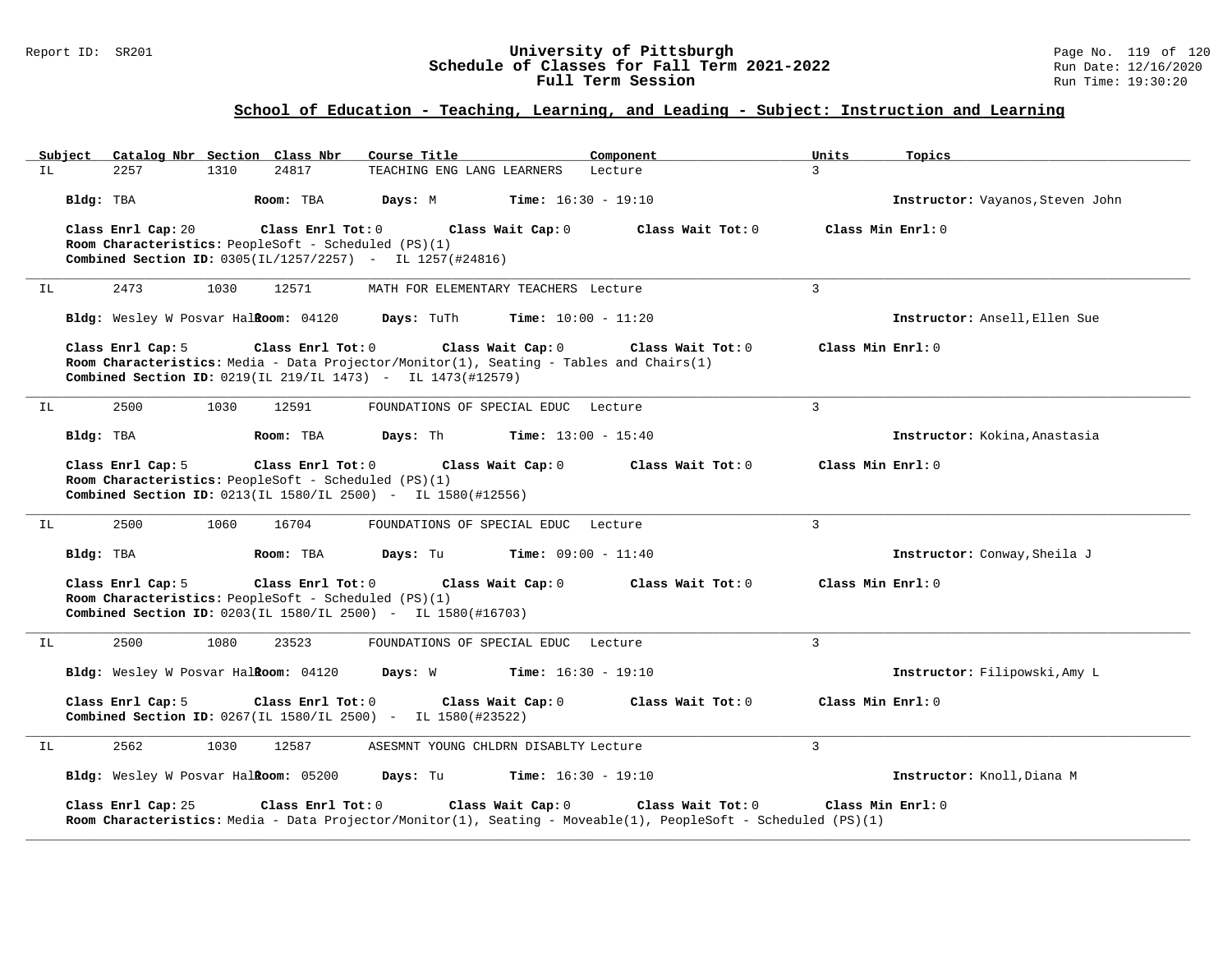## School of Education - Teaching, Learning, and Leading - Subject: Instruction and Learning

| Subject | Catalog Nbr | Section | Class Nbr | Course Title | Component | Units | Topics |
|---|---|---|---|---|---|---|---|
| IL | 2257 | 1310 | 24817 | TEACHING ENG LANG LEARNERS | Lecture | 3 | |

**Bldg:** TBA **Room:** TBA **Days:** M **Time:** 16:30 - 19:10 **Instructor:** Vayanos,Steven John

**Class Enrl Cap:** 20 **Class Enrl Tot:** 0 **Class Wait Cap:** 0 **Class Wait Tot:** 0 **Class Min Enrl:** 0

**Room Characteristics:** PeopleSoft - Scheduled (PS)(1)

**Combined Section ID:** 0305(IL/1257/2257) - IL 1257(#24816)

---

| Subject | Catalog Nbr | Section | Class Nbr | Course Title | Component | Units | Topics |
|---|---|---|---|---|---|---|---|
| IL | 2473 | 1030 | 12571 | MATH FOR ELEMENTARY TEACHERS | Lecture | 3 | |

**Bldg:** Wesley W Posvar Hall **Room:** 04120 **Days:** TuTh **Time:** 10:00 - 11:20 **Instructor:** Ansell,Ellen Sue

**Class Enrl Cap:** 5 **Class Enrl Tot:** 0 **Class Wait Cap:** 0 **Class Wait Tot:** 0 **Class Min Enrl:** 0

**Room Characteristics:** Media - Data Projector/Monitor(1), Seating - Tables and Chairs(1)

**Combined Section ID:** 0219(IL 219/IL 1473) - IL 1473(#12579)

---

| Subject | Catalog Nbr | Section | Class Nbr | Course Title | Component | Units | Topics |
|---|---|---|---|---|---|---|---|
| IL | 2500 | 1030 | 12591 | FOUNDATIONS OF SPECIAL EDUC | Lecture | 3 | |

**Bldg:** TBA **Room:** TBA **Days:** Th **Time:** 13:00 - 15:40 **Instructor:** Kokina,Anastasia

**Class Enrl Cap:** 5 **Class Enrl Tot:** 0 **Class Wait Cap:** 0 **Class Wait Tot:** 0 **Class Min Enrl:** 0

**Room Characteristics:** PeopleSoft - Scheduled (PS)(1)

**Combined Section ID:** 0213(IL 1580/IL 2500) - IL 1580(#12556)

---

| Subject | Catalog Nbr | Section | Class Nbr | Course Title | Component | Units | Topics |
|---|---|---|---|---|---|---|---|
| IL | 2500 | 1060 | 16704 | FOUNDATIONS OF SPECIAL EDUC | Lecture | 3 | |

**Bldg:** TBA **Room:** TBA **Days:** Tu **Time:** 09:00 - 11:40 **Instructor:** Conway,Sheila J

**Class Enrl Cap:** 5 **Class Enrl Tot:** 0 **Class Wait Cap:** 0 **Class Wait Tot:** 0 **Class Min Enrl:** 0

**Room Characteristics:** PeopleSoft - Scheduled (PS)(1)

**Combined Section ID:** 0203(IL 1580/IL 2500) - IL 1580(#16703)

---

| Subject | Catalog Nbr | Section | Class Nbr | Course Title | Component | Units | Topics |
|---|---|---|---|---|---|---|---|
| IL | 2500 | 1080 | 23523 | FOUNDATIONS OF SPECIAL EDUC | Lecture | 3 | |

**Bldg:** Wesley W Posvar Hall **Room:** 04120 **Days:** W **Time:** 16:30 - 19:10 **Instructor:** Filipowski,Amy L

**Class Enrl Cap:** 5 **Class Enrl Tot:** 0 **Class Wait Cap:** 0 **Class Wait Tot:** 0 **Class Min Enrl:** 0

**Combined Section ID:** 0267(IL 1580/IL 2500) - IL 1580(#23522)

---

| Subject | Catalog Nbr | Section | Class Nbr | Course Title | Component | Units | Topics |
|---|---|---|---|---|---|---|---|
| IL | 2562 | 1030 | 12587 | ASESMNT YOUNG CHLDRN DISABLTY | Lecture | 3 | |

**Bldg:** Wesley W Posvar Hall **Room:** 05200 **Days:** Tu **Time:** 16:30 - 19:10 **Instructor:** Knoll,Diana M

**Class Enrl Cap:** 25 **Class Enrl Tot:** 0 **Class Wait Cap:** 0 **Class Wait Tot:** 0 **Class Min Enrl:** 0

**Room Characteristics:** Media - Data Projector/Monitor(1), Seating - Moveable(1), PeopleSoft - Scheduled (PS)(1)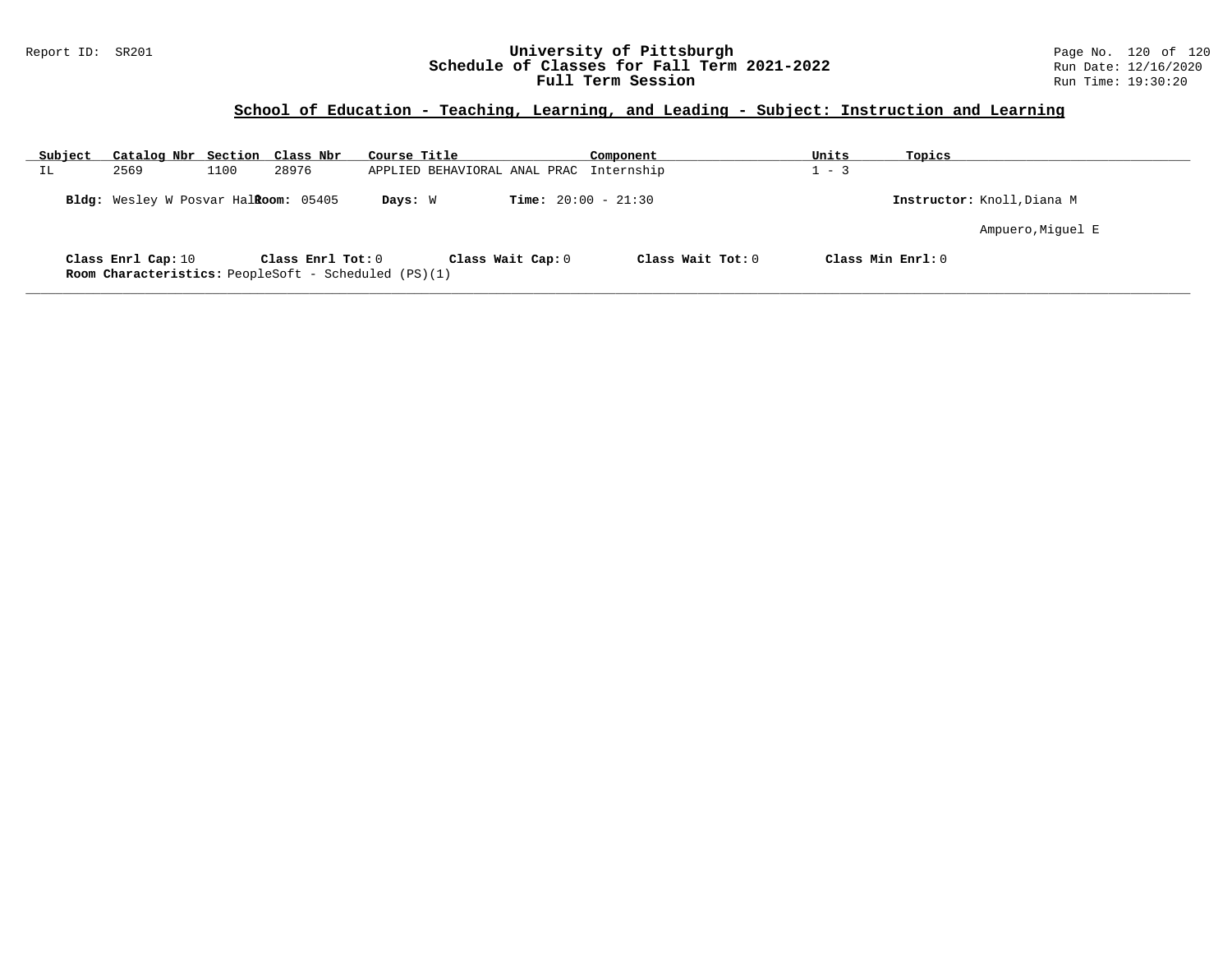## School of Education - Teaching, Learning, and Leading - Subject: Instruction and Learning

| Subject | Catalog Nbr | Section | Class Nbr | Course Title | Component | Units | Topics |
|---|---|---|---|---|---|---|---|
| IL | 2569 | 1100 | 28976 | APPLIED BEHAVIORAL ANAL PRAC | Internship | 1 - 3 | |

**Bldg:** Wesley W Posvar Hall **Room:** 05405 **Days:** W **Time:** 20:00 - 21:30 **Instructor:** Knoll,Diana M

Ampuero,Miguel E

**Class Enrl Cap:** 10 **Class Enrl Tot:** 0 **Class Wait Cap:** 0 **Class Wait Tot:** 0 **Class Min Enrl:** 0

**Room Characteristics:** PeopleSoft - Scheduled (PS)(1)